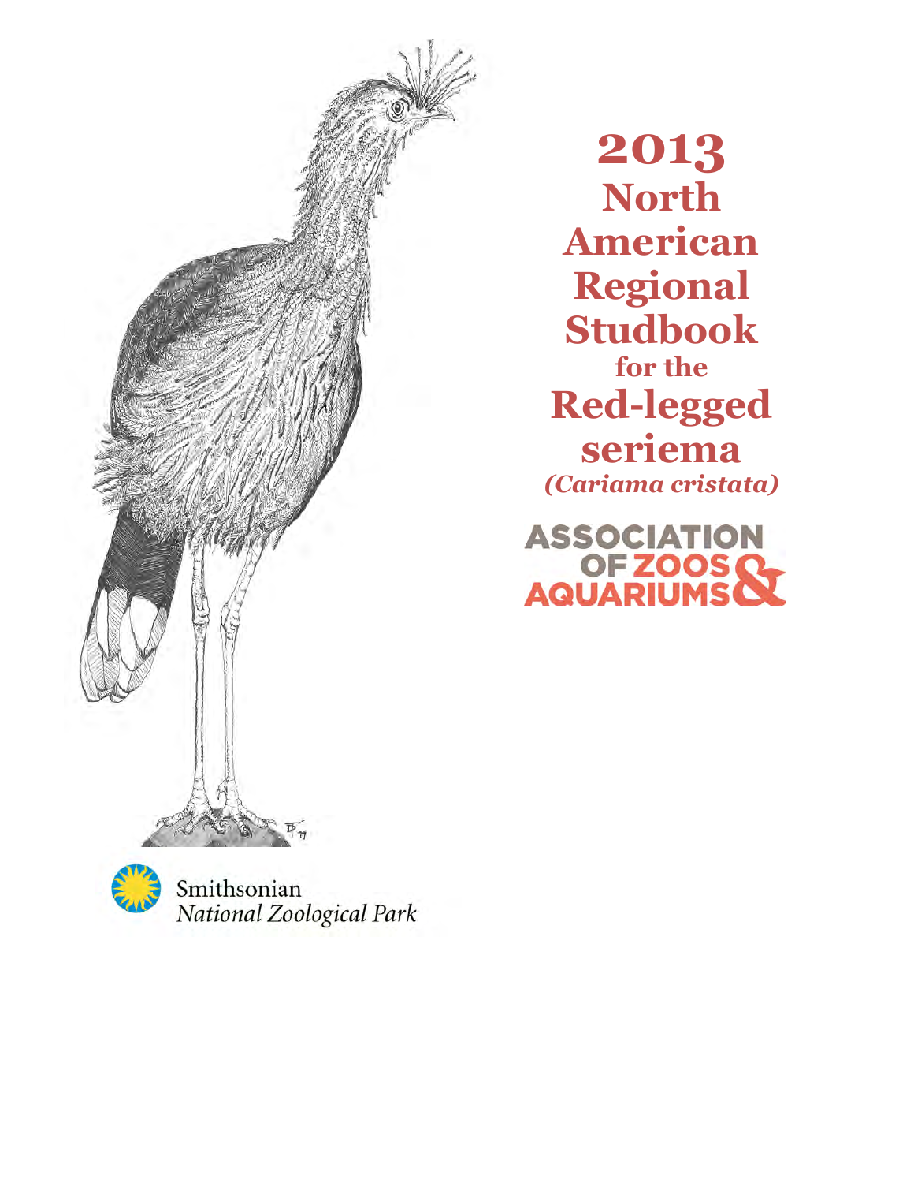# 2013 North American Regional Studbook for the Red-legged seriema

***(Cariama cristata)***

ASSOCIATION OF ZOOS & AQUARIUMS

Smithsonian
*National Zoological Park*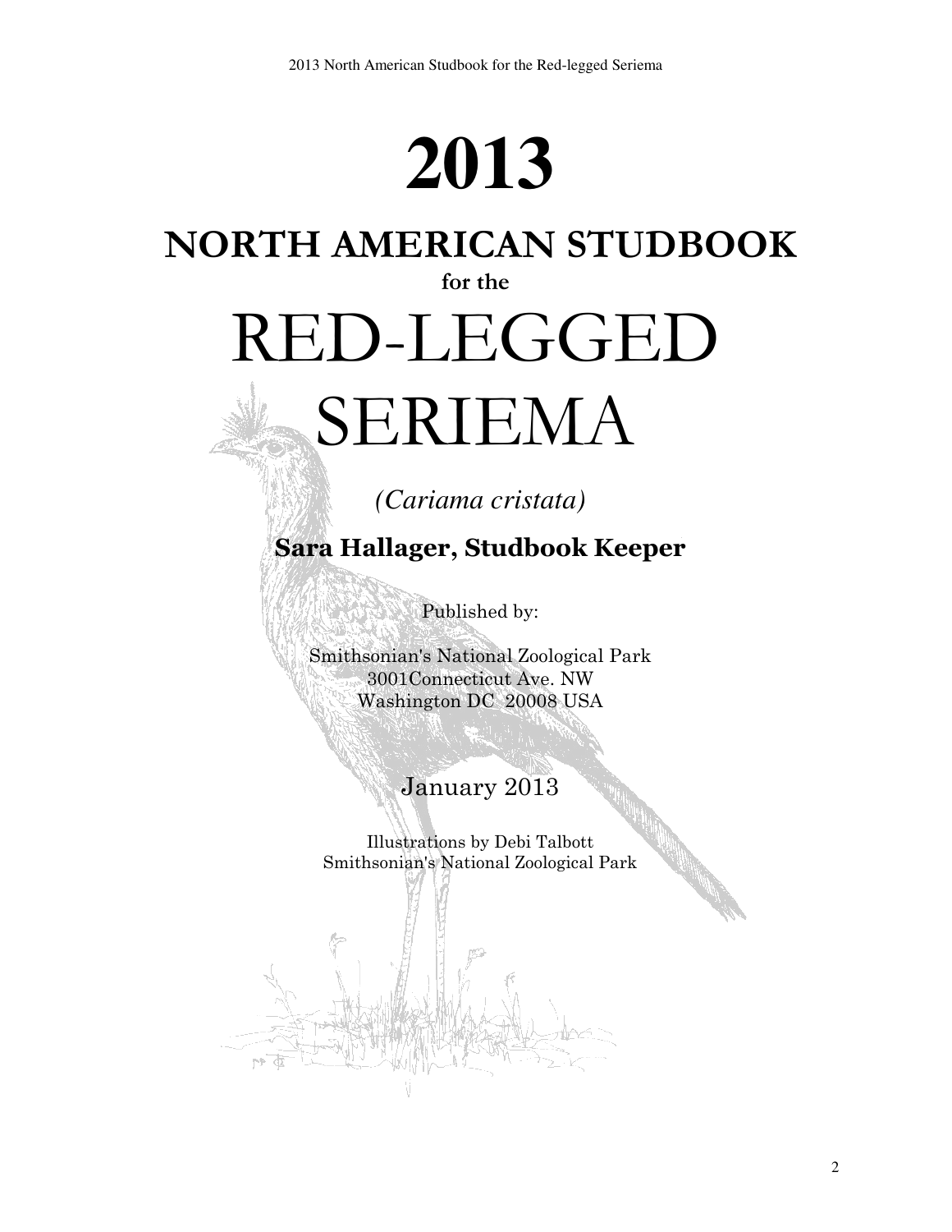# 2013

## NORTH AMERICAN STUDBOOK

**for the**

# RED-LEGGED SERIEMA

*(Cariama cristata)*

**Sara Hallager, Studbook Keeper**

Published by:

Smithsonian's National Zoological Park
3001Connecticut Ave. NW
Washington DC 20008 USA

January 2013

Illustrations by Debi Talbott
Smithsonian's National Zoological Park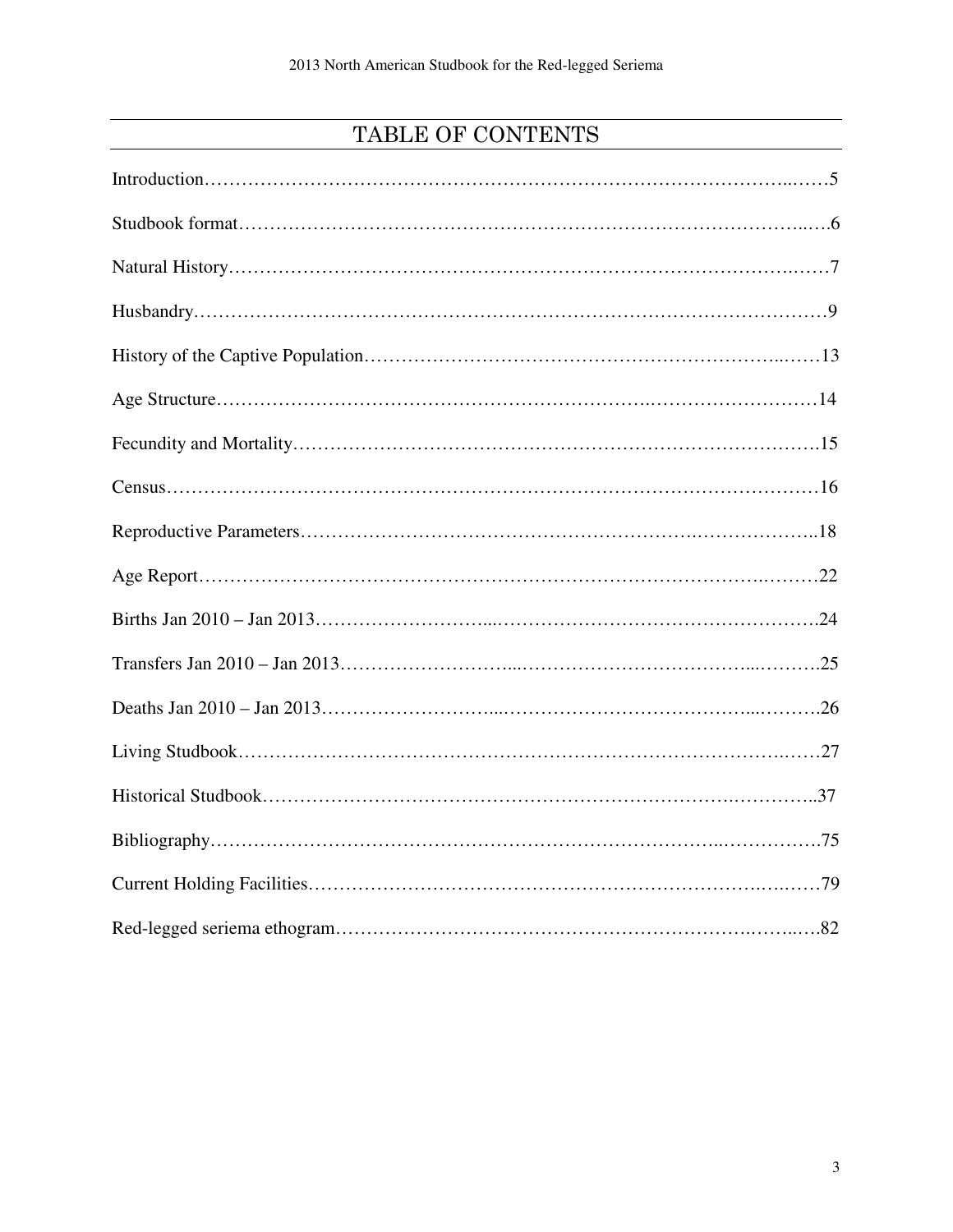# TABLE OF CONTENTS

Introduction……………………………………………………………………………………5

Studbook format……………………………………………………………………………….6

Natural History…………………………………………………………………………………7

Husbandry………………………………………………………………………………………9

History of the Captive Population…………………………………………………………13

Age Structure…………………………………………………………………………………14

Fecundity and Mortality……………………………………………………………………….15

Census…………………………………………………………………………………………16

Reproductive Parameters………………………………………………………………………18

Age Report……………………………………………………………………………………22

Births Jan 2010 – Jan 2013…………………………………………………………………….24

Transfers Jan 2010 – Jan 2013…………………………………………………………………25

Deaths Jan 2010 – Jan 2013……………………………………………………………………26

Living Studbook………………………………………………………………………………27

Historical Studbook……………………………………………………………………………37

Bibliography…………………………………………………………………………………75

Current Holding Facilities……………………………………………………………………79

Red-legged seriema ethogram…………………………………………………………………82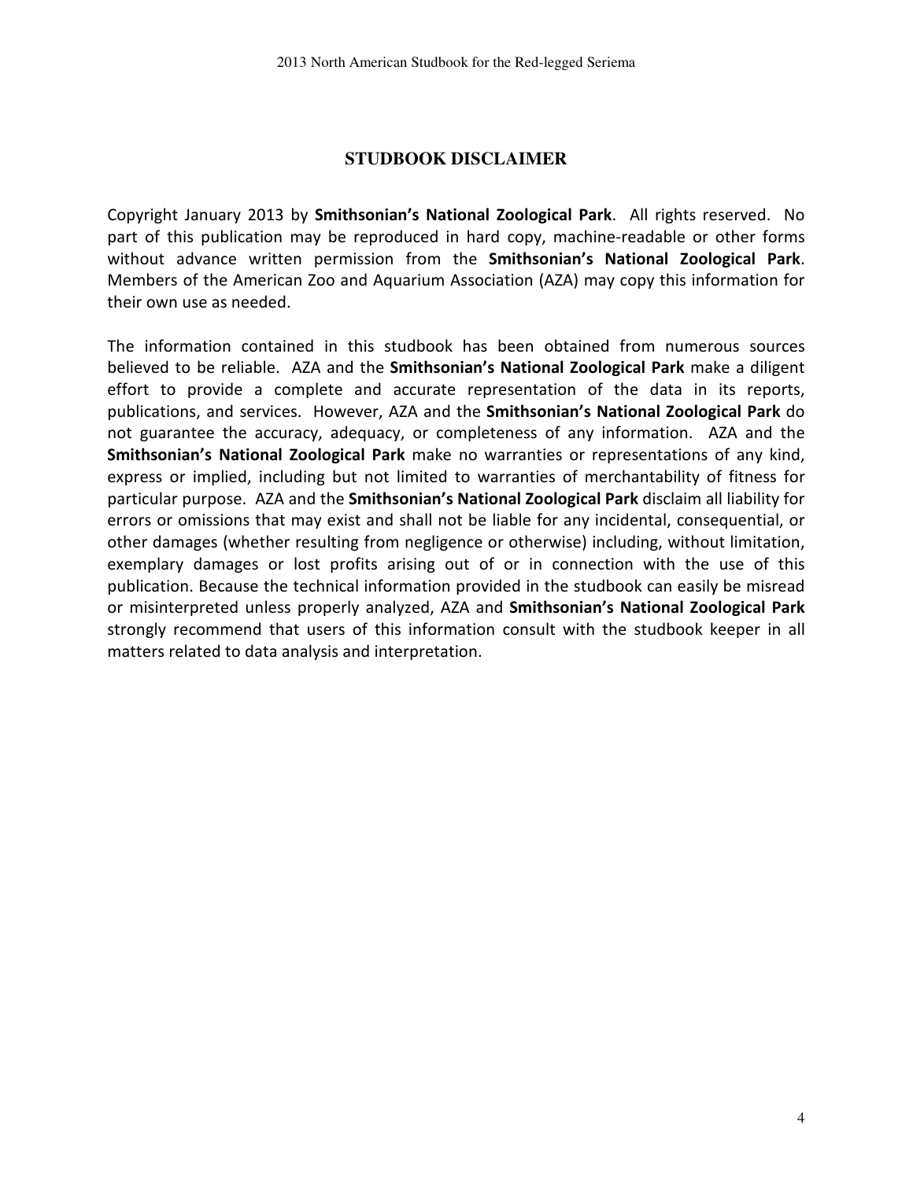## STUDBOOK DISCLAIMER

Copyright January 2013 by **Smithsonian's National Zoological Park**. All rights reserved. No part of this publication may be reproduced in hard copy, machine-readable or other forms without advance written permission from the **Smithsonian's National Zoological Park**. Members of the American Zoo and Aquarium Association (AZA) may copy this information for their own use as needed.

The information contained in this studbook has been obtained from numerous sources believed to be reliable. AZA and the **Smithsonian's National Zoological Park** make a diligent effort to provide a complete and accurate representation of the data in its reports, publications, and services. However, AZA and the **Smithsonian's National Zoological Park** do not guarantee the accuracy, adequacy, or completeness of any information. AZA and the **Smithsonian's National Zoological Park** make no warranties or representations of any kind, express or implied, including but not limited to warranties of merchantability of fitness for particular purpose. AZA and the **Smithsonian's National Zoological Park** disclaim all liability for errors or omissions that may exist and shall not be liable for any incidental, consequential, or other damages (whether resulting from negligence or otherwise) including, without limitation, exemplary damages or lost profits arising out of or in connection with the use of this publication. Because the technical information provided in the studbook can easily be misread or misinterpreted unless properly analyzed, AZA and **Smithsonian's National Zoological Park** strongly recommend that users of this information consult with the studbook keeper in all matters related to data analysis and interpretation.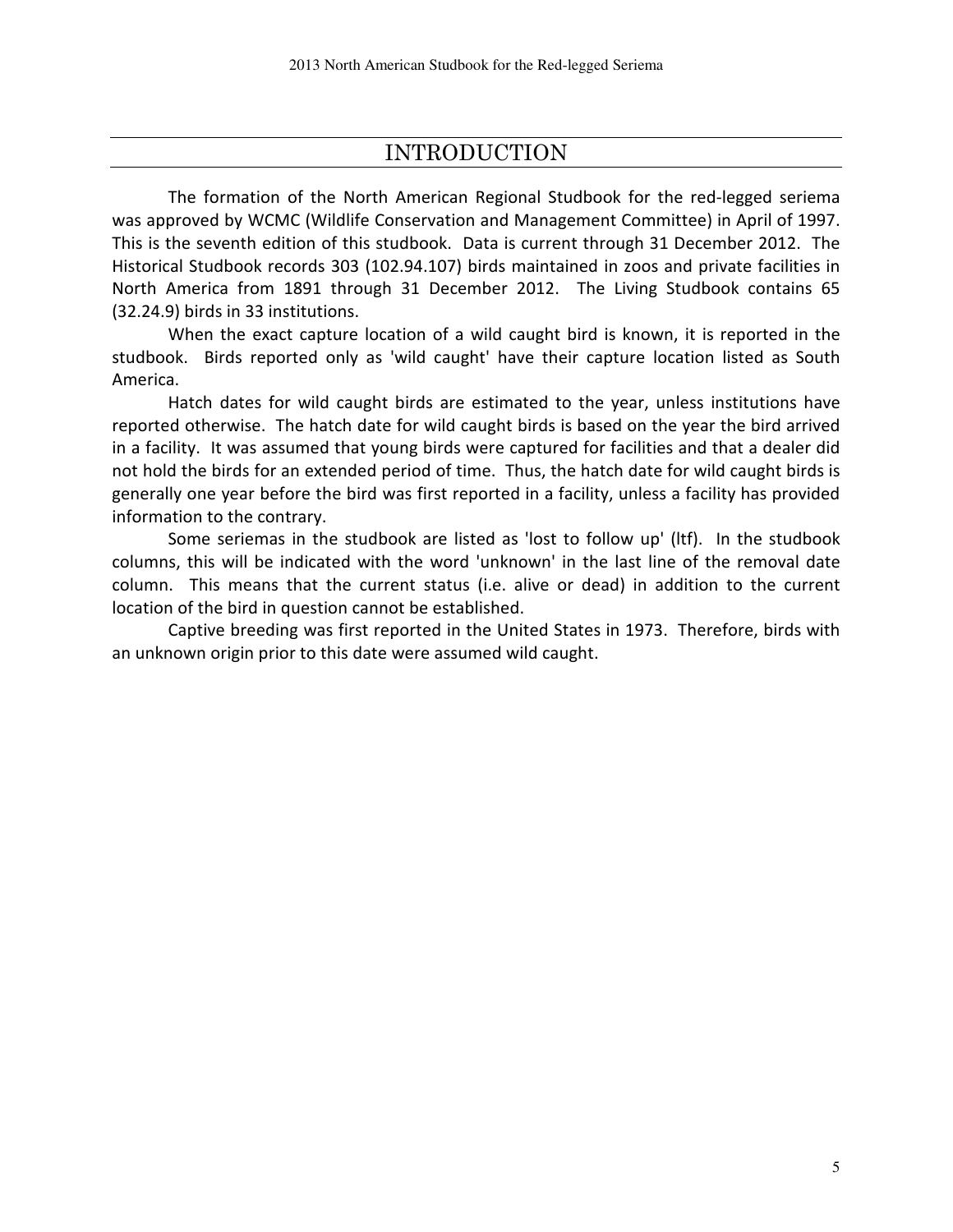# INTRODUCTION

The formation of the North American Regional Studbook for the red-legged seriema was approved by WCMC (Wildlife Conservation and Management Committee) in April of 1997. This is the seventh edition of this studbook. Data is current through 31 December 2012. The Historical Studbook records 303 (102.94.107) birds maintained in zoos and private facilities in North America from 1891 through 31 December 2012. The Living Studbook contains 65 (32.24.9) birds in 33 institutions.

When the exact capture location of a wild caught bird is known, it is reported in the studbook. Birds reported only as 'wild caught' have their capture location listed as South America.

Hatch dates for wild caught birds are estimated to the year, unless institutions have reported otherwise. The hatch date for wild caught birds is based on the year the bird arrived in a facility. It was assumed that young birds were captured for facilities and that a dealer did not hold the birds for an extended period of time. Thus, the hatch date for wild caught birds is generally one year before the bird was first reported in a facility, unless a facility has provided information to the contrary.

Some seriemas in the studbook are listed as 'lost to follow up' (ltf). In the studbook columns, this will be indicated with the word 'unknown' in the last line of the removal date column. This means that the current status (i.e. alive or dead) in addition to the current location of the bird in question cannot be established.

Captive breeding was first reported in the United States in 1973. Therefore, birds with an unknown origin prior to this date were assumed wild caught.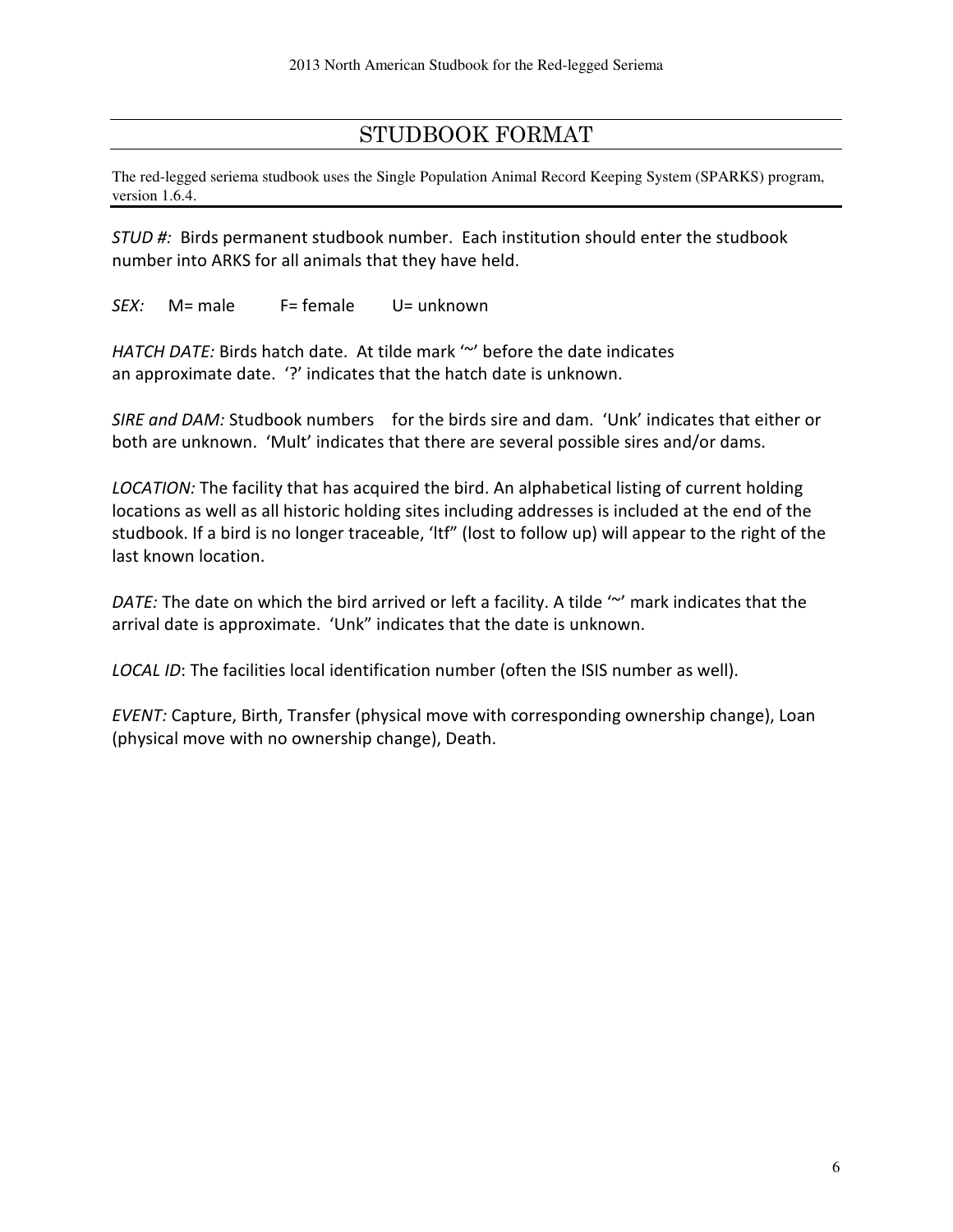# STUDBOOK FORMAT

The red-legged seriema studbook uses the Single Population Animal Record Keeping System (SPARKS) program, version 1.6.4.

*STUD #:* Birds permanent studbook number. Each institution should enter the studbook number into ARKS for all animals that they have held.

*SEX:* M= male F= female U= unknown

*HATCH DATE:* Birds hatch date. At tilde mark '~' before the date indicates an approximate date. '?' indicates that the hatch date is unknown.

*SIRE and DAM:* Studbook numbers for the birds sire and dam. 'Unk' indicates that either or both are unknown. 'Mult' indicates that there are several possible sires and/or dams.

*LOCATION:* The facility that has acquired the bird. An alphabetical listing of current holding locations as well as all historic holding sites including addresses is included at the end of the studbook. If a bird is no longer traceable, 'ltf" (lost to follow up) will appear to the right of the last known location.

*DATE:* The date on which the bird arrived or left a facility. A tilde '~' mark indicates that the arrival date is approximate. 'Unk" indicates that the date is unknown.

*LOCAL ID*: The facilities local identification number (often the ISIS number as well).

*EVENT:* Capture, Birth, Transfer (physical move with corresponding ownership change), Loan (physical move with no ownership change), Death.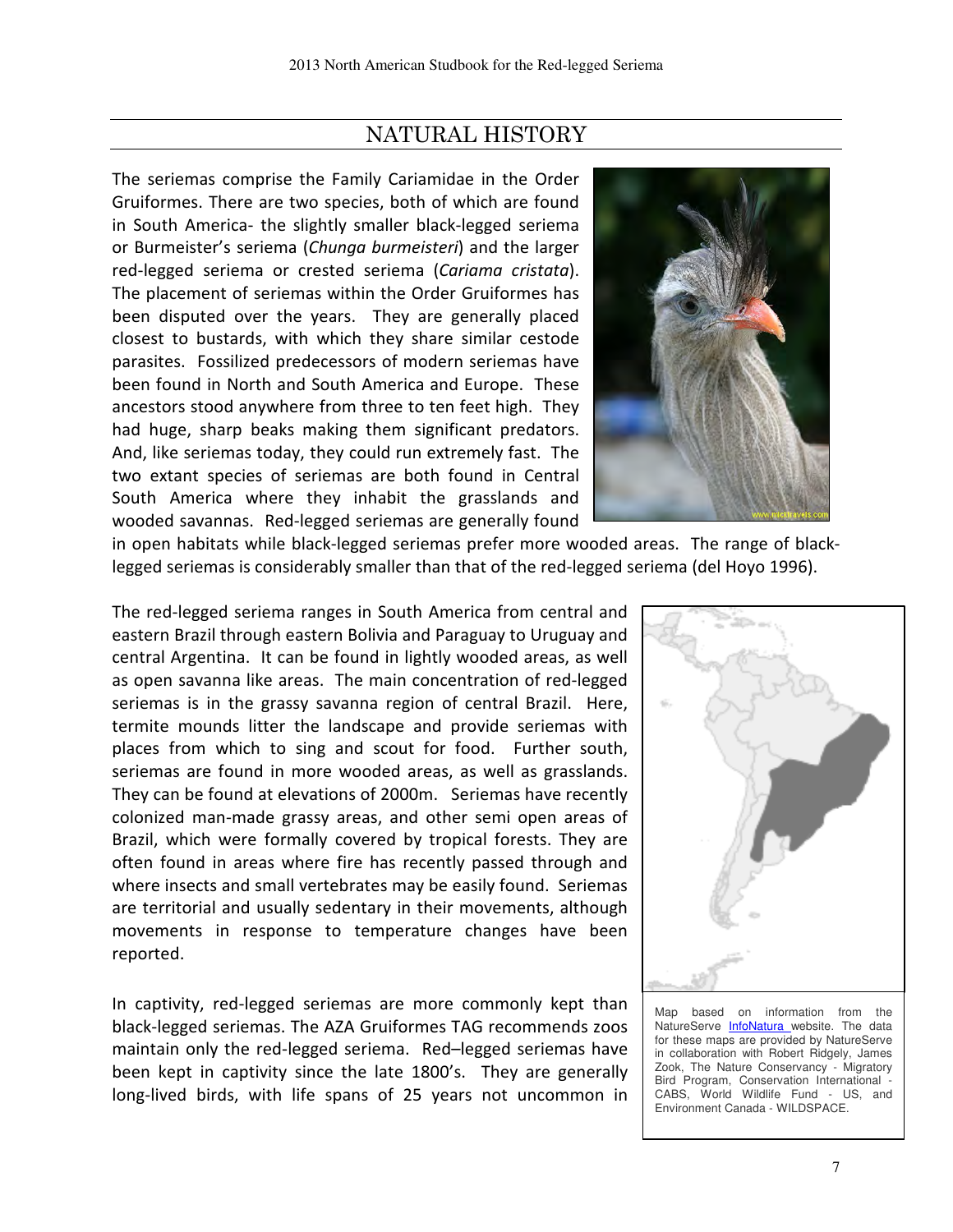## NATURAL HISTORY

The seriemas comprise the Family Cariamidae in the Order Gruiformes. There are two species, both of which are found in South America- the slightly smaller black-legged seriema or Burmeister's seriema (*Chunga burmeisteri*) and the larger red-legged seriema or crested seriema (*Cariama cristata*). The placement of seriemas within the Order Gruiformes has been disputed over the years. They are generally placed closest to bustards, with which they share similar cestode parasites. Fossilized predecessors of modern seriemas have been found in North and South America and Europe. These ancestors stood anywhere from three to ten feet high. They had huge, sharp beaks making them significant predators. And, like seriemas today, they could run extremely fast. The two extant species of seriemas are both found in Central South America where they inhabit the grasslands and wooded savannas. Red-legged seriemas are generally found in open habitats while black-legged seriemas prefer more wooded areas. The range of black-legged seriemas is considerably smaller than that of the red-legged seriema (del Hoyo 1996).

The red-legged seriema ranges in South America from central and eastern Brazil through eastern Bolivia and Paraguay to Uruguay and central Argentina. It can be found in lightly wooded areas, as well as open savanna like areas. The main concentration of red-legged seriemas is in the grassy savanna region of central Brazil. Here, termite mounds litter the landscape and provide seriemas with places from which to sing and scout for food. Further south, seriemas are found in more wooded areas, as well as grasslands. They can be found at elevations of 2000m. Seriemas have recently colonized man-made grassy areas, and other semi open areas of Brazil, which were formally covered by tropical forests. They are often found in areas where fire has recently passed through and where insects and small vertebrates may be easily found. Seriemas are territorial and usually sedentary in their movements, although movements in response to temperature changes have been reported.

Map based on information from the NatureServe InfoNatura website. The data for these maps are provided by NatureServe in collaboration with Robert Ridgely, James Zook, The Nature Conservancy - Migratory Bird Program, Conservation International - CABS, World Wildlife Fund - US, and Environment Canada - WILDSPACE.

In captivity, red-legged seriemas are more commonly kept than black-legged seriemas. The AZA Gruiformes TAG recommends zoos maintain only the red-legged seriema. Red–legged seriemas have been kept in captivity since the late 1800's. They are generally long-lived birds, with life spans of 25 years not uncommon in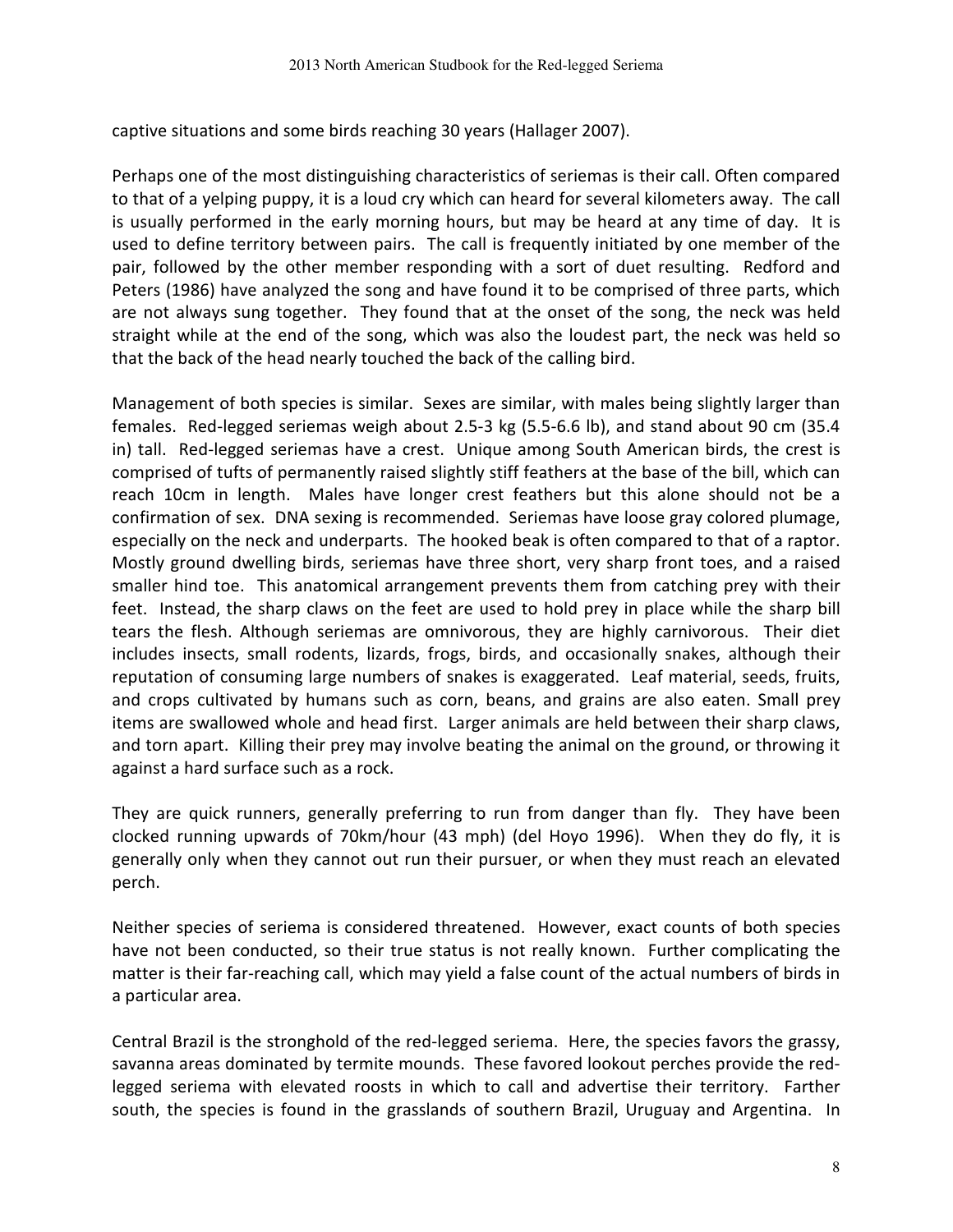captive situations and some birds reaching 30 years (Hallager 2007).

Perhaps one of the most distinguishing characteristics of seriemas is their call. Often compared to that of a yelping puppy, it is a loud cry which can heard for several kilometers away. The call is usually performed in the early morning hours, but may be heard at any time of day. It is used to define territory between pairs. The call is frequently initiated by one member of the pair, followed by the other member responding with a sort of duet resulting. Redford and Peters (1986) have analyzed the song and have found it to be comprised of three parts, which are not always sung together. They found that at the onset of the song, the neck was held straight while at the end of the song, which was also the loudest part, the neck was held so that the back of the head nearly touched the back of the calling bird.

Management of both species is similar. Sexes are similar, with males being slightly larger than females. Red-legged seriemas weigh about 2.5-3 kg (5.5-6.6 lb), and stand about 90 cm (35.4 in) tall. Red-legged seriemas have a crest. Unique among South American birds, the crest is comprised of tufts of permanently raised slightly stiff feathers at the base of the bill, which can reach 10cm in length. Males have longer crest feathers but this alone should not be a confirmation of sex. DNA sexing is recommended. Seriemas have loose gray colored plumage, especially on the neck and underparts. The hooked beak is often compared to that of a raptor. Mostly ground dwelling birds, seriemas have three short, very sharp front toes, and a raised smaller hind toe. This anatomical arrangement prevents them from catching prey with their feet. Instead, the sharp claws on the feet are used to hold prey in place while the sharp bill tears the flesh. Although seriemas are omnivorous, they are highly carnivorous. Their diet includes insects, small rodents, lizards, frogs, birds, and occasionally snakes, although their reputation of consuming large numbers of snakes is exaggerated. Leaf material, seeds, fruits, and crops cultivated by humans such as corn, beans, and grains are also eaten. Small prey items are swallowed whole and head first. Larger animals are held between their sharp claws, and torn apart. Killing their prey may involve beating the animal on the ground, or throwing it against a hard surface such as a rock.

They are quick runners, generally preferring to run from danger than fly. They have been clocked running upwards of 70km/hour (43 mph) (del Hoyo 1996). When they do fly, it is generally only when they cannot out run their pursuer, or when they must reach an elevated perch.

Neither species of seriema is considered threatened. However, exact counts of both species have not been conducted, so their true status is not really known. Further complicating the matter is their far-reaching call, which may yield a false count of the actual numbers of birds in a particular area.

Central Brazil is the stronghold of the red-legged seriema. Here, the species favors the grassy, savanna areas dominated by termite mounds. These favored lookout perches provide the red-legged seriema with elevated roosts in which to call and advertise their territory. Farther south, the species is found in the grasslands of southern Brazil, Uruguay and Argentina. In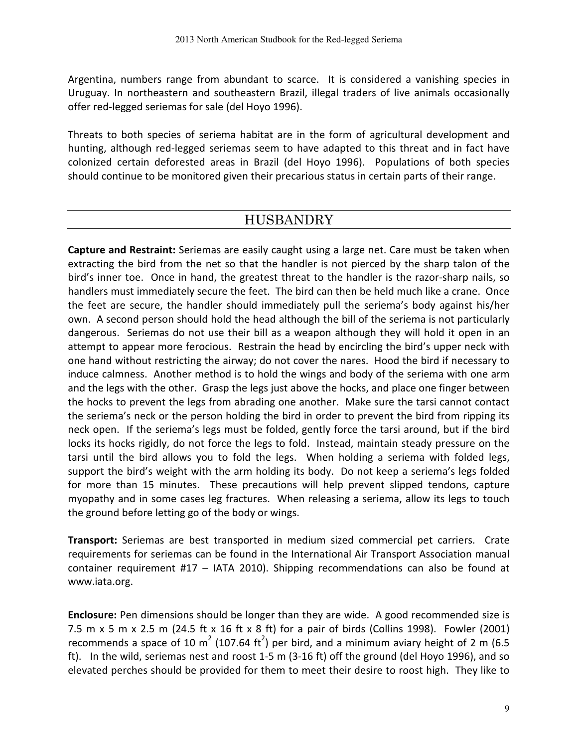Argentina, numbers range from abundant to scarce. It is considered a vanishing species in Uruguay. In northeastern and southeastern Brazil, illegal traders of live animals occasionally offer red-legged seriemas for sale (del Hoyo 1996).

Threats to both species of seriema habitat are in the form of agricultural development and hunting, although red-legged seriemas seem to have adapted to this threat and in fact have colonized certain deforested areas in Brazil (del Hoyo 1996). Populations of both species should continue to be monitored given their precarious status in certain parts of their range.

## HUSBANDRY

**Capture and Restraint:** Seriemas are easily caught using a large net. Care must be taken when extracting the bird from the net so that the handler is not pierced by the sharp talon of the bird's inner toe. Once in hand, the greatest threat to the handler is the razor-sharp nails, so handlers must immediately secure the feet. The bird can then be held much like a crane. Once the feet are secure, the handler should immediately pull the seriema's body against his/her own. A second person should hold the head although the bill of the seriema is not particularly dangerous. Seriemas do not use their bill as a weapon although they will hold it open in an attempt to appear more ferocious. Restrain the head by encircling the bird's upper neck with one hand without restricting the airway; do not cover the nares. Hood the bird if necessary to induce calmness. Another method is to hold the wings and body of the seriema with one arm and the legs with the other. Grasp the legs just above the hocks, and place one finger between the hocks to prevent the legs from abrading one another. Make sure the tarsi cannot contact the seriema's neck or the person holding the bird in order to prevent the bird from ripping its neck open. If the seriema's legs must be folded, gently force the tarsi around, but if the bird locks its hocks rigidly, do not force the legs to fold. Instead, maintain steady pressure on the tarsi until the bird allows you to fold the legs. When holding a seriema with folded legs, support the bird's weight with the arm holding its body. Do not keep a seriema's legs folded for more than 15 minutes. These precautions will help prevent slipped tendons, capture myopathy and in some cases leg fractures. When releasing a seriema, allow its legs to touch the ground before letting go of the body or wings.

**Transport:** Seriemas are best transported in medium sized commercial pet carriers. Crate requirements for seriemas can be found in the International Air Transport Association manual container requirement #17 – IATA 2010). Shipping recommendations can also be found at www.iata.org.

**Enclosure:** Pen dimensions should be longer than they are wide. A good recommended size is 7.5 m x 5 m x 2.5 m (24.5 ft x 16 ft x 8 ft) for a pair of birds (Collins 1998). Fowler (2001) recommends a space of 10 $m^2$ (107.64 $ft^2$) per bird, and a minimum aviary height of 2 m (6.5 ft). In the wild, seriemas nest and roost 1-5 m (3-16 ft) off the ground (del Hoyo 1996), and so elevated perches should be provided for them to meet their desire to roost high. They like to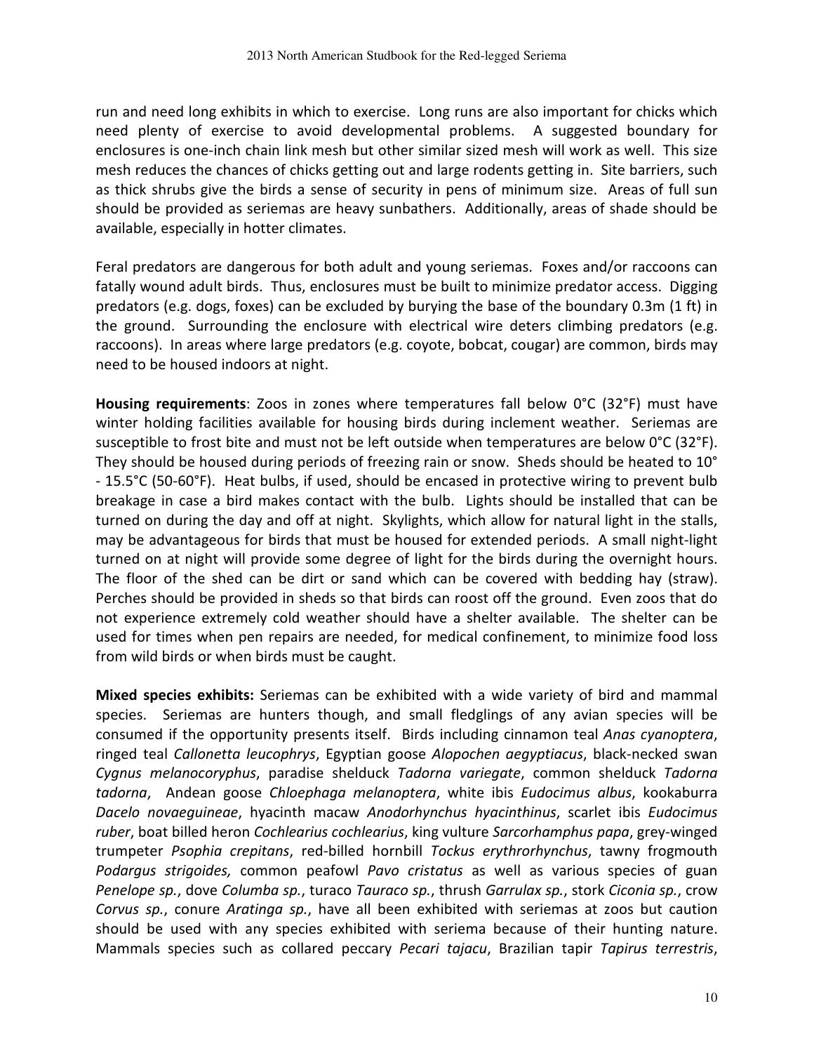run and need long exhibits in which to exercise. Long runs are also important for chicks which need plenty of exercise to avoid developmental problems. A suggested boundary for enclosures is one-inch chain link mesh but other similar sized mesh will work as well. This size mesh reduces the chances of chicks getting out and large rodents getting in. Site barriers, such as thick shrubs give the birds a sense of security in pens of minimum size. Areas of full sun should be provided as seriemas are heavy sunbathers. Additionally, areas of shade should be available, especially in hotter climates.

Feral predators are dangerous for both adult and young seriemas. Foxes and/or raccoons can fatally wound adult birds. Thus, enclosures must be built to minimize predator access. Digging predators (e.g. dogs, foxes) can be excluded by burying the base of the boundary 0.3m (1 ft) in the ground. Surrounding the enclosure with electrical wire deters climbing predators (e.g. raccoons). In areas where large predators (e.g. coyote, bobcat, cougar) are common, birds may need to be housed indoors at night.

**Housing requirements**: Zoos in zones where temperatures fall below 0°C (32°F) must have winter holding facilities available for housing birds during inclement weather. Seriemas are susceptible to frost bite and must not be left outside when temperatures are below 0°C (32°F). They should be housed during periods of freezing rain or snow. Sheds should be heated to 10° - 15.5°C (50-60°F). Heat bulbs, if used, should be encased in protective wiring to prevent bulb breakage in case a bird makes contact with the bulb. Lights should be installed that can be turned on during the day and off at night. Skylights, which allow for natural light in the stalls, may be advantageous for birds that must be housed for extended periods. A small night-light turned on at night will provide some degree of light for the birds during the overnight hours. The floor of the shed can be dirt or sand which can be covered with bedding hay (straw). Perches should be provided in sheds so that birds can roost off the ground. Even zoos that do not experience extremely cold weather should have a shelter available. The shelter can be used for times when pen repairs are needed, for medical confinement, to minimize food loss from wild birds or when birds must be caught.

**Mixed species exhibits:** Seriemas can be exhibited with a wide variety of bird and mammal species. Seriemas are hunters though, and small fledglings of any avian species will be consumed if the opportunity presents itself. Birds including cinnamon teal *Anas cyanoptera*, ringed teal *Callonetta leucophrys*, Egyptian goose *Alopochen aegyptiacus*, black-necked swan *Cygnus melanocoryphus*, paradise shelduck *Tadorna variegate*, common shelduck *Tadorna tadorna*, Andean goose *Chloephaga melanoptera*, white ibis *Eudocimus albus*, kookaburra *Dacelo novaeguineae*, hyacinth macaw *Anodorhynchus hyacinthinus*, scarlet ibis *Eudocimus ruber*, boat billed heron *Cochlearius cochlearius*, king vulture *Sarcorhamphus papa*, grey-winged trumpeter *Psophia crepitans*, red-billed hornbill *Tockus erythrorhynchus*, tawny frogmouth *Podargus strigoides,* common peafowl *Pavo cristatus* as well as various species of guan *Penelope sp.*, dove *Columba sp.*, turaco *Tauraco sp.*, thrush *Garrulax sp.*, stork *Ciconia sp.*, crow *Corvus sp.*, conure *Aratinga sp.*, have all been exhibited with seriemas at zoos but caution should be used with any species exhibited with seriema because of their hunting nature. Mammals species such as collared peccary *Pecari tajacu*, Brazilian tapir *Tapirus terrestris*,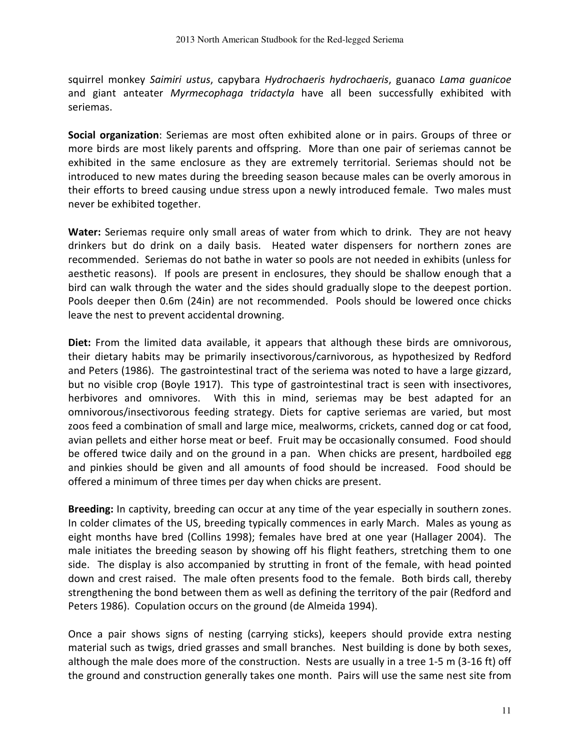squirrel monkey *Saimiri ustus*, capybara *Hydrochaeris hydrochaeris*, guanaco *Lama guanicoe* and giant anteater *Myrmecophaga tridactyla* have all been successfully exhibited with seriemas.

**Social organization**: Seriemas are most often exhibited alone or in pairs. Groups of three or more birds are most likely parents and offspring. More than one pair of seriemas cannot be exhibited in the same enclosure as they are extremely territorial. Seriemas should not be introduced to new mates during the breeding season because males can be overly amorous in their efforts to breed causing undue stress upon a newly introduced female. Two males must never be exhibited together.

**Water:** Seriemas require only small areas of water from which to drink. They are not heavy drinkers but do drink on a daily basis. Heated water dispensers for northern zones are recommended. Seriemas do not bathe in water so pools are not needed in exhibits (unless for aesthetic reasons). If pools are present in enclosures, they should be shallow enough that a bird can walk through the water and the sides should gradually slope to the deepest portion. Pools deeper then 0.6m (24in) are not recommended. Pools should be lowered once chicks leave the nest to prevent accidental drowning.

**Diet:** From the limited data available, it appears that although these birds are omnivorous, their dietary habits may be primarily insectivorous/carnivorous, as hypothesized by Redford and Peters (1986). The gastrointestinal tract of the seriema was noted to have a large gizzard, but no visible crop (Boyle 1917). This type of gastrointestinal tract is seen with insectivores, herbivores and omnivores. With this in mind, seriemas may be best adapted for an omnivorous/insectivorous feeding strategy. Diets for captive seriemas are varied, but most zoos feed a combination of small and large mice, mealworms, crickets, canned dog or cat food, avian pellets and either horse meat or beef. Fruit may be occasionally consumed. Food should be offered twice daily and on the ground in a pan. When chicks are present, hardboiled egg and pinkies should be given and all amounts of food should be increased. Food should be offered a minimum of three times per day when chicks are present.

**Breeding:** In captivity, breeding can occur at any time of the year especially in southern zones. In colder climates of the US, breeding typically commences in early March. Males as young as eight months have bred (Collins 1998); females have bred at one year (Hallager 2004). The male initiates the breeding season by showing off his flight feathers, stretching them to one side. The display is also accompanied by strutting in front of the female, with head pointed down and crest raised. The male often presents food to the female. Both birds call, thereby strengthening the bond between them as well as defining the territory of the pair (Redford and Peters 1986). Copulation occurs on the ground (de Almeida 1994).

Once a pair shows signs of nesting (carrying sticks), keepers should provide extra nesting material such as twigs, dried grasses and small branches. Nest building is done by both sexes, although the male does more of the construction. Nests are usually in a tree 1-5 m (3-16 ft) off the ground and construction generally takes one month. Pairs will use the same nest site from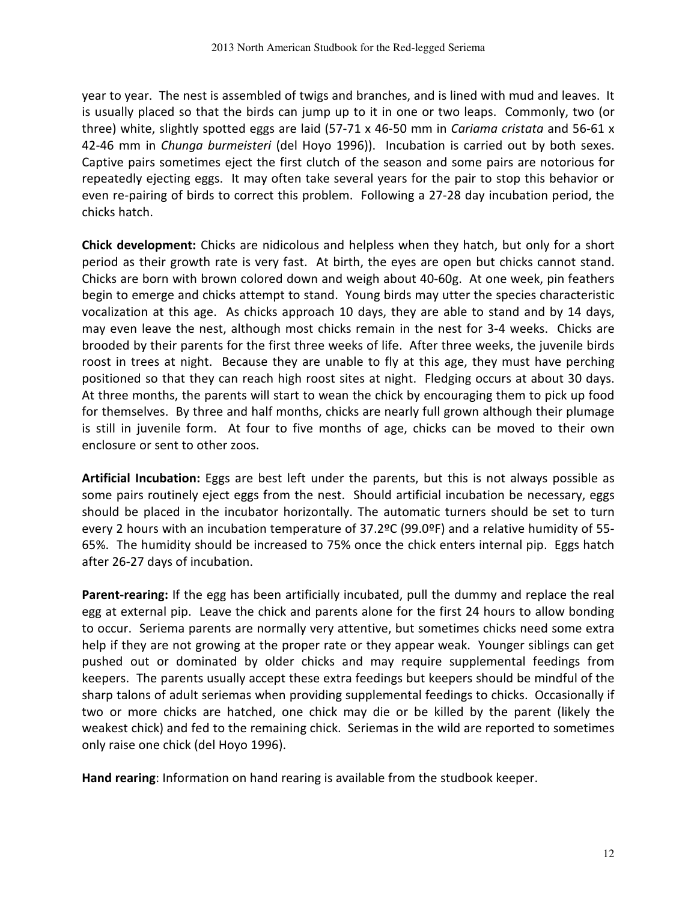year to year. The nest is assembled of twigs and branches, and is lined with mud and leaves. It is usually placed so that the birds can jump up to it in one or two leaps. Commonly, two (or three) white, slightly spotted eggs are laid (57-71 x 46-50 mm in *Cariama cristata* and 56-61 x 42-46 mm in *Chunga burmeisteri* (del Hoyo 1996)). Incubation is carried out by both sexes. Captive pairs sometimes eject the first clutch of the season and some pairs are notorious for repeatedly ejecting eggs. It may often take several years for the pair to stop this behavior or even re-pairing of birds to correct this problem. Following a 27-28 day incubation period, the chicks hatch.

**Chick development:** Chicks are nidicolous and helpless when they hatch, but only for a short period as their growth rate is very fast. At birth, the eyes are open but chicks cannot stand. Chicks are born with brown colored down and weigh about 40-60g. At one week, pin feathers begin to emerge and chicks attempt to stand. Young birds may utter the species characteristic vocalization at this age. As chicks approach 10 days, they are able to stand and by 14 days, may even leave the nest, although most chicks remain in the nest for 3-4 weeks. Chicks are brooded by their parents for the first three weeks of life. After three weeks, the juvenile birds roost in trees at night. Because they are unable to fly at this age, they must have perching positioned so that they can reach high roost sites at night. Fledging occurs at about 30 days. At three months, the parents will start to wean the chick by encouraging them to pick up food for themselves. By three and half months, chicks are nearly full grown although their plumage is still in juvenile form. At four to five months of age, chicks can be moved to their own enclosure or sent to other zoos.

**Artificial Incubation:** Eggs are best left under the parents, but this is not always possible as some pairs routinely eject eggs from the nest. Should artificial incubation be necessary, eggs should be placed in the incubator horizontally. The automatic turners should be set to turn every 2 hours with an incubation temperature of 37.2ºC (99.0ºF) and a relative humidity of 55-65%. The humidity should be increased to 75% once the chick enters internal pip. Eggs hatch after 26-27 days of incubation.

**Parent-rearing:** If the egg has been artificially incubated, pull the dummy and replace the real egg at external pip. Leave the chick and parents alone for the first 24 hours to allow bonding to occur. Seriema parents are normally very attentive, but sometimes chicks need some extra help if they are not growing at the proper rate or they appear weak. Younger siblings can get pushed out or dominated by older chicks and may require supplemental feedings from keepers. The parents usually accept these extra feedings but keepers should be mindful of the sharp talons of adult seriemas when providing supplemental feedings to chicks. Occasionally if two or more chicks are hatched, one chick may die or be killed by the parent (likely the weakest chick) and fed to the remaining chick. Seriemas in the wild are reported to sometimes only raise one chick (del Hoyo 1996).

**Hand rearing**: Information on hand rearing is available from the studbook keeper.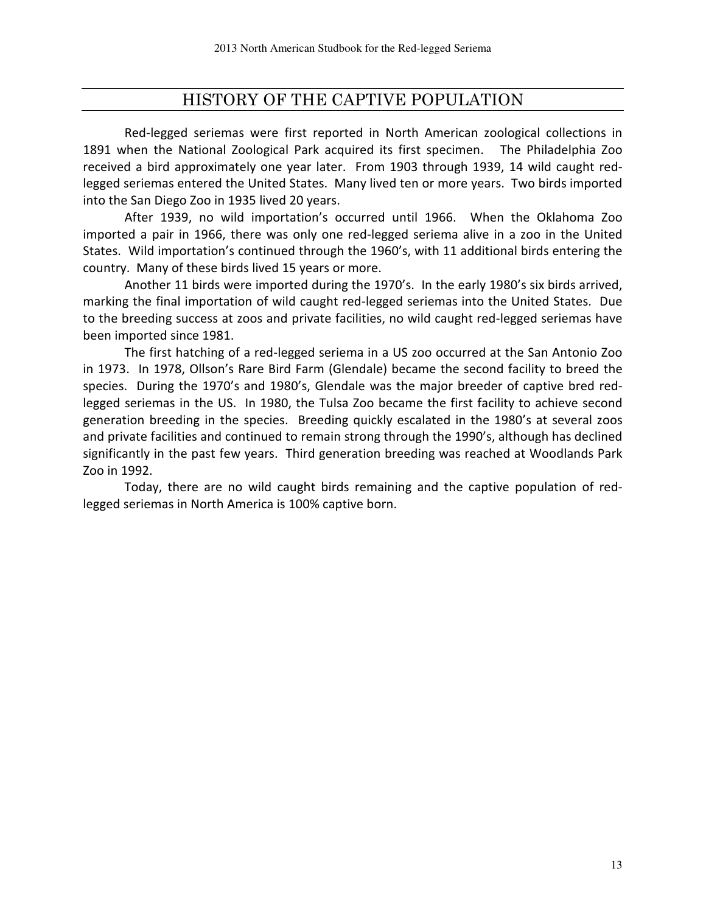# HISTORY OF THE CAPTIVE POPULATION

Red-legged seriemas were first reported in North American zoological collections in 1891 when the National Zoological Park acquired its first specimen. The Philadelphia Zoo received a bird approximately one year later. From 1903 through 1939, 14 wild caught red-legged seriemas entered the United States. Many lived ten or more years. Two birds imported into the San Diego Zoo in 1935 lived 20 years.

After 1939, no wild importation's occurred until 1966. When the Oklahoma Zoo imported a pair in 1966, there was only one red-legged seriema alive in a zoo in the United States. Wild importation's continued through the 1960's, with 11 additional birds entering the country. Many of these birds lived 15 years or more.

Another 11 birds were imported during the 1970's. In the early 1980's six birds arrived, marking the final importation of wild caught red-legged seriemas into the United States. Due to the breeding success at zoos and private facilities, no wild caught red-legged seriemas have been imported since 1981.

The first hatching of a red-legged seriema in a US zoo occurred at the San Antonio Zoo in 1973. In 1978, Ollson's Rare Bird Farm (Glendale) became the second facility to breed the species. During the 1970's and 1980's, Glendale was the major breeder of captive bred red-legged seriemas in the US. In 1980, the Tulsa Zoo became the first facility to achieve second generation breeding in the species. Breeding quickly escalated in the 1980's at several zoos and private facilities and continued to remain strong through the 1990's, although has declined significantly in the past few years. Third generation breeding was reached at Woodlands Park Zoo in 1992.

Today, there are no wild caught birds remaining and the captive population of red-legged seriemas in North America is 100% captive born.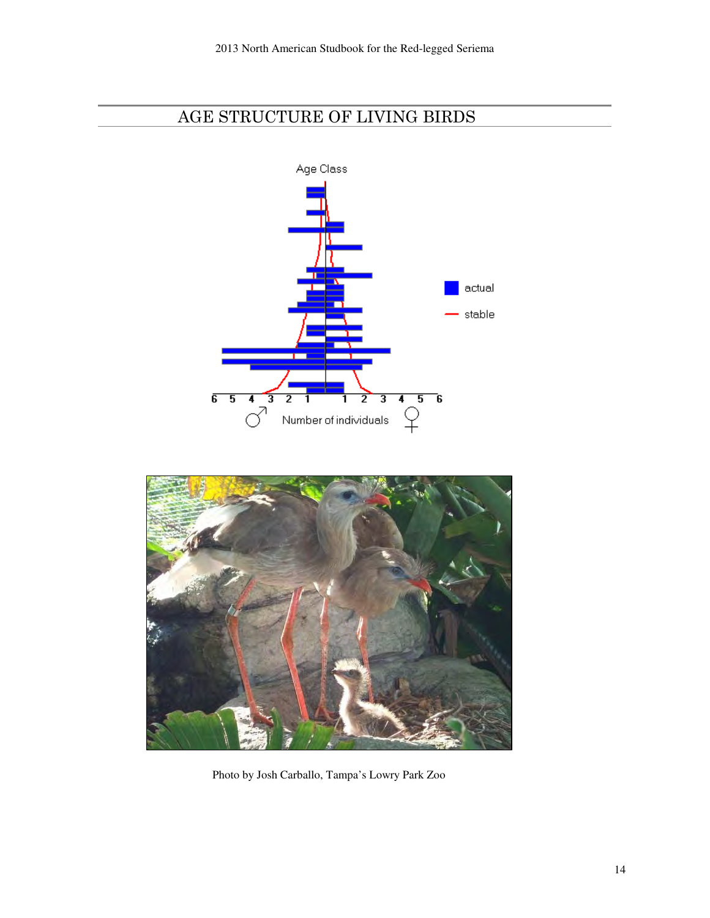# AGE STRUCTURE OF LIVING BIRDS

Age Class

actual

stable

6 5 4 3 2 1 1 2 3 4 5 6

♂ Number of individuals ♀

Photo by Josh Carballo, Tampa's Lowry Park Zoo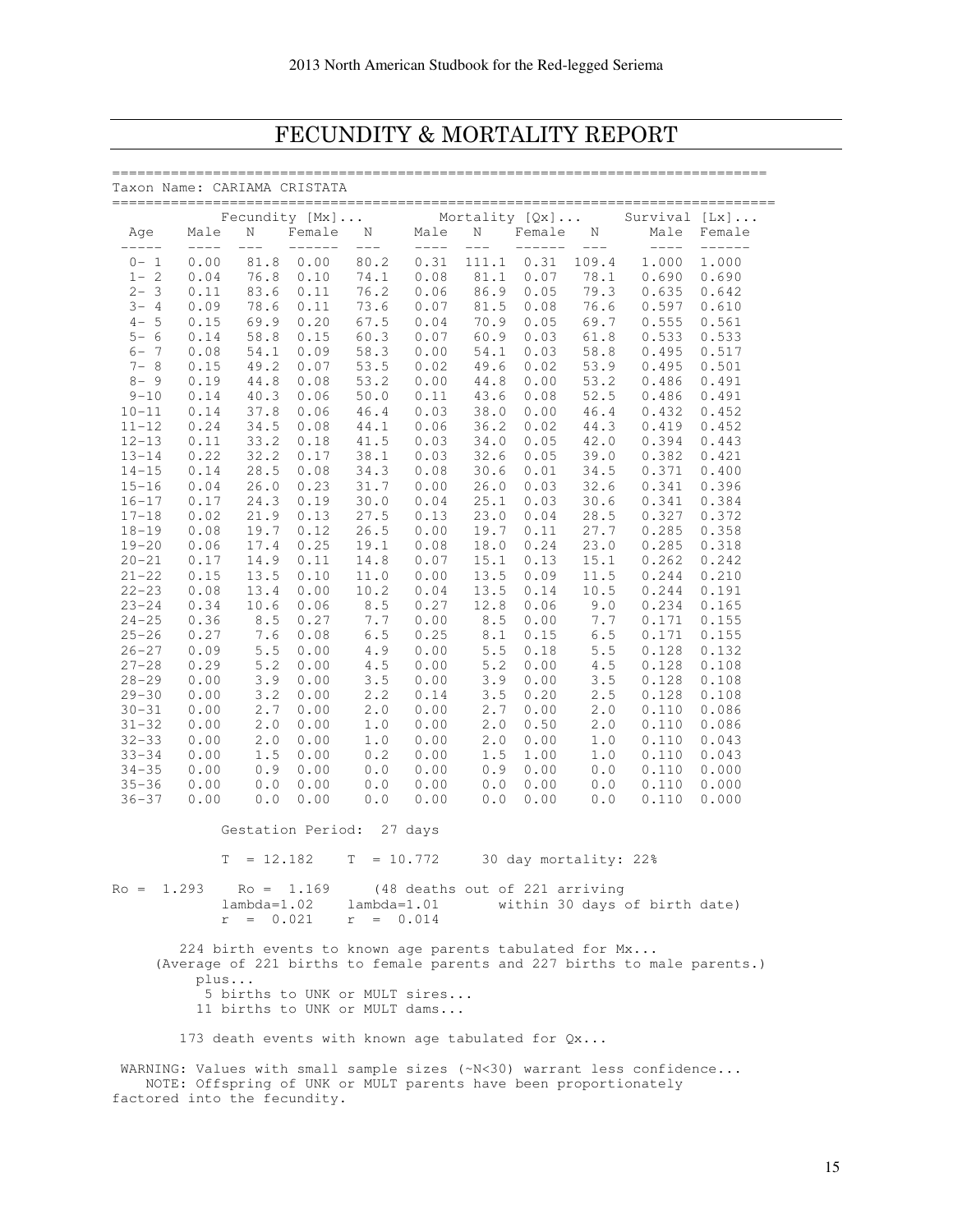# FECUNDITY & MORTALITY REPORT

Taxon Name: CARIAMA CRISTATA

| Age | Fecundity [Mx]... Male | N | Female | N | Mortality [Qx]... Male | N | Female | N | Survival [Lx]... Male | Female |
|---|---|---|---|---|---|---|---|---|---|---|
| 0- 1 | 0.00 | 81.8 | 0.00 | 80.2 | 0.31 | 111.1 | 0.31 | 109.4 | 1.000 | 1.000 |
| 1- 2 | 0.04 | 76.8 | 0.10 | 74.1 | 0.08 | 81.1 | 0.07 | 78.1 | 0.690 | 0.690 |
| 2- 3 | 0.11 | 83.6 | 0.11 | 76.2 | 0.06 | 86.9 | 0.05 | 79.3 | 0.635 | 0.642 |
| 3- 4 | 0.09 | 78.6 | 0.11 | 73.6 | 0.07 | 81.5 | 0.08 | 76.6 | 0.597 | 0.610 |
| 4- 5 | 0.15 | 69.9 | 0.20 | 67.5 | 0.04 | 70.9 | 0.05 | 69.7 | 0.555 | 0.561 |
| 5- 6 | 0.14 | 58.8 | 0.15 | 60.3 | 0.07 | 60.9 | 0.03 | 61.8 | 0.533 | 0.533 |
| 6- 7 | 0.08 | 54.1 | 0.09 | 58.3 | 0.00 | 54.1 | 0.03 | 58.8 | 0.495 | 0.517 |
| 7- 8 | 0.15 | 49.2 | 0.07 | 53.5 | 0.02 | 49.6 | 0.02 | 53.9 | 0.495 | 0.501 |
| 8- 9 | 0.19 | 44.8 | 0.08 | 53.2 | 0.00 | 44.8 | 0.00 | 53.2 | 0.486 | 0.491 |
| 9–10 | 0.14 | 40.3 | 0.06 | 50.0 | 0.11 | 43.6 | 0.08 | 52.5 | 0.486 | 0.491 |
| 10–11 | 0.14 | 37.8 | 0.06 | 46.4 | 0.03 | 38.0 | 0.00 | 46.4 | 0.432 | 0.452 |
| 11–12 | 0.24 | 34.5 | 0.08 | 44.1 | 0.06 | 36.2 | 0.02 | 44.3 | 0.419 | 0.452 |
| 12–13 | 0.11 | 33.2 | 0.18 | 41.5 | 0.03 | 34.0 | 0.05 | 42.0 | 0.394 | 0.443 |
| 13–14 | 0.22 | 32.2 | 0.17 | 38.1 | 0.03 | 32.6 | 0.05 | 39.0 | 0.382 | 0.421 |
| 14–15 | 0.14 | 28.5 | 0.08 | 34.3 | 0.08 | 30.6 | 0.01 | 34.5 | 0.371 | 0.400 |
| 15–16 | 0.04 | 26.0 | 0.23 | 31.7 | 0.00 | 26.0 | 0.03 | 32.6 | 0.341 | 0.396 |
| 16–17 | 0.17 | 24.3 | 0.19 | 30.0 | 0.04 | 25.1 | 0.03 | 30.6 | 0.341 | 0.384 |
| 17–18 | 0.02 | 21.9 | 0.13 | 27.5 | 0.13 | 23.0 | 0.04 | 28.5 | 0.327 | 0.372 |
| 18–19 | 0.08 | 19.7 | 0.12 | 26.5 | 0.00 | 19.7 | 0.11 | 27.7 | 0.285 | 0.358 |
| 19–20 | 0.06 | 17.4 | 0.25 | 19.1 | 0.08 | 18.0 | 0.24 | 23.0 | 0.285 | 0.318 |
| 20–21 | 0.17 | 14.9 | 0.11 | 14.8 | 0.07 | 15.1 | 0.13 | 15.1 | 0.262 | 0.242 |
| 21–22 | 0.15 | 13.5 | 0.10 | 11.0 | 0.00 | 13.5 | 0.09 | 11.5 | 0.244 | 0.210 |
| 22–23 | 0.08 | 13.4 | 0.00 | 10.2 | 0.04 | 13.5 | 0.14 | 10.5 | 0.244 | 0.191 |
| 23–24 | 0.34 | 10.6 | 0.06 | 8.5 | 0.27 | 12.8 | 0.06 | 9.0 | 0.234 | 0.165 |
| 24–25 | 0.36 | 8.5 | 0.27 | 7.7 | 0.00 | 8.5 | 0.00 | 7.7 | 0.171 | 0.155 |
| 25–26 | 0.27 | 7.6 | 0.08 | 6.5 | 0.25 | 8.1 | 0.15 | 6.5 | 0.171 | 0.155 |
| 26–27 | 0.09 | 5.5 | 0.00 | 4.9 | 0.00 | 5.5 | 0.18 | 5.5 | 0.128 | 0.132 |
| 27–28 | 0.29 | 5.2 | 0.00 | 4.5 | 0.00 | 5.2 | 0.00 | 4.5 | 0.128 | 0.108 |
| 28–29 | 0.00 | 3.9 | 0.00 | 3.5 | 0.00 | 3.9 | 0.00 | 3.5 | 0.128 | 0.108 |
| 29–30 | 0.00 | 3.2 | 0.00 | 2.2 | 0.14 | 3.5 | 0.20 | 2.5 | 0.128 | 0.108 |
| 30–31 | 0.00 | 2.7 | 0.00 | 2.0 | 0.00 | 2.7 | 0.00 | 2.0 | 0.110 | 0.086 |
| 31–32 | 0.00 | 2.0 | 0.00 | 1.0 | 0.00 | 2.0 | 0.50 | 2.0 | 0.110 | 0.086 |
| 32–33 | 0.00 | 2.0 | 0.00 | 1.0 | 0.00 | 2.0 | 0.00 | 1.0 | 0.110 | 0.043 |
| 33–34 | 0.00 | 1.5 | 0.00 | 0.2 | 0.00 | 1.5 | 1.00 | 1.0 | 0.110 | 0.043 |
| 34–35 | 0.00 | 0.9 | 0.00 | 0.0 | 0.00 | 0.9 | 0.00 | 0.0 | 0.110 | 0.000 |
| 35–36 | 0.00 | 0.0 | 0.00 | 0.0 | 0.00 | 0.0 | 0.00 | 0.0 | 0.110 | 0.000 |
| 36–37 | 0.00 | 0.0 | 0.00 | 0.0 | 0.00 | 0.0 | 0.00 | 0.0 | 0.110 | 0.000 |

Gestation Period: 27 days

T = 12.182    T = 10.772    30 day mortality: 22%

Ro = 1.293    Ro = 1.169    (48 deaths out of 221 arriving within 30 days of birth date)

lambda=1.02    lambda=1.01

r = 0.021    r = 0.014

224 birth events to known age parents tabulated for Mx...
(Average of 221 births to female parents and 227 births to male parents.)
plus...
5 births to UNK or MULT sires...
11 births to UNK or MULT dams...

173 death events with known age tabulated for Qx...

WARNING: Values with small sample sizes (~N<30) warrant less confidence...
NOTE: Offspring of UNK or MULT parents have been proportionately factored into the fecundity.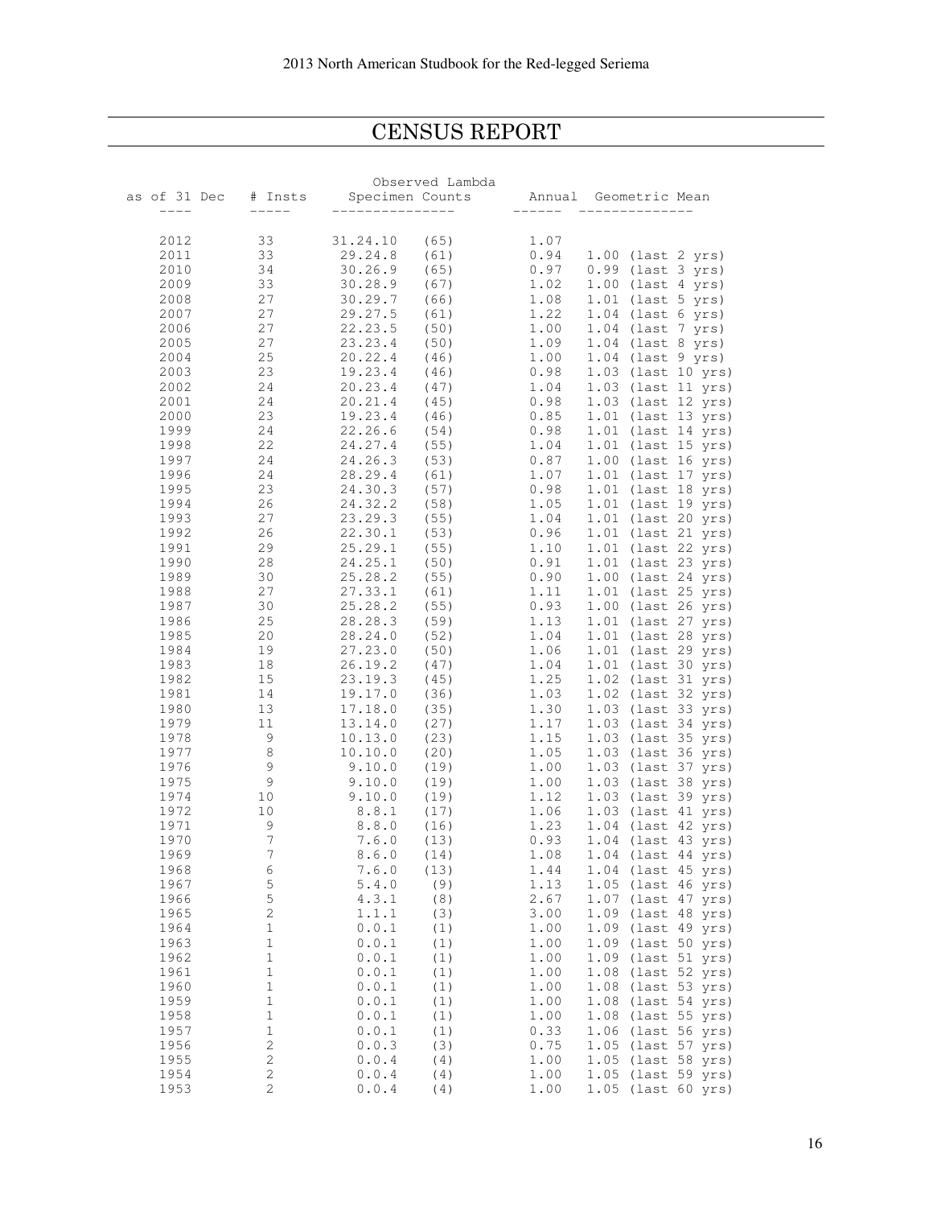# CENSUS REPORT

| as of 31 Dec | # Insts | Specimen Counts | | Observed Lambda Annual | Geometric Mean |
|---|---|---|---|---|---|
| 2012 | 33 | 31.24.10 | (65) | 1.07 | |
| 2011 | 33 | 29.24.8 | (61) | 0.94 | 1.00 (last 2 yrs) |
| 2010 | 34 | 30.26.9 | (65) | 0.97 | 0.99 (last 3 yrs) |
| 2009 | 33 | 30.28.9 | (67) | 1.02 | 1.00 (last 4 yrs) |
| 2008 | 27 | 30.29.7 | (66) | 1.08 | 1.01 (last 5 yrs) |
| 2007 | 27 | 29.27.5 | (61) | 1.22 | 1.04 (last 6 yrs) |
| 2006 | 27 | 22.23.5 | (50) | 1.00 | 1.04 (last 7 yrs) |
| 2005 | 27 | 23.23.4 | (50) | 1.09 | 1.04 (last 8 yrs) |
| 2004 | 25 | 20.22.4 | (46) | 1.00 | 1.04 (last 9 yrs) |
| 2003 | 23 | 19.23.4 | (46) | 0.98 | 1.03 (last 10 yrs) |
| 2002 | 24 | 20.23.4 | (47) | 1.04 | 1.03 (last 11 yrs) |
| 2001 | 24 | 20.21.4 | (45) | 0.98 | 1.03 (last 12 yrs) |
| 2000 | 23 | 19.23.4 | (46) | 0.85 | 1.01 (last 13 yrs) |
| 1999 | 24 | 22.26.6 | (54) | 0.98 | 1.01 (last 14 yrs) |
| 1998 | 22 | 24.27.4 | (55) | 1.04 | 1.01 (last 15 yrs) |
| 1997 | 24 | 24.26.3 | (53) | 0.87 | 1.00 (last 16 yrs) |
| 1996 | 24 | 28.29.4 | (61) | 1.07 | 1.01 (last 17 yrs) |
| 1995 | 23 | 24.30.3 | (57) | 0.98 | 1.01 (last 18 yrs) |
| 1994 | 26 | 24.32.2 | (58) | 1.05 | 1.01 (last 19 yrs) |
| 1993 | 27 | 23.29.3 | (55) | 1.04 | 1.01 (last 20 yrs) |
| 1992 | 26 | 22.30.1 | (53) | 0.96 | 1.01 (last 21 yrs) |
| 1991 | 29 | 25.29.1 | (55) | 1.10 | 1.01 (last 22 yrs) |
| 1990 | 28 | 24.25.1 | (50) | 0.91 | 1.01 (last 23 yrs) |
| 1989 | 30 | 25.28.2 | (55) | 0.90 | 1.00 (last 24 yrs) |
| 1988 | 27 | 27.33.1 | (61) | 1.11 | 1.01 (last 25 yrs) |
| 1987 | 30 | 25.28.2 | (55) | 0.93 | 1.00 (last 26 yrs) |
| 1986 | 25 | 28.28.3 | (59) | 1.13 | 1.01 (last 27 yrs) |
| 1985 | 20 | 28.24.0 | (52) | 1.04 | 1.01 (last 28 yrs) |
| 1984 | 19 | 27.23.0 | (50) | 1.06 | 1.01 (last 29 yrs) |
| 1983 | 18 | 26.19.2 | (47) | 1.04 | 1.01 (last 30 yrs) |
| 1982 | 15 | 23.19.3 | (45) | 1.25 | 1.02 (last 31 yrs) |
| 1981 | 14 | 19.17.0 | (36) | 1.03 | 1.02 (last 32 yrs) |
| 1980 | 13 | 17.18.0 | (35) | 1.30 | 1.03 (last 33 yrs) |
| 1979 | 11 | 13.14.0 | (27) | 1.17 | 1.03 (last 34 yrs) |
| 1978 | 9 | 10.13.0 | (23) | 1.15 | 1.03 (last 35 yrs) |
| 1977 | 8 | 10.10.0 | (20) | 1.05 | 1.03 (last 36 yrs) |
| 1976 | 9 | 9.10.0 | (19) | 1.00 | 1.03 (last 37 yrs) |
| 1975 | 9 | 9.10.0 | (19) | 1.00 | 1.03 (last 38 yrs) |
| 1974 | 10 | 9.10.0 | (19) | 1.12 | 1.03 (last 39 yrs) |
| 1972 | 10 | 8.8.1 | (17) | 1.06 | 1.03 (last 41 yrs) |
| 1971 | 9 | 8.8.0 | (16) | 1.23 | 1.04 (last 42 yrs) |
| 1970 | 7 | 7.6.0 | (13) | 0.93 | 1.04 (last 43 yrs) |
| 1969 | 7 | 8.6.0 | (14) | 1.08 | 1.04 (last 44 yrs) |
| 1968 | 6 | 7.6.0 | (13) | 1.44 | 1.04 (last 45 yrs) |
| 1967 | 5 | 5.4.0 | (9) | 1.13 | 1.05 (last 46 yrs) |
| 1966 | 5 | 4.3.1 | (8) | 2.67 | 1.07 (last 47 yrs) |
| 1965 | 2 | 1.1.1 | (3) | 3.00 | 1.09 (last 48 yrs) |
| 1964 | 1 | 0.0.1 | (1) | 1.00 | 1.09 (last 49 yrs) |
| 1963 | 1 | 0.0.1 | (1) | 1.00 | 1.09 (last 50 yrs) |
| 1962 | 1 | 0.0.1 | (1) | 1.00 | 1.09 (last 51 yrs) |
| 1961 | 1 | 0.0.1 | (1) | 1.00 | 1.08 (last 52 yrs) |
| 1960 | 1 | 0.0.1 | (1) | 1.00 | 1.08 (last 53 yrs) |
| 1959 | 1 | 0.0.1 | (1) | 1.00 | 1.08 (last 54 yrs) |
| 1958 | 1 | 0.0.1 | (1) | 1.00 | 1.08 (last 55 yrs) |
| 1957 | 1 | 0.0.1 | (1) | 0.33 | 1.06 (last 56 yrs) |
| 1956 | 2 | 0.0.3 | (3) | 0.75 | 1.05 (last 57 yrs) |
| 1955 | 2 | 0.0.4 | (4) | 1.00 | 1.05 (last 58 yrs) |
| 1954 | 2 | 0.0.4 | (4) | 1.00 | 1.05 (last 59 yrs) |
| 1953 | 2 | 0.0.4 | (4) | 1.00 | 1.05 (last 60 yrs) |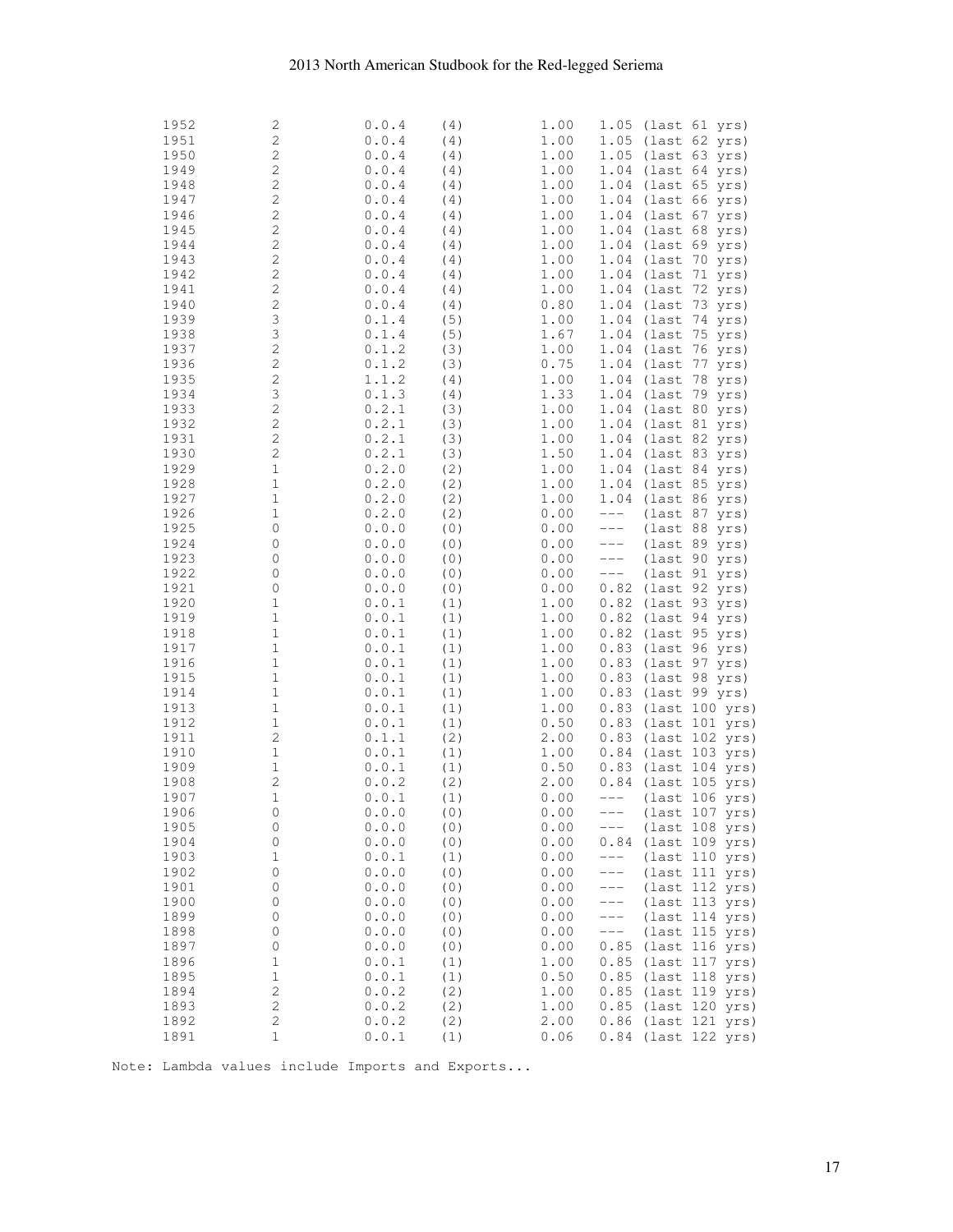| | | | | | |
|---|---|---|---|---|---|
| 1952 | 2 | 0.0.4 | (4) | 1.00 | 1.05 (last 61 yrs) |
| 1951 | 2 | 0.0.4 | (4) | 1.00 | 1.05 (last 62 yrs) |
| 1950 | 2 | 0.0.4 | (4) | 1.00 | 1.05 (last 63 yrs) |
| 1949 | 2 | 0.0.4 | (4) | 1.00 | 1.04 (last 64 yrs) |
| 1948 | 2 | 0.0.4 | (4) | 1.00 | 1.04 (last 65 yrs) |
| 1947 | 2 | 0.0.4 | (4) | 1.00 | 1.04 (last 66 yrs) |
| 1946 | 2 | 0.0.4 | (4) | 1.00 | 1.04 (last 67 yrs) |
| 1945 | 2 | 0.0.4 | (4) | 1.00 | 1.04 (last 68 yrs) |
| 1944 | 2 | 0.0.4 | (4) | 1.00 | 1.04 (last 69 yrs) |
| 1943 | 2 | 0.0.4 | (4) | 1.00 | 1.04 (last 70 yrs) |
| 1942 | 2 | 0.0.4 | (4) | 1.00 | 1.04 (last 71 yrs) |
| 1941 | 2 | 0.0.4 | (4) | 1.00 | 1.04 (last 72 yrs) |
| 1940 | 2 | 0.0.4 | (4) | 0.80 | 1.04 (last 73 yrs) |
| 1939 | 3 | 0.1.4 | (5) | 1.00 | 1.04 (last 74 yrs) |
| 1938 | 3 | 0.1.4 | (5) | 1.67 | 1.04 (last 75 yrs) |
| 1937 | 2 | 0.1.2 | (3) | 1.00 | 1.04 (last 76 yrs) |
| 1936 | 2 | 0.1.2 | (3) | 0.75 | 1.04 (last 77 yrs) |
| 1935 | 2 | 1.1.2 | (4) | 1.00 | 1.04 (last 78 yrs) |
| 1934 | 3 | 0.1.3 | (4) | 1.33 | 1.04 (last 79 yrs) |
| 1933 | 2 | 0.2.1 | (3) | 1.00 | 1.04 (last 80 yrs) |
| 1932 | 2 | 0.2.1 | (3) | 1.00 | 1.04 (last 81 yrs) |
| 1931 | 2 | 0.2.1 | (3) | 1.00 | 1.04 (last 82 yrs) |
| 1930 | 2 | 0.2.1 | (3) | 1.50 | 1.04 (last 83 yrs) |
| 1929 | 1 | 0.2.0 | (2) | 1.00 | 1.04 (last 84 yrs) |
| 1928 | 1 | 0.2.0 | (2) | 1.00 | 1.04 (last 85 yrs) |
| 1927 | 1 | 0.2.0 | (2) | 1.00 | 1.04 (last 86 yrs) |
| 1926 | 1 | 0.2.0 | (2) | 0.00 | --- (last 87 yrs) |
| 1925 | 0 | 0.0.0 | (0) | 0.00 | --- (last 88 yrs) |
| 1924 | 0 | 0.0.0 | (0) | 0.00 | --- (last 89 yrs) |
| 1923 | 0 | 0.0.0 | (0) | 0.00 | --- (last 90 yrs) |
| 1922 | 0 | 0.0.0 | (0) | 0.00 | --- (last 91 yrs) |
| 1921 | 0 | 0.0.0 | (0) | 0.00 | 0.82 (last 92 yrs) |
| 1920 | 1 | 0.0.1 | (1) | 1.00 | 0.82 (last 93 yrs) |
| 1919 | 1 | 0.0.1 | (1) | 1.00 | 0.82 (last 94 yrs) |
| 1918 | 1 | 0.0.1 | (1) | 1.00 | 0.82 (last 95 yrs) |
| 1917 | 1 | 0.0.1 | (1) | 1.00 | 0.83 (last 96 yrs) |
| 1916 | 1 | 0.0.1 | (1) | 1.00 | 0.83 (last 97 yrs) |
| 1915 | 1 | 0.0.1 | (1) | 1.00 | 0.83 (last 98 yrs) |
| 1914 | 1 | 0.0.1 | (1) | 1.00 | 0.83 (last 99 yrs) |
| 1913 | 1 | 0.0.1 | (1) | 1.00 | 0.83 (last 100 yrs) |
| 1912 | 1 | 0.0.1 | (1) | 0.50 | 0.83 (last 101 yrs) |
| 1911 | 2 | 0.1.1 | (2) | 2.00 | 0.83 (last 102 yrs) |
| 1910 | 1 | 0.0.1 | (1) | 1.00 | 0.84 (last 103 yrs) |
| 1909 | 1 | 0.0.1 | (1) | 0.50 | 0.83 (last 104 yrs) |
| 1908 | 2 | 0.0.2 | (2) | 2.00 | 0.84 (last 105 yrs) |
| 1907 | 1 | 0.0.1 | (1) | 0.00 | --- (last 106 yrs) |
| 1906 | 0 | 0.0.0 | (0) | 0.00 | --- (last 107 yrs) |
| 1905 | 0 | 0.0.0 | (0) | 0.00 | --- (last 108 yrs) |
| 1904 | 0 | 0.0.0 | (0) | 0.00 | 0.84 (last 109 yrs) |
| 1903 | 1 | 0.0.1 | (1) | 0.00 | --- (last 110 yrs) |
| 1902 | 0 | 0.0.0 | (0) | 0.00 | --- (last 111 yrs) |
| 1901 | 0 | 0.0.0 | (0) | 0.00 | --- (last 112 yrs) |
| 1900 | 0 | 0.0.0 | (0) | 0.00 | --- (last 113 yrs) |
| 1899 | 0 | 0.0.0 | (0) | 0.00 | --- (last 114 yrs) |
| 1898 | 0 | 0.0.0 | (0) | 0.00 | --- (last 115 yrs) |
| 1897 | 0 | 0.0.0 | (0) | 0.00 | 0.85 (last 116 yrs) |
| 1896 | 1 | 0.0.1 | (1) | 1.00 | 0.85 (last 117 yrs) |
| 1895 | 1 | 0.0.1 | (1) | 0.50 | 0.85 (last 118 yrs) |
| 1894 | 2 | 0.0.2 | (2) | 1.00 | 0.85 (last 119 yrs) |
| 1893 | 2 | 0.0.2 | (2) | 1.00 | 0.85 (last 120 yrs) |
| 1892 | 2 | 0.0.2 | (2) | 2.00 | 0.86 (last 121 yrs) |
| 1891 | 1 | 0.0.1 | (1) | 0.06 | 0.84 (last 122 yrs) |

Note: Lambda values include Imports and Exports...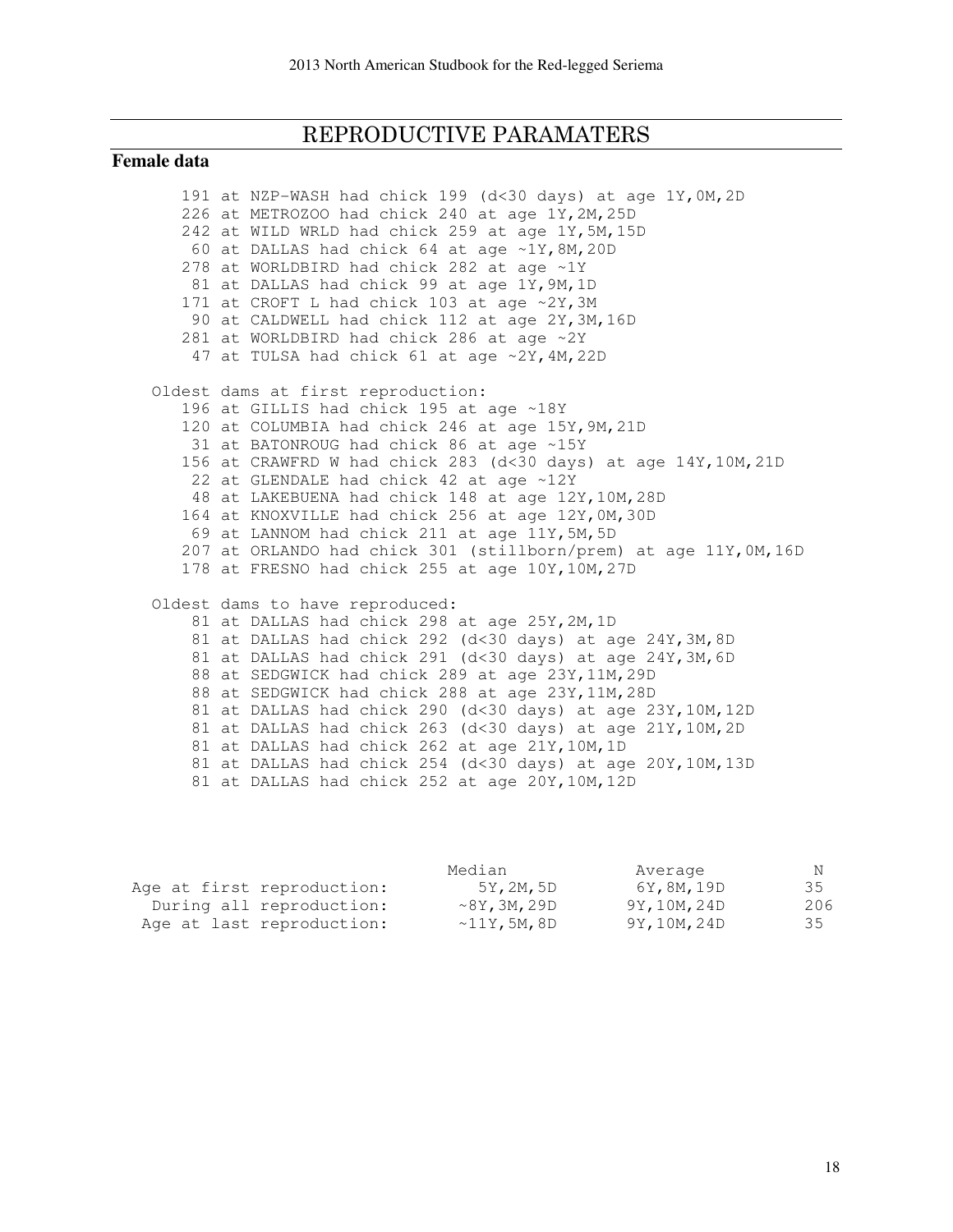# REPRODUCTIVE PARAMATERS

**Female data**

```
    191 at NZP-WASH had chick 199 (d<30 days) at age 1Y,0M,2D
    226 at METROZOO had chick 240 at age 1Y,2M,25D
    242 at WILD WRLD had chick 259 at age 1Y,5M,15D
     60 at DALLAS had chick 64 at age ~1Y,8M,20D
    278 at WORLDBIRD had chick 282 at age ~1Y
     81 at DALLAS had chick 99 at age 1Y,9M,1D
    171 at CROFT L had chick 103 at age ~2Y,3M
     90 at CALDWELL had chick 112 at age 2Y,3M,16D
    281 at WORLDBIRD had chick 286 at age ~2Y
     47 at TULSA had chick 61 at age ~2Y,4M,22D

 Oldest dams at first reproduction:
    196 at GILLIS had chick 195 at age ~18Y
    120 at COLUMBIA had chick 246 at age 15Y,9M,21D
     31 at BATONROUG had chick 86 at age ~15Y
    156 at CRAWFRD W had chick 283 (d<30 days) at age 14Y,10M,21D
     22 at GLENDALE had chick 42 at age ~12Y
     48 at LAKEBUENA had chick 148 at age 12Y,10M,28D
    164 at KNOXVILLE had chick 256 at age 12Y,0M,30D
     69 at LANNOM had chick 211 at age 11Y,5M,5D
    207 at ORLANDO had chick 301 (stillborn/prem) at age 11Y,0M,16D
    178 at FRESNO had chick 255 at age 10Y,10M,27D

 Oldest dams to have reproduced:
     81 at DALLAS had chick 298 at age 25Y,2M,1D
     81 at DALLAS had chick 292 (d<30 days) at age 24Y,3M,8D
     81 at DALLAS had chick 291 (d<30 days) at age 24Y,3M,6D
     88 at SEDGWICK had chick 289 at age 23Y,11M,29D
     88 at SEDGWICK had chick 288 at age 23Y,11M,28D
     81 at DALLAS had chick 290 (d<30 days) at age 23Y,10M,12D
     81 at DALLAS had chick 263 (d<30 days) at age 21Y,10M,2D
     81 at DALLAS had chick 262 at age 21Y,10M,1D
     81 at DALLAS had chick 254 (d<30 days) at age 20Y,10M,13D
     81 at DALLAS had chick 252 at age 20Y,10M,12D
```

| | Median | Average | N |
|---|---|---|---|
| Age at first reproduction: | 5Y,2M,5D | 6Y,8M,19D | 35 |
| During all reproduction: | ~8Y,3M,29D | 9Y,10M,24D | 206 |
| Age at last reproduction: | ~11Y,5M,8D | 9Y,10M,24D | 35 |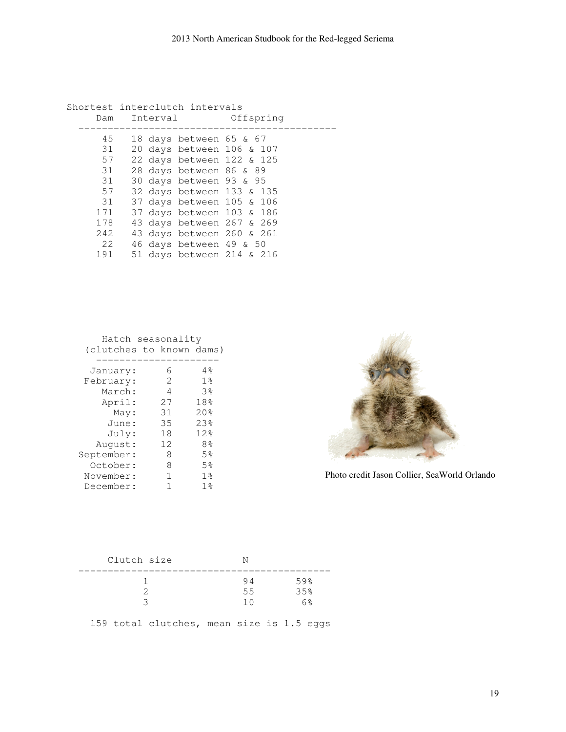### Shortest interclutch intervals

| Dam | Interval | Offspring |
|---|---|---|
| 45 | 18 days | between 65 & 67 |
| 31 | 20 days | between 106 & 107 |
| 57 | 22 days | between 122 & 125 |
| 31 | 28 days | between 86 & 89 |
| 31 | 30 days | between 93 & 95 |
| 57 | 32 days | between 133 & 135 |
| 31 | 37 days | between 105 & 106 |
| 171 | 37 days | between 103 & 186 |
| 178 | 43 days | between 267 & 269 |
| 242 | 43 days | between 260 & 261 |
| 22 | 46 days | between 49 & 50 |
| 191 | 51 days | between 214 & 216 |

### Hatch seasonality (clutches to known dams)

| Month | N | % |
|---|---|---|
| January: | 6 | 4% |
| February: | 2 | 1% |
| March: | 4 | 3% |
| April: | 27 | 18% |
| May: | 31 | 20% |
| June: | 35 | 23% |
| July: | 18 | 12% |
| August: | 12 | 8% |
| September: | 8 | 5% |
| October: | 8 | 5% |
| November: | 1 | 1% |
| December: | 1 | 1% |

Photo credit Jason Collier, SeaWorld Orlando

| Clutch size | N | |
|---|---|---|
| 1 | 94 | 59% |
| 2 | 55 | 35% |
| 3 | 10 | 6% |

159 total clutches, mean size is 1.5 eggs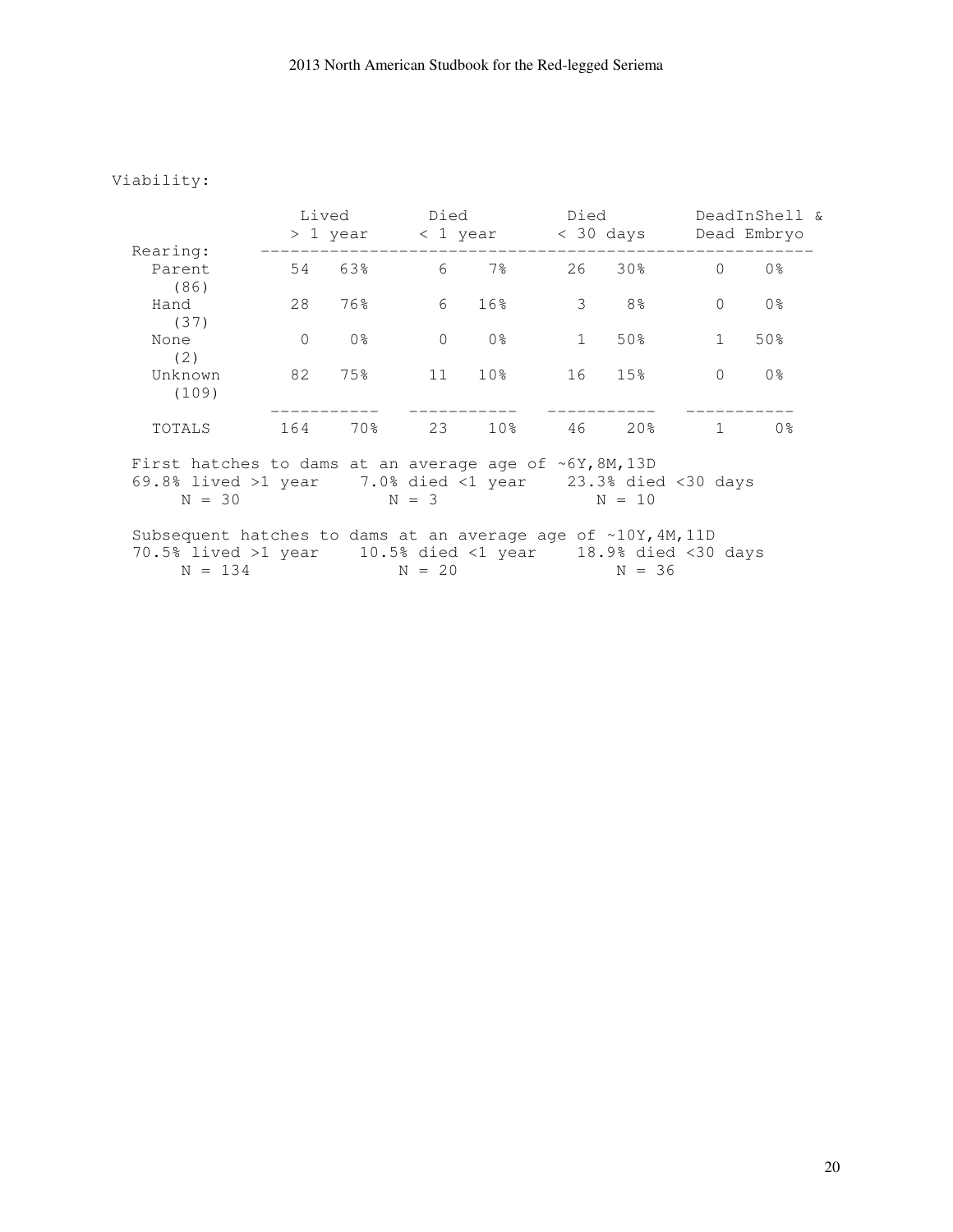Viability:

| Rearing: | Lived > 1 year | | Died < 1 year | | Died < 30 days | | DeadInShell & Dead Embryo | |
|---|---|---|---|---|---|---|---|---|
| Parent (86) | 54 | 63% | 6 | 7% | 26 | 30% | 0 | 0% |
| Hand (37) | 28 | 76% | 6 | 16% | 3 | 8% | 0 | 0% |
| None (2) | 0 | 0% | 0 | 0% | 1 | 50% | 1 | 50% |
| Unknown (109) | 82 | 75% | 11 | 10% | 16 | 15% | 0 | 0% |
| TOTALS | 164 | 70% | 23 | 10% | 46 | 20% | 1 | 0% |

First hatches to dams at an average age of ~6Y,8M,13D

| 69.8% lived >1 year | 7.0% died <1 year | 23.3% died <30 days |
|---|---|---|
| N = 30 | N = 3 | N = 10 |

Subsequent hatches to dams at an average age of ~10Y,4M,11D

| 70.5% lived >1 year | 10.5% died <1 year | 18.9% died <30 days |
|---|---|---|
| N = 134 | N = 20 | N = 36 |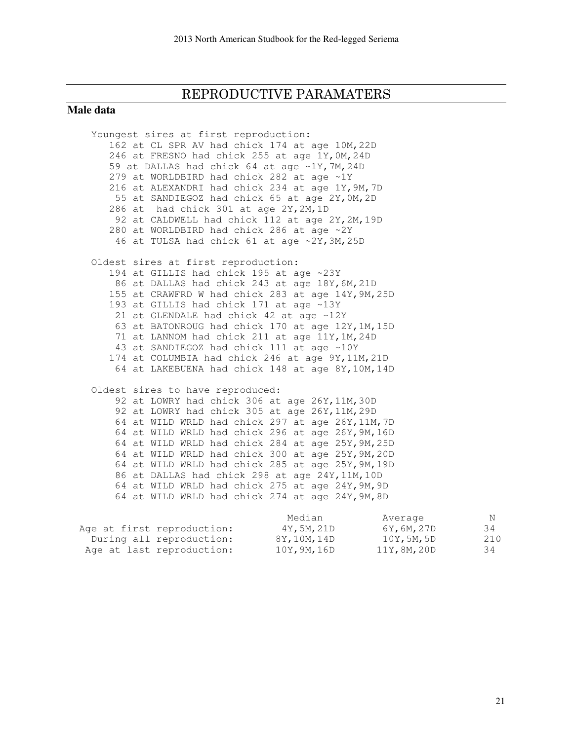# REPRODUCTIVE PARAMATERS

**Male data**

```
Youngest sires at first reproduction:
   162 at CL SPR AV had chick 174 at age 10M,22D
   246 at FRESNO had chick 255 at age 1Y,0M,24D
   59 at DALLAS had chick 64 at age ~1Y,7M,24D
   279 at WORLDBIRD had chick 282 at age ~1Y
   216 at ALEXANDRI had chick 234 at age 1Y,9M,7D
    55 at SANDIEGOZ had chick 65 at age 2Y,0M,2D
   286 at  had chick 301 at age 2Y,2M,1D
    92 at CALDWELL had chick 112 at age 2Y,2M,19D
   280 at WORLDBIRD had chick 286 at age ~2Y
    46 at TULSA had chick 61 at age ~2Y,3M,25D

Oldest sires at first reproduction:
   194 at GILLIS had chick 195 at age ~23Y
    86 at DALLAS had chick 243 at age 18Y,6M,21D
   155 at CRAWFRD W had chick 283 at age 14Y,9M,25D
   193 at GILLIS had chick 171 at age ~13Y
    21 at GLENDALE had chick 42 at age ~12Y
    63 at BATONROUG had chick 170 at age 12Y,1M,15D
    71 at LANNOM had chick 211 at age 11Y,1M,24D
    43 at SANDIEGOZ had chick 111 at age ~10Y
   174 at COLUMBIA had chick 246 at age 9Y,11M,21D
    64 at LAKEBUENA had chick 148 at age 8Y,10M,14D

Oldest sires to have reproduced:
    92 at LOWRY had chick 306 at age 26Y,11M,30D
    92 at LOWRY had chick 305 at age 26Y,11M,29D
    64 at WILD WRLD had chick 297 at age 26Y,11M,7D
    64 at WILD WRLD had chick 296 at age 26Y,9M,16D
    64 at WILD WRLD had chick 284 at age 25Y,9M,25D
    64 at WILD WRLD had chick 300 at age 25Y,9M,20D
    64 at WILD WRLD had chick 285 at age 25Y,9M,19D
    86 at DALLAS had chick 298 at age 24Y,11M,10D
    64 at WILD WRLD had chick 275 at age 24Y,9M,9D
    64 at WILD WRLD had chick 274 at age 24Y,9M,8D
```

| | Median | Average | N |
|---|---|---|---|
| Age at first reproduction: | 4Y,5M,21D | 6Y,6M,27D | 34 |
| During all reproduction: | 8Y,10M,14D | 10Y,5M,5D | 210 |
| Age at last reproduction: | 10Y,9M,16D | 11Y,8M,20D | 34 |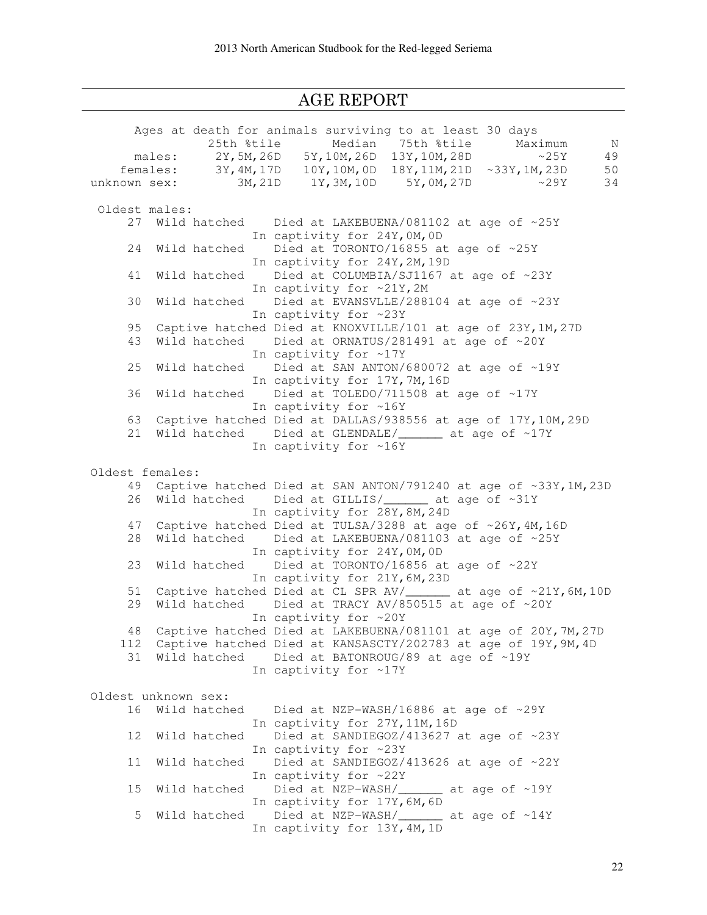# AGE REPORT

```
      Ages at death for animals surviving to at least 30 days
              25th %tile       Median   75th %tile      Maximum     N
       males:    2Y,5M,26D   5Y,10M,26D  13Y,10M,28D        ~25Y    49
     females:    3Y,4M,17D   10Y,10M,0D  18Y,11M,21D  ~33Y,1M,23D   50
unknown sex:        3M,21D    1Y,3M,10D    5Y,0M,27D        ~29Y    34

 Oldest males:
     27  Wild hatched    Died at LAKEBUENA/081102 at age of ~25Y
                      In captivity for 24Y,0M,0D
     24  Wild hatched    Died at TORONTO/16855 at age of ~25Y
                      In captivity for 24Y,2M,19D
     41  Wild hatched    Died at COLUMBIA/SJ1167 at age of ~23Y
                      In captivity for ~21Y,2M
     30  Wild hatched    Died at EVANSVLLE/288104 at age of ~23Y
                      In captivity for ~23Y
     95  Captive hatched Died at KNOXVILLE/101 at age of 23Y,1M,27D
     43  Wild hatched    Died at ORNATUS/281491 at age of ~20Y
                      In captivity for ~17Y
     25  Wild hatched    Died at SAN ANTON/680072 at age of ~19Y
                      In captivity for 17Y,7M,16D
     36  Wild hatched    Died at TOLEDO/711508 at age of ~17Y
                      In captivity for ~16Y
     63  Captive hatched Died at DALLAS/938556 at age of 17Y,10M,29D
     21  Wild hatched    Died at GLENDALE/______ at age of ~17Y
                      In captivity for ~16Y

Oldest females:
     49  Captive hatched Died at SAN ANTON/791240 at age of ~33Y,1M,23D
     26  Wild hatched    Died at GILLIS/______ at age of ~31Y
                      In captivity for 28Y,8M,24D
     47  Captive hatched Died at TULSA/3288 at age of ~26Y,4M,16D
     28  Wild hatched    Died at LAKEBUENA/081103 at age of ~25Y
                      In captivity for 24Y,0M,0D
     23  Wild hatched    Died at TORONTO/16856 at age of ~22Y
                      In captivity for 21Y,6M,23D
     51  Captive hatched Died at CL SPR AV/______ at age of ~21Y,6M,10D
     29  Wild hatched    Died at TRACY AV/850515 at age of ~20Y
                      In captivity for ~20Y
     48  Captive hatched Died at LAKEBUENA/081101 at age of 20Y,7M,27D
    112  Captive hatched Died at KANSASCTY/202783 at age of 19Y,9M,4D
     31  Wild hatched    Died at BATONROUG/89 at age of ~19Y
                      In captivity for ~17Y

Oldest unknown sex:
     16  Wild hatched    Died at NZP-WASH/16886 at age of ~29Y
                      In captivity for 27Y,11M,16D
     12  Wild hatched    Died at SANDIEGOZ/413627 at age of ~23Y
                      In captivity for ~23Y
     11  Wild hatched    Died at SANDIEGOZ/413626 at age of ~22Y
                      In captivity for ~22Y
     15  Wild hatched    Died at NZP-WASH/______ at age of ~19Y
                      In captivity for 17Y,6M,6D
      5  Wild hatched    Died at NZP-WASH/______ at age of ~14Y
                      In captivity for 13Y,4M,1D
```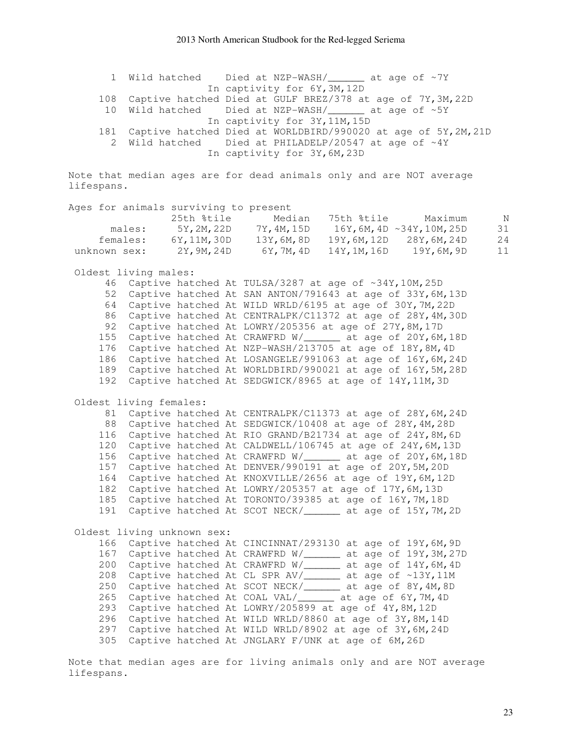```
  1  Wild hatched    Died at NZP-WASH/______ at age of ~7Y
                     In captivity for 6Y,3M,12D
108  Captive hatched Died at GULF BREZ/378 at age of 7Y,3M,22D
 10  Wild hatched    Died at NZP-WASH/______ at age of ~5Y
                     In captivity for 3Y,11M,15D
181  Captive hatched Died at WORLDBIRD/990020 at age of 5Y,2M,21D
  2  Wild hatched    Died at PHILADELP/20547 at age of ~4Y
                     In captivity for 3Y,6M,23D
```

Note that median ages are for dead animals only and are NOT average lifespans.

Ages for animals surviving to present

| | 25th %tile | Median | 75th %tile | Maximum | N |
|---|---|---|---|---|---|
| males: | 5Y,2M,22D | 7Y,4M,15D | 16Y,6M,4D | ~34Y,10M,25D | 31 |
| females: | 6Y,11M,30D | 13Y,6M,8D | 19Y,6M,12D | 28Y,6M,24D | 24 |
| unknown sex: | 2Y,9M,24D | 6Y,7M,4D | 14Y,1M,16D | 19Y,6M,9D | 11 |

Oldest living males:

```
 46  Captive hatched At TULSA/3287 at age of ~34Y,10M,25D
 52  Captive hatched At SAN ANTON/791643 at age of 33Y,6M,13D
 64  Captive hatched At WILD WRLD/6195 at age of 30Y,7M,22D
 86  Captive hatched At CENTRALPK/C11372 at age of 28Y,4M,30D
 92  Captive hatched At LOWRY/205356 at age of 27Y,8M,17D
155  Captive hatched At CRAWFRD W/______ at age of 20Y,6M,18D
176  Captive hatched At NZP-WASH/213705 at age of 18Y,8M,4D
186  Captive hatched At LOSANGELE/991063 at age of 16Y,6M,24D
189  Captive hatched At WORLDBIRD/990021 at age of 16Y,5M,28D
192  Captive hatched At SEDGWICK/8965 at age of 14Y,11M,3D
```

Oldest living females:

```
 81  Captive hatched At CENTRALPK/C11373 at age of 28Y,6M,24D
 88  Captive hatched At SEDGWICK/10408 at age of 28Y,4M,28D
116  Captive hatched At RIO GRAND/B21734 at age of 24Y,8M,6D
120  Captive hatched At CALDWELL/106745 at age of 24Y,6M,13D
156  Captive hatched At CRAWFRD W/______ at age of 20Y,6M,18D
157  Captive hatched At DENVER/990191 at age of 20Y,5M,20D
164  Captive hatched At KNOXVILLE/2656 at age of 19Y,6M,12D
182  Captive hatched At LOWRY/205357 at age of 17Y,6M,13D
185  Captive hatched At TORONTO/39385 at age of 16Y,7M,18D
191  Captive hatched At SCOT NECK/______ at age of 15Y,7M,2D
```

Oldest living unknown sex:

```
166  Captive hatched At CINCINNAT/293130 at age of 19Y,6M,9D
167  Captive hatched At CRAWFRD W/______ at age of 19Y,3M,27D
200  Captive hatched At CRAWFRD W/______ at age of 14Y,6M,4D
208  Captive hatched At CL SPR AV/______ at age of ~13Y,11M
250  Captive hatched At SCOT NECK/______ at age of 8Y,4M,8D
265  Captive hatched At COAL VAL/______ at age of 6Y,7M,4D
293  Captive hatched At LOWRY/205899 at age of 4Y,8M,12D
296  Captive hatched At WILD WRLD/8860 at age of 3Y,8M,14D
297  Captive hatched At WILD WRLD/8902 at age of 3Y,6M,24D
305  Captive hatched At JNGLARY F/UNK at age of 6M,26D
```

Note that median ages are for living animals only and are NOT average lifespans.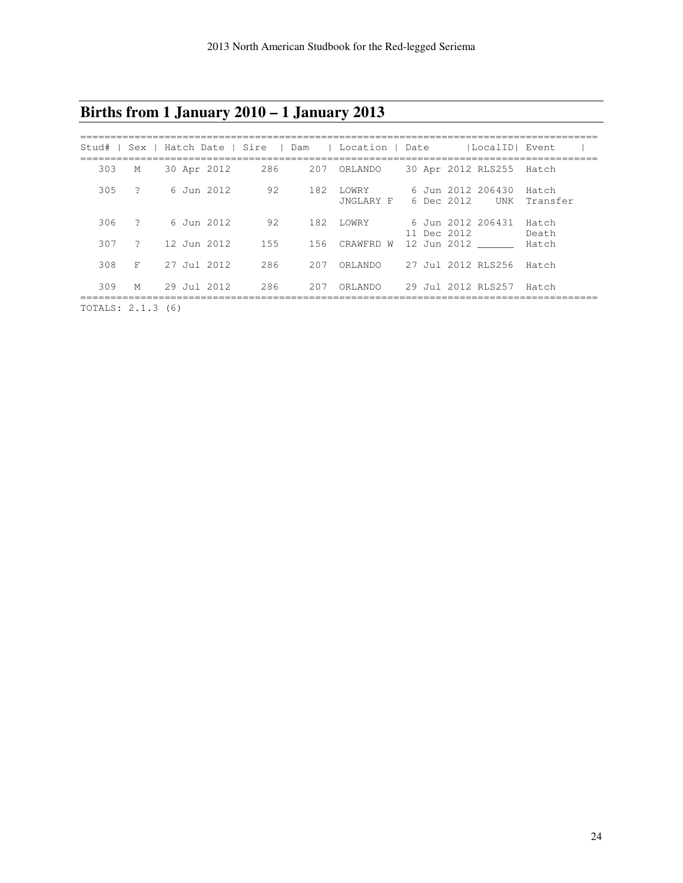# Births from 1 January 2010 – 1 January 2013

| Stud# | Sex | Hatch Date | Sire | Dam | Location | Date | LocalID | Event |
|---|---|---|---|---|---|---|---|---|
| 303 | M | 30 Apr 2012 | 286 | 207 | ORLANDO | 30 Apr 2012 | RLS255 | Hatch |
| 305 | ? | 6 Jun 2012 | 92 | 182 | LOWRY | 6 Jun 2012 | 206430 | Hatch |
| | | | | | JNGLARY F | 6 Dec 2012 | UNK | Transfer |
| 306 | ? | 6 Jun 2012 | 92 | 182 | LOWRY | 6 Jun 2012 | 206431 | Hatch |
| | | | | | | 11 Dec 2012 | | Death |
| 307 | ? | 12 Jun 2012 | 155 | 156 | CRAWFRD W | 12 Jun 2012 | ______ | Hatch |
| 308 | F | 27 Jul 2012 | 286 | 207 | ORLANDO | 27 Jul 2012 | RLS256 | Hatch |
| 309 | M | 29 Jul 2012 | 286 | 207 | ORLANDO | 29 Jul 2012 | RLS257 | Hatch |

TOTALS: 2.1.3 (6)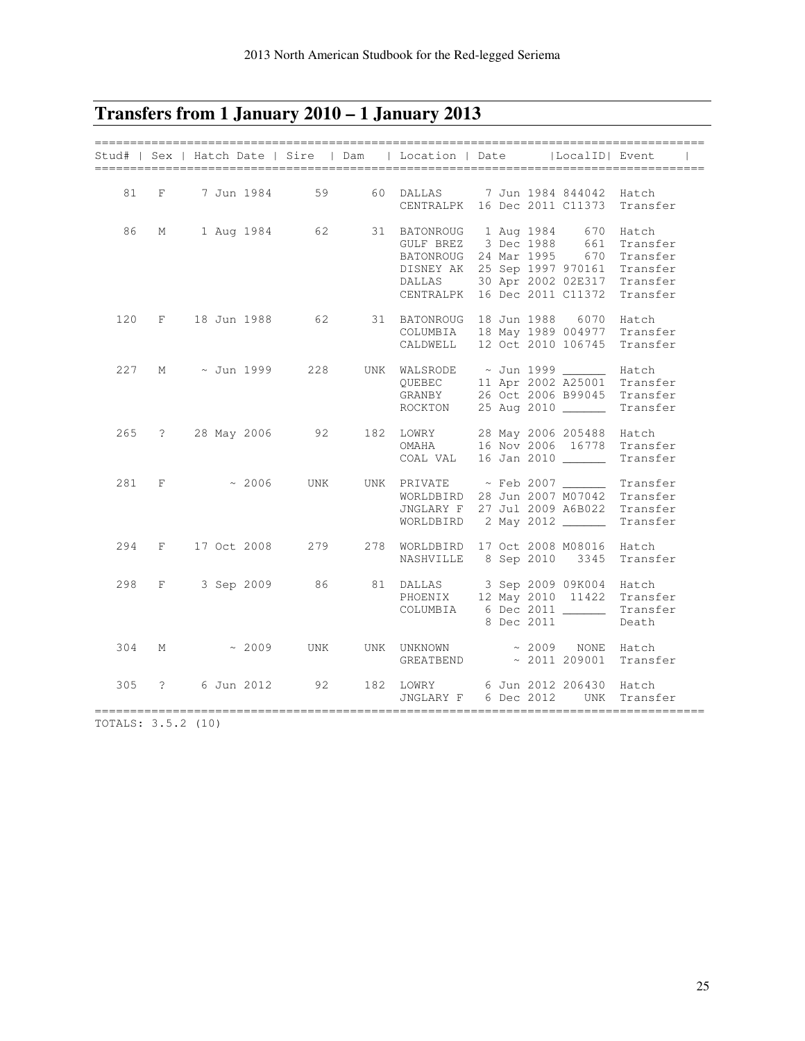## Transfers from 1 January 2010 – 1 January 2013

| Stud# | Sex | Hatch Date | Sire | Dam | Location | Date | LocalID | Event |
|---|---|---|---|---|---|---|---|---|
| 81 | F | 7 Jun 1984 | 59 | 60 | DALLAS | 7 Jun 1984 | 844042 | Hatch |
| | | | | | CENTRALPK | 16 Dec 2011 | C11373 | Transfer |
| 86 | M | 1 Aug 1984 | 62 | 31 | BATONROUG | 1 Aug 1984 | 670 | Hatch |
| | | | | | GULF BREZ | 3 Dec 1988 | 661 | Transfer |
| | | | | | BATONROUG | 24 Mar 1995 | 670 | Transfer |
| | | | | | DISNEY AK | 25 Sep 1997 | 970161 | Transfer |
| | | | | | DALLAS | 30 Apr 2002 | 02E317 | Transfer |
| | | | | | CENTRALPK | 16 Dec 2011 | C11372 | Transfer |
| 120 | F | 18 Jun 1988 | 62 | 31 | BATONROUG | 18 Jun 1988 | 6070 | Hatch |
| | | | | | COLUMBIA | 18 May 1989 | 004977 | Transfer |
| | | | | | CALDWELL | 12 Oct 2010 | 106745 | Transfer |
| 227 | M | ~ Jun 1999 | 228 | UNK | WALSRODE | ~ Jun 1999 | ______ | Hatch |
| | | | | | QUEBEC | 11 Apr 2002 | A25001 | Transfer |
| | | | | | GRANBY | 26 Oct 2006 | B99045 | Transfer |
| | | | | | ROCKTON | 25 Aug 2010 | ______ | Transfer |
| 265 | ? | 28 May 2006 | 92 | 182 | LOWRY | 28 May 2006 | 205488 | Hatch |
| | | | | | OMAHA | 16 Nov 2006 | 16778 | Transfer |
| | | | | | COAL VAL | 16 Jan 2010 | ______ | Transfer |
| 281 | F | ~ 2006 | UNK | UNK | PRIVATE | ~ Feb 2007 | ______ | Transfer |
| | | | | | WORLDBIRD | 28 Jun 2007 | M07042 | Transfer |
| | | | | | JNGLARY F | 27 Jul 2009 | A6B022 | Transfer |
| | | | | | WORLDBIRD | 2 May 2012 | ______ | Transfer |
| 294 | F | 17 Oct 2008 | 279 | 278 | WORLDBIRD | 17 Oct 2008 | M08016 | Hatch |
| | | | | | NASHVILLE | 8 Sep 2010 | 3345 | Transfer |
| 298 | F | 3 Sep 2009 | 86 | 81 | DALLAS | 3 Sep 2009 | 09K004 | Hatch |
| | | | | | PHOENIX | 12 May 2010 | 11422 | Transfer |
| | | | | | COLUMBIA | 6 Dec 2011 | ______ | Transfer |
| | | | | | | 8 Dec 2011 | | Death |
| 304 | M | ~ 2009 | UNK | UNK | UNKNOWN | ~ 2009 | NONE | Hatch |
| | | | | | GREATBEND | ~ 2011 | 209001 | Transfer |
| 305 | ? | 6 Jun 2012 | 92 | 182 | LOWRY | 6 Jun 2012 | 206430 | Hatch |
| | | | | | JNGLARY F | 6 Dec 2012 | UNK | Transfer |

TOTALS: 3.5.2 (10)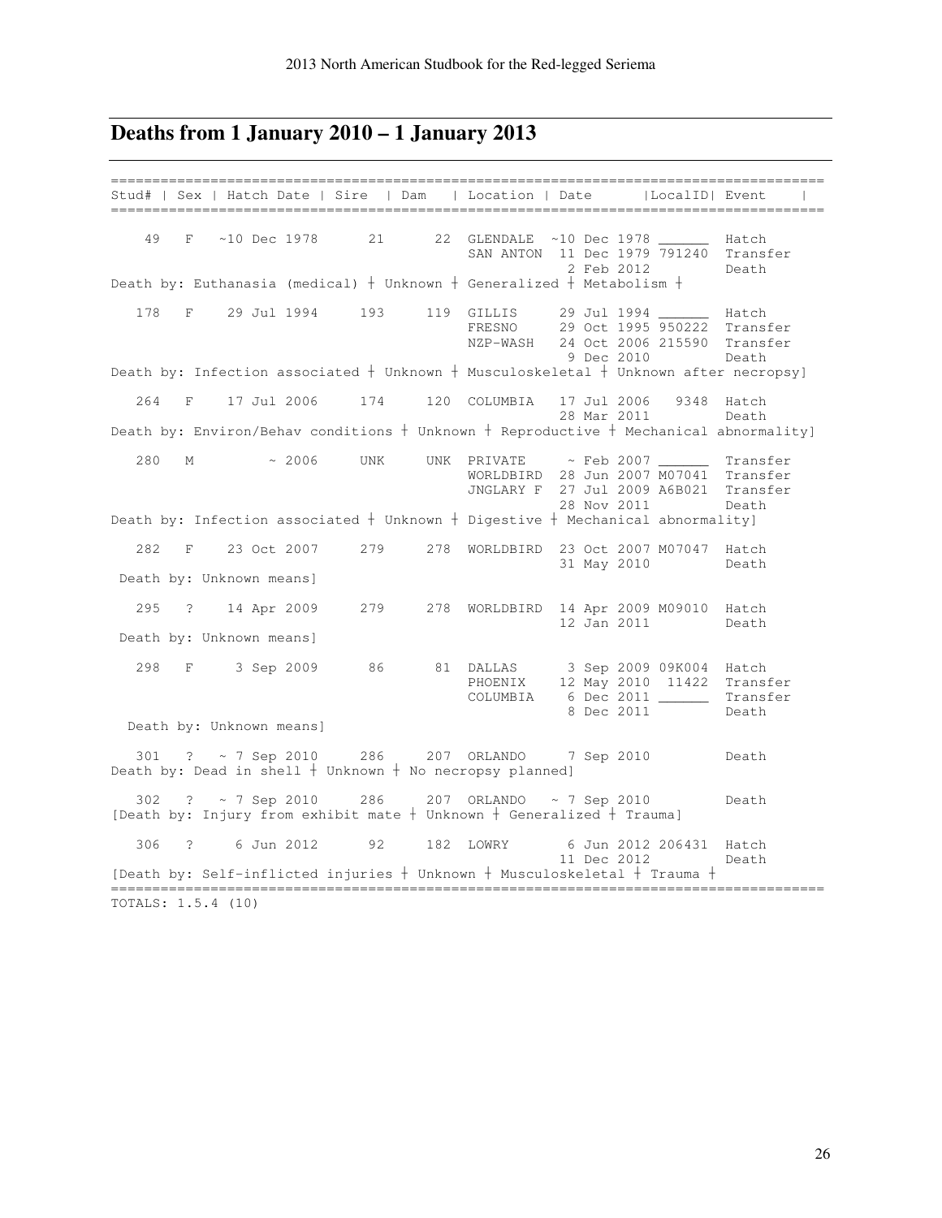## Deaths from 1 January 2010 – 1 January 2013

```
=========================================================================================
Stud# | Sex | Hatch Date | Sire  | Dam   | Location | Date      |LocalID| Event     |
=========================================================================================

   49   F   ~10 Dec 1978     21      22  GLENDALE  ~10 Dec 1978 ______  Hatch
                                         SAN ANTON  11 Dec 1979 791240  Transfer
                                                     2 Feb 2012         Death
Death by: Euthanasia (medical) ǂ Unknown ǂ Generalized ǂ Metabolism ǂ

  178   F    29 Jul 1994    193     119  GILLIS     29 Jul 1994 ______  Hatch
                                         FRESNO     29 Oct 1995 950222  Transfer
                                         NZP-WASH   24 Oct 2006 215590  Transfer
                                                     9 Dec 2010         Death
Death by: Infection associated ǂ Unknown ǂ Musculoskeletal ǂ Unknown after necropsy]

  264   F    17 Jul 2006    174     120  COLUMBIA   17 Jul 2006   9348  Hatch
                                                    28 Mar 2011         Death
Death by: Environ/Behav conditions ǂ Unknown ǂ Reproductive ǂ Mechanical abnormality]

  280   M        ~ 2006     UNK     UNK  PRIVATE     ~ Feb 2007 ______  Transfer
                                         WORLDBIRD  28 Jun 2007 M07041  Transfer
                                         JNGLARY F  27 Jul 2009 A6B021  Transfer
                                                    28 Nov 2011         Death
Death by: Infection associated ǂ Unknown ǂ Digestive ǂ Mechanical abnormality]

  282   F    23 Oct 2007    279     278  WORLDBIRD  23 Oct 2007 M07047  Hatch
                                                    31 May 2010         Death
 Death by: Unknown means]

  295   ?    14 Apr 2009    279     278  WORLDBIRD  14 Apr 2009 M09010  Hatch
                                                    12 Jan 2011         Death
 Death by: Unknown means]

  298   F     3 Sep 2009     86      81  DALLAS      3 Sep 2009 09K004  Hatch
                                         PHOENIX    12 May 2010  11422  Transfer
                                         COLUMBIA    6 Dec 2011 ______  Transfer
                                                     8 Dec 2011         Death
  Death by: Unknown means]

  301   ?   ~ 7 Sep 2010    286     207  ORLANDO     7 Sep 2010         Death
Death by: Dead in shell ǂ Unknown ǂ No necropsy planned]

  302   ?   ~ 7 Sep 2010    286     207  ORLANDO   ~ 7 Sep 2010         Death
[Death by: Injury from exhibit mate ǂ Unknown ǂ Generalized ǂ Trauma]

  306   ?     6 Jun 2012     92     182  LOWRY       6 Jun 2012 206431  Hatch
                                                    11 Dec 2012         Death
[Death by: Self-inflicted injuries ǂ Unknown ǂ Musculoskeletal ǂ Trauma ǂ
=========================================================================================
TOTALS: 1.5.4 (10)
```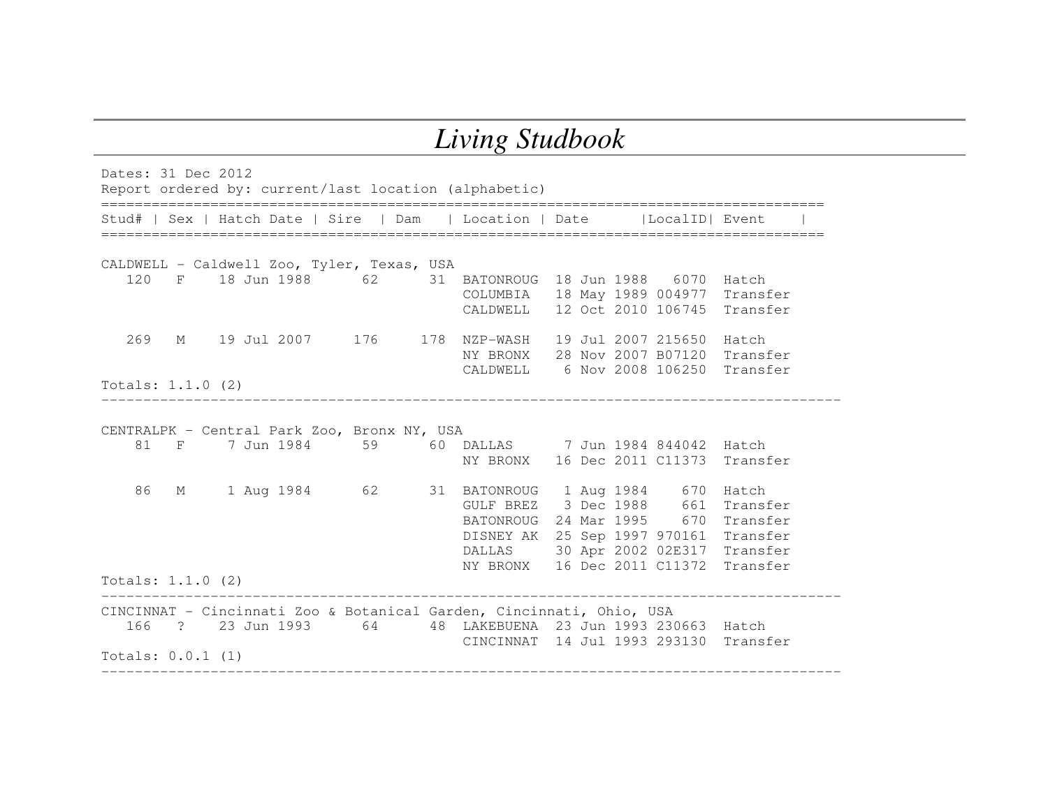# *Living Studbook*

Dates: 31 Dec 2012
Report ordered by: current/last location (alphabetic)

| Stud# | Sex | Hatch Date | Sire | Dam | Location | Date | LocalID | Event |
|---|---|---|---|---|---|---|---|---|
| **CALDWELL - Caldwell Zoo, Tyler, Texas, USA** | | | | | | | | |
| 120 | F | 18 Jun 1988 | 62 | 31 | BATONROUG | 18 Jun 1988 | 6070 | Hatch |
| | | | | | COLUMBIA | 18 May 1989 | 004977 | Transfer |
| | | | | | CALDWELL | 12 Oct 2010 | 106745 | Transfer |
| 269 | M | 19 Jul 2007 | 176 | 178 | NZP-WASH | 19 Jul 2007 | 215650 | Hatch |
| | | | | | NY BRONX | 28 Nov 2007 | B07120 | Transfer |
| | | | | | CALDWELL | 6 Nov 2008 | 106250 | Transfer |
| Totals: 1.1.0 (2) | | | | | | | | |
| **CENTRALPK - Central Park Zoo, Bronx NY, USA** | | | | | | | | |
| 81 | F | 7 Jun 1984 | 59 | 60 | DALLAS | 7 Jun 1984 | 844042 | Hatch |
| | | | | | NY BRONX | 16 Dec 2011 | C11373 | Transfer |
| 86 | M | 1 Aug 1984 | 62 | 31 | BATONROUG | 1 Aug 1984 | 670 | Hatch |
| | | | | | GULF BREZ | 3 Dec 1988 | 661 | Transfer |
| | | | | | BATONROUG | 24 Mar 1995 | 670 | Transfer |
| | | | | | DISNEY AK | 25 Sep 1997 | 970161 | Transfer |
| | | | | | DALLAS | 30 Apr 2002 | 02E317 | Transfer |
| | | | | | NY BRONX | 16 Dec 2011 | C11372 | Transfer |
| Totals: 1.1.0 (2) | | | | | | | | |
| **CINCINNAT - Cincinnati Zoo & Botanical Garden, Cincinnati, Ohio, USA** | | | | | | | | |
| 166 | ? | 23 Jun 1993 | 64 | 48 | LAKEBUENA | 23 Jun 1993 | 230663 | Hatch |
| | | | | | CINCINNAT | 14 Jul 1993 | 293130 | Transfer |
| Totals: 0.0.1 (1) | | | | | | | | |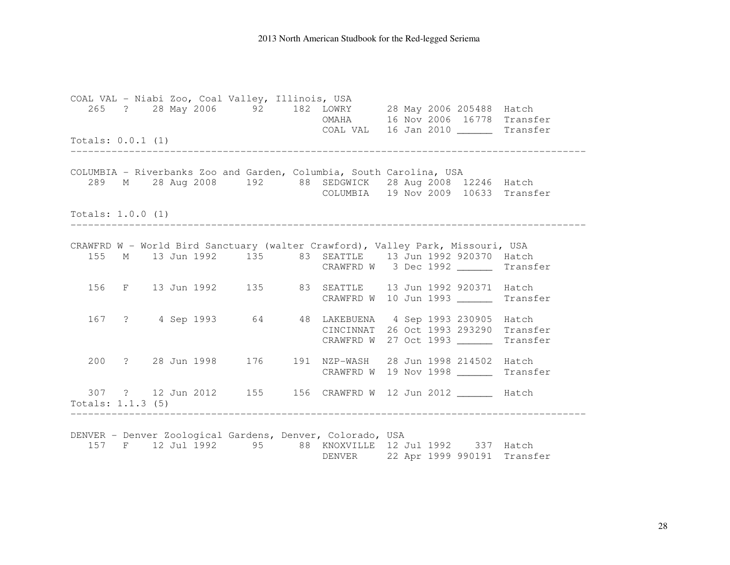```
COAL VAL - Niabi Zoo, Coal Valley, Illinois, USA
   265   ?    28 May 2006      92     182  LOWRY      28 May 2006 205488  Hatch
                                           OMAHA      16 Nov 2006  16778  Transfer
                                           COAL VAL   16 Jan 2010 ______  Transfer
Totals: 0.0.1 (1)
-------------------------------------------------------------------------------------

COLUMBIA - Riverbanks Zoo and Garden, Columbia, South Carolina, USA
   289   M    28 Aug 2008     192      88  SEDGWICK   28 Aug 2008  12246  Hatch
                                           COLUMBIA   19 Nov 2009  10633  Transfer

Totals: 1.0.0 (1)
-------------------------------------------------------------------------------------

CRAWFRD W - World Bird Sanctuary (walter Crawford), Valley Park, Missouri, USA
   155   M    13 Jun 1992     135      83  SEATTLE    13 Jun 1992 920370  Hatch
                                           CRAWFRD W   3 Dec 1992 ______  Transfer

   156   F    13 Jun 1992     135      83  SEATTLE    13 Jun 1992 920371  Hatch
                                           CRAWFRD W  10 Jun 1993 ______  Transfer

   167   ?     4 Sep 1993      64      48  LAKEBUENA   4 Sep 1993 230905  Hatch
                                           CINCINNAT  26 Oct 1993 293290  Transfer
                                           CRAWFRD W  27 Oct 1993 ______  Transfer

   200   ?    28 Jun 1998     176     191  NZP-WASH   28 Jun 1998 214502  Hatch
                                           CRAWFRD W  19 Nov 1998 ______  Transfer

   307   ?    12 Jun 2012     155     156  CRAWFRD W  12 Jun 2012 ______  Hatch
Totals: 1.1.3 (5)
-------------------------------------------------------------------------------------

DENVER - Denver Zoological Gardens, Denver, Colorado, USA
   157   F    12 Jul 1992      95      88  KNOXVILLE  12 Jul 1992    337  Hatch
                                           DENVER     22 Apr 1999 990191  Transfer
```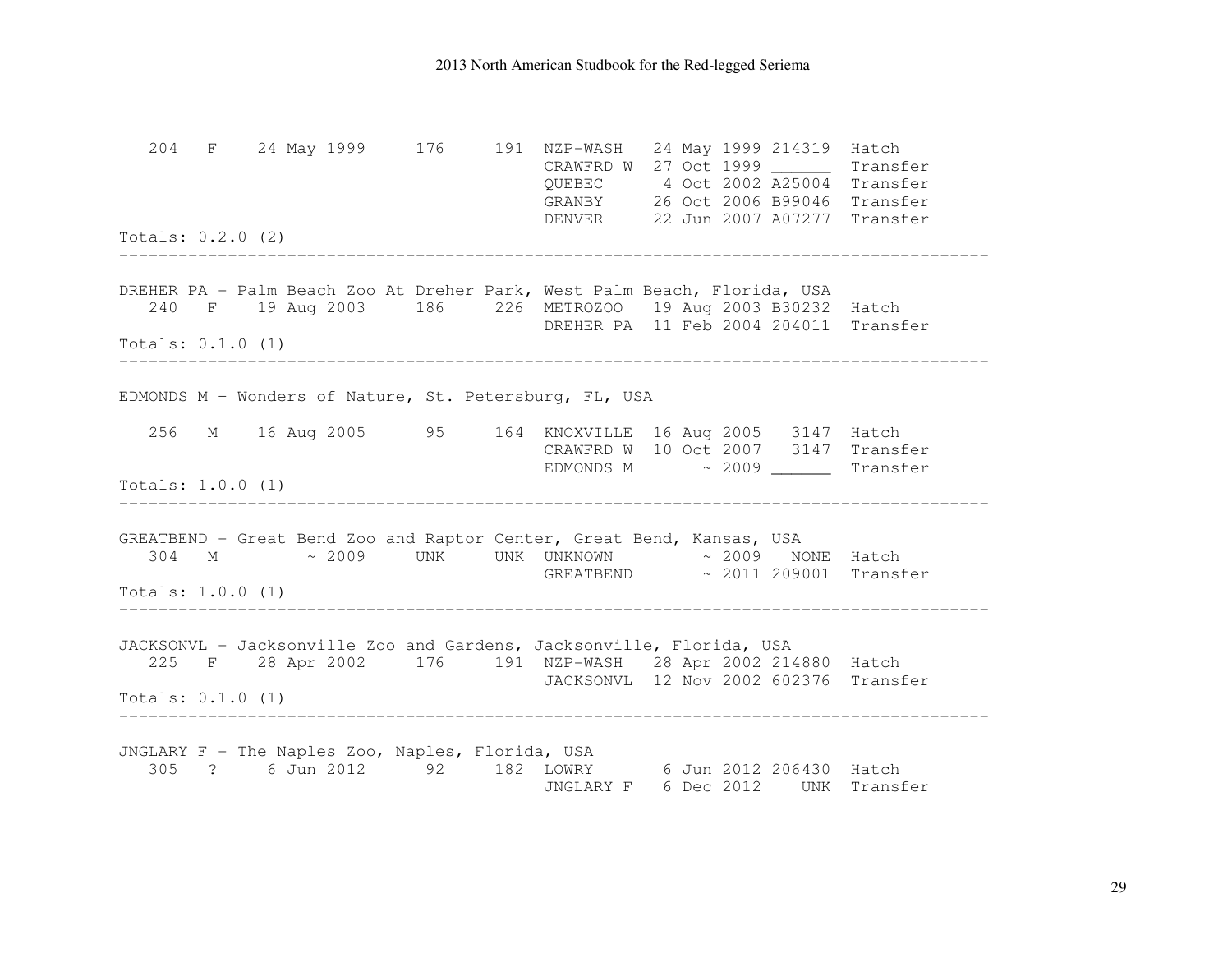```
   204   F    24 May 1999     176     191  NZP-WASH   24 May 1999 214319  Hatch
                                           CRAWFRD W  27 Oct 1999 ______  Transfer
                                           QUEBEC      4 Oct 2002 A25004  Transfer
                                           GRANBY     26 Oct 2006 B99046  Transfer
                                           DENVER     22 Jun 2007 A07277  Transfer
Totals: 0.2.0 (2)
-------------------------------------------------------------------------------------

DREHER PA - Palm Beach Zoo At Dreher Park, West Palm Beach, Florida, USA
   240   F    19 Aug 2003     186     226  METROZOO   19 Aug 2003 B30232  Hatch
                                           DREHER PA  11 Feb 2004 204011  Transfer
Totals: 0.1.0 (1)
-------------------------------------------------------------------------------------

EDMONDS M - Wonders of Nature, St. Petersburg, FL, USA

   256   M    16 Aug 2005      95     164  KNOXVILLE  16 Aug 2005   3147  Hatch
                                           CRAWFRD W  10 Oct 2007   3147  Transfer
                                           EDMONDS M       ~ 2009 ______  Transfer
Totals: 1.0.0 (1)
-------------------------------------------------------------------------------------

GREATBEND - Great Bend Zoo and Raptor Center, Great Bend, Kansas, USA
   304   M         ~ 2009     UNK     UNK  UNKNOWN         ~ 2009   NONE  Hatch
                                           GREATBEND       ~ 2011 209001  Transfer
Totals: 1.0.0 (1)
-------------------------------------------------------------------------------------

JACKSONVL - Jacksonville Zoo and Gardens, Jacksonville, Florida, USA
   225   F    28 Apr 2002     176     191  NZP-WASH   28 Apr 2002 214880  Hatch
                                           JACKSONVL  12 Nov 2002 602376  Transfer
Totals: 0.1.0 (1)
-------------------------------------------------------------------------------------

JNGLARY F - The Naples Zoo, Naples, Florida, USA
   305   ?     6 Jun 2012      92     182  LOWRY       6 Jun 2012 206430  Hatch
                                           JNGLARY F   6 Dec 2012    UNK  Transfer
```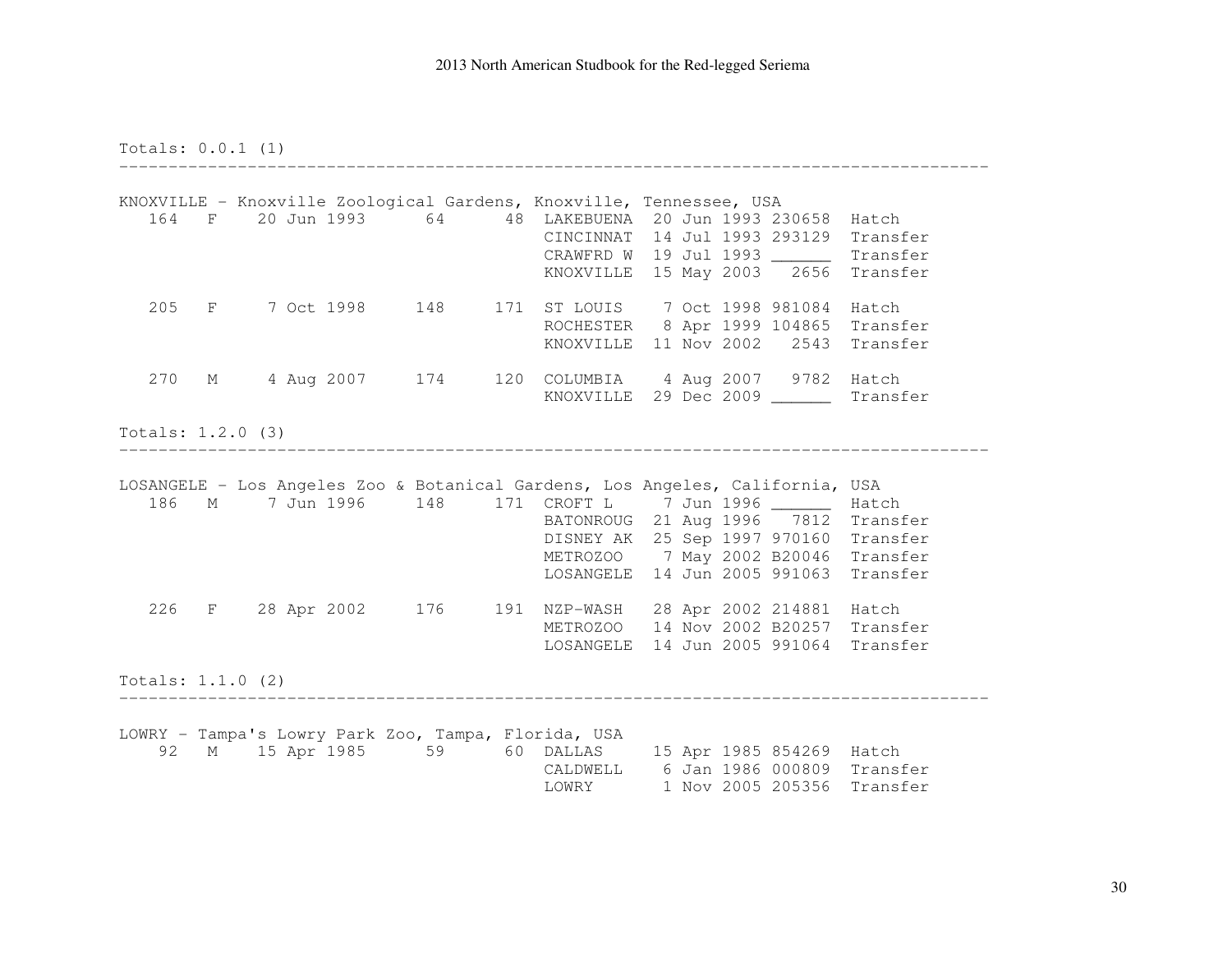Totals: 0.0.1 (1)

---

KNOXVILLE - Knoxville Zoological Gardens, Knoxville, Tennessee, USA

```
   164   F    20 Jun 1993      64      48  LAKEBUENA  20 Jun 1993 230658  Hatch
                                           CINCINNAT  14 Jul 1993 293129  Transfer
                                           CRAWFRD W  19 Jul 1993 ______  Transfer
                                           KNOXVILLE  15 May 2003   2656  Transfer

   205   F     7 Oct 1998     148     171  ST LOUIS    7 Oct 1998 981084  Hatch
                                           ROCHESTER   8 Apr 1999 104865  Transfer
                                           KNOXVILLE  11 Nov 2002   2543  Transfer

   270   M     4 Aug 2007     174     120  COLUMBIA    4 Aug 2007   9782  Hatch
                                           KNOXVILLE  29 Dec 2009 ______  Transfer
```

Totals: 1.2.0 (3)

---

LOSANGELE - Los Angeles Zoo & Botanical Gardens, Los Angeles, California, USA

```
   186   M     7 Jun 1996     148     171  CROFT L     7 Jun 1996 ______  Hatch
                                           BATONROUG  21 Aug 1996   7812  Transfer
                                           DISNEY AK  25 Sep 1997 970160  Transfer
                                           METROZOO    7 May 2002 B20046  Transfer
                                           LOSANGELE  14 Jun 2005 991063  Transfer

   226   F    28 Apr 2002     176     191  NZP-WASH   28 Apr 2002 214881  Hatch
                                           METROZOO   14 Nov 2002 B20257  Transfer
                                           LOSANGELE  14 Jun 2005 991064  Transfer
```

Totals: 1.1.0 (2)

---

LOWRY - Tampa's Lowry Park Zoo, Tampa, Florida, USA

```
    92   M    15 Apr 1985      59      60  DALLAS     15 Apr 1985 854269  Hatch
                                           CALDWELL    6 Jan 1986 000809  Transfer
                                           LOWRY       1 Nov 2005 205356  Transfer
```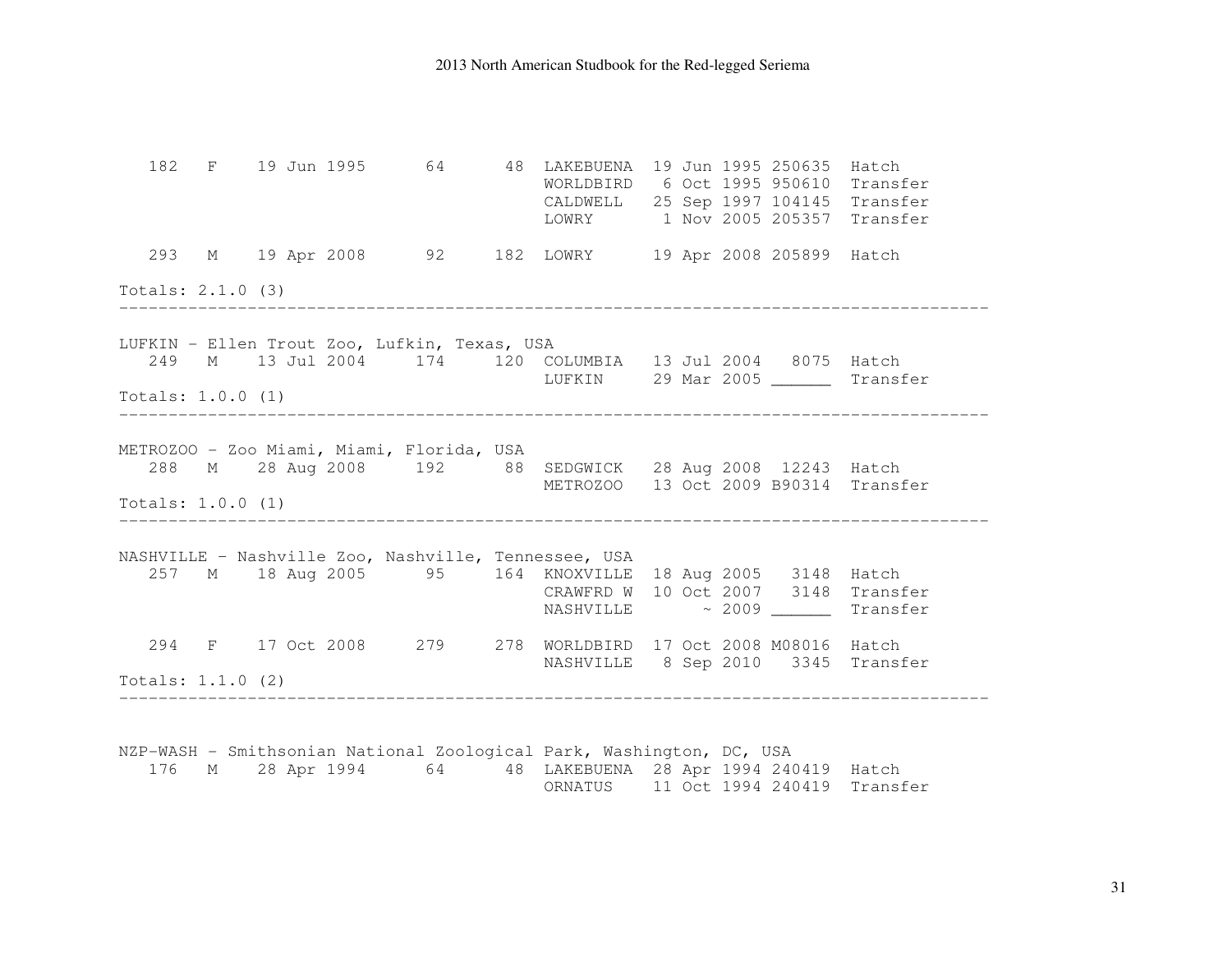```
   182   F    19 Jun 1995      64      48  LAKEBUENA  19 Jun 1995 250635  Hatch
                                           WORLDBIRD   6 Oct 1995 950610  Transfer
                                           CALDWELL   25 Sep 1997 104145  Transfer
                                           LOWRY       1 Nov 2005 205357  Transfer

   293   M    19 Apr 2008      92     182  LOWRY      19 Apr 2008 205899  Hatch

Totals: 2.1.0 (3)
-----------------------------------------------------------------------------------

LUFKIN - Ellen Trout Zoo, Lufkin, Texas, USA
   249   M    13 Jul 2004     174     120  COLUMBIA   13 Jul 2004   8075  Hatch
                                           LUFKIN     29 Mar 2005 ______  Transfer
Totals: 1.0.0 (1)
-----------------------------------------------------------------------------------

METROZOO - Zoo Miami, Miami, Florida, USA
   288   M    28 Aug 2008     192      88  SEDGWICK   28 Aug 2008  12243  Hatch
                                           METROZOO   13 Oct 2009 B90314  Transfer
Totals: 1.0.0 (1)
-----------------------------------------------------------------------------------

NASHVILLE - Nashville Zoo, Nashville, Tennessee, USA
   257   M    18 Aug 2005      95     164  KNOXVILLE  18 Aug 2005   3148  Hatch
                                           CRAWFRD W  10 Oct 2007   3148  Transfer
                                           NASHVILLE       ~ 2009 ______  Transfer

   294   F    17 Oct 2008     279     278  WORLDBIRD  17 Oct 2008 M08016  Hatch
                                           NASHVILLE   8 Sep 2010   3345  Transfer
Totals: 1.1.0 (2)
-----------------------------------------------------------------------------------


NZP-WASH - Smithsonian National Zoological Park, Washington, DC, USA
   176   M    28 Apr 1994      64      48  LAKEBUENA  28 Apr 1994 240419  Hatch
                                           ORNATUS    11 Oct 1994 240419  Transfer
```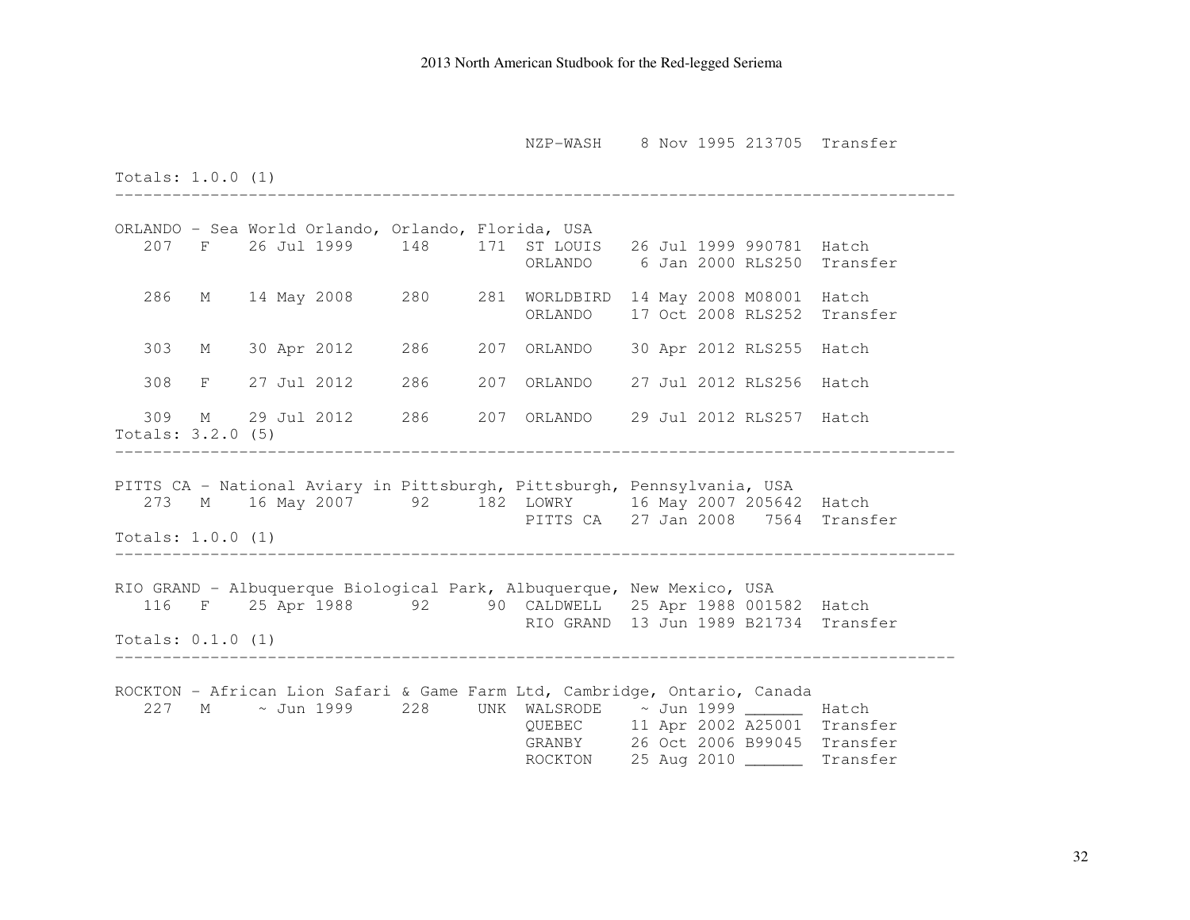```
                                          NZP-WASH    8 Nov 1995 213705  Transfer

Totals: 1.0.0 (1)
-----------------------------------------------------------------------------------

ORLANDO - Sea World Orlando, Orlando, Florida, USA
   207   F    26 Jul 1999     148     171  ST LOUIS   26 Jul 1999 990781  Hatch
                                           ORLANDO     6 Jan 2000 RLS250  Transfer

   286   M    14 May 2008     280     281  WORLDBIRD  14 May 2008 M08001  Hatch
                                           ORLANDO    17 Oct 2008 RLS252  Transfer

   303   M    30 Apr 2012     286     207  ORLANDO    30 Apr 2012 RLS255  Hatch

   308   F    27 Jul 2012     286     207  ORLANDO    27 Jul 2012 RLS256  Hatch

   309   M    29 Jul 2012     286     207  ORLANDO    29 Jul 2012 RLS257  Hatch
Totals: 3.2.0 (5)
-----------------------------------------------------------------------------------

PITTS CA - National Aviary in Pittsburgh, Pittsburgh, Pennsylvania, USA
   273   M    16 May 2007      92     182  LOWRY      16 May 2007 205642  Hatch
                                           PITTS CA   27 Jan 2008   7564  Transfer
Totals: 1.0.0 (1)
-----------------------------------------------------------------------------------

RIO GRAND - Albuquerque Biological Park, Albuquerque, New Mexico, USA
   116   F    25 Apr 1988      92      90  CALDWELL   25 Apr 1988 001582  Hatch
                                           RIO GRAND  13 Jun 1989 B21734  Transfer
Totals: 0.1.0 (1)
-----------------------------------------------------------------------------------

ROCKTON - African Lion Safari & Game Farm Ltd, Cambridge, Ontario, Canada
   227   M     ~ Jun 1999     228     UNK  WALSRODE    ~ Jun 1999 ______  Hatch
                                           QUEBEC     11 Apr 2002 A25001  Transfer
                                           GRANBY     26 Oct 2006 B99045  Transfer
                                           ROCKTON    25 Aug 2010 ______  Transfer
```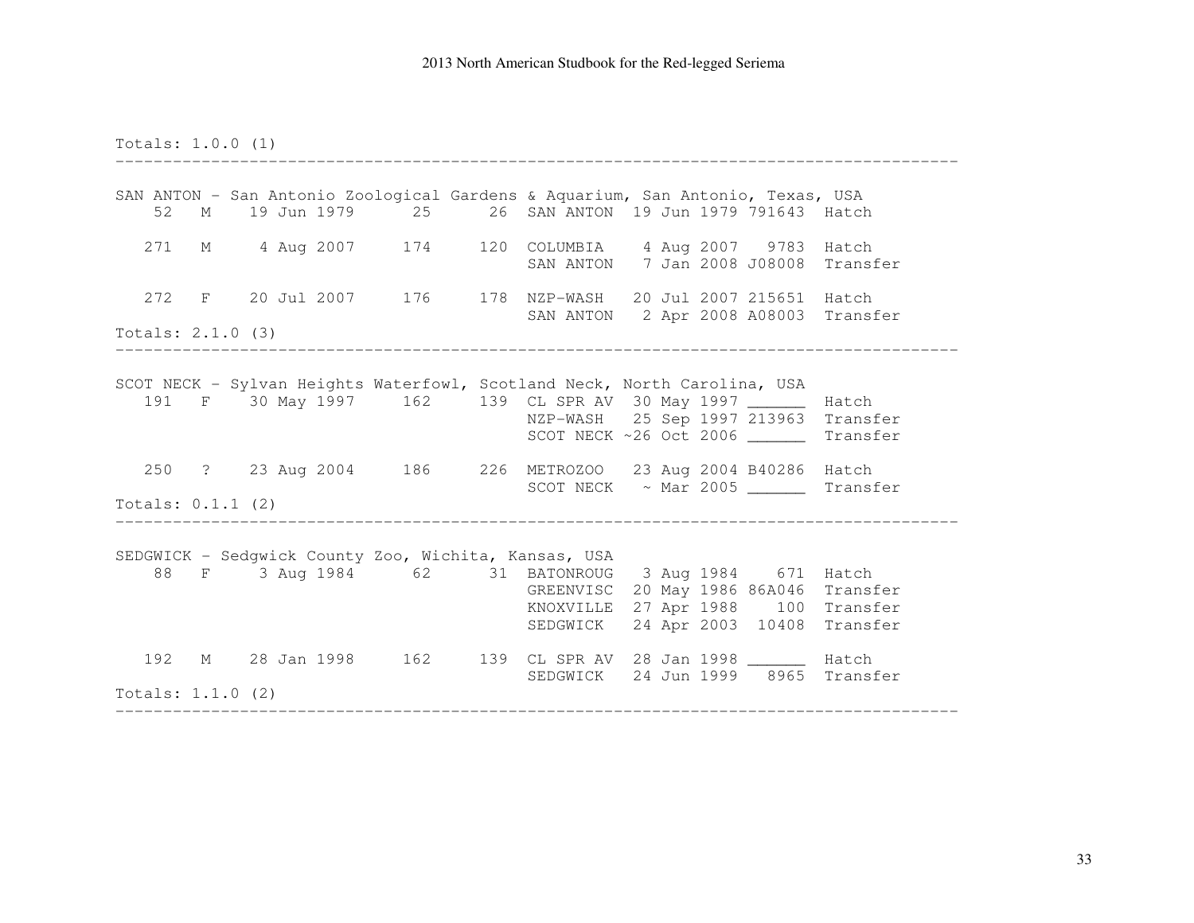Totals: 1.0.0 (1)

---

SAN ANTON - San Antonio Zoological Gardens & Aquarium, San Antonio, Texas, USA

```
    52   M    19 Jun 1979      25      26  SAN ANTON  19 Jun 1979 791643  Hatch

   271   M     4 Aug 2007     174     120  COLUMBIA    4 Aug 2007   9783  Hatch
                                           SAN ANTON   7 Jan 2008 J08008  Transfer

   272   F    20 Jul 2007     176     178  NZP-WASH   20 Jul 2007 215651  Hatch
                                           SAN ANTON   2 Apr 2008 A08003  Transfer
```

Totals: 2.1.0 (3)

---

SCOT NECK - Sylvan Heights Waterfowl, Scotland Neck, North Carolina, USA

```
   191   F    30 May 1997     162     139  CL SPR AV  30 May 1997 ______  Hatch
                                           NZP-WASH   25 Sep 1997 213963  Transfer
                                           SCOT NECK ~26 Oct 2006 ______  Transfer

   250   ?    23 Aug 2004     186     226  METROZOO   23 Aug 2004 B40286  Hatch
                                           SCOT NECK   ~ Mar 2005 ______  Transfer
```

Totals: 0.1.1 (2)

---

SEDGWICK - Sedgwick County Zoo, Wichita, Kansas, USA

```
    88   F     3 Aug 1984      62      31  BATONROUG   3 Aug 1984    671  Hatch
                                           GREENVISC  20 May 1986 86A046  Transfer
                                           KNOXVILLE  27 Apr 1988    100  Transfer
                                           SEDGWICK   24 Apr 2003  10408  Transfer

   192   M    28 Jan 1998     162     139  CL SPR AV  28 Jan 1998 ______  Hatch
                                           SEDGWICK   24 Jun 1999   8965  Transfer
```

Totals: 1.1.0 (2)

---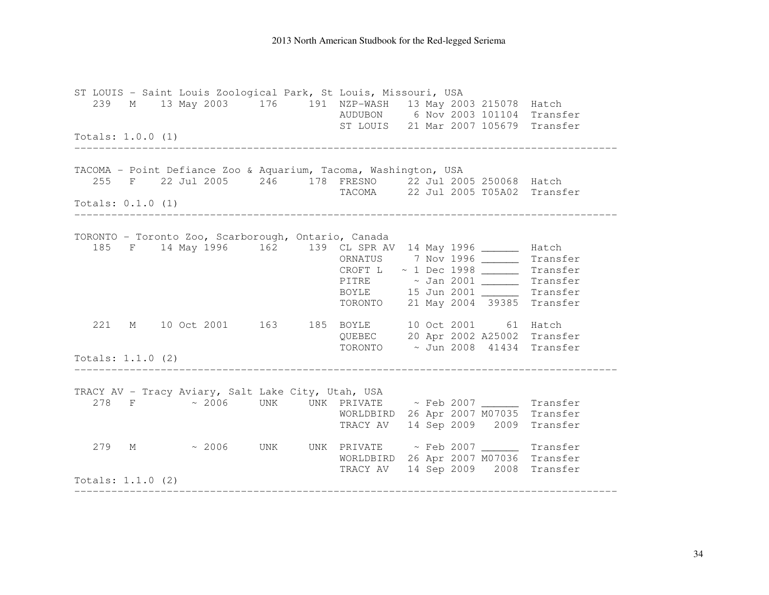```
ST LOUIS - Saint Louis Zoological Park, St Louis, Missouri, USA
   239   M    13 May 2003     176     191  NZP-WASH   13 May 2003 215078  Hatch
                                           AUDUBON     6 Nov 2003 101104  Transfer
                                           ST LOUIS   21 Mar 2007 105679  Transfer
Totals: 1.0.0 (1)
------------------------------------------------------------------------------------------

TACOMA - Point Defiance Zoo & Aquarium, Tacoma, Washington, USA
   255   F    22 Jul 2005     246     178  FRESNO     22 Jul 2005 250068  Hatch
                                           TACOMA     22 Jul 2005 T05A02  Transfer
Totals: 0.1.0 (1)
------------------------------------------------------------------------------------------

TORONTO - Toronto Zoo, Scarborough, Ontario, Canada
   185   F    14 May 1996     162     139  CL SPR AV  14 May 1996 ______  Hatch
                                           ORNATUS     7 Nov 1996 ______  Transfer
                                           CROFT L   ~ 1 Dec 1998 ______  Transfer
                                           PITRE       ~ Jan 2001 ______  Transfer
                                           BOYLE      15 Jun 2001 ______  Transfer
                                           TORONTO    21 May 2004  39385  Transfer

   221   M    10 Oct 2001     163     185  BOYLE      10 Oct 2001     61  Hatch
                                           QUEBEC     20 Apr 2002 A25002  Transfer
                                           TORONTO     ~ Jun 2008  41434  Transfer
Totals: 1.1.0 (2)
------------------------------------------------------------------------------------------

TRACY AV - Tracy Aviary, Salt Lake City, Utah, USA
   278   F        ~ 2006      UNK     UNK  PRIVATE     ~ Feb 2007 ______  Transfer
                                           WORLDBIRD  26 Apr 2007 M07035  Transfer
                                           TRACY AV   14 Sep 2009   2009  Transfer

   279   M        ~ 2006      UNK     UNK  PRIVATE     ~ Feb 2007 ______  Transfer
                                           WORLDBIRD  26 Apr 2007 M07036  Transfer
                                           TRACY AV   14 Sep 2009   2008  Transfer
Totals: 1.1.0 (2)
------------------------------------------------------------------------------------------
```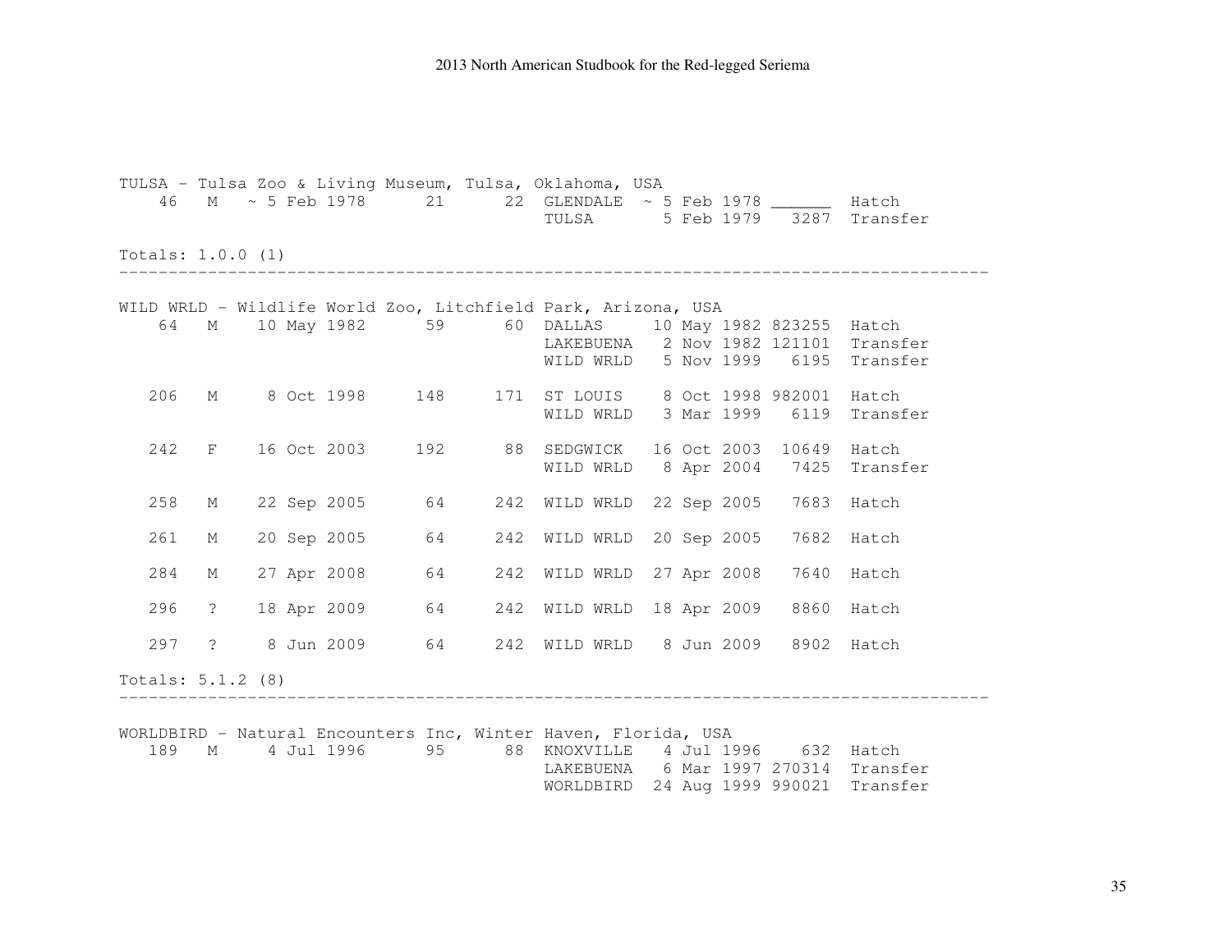```
TULSA - Tulsa Zoo & Living Museum, Tulsa, Oklahoma, USA
    46   M   ~ 5 Feb 1978      21      22  GLENDALE  ~ 5 Feb 1978 ______  Hatch
                                           TULSA       5 Feb 1979   3287  Transfer

Totals: 1.0.0 (1)
--------------------------------------------------------------------------------------

WILD WRLD - Wildlife World Zoo, Litchfield Park, Arizona, USA
    64   M    10 May 1982      59      60  DALLAS     10 May 1982 823255  Hatch
                                           LAKEBUENA   2 Nov 1982 121101  Transfer
                                           WILD WRLD   5 Nov 1999   6195  Transfer

   206   M     8 Oct 1998     148     171  ST LOUIS    8 Oct 1998 982001  Hatch
                                           WILD WRLD   3 Mar 1999   6119  Transfer

   242   F    16 Oct 2003     192      88  SEDGWICK   16 Oct 2003  10649  Hatch
                                           WILD WRLD   8 Apr 2004   7425  Transfer

   258   M    22 Sep 2005      64     242  WILD WRLD  22 Sep 2005   7683  Hatch

   261   M    20 Sep 2005      64     242  WILD WRLD  20 Sep 2005   7682  Hatch

   284   M    27 Apr 2008      64     242  WILD WRLD  27 Apr 2008   7640  Hatch

   296   ?    18 Apr 2009      64     242  WILD WRLD  18 Apr 2009   8860  Hatch

   297   ?     8 Jun 2009      64     242  WILD WRLD   8 Jun 2009   8902  Hatch

Totals: 5.1.2 (8)
--------------------------------------------------------------------------------------

WORLDBIRD - Natural Encounters Inc, Winter Haven, Florida, USA
   189   M     4 Jul 1996      95      88  KNOXVILLE   4 Jul 1996    632  Hatch
                                           LAKEBUENA   6 Mar 1997 270314  Transfer
                                           WORLDBIRD  24 Aug 1999 990021  Transfer
```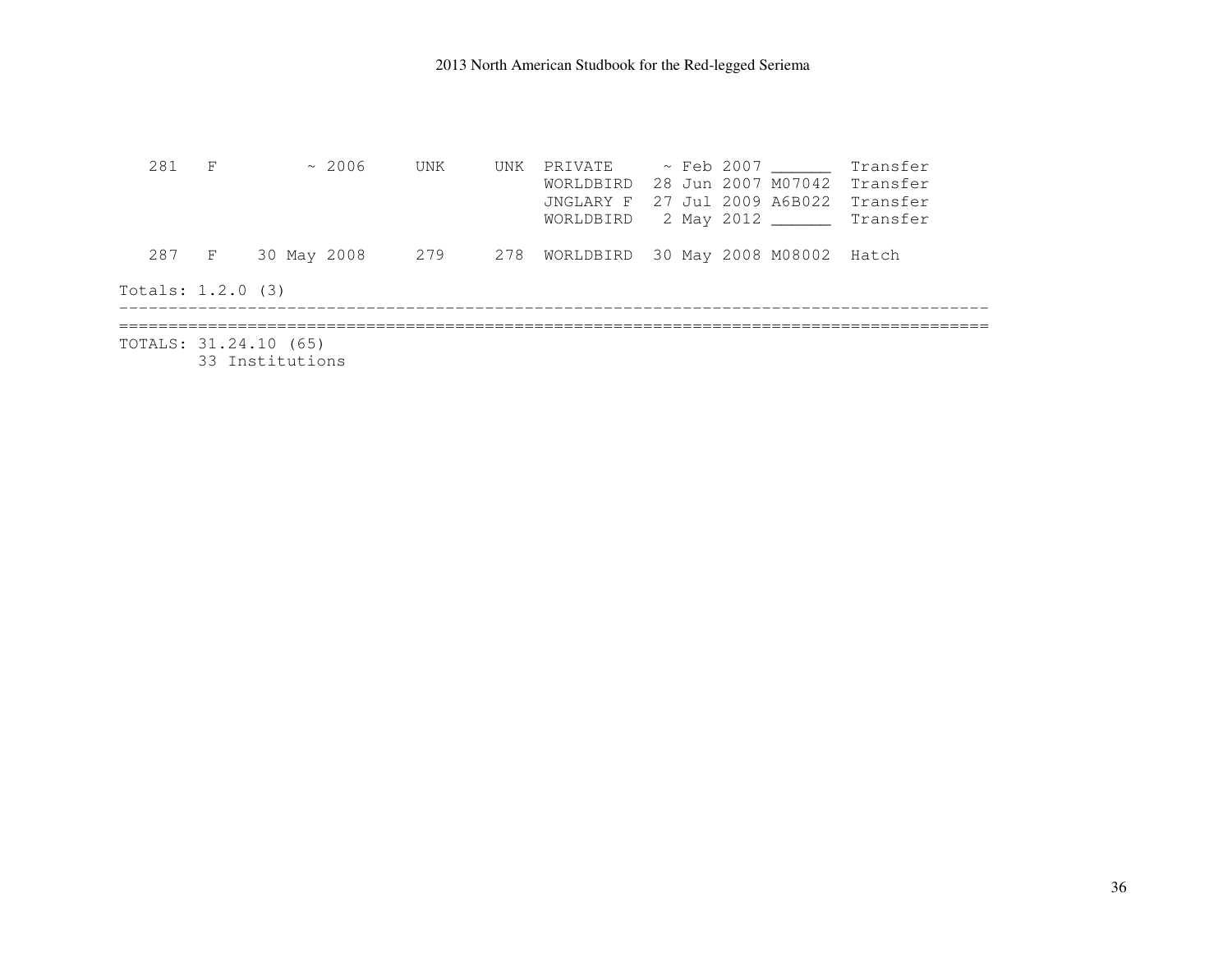| Studbook ID | Sex | Hatch Date | Sire | Dam | Location | Date | Local ID | Event |
|---|---|---|---|---|---|---|---|---|
| 281 | F | ~ 2006 | UNK | UNK | PRIVATE | ~ Feb 2007 | ______ | Transfer |
| | | | | | WORLDBIRD | 28 Jun 2007 | M07042 | Transfer |
| | | | | | JNGLARY F | 27 Jul 2009 | A6B022 | Transfer |
| | | | | | WORLDBIRD | 2 May 2012 | ______ | Transfer |
| 287 | F | 30 May 2008 | 279 | 278 | WORLDBIRD | 30 May 2008 | M08002 | Hatch |

Totals: 1.2.0 (3)

TOTALS: 31.24.10 (65)
33 Institutions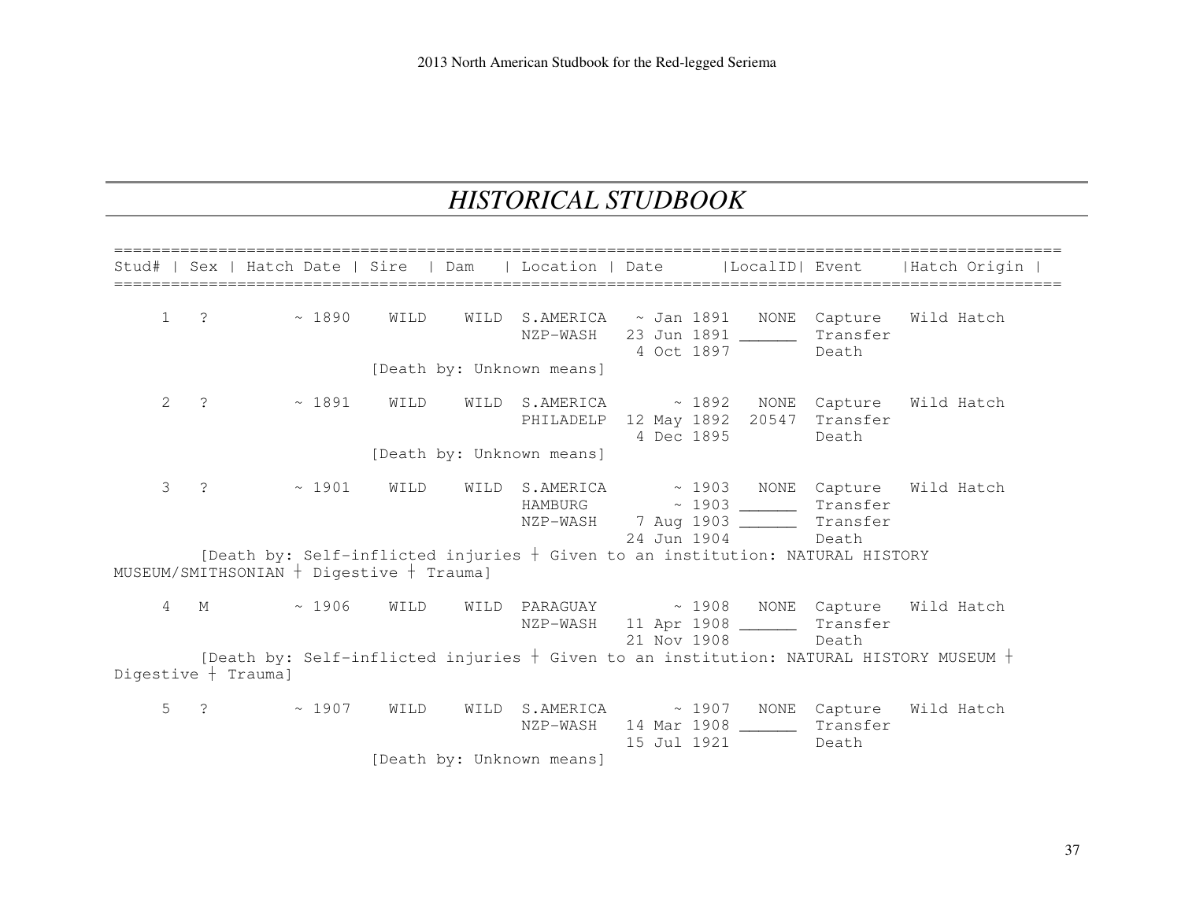# HISTORICAL STUDBOOK

```
=====================================================================================================
Stud# | Sex | Hatch Date | Sire  | Dam   | Location | Date      |LocalID| Event    |Hatch Origin |
=====================================================================================================

    1   ?        ~ 1890    WILD    WILD  S.AMERICA   ~ Jan 1891   NONE  Capture   Wild Hatch
                                         NZP-WASH   23 Jun 1891 ______  Transfer
                                                     4 Oct 1897         Death
                        [Death by: Unknown means]

    2   ?        ~ 1891    WILD    WILD  S.AMERICA       ~ 1892   NONE  Capture   Wild Hatch
                                         PHILADELP  12 May 1892  20547  Transfer
                                                     4 Dec 1895         Death
                        [Death by: Unknown means]

    3   ?        ~ 1901    WILD    WILD  S.AMERICA       ~ 1903   NONE  Capture   Wild Hatch
                                         HAMBURG         ~ 1903 ______  Transfer
                                         NZP-WASH    7 Aug 1903 ______  Transfer
                                                    24 Jun 1904         Death
        [Death by: Self-inflicted injuries ┼ Given to an institution: NATURAL HISTORY
MUSEUM/SMITHSONIAN ┼ Digestive ┼ Trauma]

    4   M        ~ 1906    WILD    WILD  PARAGUAY        ~ 1908   NONE  Capture   Wild Hatch
                                         NZP-WASH   11 Apr 1908 ______  Transfer
                                                    21 Nov 1908         Death
        [Death by: Self-inflicted injuries ┼ Given to an institution: NATURAL HISTORY MUSEUM ┼
Digestive ┼ Trauma]

    5   ?        ~ 1907    WILD    WILD  S.AMERICA       ~ 1907   NONE  Capture   Wild Hatch
                                         NZP-WASH   14 Mar 1908 ______  Transfer
                                                    15 Jul 1921         Death
                        [Death by: Unknown means]
```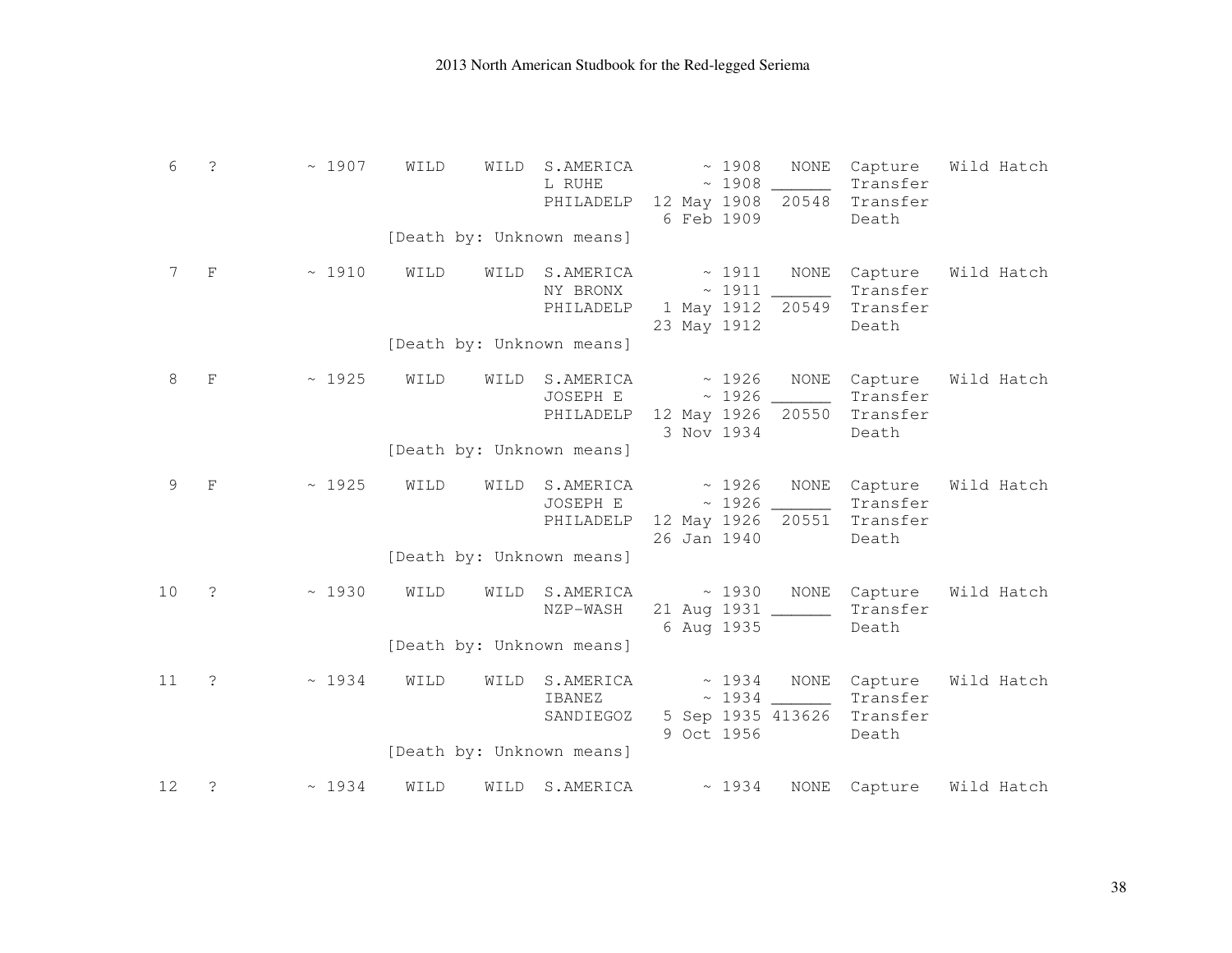```
 6   ?         ~ 1907    WILD    WILD  S.AMERICA       ~ 1908   NONE  Capture   Wild Hatch
                                       L RUHE          ~ 1908 ______  Transfer
                                       PHILADELP  12 May 1908  20548  Transfer
                                                   6 Feb 1909         Death
                         [Death by: Unknown means]

 7   F         ~ 1910    WILD    WILD  S.AMERICA       ~ 1911   NONE  Capture   Wild Hatch
                                       NY BRONX        ~ 1911 ______  Transfer
                                       PHILADELP   1 May 1912  20549  Transfer
                                                  23 May 1912         Death
                         [Death by: Unknown means]

 8   F         ~ 1925    WILD    WILD  S.AMERICA       ~ 1926   NONE  Capture   Wild Hatch
                                       JOSEPH E        ~ 1926 ______  Transfer
                                       PHILADELP  12 May 1926  20550  Transfer
                                                   3 Nov 1934         Death
                         [Death by: Unknown means]

 9   F         ~ 1925    WILD    WILD  S.AMERICA       ~ 1926   NONE  Capture   Wild Hatch
                                       JOSEPH E        ~ 1926 ______  Transfer
                                       PHILADELP  12 May 1926  20551  Transfer
                                                  26 Jan 1940         Death
                         [Death by: Unknown means]

10   ?         ~ 1930    WILD    WILD  S.AMERICA       ~ 1930   NONE  Capture   Wild Hatch
                                       NZP-WASH   21 Aug 1931 ______  Transfer
                                                   6 Aug 1935         Death
                         [Death by: Unknown means]

11   ?         ~ 1934    WILD    WILD  S.AMERICA       ~ 1934   NONE  Capture   Wild Hatch
                                       IBANEZ          ~ 1934 ______  Transfer
                                       SANDIEGOZ   5 Sep 1935 413626  Transfer
                                                   9 Oct 1956         Death
                         [Death by: Unknown means]

12   ?         ~ 1934    WILD    WILD  S.AMERICA       ~ 1934   NONE  Capture   Wild Hatch
```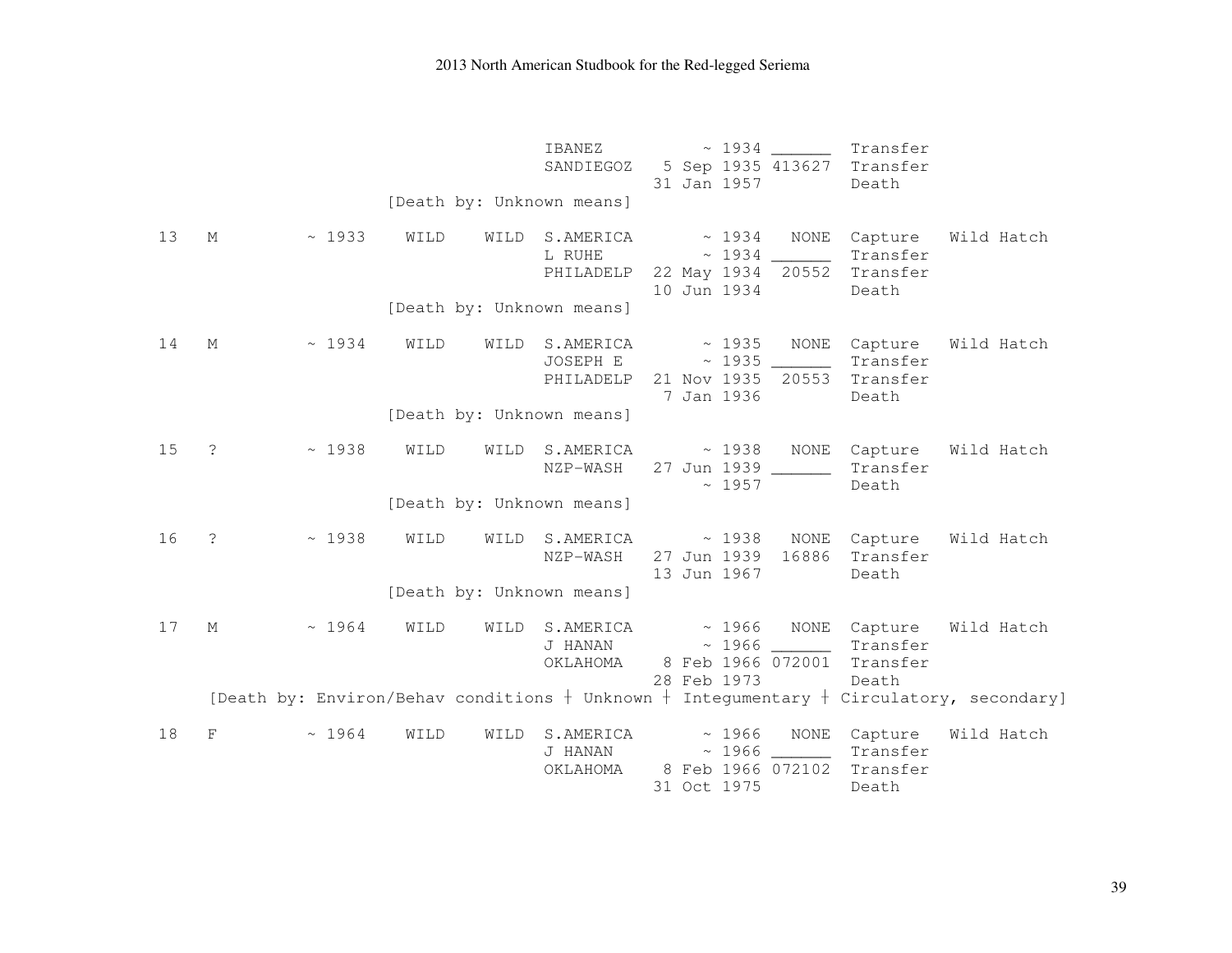```
                                IBANEZ          ~ 1934 ______  Transfer
                                SANDIEGOZ   5 Sep 1935 413627  Transfer
                                           31 Jan 1957         Death
                    [Death by: Unknown means]

13   M        ~ 1933    WILD    WILD  S.AMERICA       ~ 1934   NONE  Capture   Wild Hatch
                                L RUHE          ~ 1934 ______  Transfer
                                PHILADELP  22 May 1934  20552  Transfer
                                           10 Jun 1934         Death
                    [Death by: Unknown means]

14   M        ~ 1934    WILD    WILD  S.AMERICA       ~ 1935   NONE  Capture   Wild Hatch
                                JOSEPH E        ~ 1935 ______  Transfer
                                PHILADELP  21 Nov 1935  20553  Transfer
                                            7 Jan 1936         Death
                    [Death by: Unknown means]

15   ?        ~ 1938    WILD    WILD  S.AMERICA       ~ 1938   NONE  Capture   Wild Hatch
                                NZP-WASH   27 Jun 1939 ______  Transfer
                                                ~ 1957         Death
                    [Death by: Unknown means]

16   ?        ~ 1938    WILD    WILD  S.AMERICA       ~ 1938   NONE  Capture   Wild Hatch
                                NZP-WASH   27 Jun 1939  16886  Transfer
                                           13 Jun 1967         Death
                    [Death by: Unknown means]

17   M        ~ 1964    WILD    WILD  S.AMERICA       ~ 1966   NONE  Capture   Wild Hatch
                                J HANAN         ~ 1966 ______  Transfer
                                OKLAHOMA    8 Feb 1966 072001  Transfer
                                           28 Feb 1973         Death
     [Death by: Environ/Behav conditions † Unknown † Integumentary † Circulatory, secondary]

18   F        ~ 1964    WILD    WILD  S.AMERICA       ~ 1966   NONE  Capture   Wild Hatch
                                J HANAN         ~ 1966 ______  Transfer
                                OKLAHOMA    8 Feb 1966 072102  Transfer
                                           31 Oct 1975         Death
```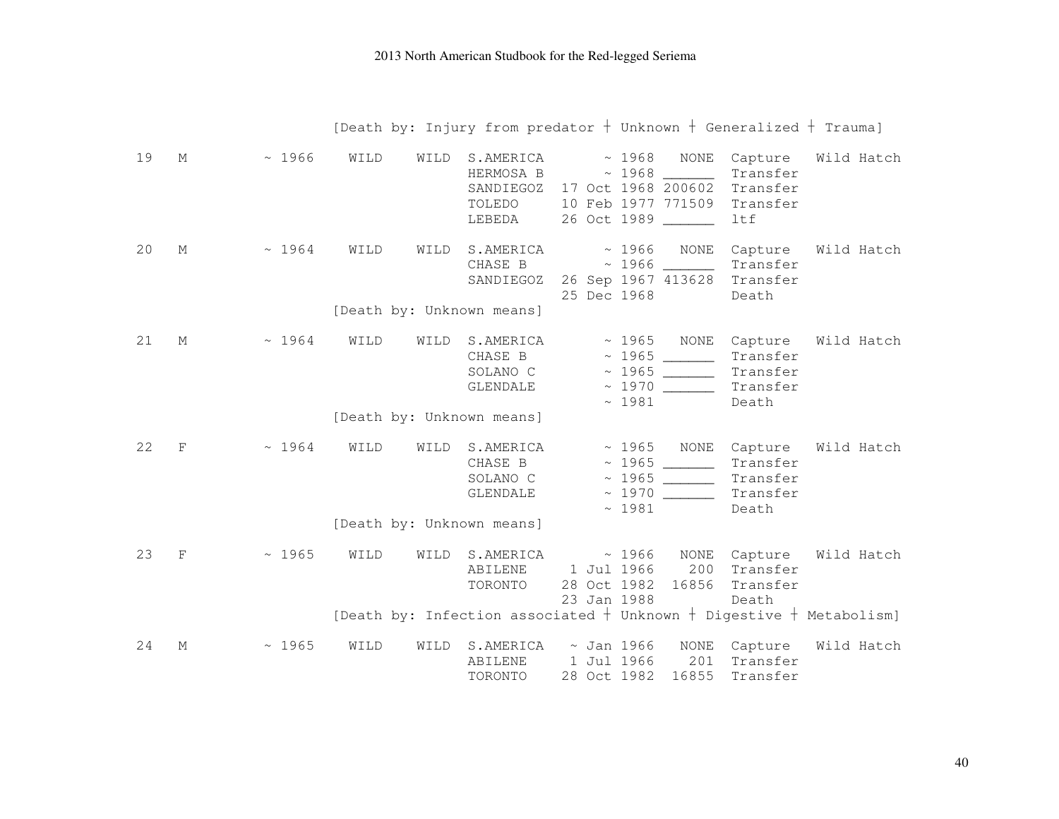[Death by: Injury from predator ┼ Unknown ┼ Generalized ┼ Trauma]

```
19   M         ~ 1966    WILD    WILD  S.AMERICA       ~ 1968   NONE  Capture   Wild Hatch
                                       HERMOSA B       ~ 1968 ______  Transfer
                                       SANDIEGOZ  17 Oct 1968 200602  Transfer
                                       TOLEDO     10 Feb 1977 771509  Transfer
                                       LEBEDA     26 Oct 1989 ______  ltf

20   M         ~ 1964    WILD    WILD  S.AMERICA       ~ 1966   NONE  Capture   Wild Hatch
                                       CHASE B         ~ 1966 ______  Transfer
                                       SANDIEGOZ  26 Sep 1967 413628  Transfer
                                                  25 Dec 1968         Death
                         [Death by: Unknown means]

21   M         ~ 1964    WILD    WILD  S.AMERICA       ~ 1965   NONE  Capture   Wild Hatch
                                       CHASE B         ~ 1965 ______  Transfer
                                       SOLANO C        ~ 1965 ______  Transfer
                                       GLENDALE        ~ 1970 ______  Transfer
                                                       ~ 1981         Death
                         [Death by: Unknown means]

22   F         ~ 1964    WILD    WILD  S.AMERICA       ~ 1965   NONE  Capture   Wild Hatch
                                       CHASE B         ~ 1965 ______  Transfer
                                       SOLANO C        ~ 1965 ______  Transfer
                                       GLENDALE        ~ 1970 ______  Transfer
                                                       ~ 1981         Death
                         [Death by: Unknown means]

23   F         ~ 1965    WILD    WILD  S.AMERICA       ~ 1966   NONE  Capture   Wild Hatch
                                       ABILENE     1 Jul 1966    200  Transfer
                                       TORONTO    28 Oct 1982  16856  Transfer
                                                  23 Jan 1988         Death
                         [Death by: Infection associated ┼ Unknown ┼ Digestive ┼ Metabolism]

24   M         ~ 1965    WILD    WILD  S.AMERICA   ~ Jan 1966   NONE  Capture   Wild Hatch
                                       ABILENE     1 Jul 1966    201  Transfer
                                       TORONTO    28 Oct 1982  16855  Transfer
```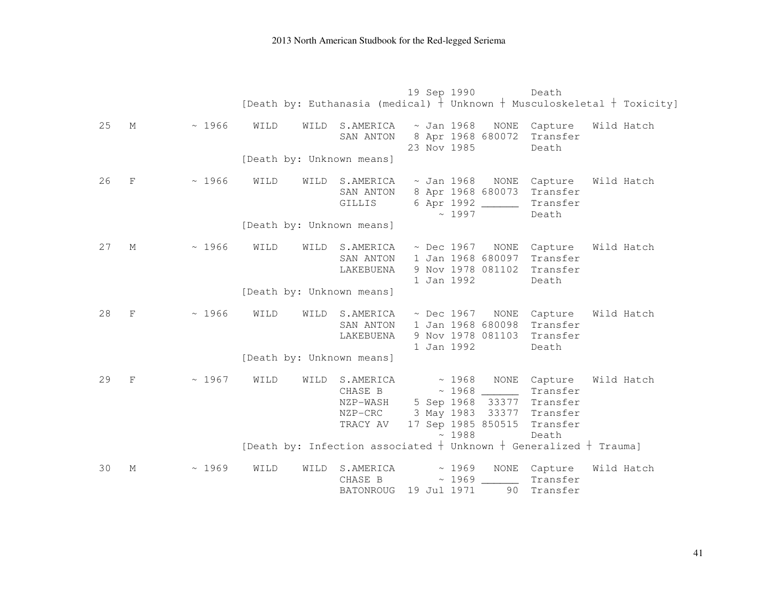```
                                                 19 Sep 1990          Death
                        [Death by: Euthanasia (medical) ┼ Unknown ┼ Musculoskeletal ┼ Toxicity]

25   M         ~ 1966    WILD    WILD  S.AMERICA   ~ Jan 1968   NONE  Capture   Wild Hatch
                                       SAN ANTON   8 Apr 1968 680072  Transfer
                                                  23 Nov 1985         Death
                        [Death by: Unknown means]

26   F         ~ 1966    WILD    WILD  S.AMERICA   ~ Jan 1968   NONE  Capture   Wild Hatch
                                       SAN ANTON   8 Apr 1968 680073  Transfer
                                       GILLIS      6 Apr 1992 ______  Transfer
                                                       ~ 1997         Death
                        [Death by: Unknown means]

27   M         ~ 1966    WILD    WILD  S.AMERICA   ~ Dec 1967   NONE  Capture   Wild Hatch
                                       SAN ANTON   1 Jan 1968 680097  Transfer
                                       LAKEBUENA   9 Nov 1978 081102  Transfer
                                                   1 Jan 1992         Death
                        [Death by: Unknown means]

28   F         ~ 1966    WILD    WILD  S.AMERICA   ~ Dec 1967   NONE  Capture   Wild Hatch
                                       SAN ANTON   1 Jan 1968 680098  Transfer
                                       LAKEBUENA   9 Nov 1978 081103  Transfer
                                                   1 Jan 1992         Death
                        [Death by: Unknown means]

29   F         ~ 1967    WILD    WILD  S.AMERICA       ~ 1968   NONE  Capture   Wild Hatch
                                       CHASE B         ~ 1968 ______  Transfer
                                       NZP-WASH    5 Sep 1968  33377  Transfer
                                       NZP-CRC     3 May 1983  33377  Transfer
                                       TRACY AV   17 Sep 1985 850515  Transfer
                                                       ~ 1988         Death
                        [Death by: Infection associated ┼ Unknown ┼ Generalized ┼ Trauma]

30   M         ~ 1969    WILD    WILD  S.AMERICA       ~ 1969   NONE  Capture   Wild Hatch
                                       CHASE B         ~ 1969 ______  Transfer
                                       BATONROUG  19 Jul 1971     90  Transfer
```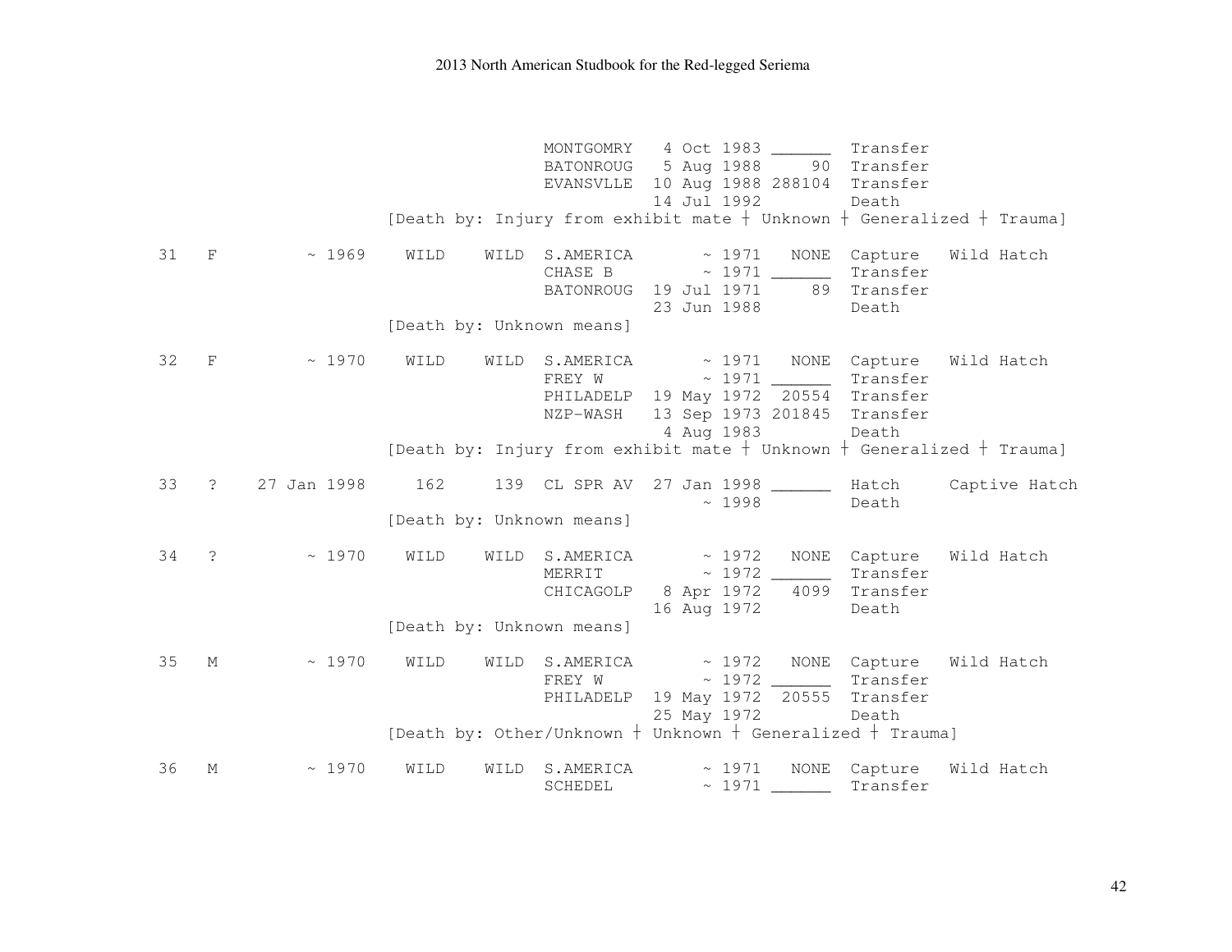```
                                   MONTGOMRY   4 Oct 1983 ______  Transfer
                                   BATONROUG   5 Aug 1988     90  Transfer
                                   EVANSVLLE  10 Aug 1988 288104  Transfer
                                              14 Jul 1992         Death
                         [Death by: Injury from exhibit mate ┼ Unknown ┼ Generalized ┼ Trauma]

31   F         ~ 1969    WILD    WILD  S.AMERICA       ~ 1971   NONE  Capture   Wild Hatch
                                   CHASE B         ~ 1971 ______  Transfer
                                   BATONROUG  19 Jul 1971     89  Transfer
                                              23 Jun 1988         Death
                         [Death by: Unknown means]

32   F         ~ 1970    WILD    WILD  S.AMERICA       ~ 1971   NONE  Capture   Wild Hatch
                                   FREY W          ~ 1971 ______  Transfer
                                   PHILADELP  19 May 1972  20554  Transfer
                                   NZP-WASH   13 Sep 1973 201845  Transfer
                                               4 Aug 1983         Death
                         [Death by: Injury from exhibit mate ┼ Unknown ┼ Generalized ┼ Trauma]

33   ?    27 Jan 1998     162     139  CL SPR AV  27 Jan 1998 ______  Hatch     Captive Hatch
                                                   ~ 1998         Death
                         [Death by: Unknown means]

34   ?         ~ 1970    WILD    WILD  S.AMERICA       ~ 1972   NONE  Capture   Wild Hatch
                                   MERRIT          ~ 1972 ______  Transfer
                                   CHICAGOLP   8 Apr 1972   4099  Transfer
                                              16 Aug 1972         Death
                         [Death by: Unknown means]

35   M         ~ 1970    WILD    WILD  S.AMERICA       ~ 1972   NONE  Capture   Wild Hatch
                                   FREY W          ~ 1972 ______  Transfer
                                   PHILADELP  19 May 1972  20555  Transfer
                                              25 May 1972         Death
                         [Death by: Other/Unknown ┼ Unknown ┼ Generalized ┼ Trauma]

36   M         ~ 1970    WILD    WILD  S.AMERICA       ~ 1971   NONE  Capture   Wild Hatch
                                   SCHEDEL         ~ 1971 ______  Transfer
```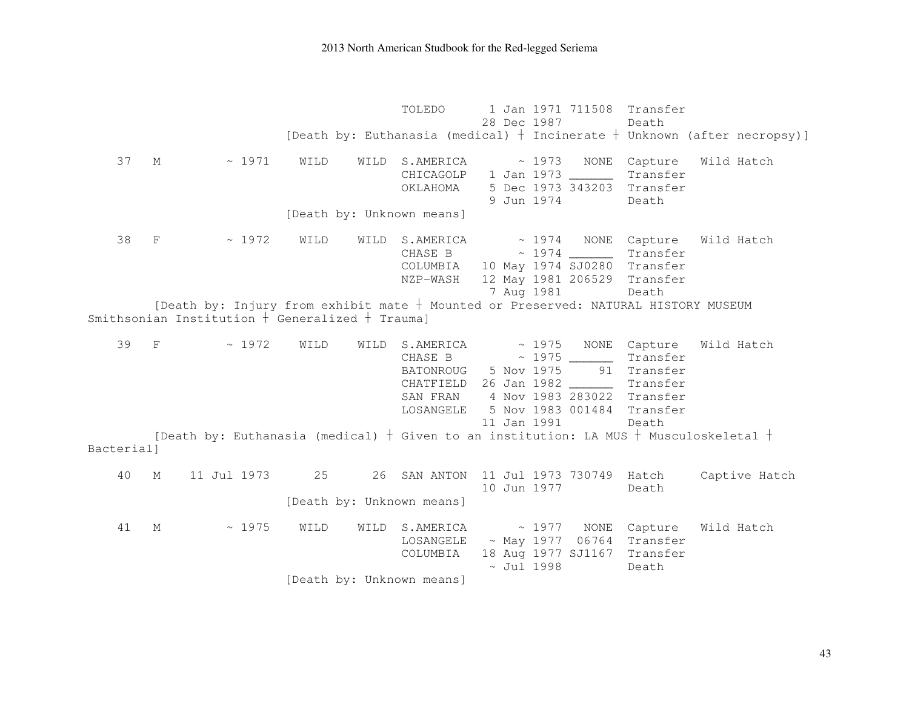```
                              TOLEDO      1 Jan 1971 711508  Transfer
                                         28 Dec 1987         Death
                  [Death by: Euthanasia (medical) ┼ Incinerate ┼ Unknown (after necropsy)]

  37   M         ~ 1971    WILD    WILD  S.AMERICA       ~ 1973   NONE  Capture   Wild Hatch
                                         CHICAGOLP   1 Jan 1973 ______  Transfer
                                         OKLAHOMA    5 Dec 1973 343203  Transfer
                                                     9 Jun 1974         Death
                  [Death by: Unknown means]

  38   F         ~ 1972    WILD    WILD  S.AMERICA       ~ 1974   NONE  Capture   Wild Hatch
                                         CHASE B         ~ 1974 ______  Transfer
                                         COLUMBIA   10 May 1974 SJ0280  Transfer
                                         NZP-WASH   12 May 1981 206529  Transfer
                                                     7 Aug 1981         Death
       [Death by: Injury from exhibit mate ┼ Mounted or Preserved: NATURAL HISTORY MUSEUM
Smithsonian Institution ┼ Generalized ┼ Trauma]

  39   F         ~ 1972    WILD    WILD  S.AMERICA       ~ 1975   NONE  Capture   Wild Hatch
                                         CHASE B         ~ 1975 ______  Transfer
                                         BATONROUG   5 Nov 1975     91  Transfer
                                         CHATFIELD  26 Jan 1982 ______  Transfer
                                         SAN FRAN    4 Nov 1983 283022  Transfer
                                         LOSANGELE   5 Nov 1983 001484  Transfer
                                                    11 Jan 1991         Death
       [Death by: Euthanasia (medical) ┼ Given to an institution: LA MUS ┼ Musculoskeletal ┼
Bacterial]

  40   M    11 Jul 1973      25      26  SAN ANTON  11 Jul 1973 730749  Hatch     Captive Hatch
                                                    10 Jun 1977         Death
                  [Death by: Unknown means]

  41   M         ~ 1975    WILD    WILD  S.AMERICA       ~ 1977   NONE  Capture   Wild Hatch
                                         LOSANGELE   ~ May 1977  06764  Transfer
                                         COLUMBIA   18 Aug 1977 SJ1167  Transfer
                                                     ~ Jul 1998         Death
                  [Death by: Unknown means]
```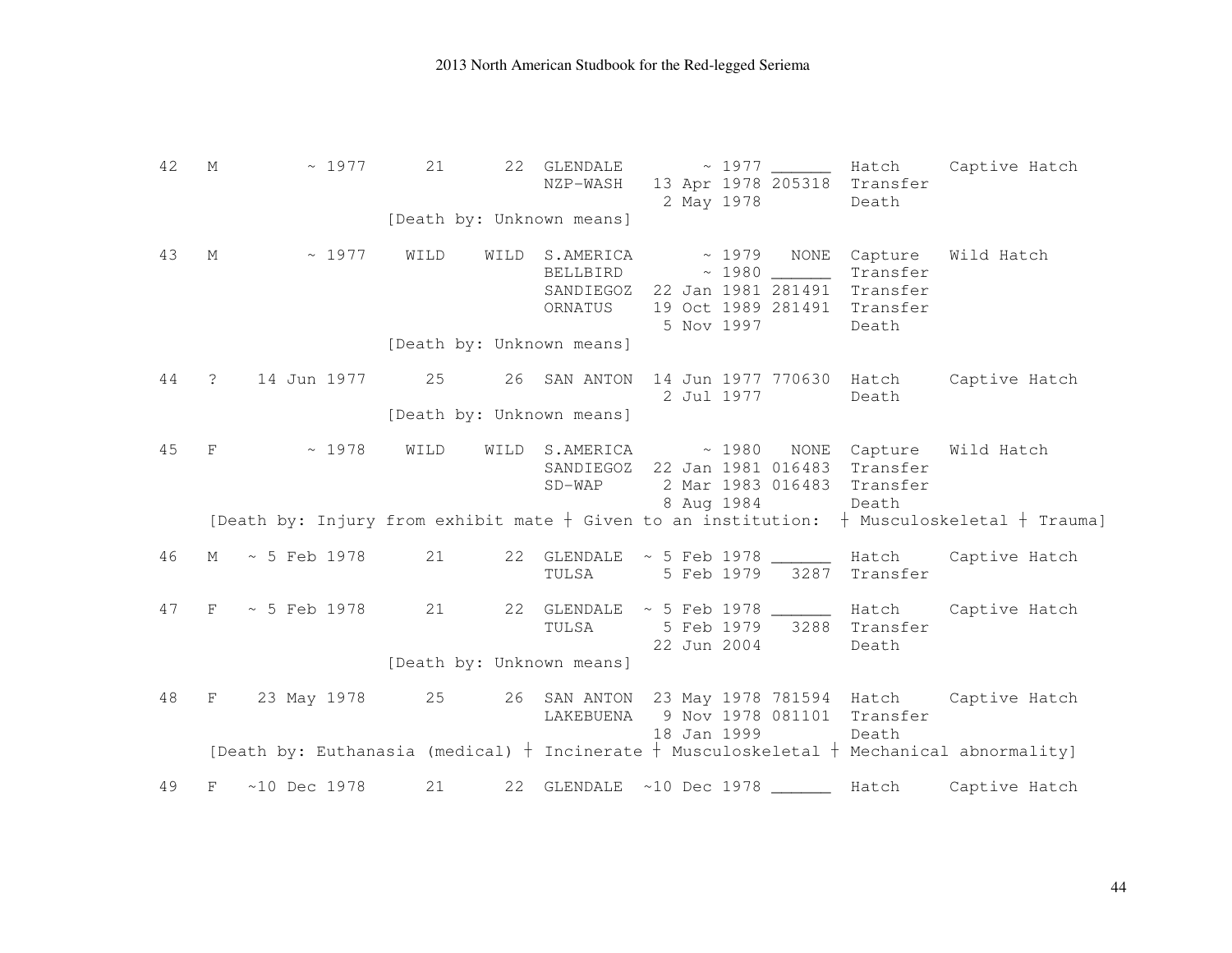```
42   M         ~ 1977     21      22  GLENDALE        ~ 1977 ______  Hatch     Captive Hatch
                                      NZP-WASH   13 Apr 1978 205318  Transfer
                                                  2 May 1978         Death
                      [Death by: Unknown means]

43   M         ~ 1977   WILD    WILD  S.AMERICA       ~ 1979   NONE  Capture   Wild Hatch
                                      BELLBIRD        ~ 1980 ______  Transfer
                                      SANDIEGOZ  22 Jan 1981 281491  Transfer
                                      ORNATUS    19 Oct 1989 281491  Transfer
                                                  5 Nov 1997         Death
                      [Death by: Unknown means]

44   ?    14 Jun 1977     25      26  SAN ANTON  14 Jun 1977 770630  Hatch     Captive Hatch
                                                  2 Jul 1977         Death
                      [Death by: Unknown means]

45   F         ~ 1978   WILD    WILD  S.AMERICA       ~ 1980   NONE  Capture   Wild Hatch
                                      SANDIEGOZ  22 Jan 1981 016483  Transfer
                                      SD-WAP      2 Mar 1983 016483  Transfer
                                                  8 Aug 1984         Death
     [Death by: Injury from exhibit mate ┼ Given to an institution:  ┼ Musculoskeletal ┼ Trauma]

46   M   ~ 5 Feb 1978     21      22  GLENDALE  ~ 5 Feb 1978 ______  Hatch     Captive Hatch
                                      TULSA       5 Feb 1979   3287  Transfer

47   F   ~ 5 Feb 1978     21      22  GLENDALE  ~ 5 Feb 1978 ______  Hatch     Captive Hatch
                                      TULSA       5 Feb 1979   3288  Transfer
                                                 22 Jun 2004         Death
                      [Death by: Unknown means]

48   F    23 May 1978     25      26  SAN ANTON  23 May 1978 781594  Hatch     Captive Hatch
                                      LAKEBUENA   9 Nov 1978 081101  Transfer
                                                 18 Jan 1999         Death
     [Death by: Euthanasia (medical) ┼ Incinerate ┼ Musculoskeletal ┼ Mechanical abnormality]

49   F   ~10 Dec 1978     21      22  GLENDALE  ~10 Dec 1978 ______  Hatch     Captive Hatch
```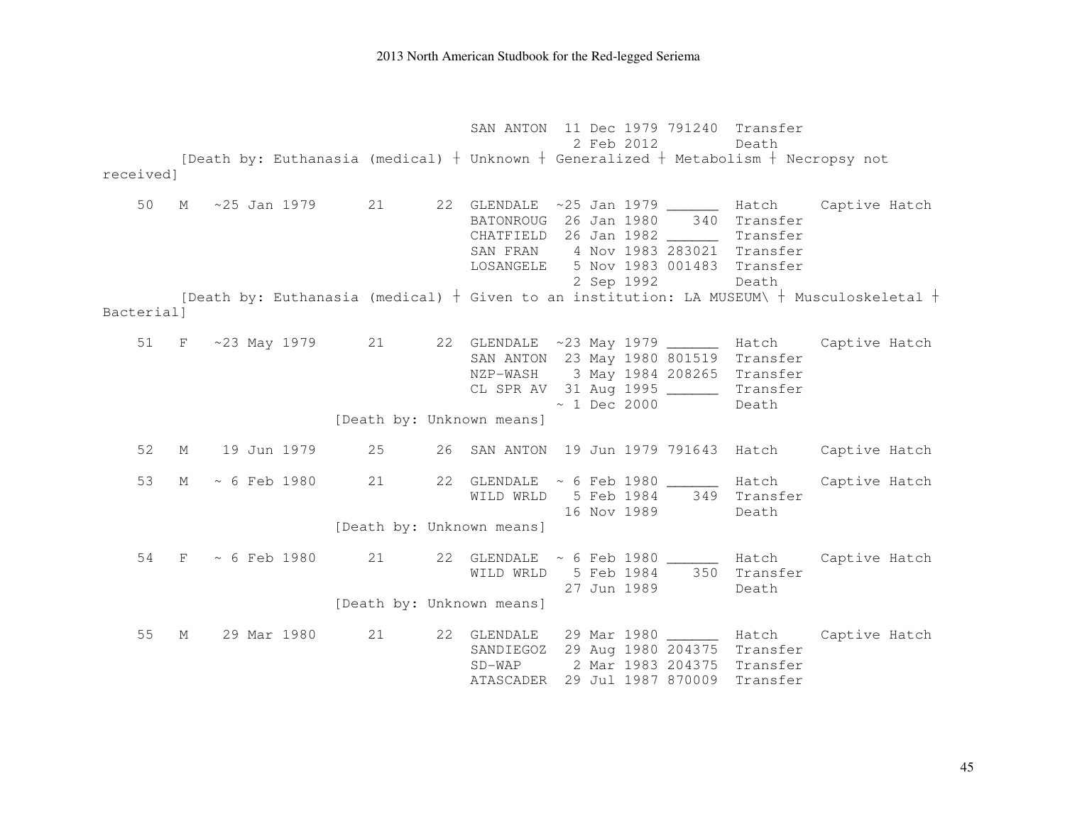```
                                     SAN ANTON  11 Dec 1979 791240  Transfer
                                                 2 Feb 2012         Death
        [Death by: Euthanasia (medical) ┼ Unknown ┼ Generalized ┼ Metabolism ┼ Necropsy not
received]

    50   M   ~25 Jan 1979      21      22  GLENDALE  ~25 Jan 1979 ______  Hatch     Captive Hatch
                                           BATONROUG  26 Jan 1980    340  Transfer
                                           CHATFIELD  26 Jan 1982 ______  Transfer
                                           SAN FRAN    4 Nov 1983 283021  Transfer
                                           LOSANGELE   5 Nov 1983 001483  Transfer
                                                       2 Sep 1992         Death
        [Death by: Euthanasia (medical) ┼ Given to an institution: LA MUSEUM\ ┼ Musculoskeletal ┼
Bacterial]

    51   F   ~23 May 1979      21      22  GLENDALE  ~23 May 1979 ______  Hatch     Captive Hatch
                                           SAN ANTON  23 May 1980 801519  Transfer
                                           NZP-WASH    3 May 1984 208265  Transfer
                                           CL SPR AV  31 Aug 1995 ______  Transfer
                                                     ~ 1 Dec 2000         Death
                         [Death by: Unknown means]

    52   M    19 Jun 1979      25      26  SAN ANTON  19 Jun 1979 791643  Hatch     Captive Hatch

    53   M   ~ 6 Feb 1980      21      22  GLENDALE  ~ 6 Feb 1980 ______  Hatch     Captive Hatch
                                           WILD WRLD   5 Feb 1984    349  Transfer
                                                      16 Nov 1989         Death
                         [Death by: Unknown means]

    54   F   ~ 6 Feb 1980      21      22  GLENDALE  ~ 6 Feb 1980 ______  Hatch     Captive Hatch
                                           WILD WRLD   5 Feb 1984    350  Transfer
                                                      27 Jun 1989         Death
                         [Death by: Unknown means]

    55   M    29 Mar 1980      21      22  GLENDALE   29 Mar 1980 ______  Hatch     Captive Hatch
                                           SANDIEGOZ  29 Aug 1980 204375  Transfer
                                           SD-WAP      2 Mar 1983 204375  Transfer
                                           ATASCADER  29 Jul 1987 870009  Transfer
```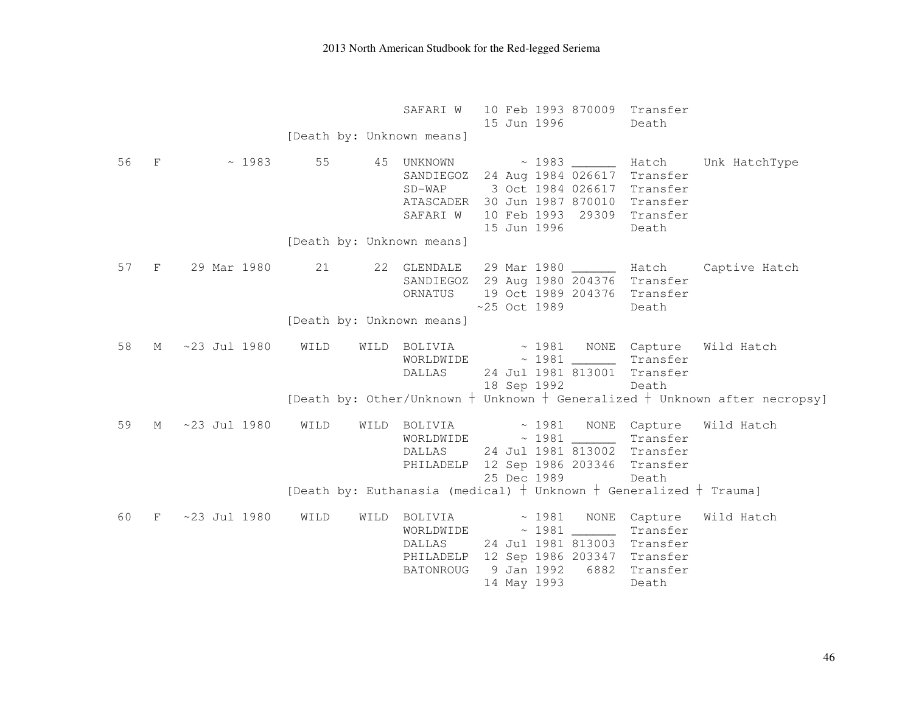```
                                 SAFARI W   10 Feb 1993 870009  Transfer
                                            15 Jun 1996         Death
                    [Death by: Unknown means]

56   F       ~ 1983      55      45  UNKNOWN        ~ 1983 ______  Hatch     Unk HatchType
                                     SANDIEGOZ  24 Aug 1984 026617  Transfer
                                     SD-WAP      3 Oct 1984 026617  Transfer
                                     ATASCADER  30 Jun 1987 870010  Transfer
                                     SAFARI W   10 Feb 1993  29309  Transfer
                                                15 Jun 1996         Death
                    [Death by: Unknown means]

57   F   29 Mar 1980     21      22  GLENDALE   29 Mar 1980 ______  Hatch     Captive Hatch
                                     SANDIEGOZ  29 Aug 1980 204376  Transfer
                                     ORNATUS    19 Oct 1989 204376  Transfer
                                               ~25 Oct 1989         Death
                    [Death by: Unknown means]

58   M  ~23 Jul 1980   WILD    WILD  BOLIVIA        ~ 1981   NONE  Capture   Wild Hatch
                                     WORLDWIDE      ~ 1981 ______  Transfer
                                     DALLAS     24 Jul 1981 813001  Transfer
                                                18 Sep 1992         Death
                    [Death by: Other/Unknown † Unknown † Generalized † Unknown after necropsy]

59   M  ~23 Jul 1980   WILD    WILD  BOLIVIA        ~ 1981   NONE  Capture   Wild Hatch
                                     WORLDWIDE      ~ 1981 ______  Transfer
                                     DALLAS     24 Jul 1981 813002  Transfer
                                     PHILADELP  12 Sep 1986 203346  Transfer
                                                25 Dec 1989         Death
                    [Death by: Euthanasia (medical) † Unknown † Generalized † Trauma]

60   F  ~23 Jul 1980   WILD    WILD  BOLIVIA        ~ 1981   NONE  Capture   Wild Hatch
                                     WORLDWIDE      ~ 1981 ______  Transfer
                                     DALLAS     24 Jul 1981 813003  Transfer
                                     PHILADELP  12 Sep 1986 203347  Transfer
                                     BATONROUG   9 Jan 1992   6882  Transfer
                                                14 May 1993         Death
```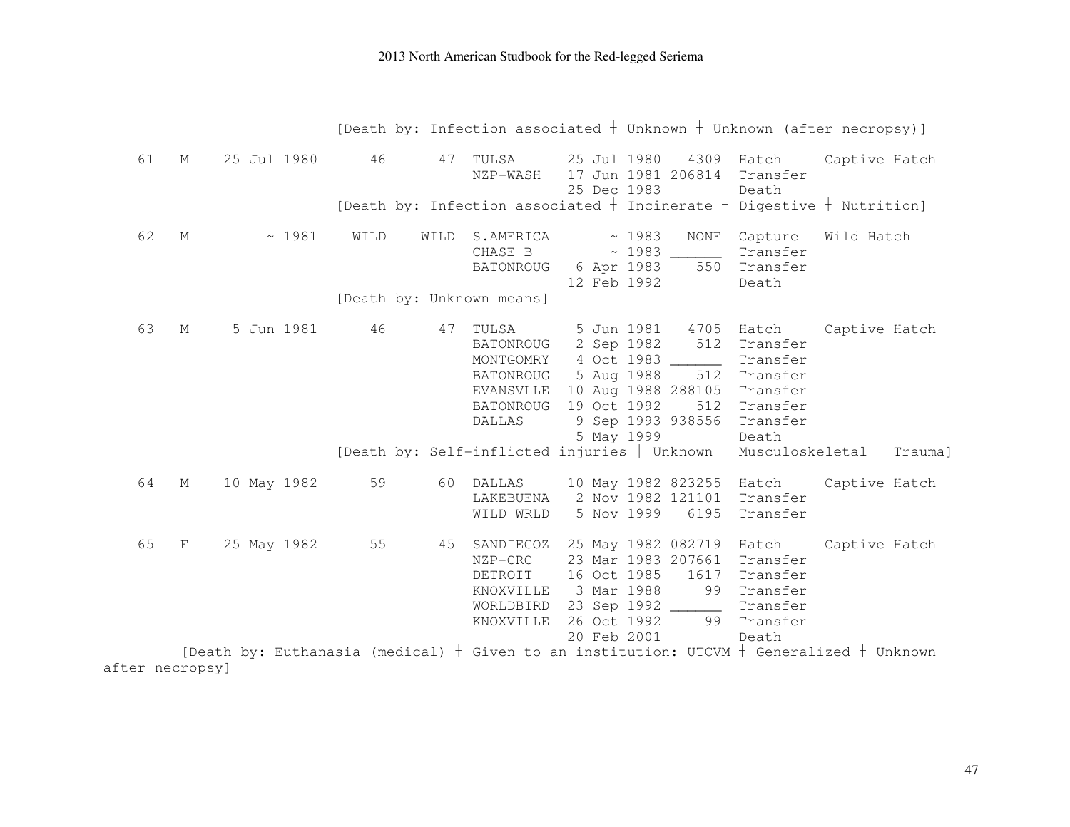```
                    [Death by: Infection associated ┼ Unknown ┼ Unknown (after necropsy)]

  61   M    25 Jul 1980      46      47  TULSA      25 Jul 1980   4309  Hatch     Captive Hatch
                                          NZP-WASH   17 Jun 1981 206814  Transfer
                                                     25 Dec 1983         Death
                    [Death by: Infection associated ┼ Incinerate ┼ Digestive ┼ Nutrition]

  62   M        ~ 1981     WILD    WILD  S.AMERICA       ~ 1983   NONE  Capture   Wild Hatch
                                          CHASE B         ~ 1983 ______  Transfer
                                          BATONROUG   6 Apr 1983    550  Transfer
                                                     12 Feb 1992         Death
                    [Death by: Unknown means]

  63   M     5 Jun 1981      46      47  TULSA       5 Jun 1981   4705  Hatch     Captive Hatch
                                          BATONROUG   2 Sep 1982    512  Transfer
                                          MONTGOMRY   4 Oct 1983 ______  Transfer
                                          BATONROUG   5 Aug 1988    512  Transfer
                                          EVANSVLLE  10 Aug 1988 288105  Transfer
                                          BATONROUG  19 Oct 1992    512  Transfer
                                          DALLAS      9 Sep 1993 938556  Transfer
                                                      5 May 1999         Death
                    [Death by: Self-inflicted injuries ┼ Unknown ┼ Musculoskeletal ┼ Trauma]

  64   M    10 May 1982      59      60  DALLAS     10 May 1982 823255  Hatch     Captive Hatch
                                          LAKEBUENA   2 Nov 1982 121101  Transfer
                                          WILD WRLD   5 Nov 1999   6195  Transfer

  65   F    25 May 1982      55      45  SANDIEGOZ  25 May 1982 082719  Hatch     Captive Hatch
                                          NZP-CRC    23 Mar 1983 207661  Transfer
                                          DETROIT    16 Oct 1985   1617  Transfer
                                          KNOXVILLE   3 Mar 1988     99  Transfer
                                          WORLDBIRD  23 Sep 1992 ______  Transfer
                                          KNOXVILLE  26 Oct 1992     99  Transfer
                                                     20 Feb 2001         Death
       [Death by: Euthanasia (medical) ┼ Given to an institution: UTCVM ┼ Generalized ┼ Unknown
after necropsy]
```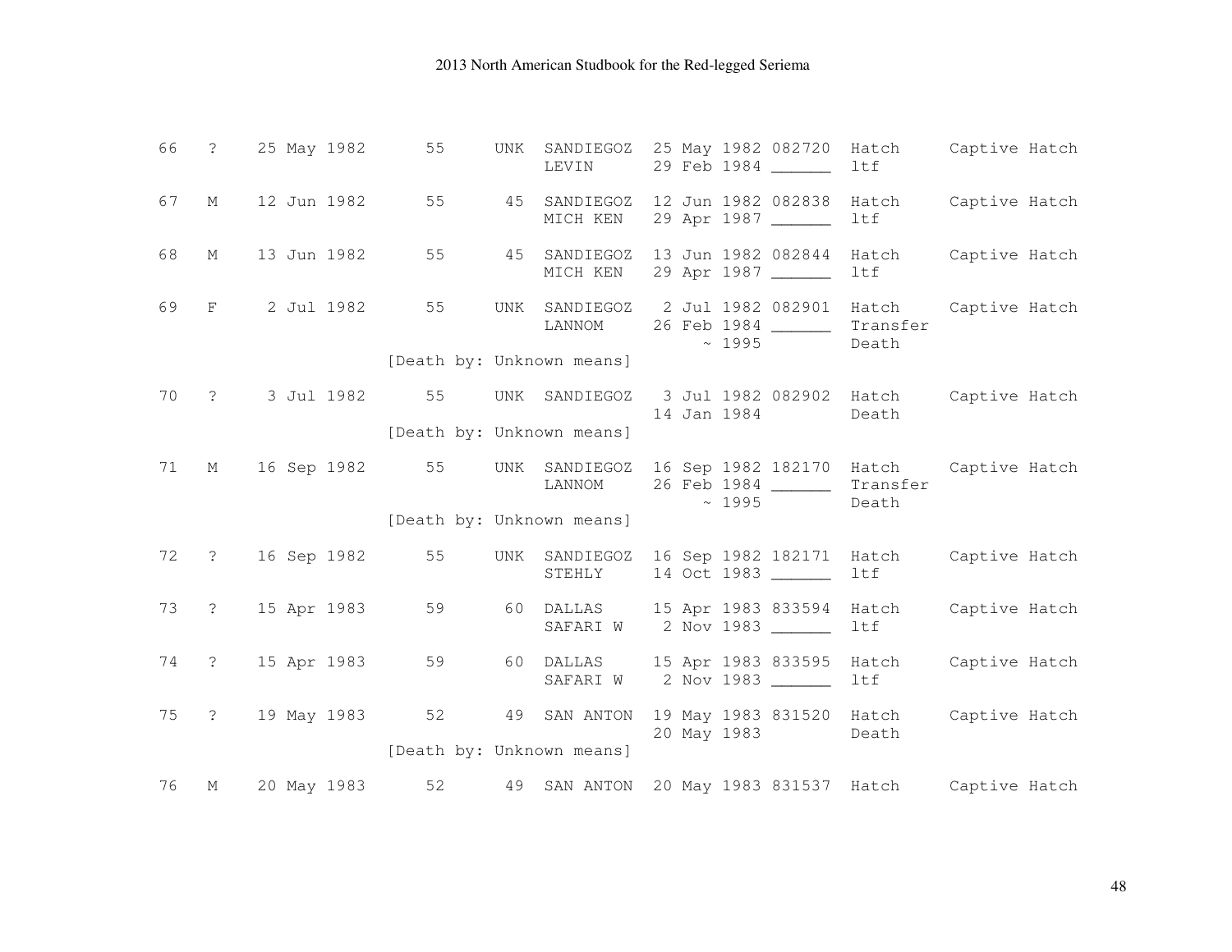```
66   ?    25 May 1982      55      UNK  SANDIEGOZ  25 May 1982 082720  Hatch     Captive Hatch
                                        LEVIN      29 Feb 1984 ______  ltf

67   M    12 Jun 1982      55       45  SANDIEGOZ  12 Jun 1982 082838  Hatch     Captive Hatch
                                        MICH KEN   29 Apr 1987 ______  ltf

68   M    13 Jun 1982      55       45  SANDIEGOZ  13 Jun 1982 082844  Hatch     Captive Hatch
                                        MICH KEN   29 Apr 1987 ______  ltf

69   F     2 Jul 1982      55      UNK  SANDIEGOZ   2 Jul 1982 082901  Hatch     Captive Hatch
                                        LANNOM     26 Feb 1984 ______  Transfer
                                                        ~ 1995         Death
                          [Death by: Unknown means]

70   ?     3 Jul 1982      55      UNK  SANDIEGOZ   3 Jul 1982 082902  Hatch     Captive Hatch
                                                   14 Jan 1984         Death
                          [Death by: Unknown means]

71   M    16 Sep 1982      55      UNK  SANDIEGOZ  16 Sep 1982 182170  Hatch     Captive Hatch
                                        LANNOM     26 Feb 1984 ______  Transfer
                                                        ~ 1995         Death
                          [Death by: Unknown means]

72   ?    16 Sep 1982      55      UNK  SANDIEGOZ  16 Sep 1982 182171  Hatch     Captive Hatch
                                        STEHLY     14 Oct 1983 ______  ltf

73   ?    15 Apr 1983      59       60  DALLAS     15 Apr 1983 833594  Hatch     Captive Hatch
                                        SAFARI W    2 Nov 1983 ______  ltf

74   ?    15 Apr 1983      59       60  DALLAS     15 Apr 1983 833595  Hatch     Captive Hatch
                                        SAFARI W    2 Nov 1983 ______  ltf

75   ?    19 May 1983      52       49  SAN ANTON  19 May 1983 831520  Hatch     Captive Hatch
                                                   20 May 1983         Death
                          [Death by: Unknown means]

76   M    20 May 1983      52       49  SAN ANTON  20 May 1983 831537  Hatch     Captive Hatch
```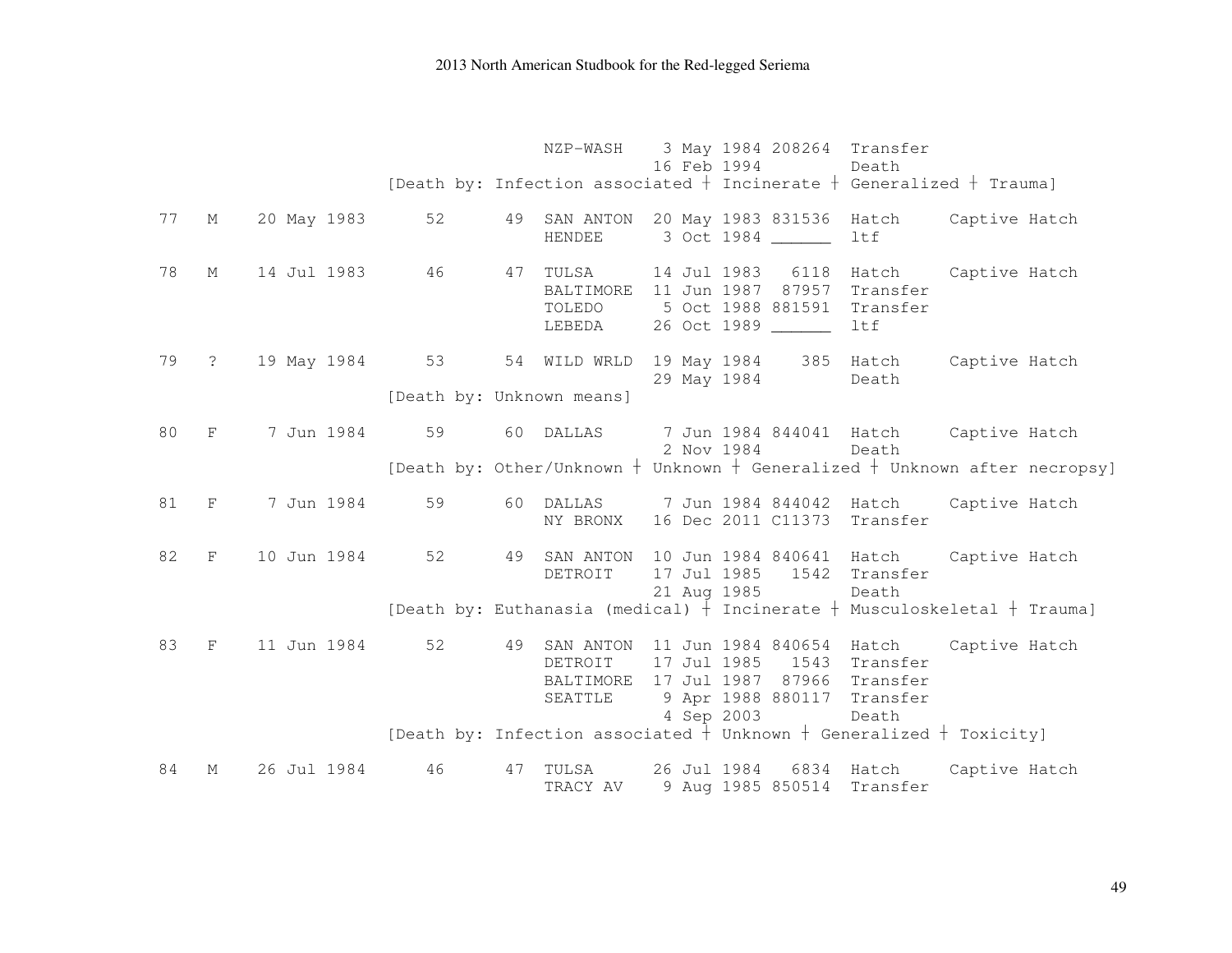```
                              NZP-WASH    3 May 1984 208264  Transfer
                                         16 Feb 1994         Death
                   [Death by: Infection associated ┼ Incinerate ┼ Generalized ┼ Trauma]

77   M    20 May 1983     52      49  SAN ANTON  20 May 1983 831536  Hatch     Captive Hatch
                                      HENDEE      3 Oct 1984 ______  ltf

78   M    14 Jul 1983     46      47  TULSA      14 Jul 1983   6118  Hatch     Captive Hatch
                                      BALTIMORE  11 Jun 1987  87957  Transfer
                                      TOLEDO      5 Oct 1988 881591  Transfer
                                      LEBEDA     26 Oct 1989 ______  ltf

79   ?    19 May 1984     53      54  WILD WRLD  19 May 1984    385  Hatch     Captive Hatch
                                                 29 May 1984         Death
                   [Death by: Unknown means]

80   F     7 Jun 1984     59      60  DALLAS      7 Jun 1984 844041  Hatch     Captive Hatch
                                                  2 Nov 1984         Death
                   [Death by: Other/Unknown ┼ Unknown ┼ Generalized ┼ Unknown after necropsy]

81   F     7 Jun 1984     59      60  DALLAS      7 Jun 1984 844042  Hatch     Captive Hatch
                                      NY BRONX   16 Dec 2011 C11373  Transfer

82   F    10 Jun 1984     52      49  SAN ANTON  10 Jun 1984 840641  Hatch     Captive Hatch
                                      DETROIT    17 Jul 1985   1542  Transfer
                                                 21 Aug 1985         Death
                   [Death by: Euthanasia (medical) ┼ Incinerate ┼ Musculoskeletal ┼ Trauma]

83   F    11 Jun 1984     52      49  SAN ANTON  11 Jun 1984 840654  Hatch     Captive Hatch
                                      DETROIT    17 Jul 1985   1543  Transfer
                                      BALTIMORE  17 Jul 1987  87966  Transfer
                                      SEATTLE     9 Apr 1988 880117  Transfer
                                                  4 Sep 2003         Death
                   [Death by: Infection associated ┼ Unknown ┼ Generalized ┼ Toxicity]

84   M    26 Jul 1984     46      47  TULSA      26 Jul 1984   6834  Hatch     Captive Hatch
                                      TRACY AV    9 Aug 1985 850514  Transfer
```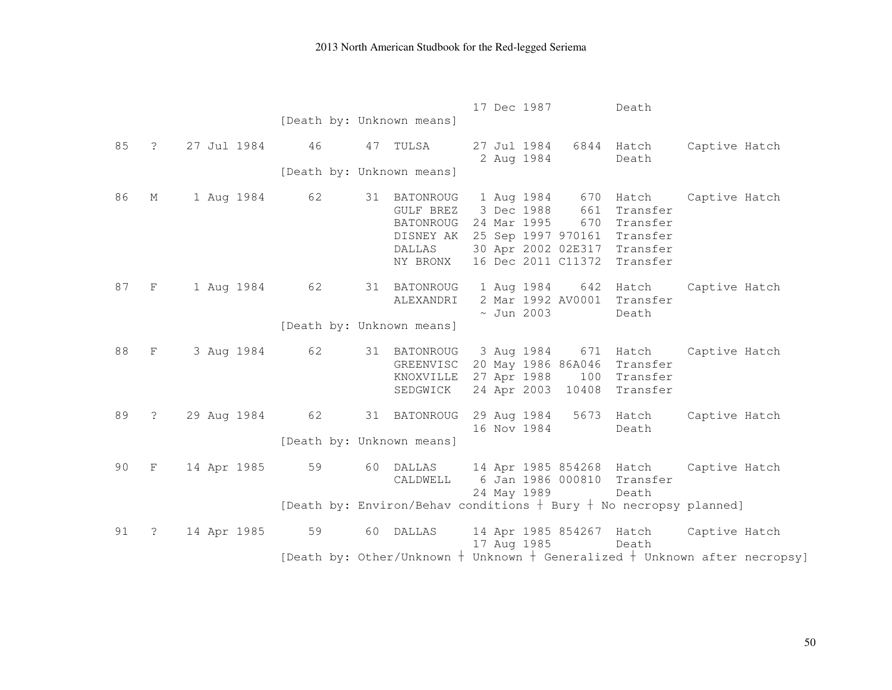```
                                                     17 Dec 1987         Death
                        [Death by: Unknown means]

85   ?   27 Jul 1984     46      47  TULSA      27 Jul 1984   6844  Hatch     Captive Hatch
                                                 2 Aug 1984         Death
                        [Death by: Unknown means]

86   M    1 Aug 1984     62      31  BATONROUG   1 Aug 1984    670  Hatch     Captive Hatch
                                     GULF BREZ   3 Dec 1988    661  Transfer
                                     BATONROUG  24 Mar 1995    670  Transfer
                                     DISNEY AK  25 Sep 1997 970161  Transfer
                                     DALLAS     30 Apr 2002 02E317  Transfer
                                     NY BRONX   16 Dec 2011 C11372  Transfer

87   F    1 Aug 1984     62      31  BATONROUG   1 Aug 1984    642  Hatch     Captive Hatch
                                     ALEXANDRI   2 Mar 1992 AV0001  Transfer
                                                ~ Jun 2003          Death
                        [Death by: Unknown means]

88   F    3 Aug 1984     62      31  BATONROUG   3 Aug 1984    671  Hatch     Captive Hatch
                                     GREENVISC  20 May 1986 86A046  Transfer
                                     KNOXVILLE  27 Apr 1988    100  Transfer
                                     SEDGWICK   24 Apr 2003  10408  Transfer

89   ?   29 Aug 1984     62      31  BATONROUG  29 Aug 1984   5673  Hatch     Captive Hatch
                                                16 Nov 1984         Death
                        [Death by: Unknown means]

90   F   14 Apr 1985     59      60  DALLAS     14 Apr 1985 854268  Hatch     Captive Hatch
                                     CALDWELL    6 Jan 1986 000810  Transfer
                                                24 May 1989         Death
                        [Death by: Environ/Behav conditions † Bury † No necropsy planned]

91   ?   14 Apr 1985     59      60  DALLAS     14 Apr 1985 854267  Hatch     Captive Hatch
                                                17 Aug 1985         Death
                        [Death by: Other/Unknown † Unknown † Generalized † Unknown after necropsy]
```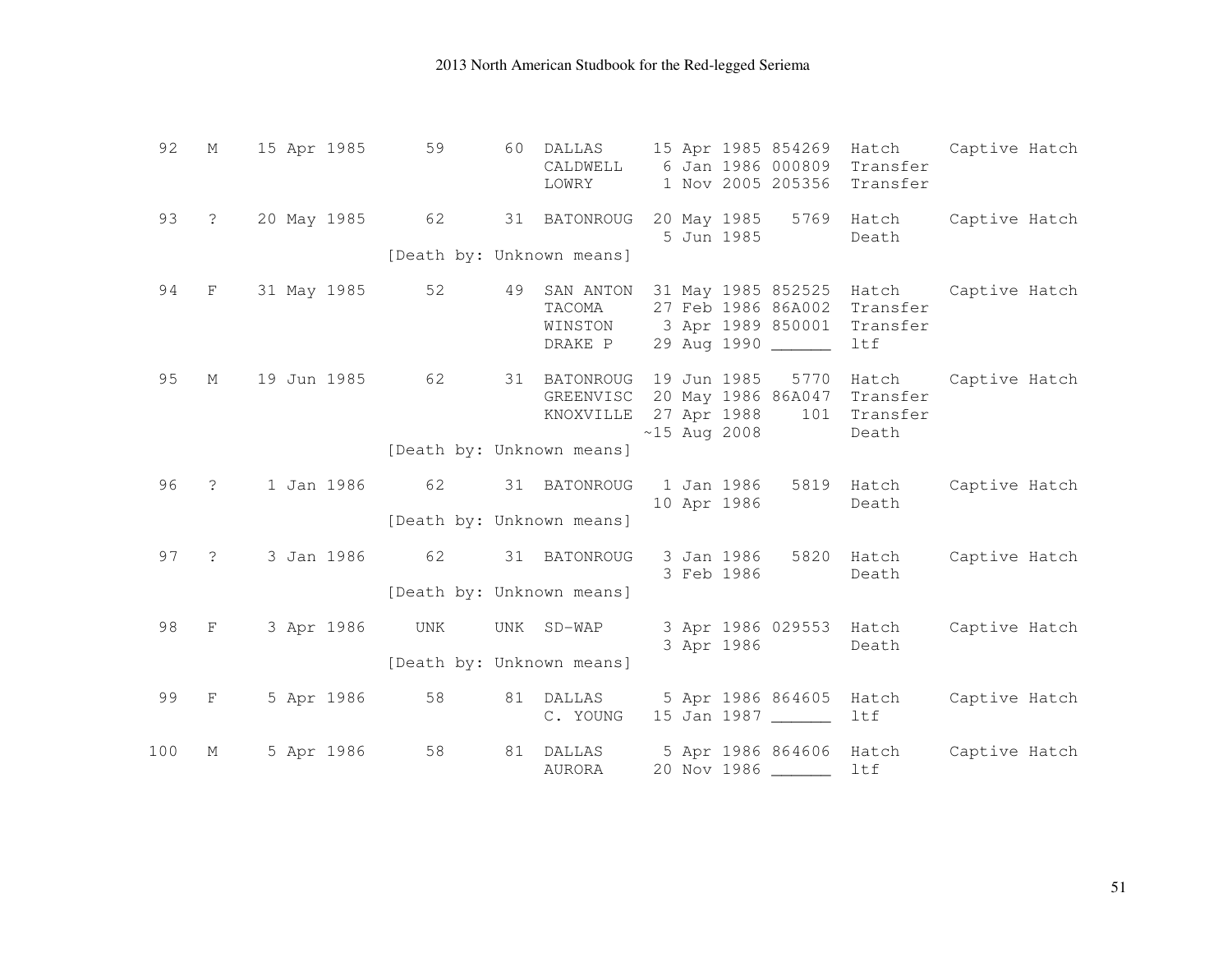```
 92   M    15 Apr 1985      59      60  DALLAS     15 Apr 1985 854269  Hatch     Captive Hatch
                                          CALDWELL    6 Jan 1986 000809  Transfer
                                          LOWRY       1 Nov 2005 205356  Transfer

 93   ?    20 May 1985      62      31  BATONROUG  20 May 1985   5769  Hatch     Captive Hatch
                                                    5 Jun 1985         Death
                         [Death by: Unknown means]

 94   F    31 May 1985      52      49  SAN ANTON  31 May 1985 852525  Hatch     Captive Hatch
                                          TACOMA     27 Feb 1986 86A002  Transfer
                                          WINSTON     3 Apr 1989 850001  Transfer
                                          DRAKE P    29 Aug 1990 ______  ltf

 95   M    19 Jun 1985      62      31  BATONROUG  19 Jun 1985   5770  Hatch     Captive Hatch
                                          GREENVISC  20 May 1986 86A047  Transfer
                                          KNOXVILLE  27 Apr 1988    101  Transfer
                                                    ~15 Aug 2008         Death
                         [Death by: Unknown means]

 96   ?     1 Jan 1986      62      31  BATONROUG   1 Jan 1986   5819  Hatch     Captive Hatch
                                                    10 Apr 1986         Death
                         [Death by: Unknown means]

 97   ?     3 Jan 1986      62      31  BATONROUG   3 Jan 1986   5820  Hatch     Captive Hatch
                                                    3 Feb 1986         Death
                         [Death by: Unknown means]

 98   F     3 Apr 1986     UNK     UNK  SD-WAP      3 Apr 1986 029553  Hatch     Captive Hatch
                                                    3 Apr 1986         Death
                         [Death by: Unknown means]

 99   F     5 Apr 1986      58      81  DALLAS      5 Apr 1986 864605  Hatch     Captive Hatch
                                          C. YOUNG   15 Jan 1987 ______  ltf

100   M     5 Apr 1986      58      81  DALLAS      5 Apr 1986 864606  Hatch     Captive Hatch
                                          AURORA     20 Nov 1986 ______  ltf
```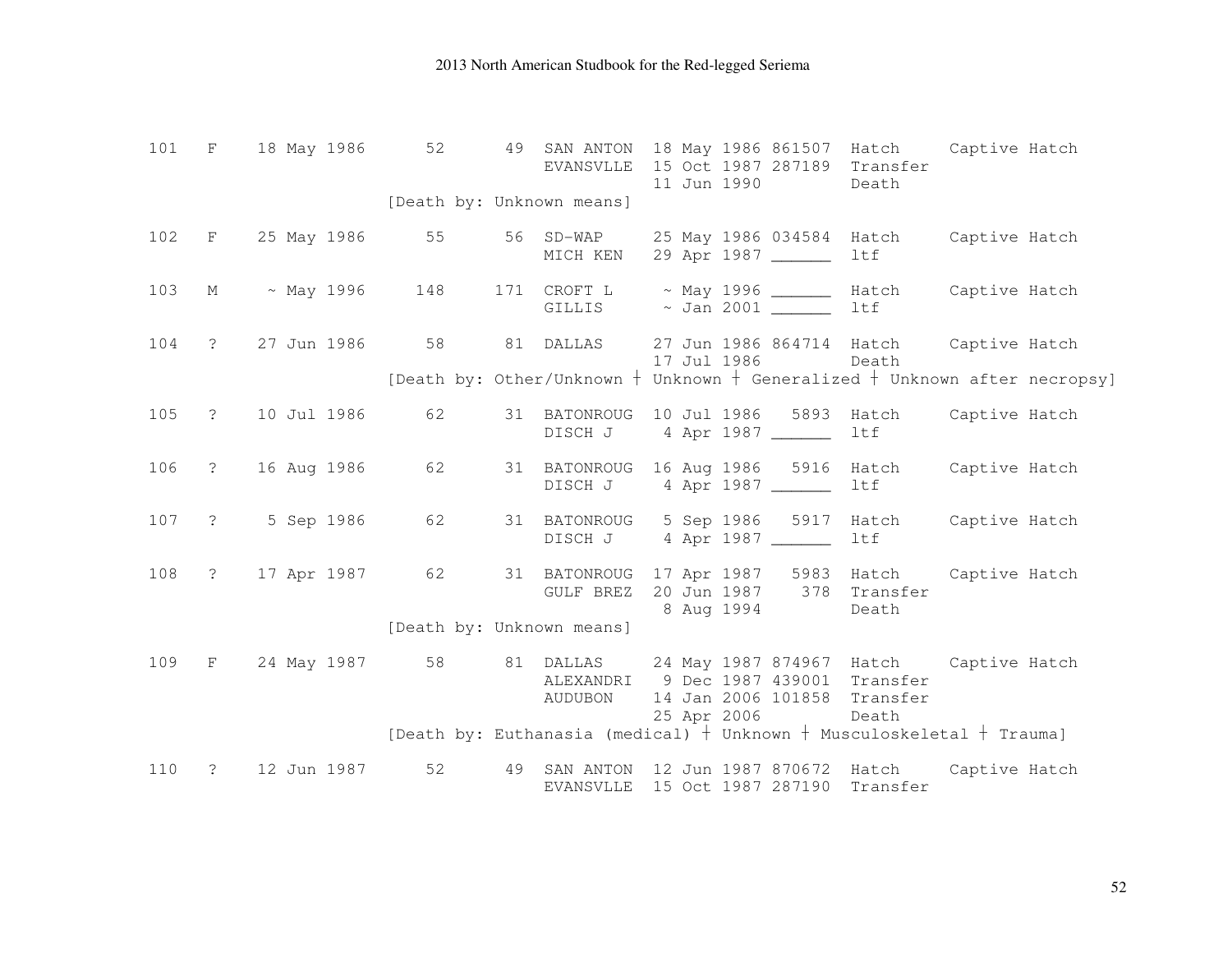```
101   F    18 May 1986      52      49  SAN ANTON  18 May 1986 861507  Hatch     Captive Hatch
                                        EVANSVLLE  15 Oct 1987 287189  Transfer
                                                   11 Jun 1990         Death
                           [Death by: Unknown means]

102   F    25 May 1986      55      56  SD-WAP     25 May 1986 034584  Hatch     Captive Hatch
                                        MICH KEN   29 Apr 1987 ______  ltf

103   M     ~ May 1996     148     171  CROFT L     ~ May 1996 ______  Hatch     Captive Hatch
                                        GILLIS      ~ Jan 2001 ______  ltf

104   ?    27 Jun 1986      58      81  DALLAS     27 Jun 1986 864714  Hatch     Captive Hatch
                                                   17 Jul 1986         Death
                           [Death by: Other/Unknown † Unknown † Generalized † Unknown after necropsy]

105   ?    10 Jul 1986      62      31  BATONROUG  10 Jul 1986   5893  Hatch     Captive Hatch
                                        DISCH J     4 Apr 1987 ______  ltf

106   ?    16 Aug 1986      62      31  BATONROUG  16 Aug 1986   5916  Hatch     Captive Hatch
                                        DISCH J     4 Apr 1987 ______  ltf

107   ?     5 Sep 1986      62      31  BATONROUG   5 Sep 1986   5917  Hatch     Captive Hatch
                                        DISCH J     4 Apr 1987 ______  ltf

108   ?    17 Apr 1987      62      31  BATONROUG  17 Apr 1987   5983  Hatch     Captive Hatch
                                        GULF BREZ  20 Jun 1987    378  Transfer
                                                    8 Aug 1994         Death
                           [Death by: Unknown means]

109   F    24 May 1987      58      81  DALLAS     24 May 1987 874967  Hatch     Captive Hatch
                                        ALEXANDRI   9 Dec 1987 439001  Transfer
                                        AUDUBON    14 Jan 2006 101858  Transfer
                                                   25 Apr 2006         Death
                           [Death by: Euthanasia (medical) † Unknown † Musculoskeletal † Trauma]

110   ?    12 Jun 1987      52      49  SAN ANTON  12 Jun 1987 870672  Hatch     Captive Hatch
                                        EVANSVLLE  15 Oct 1987 287190  Transfer
```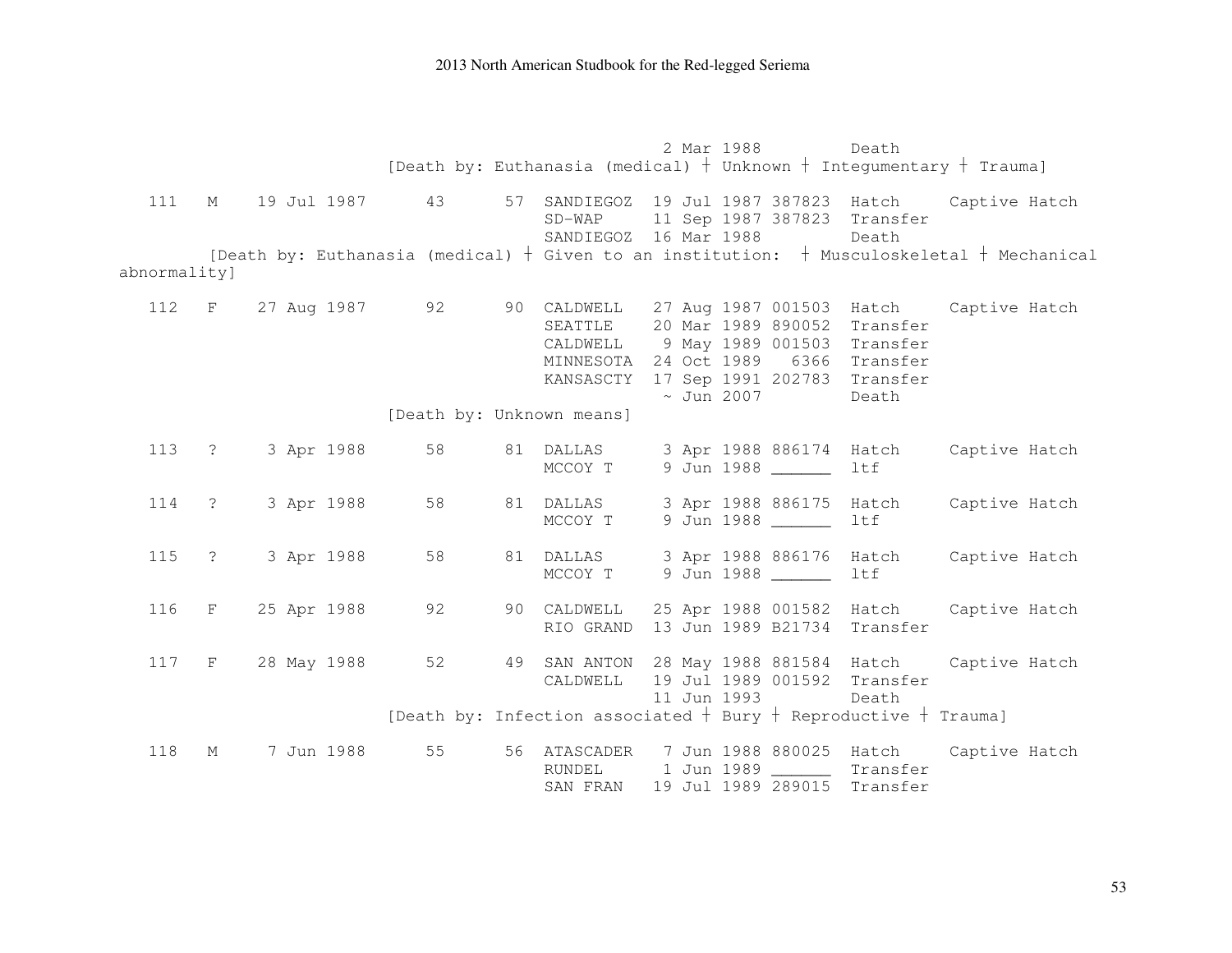```
                                           2 Mar 1988         Death
                   [Death by: Euthanasia (medical) ┼ Unknown ┼ Integumentary ┼ Trauma]

 111   M    19 Jul 1987      43      57  SANDIEGOZ  19 Jul 1987 387823  Hatch     Captive Hatch
                                         SD-WAP     11 Sep 1987 387823  Transfer
                                         SANDIEGOZ  16 Mar 1988         Death
       [Death by: Euthanasia (medical) ┼ Given to an institution:  ┼ Musculoskeletal ┼ Mechanical
abnormality]

 112   F    27 Aug 1987      92      90  CALDWELL   27 Aug 1987 001503  Hatch     Captive Hatch
                                         SEATTLE    20 Mar 1989 890052  Transfer
                                         CALDWELL    9 May 1989 001503  Transfer
                                         MINNESOTA  24 Oct 1989   6366  Transfer
                                         KANSASCTY  17 Sep 1991 202783  Transfer
                                                    ~ Jun 2007          Death
                   [Death by: Unknown means]

 113   ?     3 Apr 1988      58      81  DALLAS      3 Apr 1988 886174  Hatch     Captive Hatch
                                         MCCOY T     9 Jun 1988 ______  ltf

 114   ?     3 Apr 1988      58      81  DALLAS      3 Apr 1988 886175  Hatch     Captive Hatch
                                         MCCOY T     9 Jun 1988 ______  ltf

 115   ?     3 Apr 1988      58      81  DALLAS      3 Apr 1988 886176  Hatch     Captive Hatch
                                         MCCOY T     9 Jun 1988 ______  ltf

 116   F    25 Apr 1988      92      90  CALDWELL   25 Apr 1988 001582  Hatch     Captive Hatch
                                         RIO GRAND  13 Jun 1989 B21734  Transfer

 117   F    28 May 1988      52      49  SAN ANTON  28 May 1988 881584  Hatch     Captive Hatch
                                         CALDWELL   19 Jul 1989 001592  Transfer
                                                    11 Jun 1993         Death
                   [Death by: Infection associated ┼ Bury ┼ Reproductive ┼ Trauma]

 118   M     7 Jun 1988      55      56  ATASCADER   7 Jun 1988 880025  Hatch     Captive Hatch
                                         RUNDEL      1 Jun 1989 ______  Transfer
                                         SAN FRAN   19 Jul 1989 289015  Transfer
```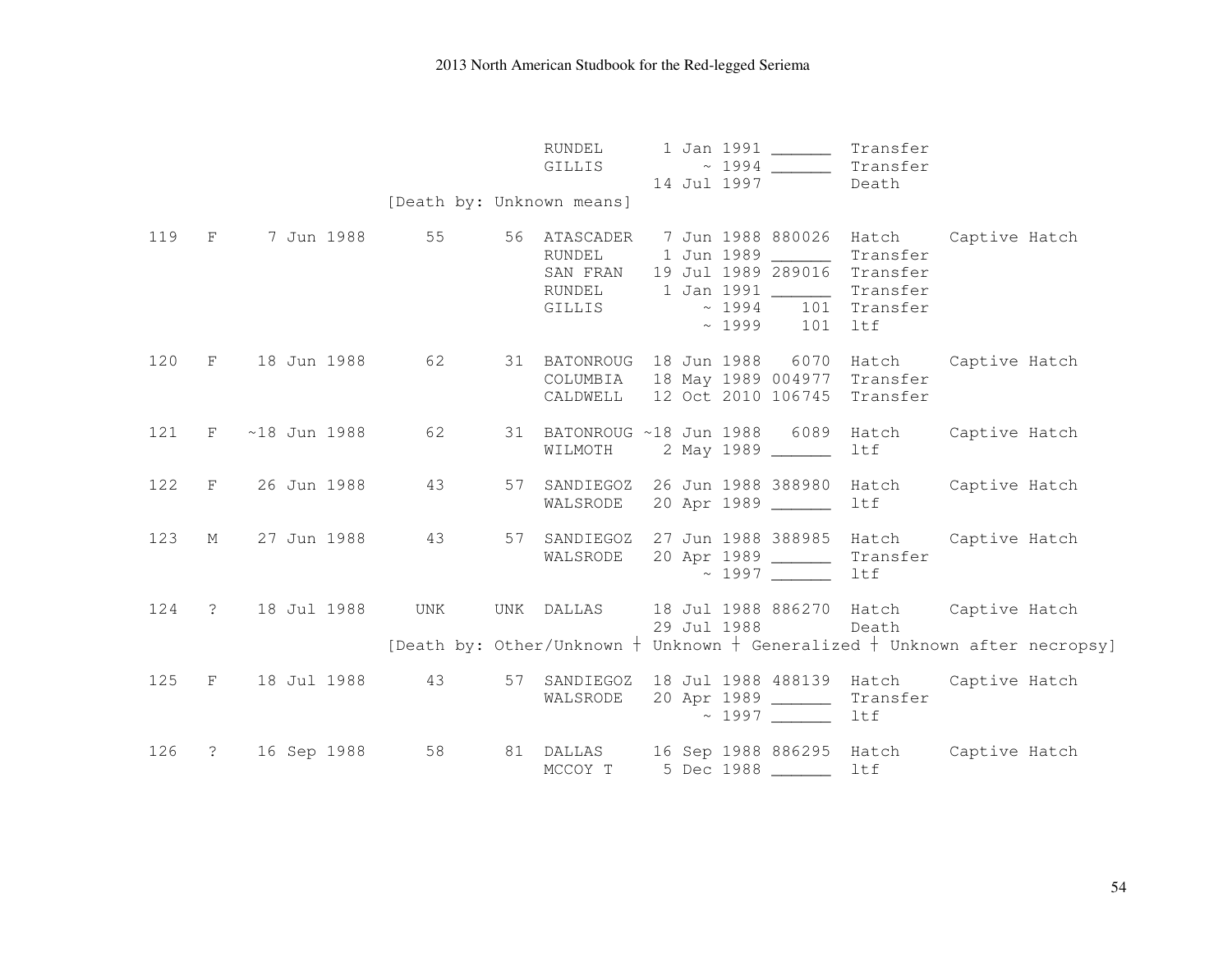```
                                        RUNDEL      1 Jan 1991 ______  Transfer
                                        GILLIS         ~ 1994 ______  Transfer
                                                   14 Jul 1997         Death
                               [Death by: Unknown means]

119   F     7 Jun 1988      55      56  ATASCADER   7 Jun 1988 880026  Hatch     Captive Hatch
                                        RUNDEL      1 Jun 1989 ______  Transfer
                                        SAN FRAN   19 Jul 1989 289016  Transfer
                                        RUNDEL      1 Jan 1991 ______  Transfer
                                        GILLIS         ~ 1994     101  Transfer
                                                       ~ 1999     101  ltf

120   F    18 Jun 1988      62      31  BATONROUG  18 Jun 1988   6070  Hatch     Captive Hatch
                                        COLUMBIA   18 May 1989 004977  Transfer
                                        CALDWELL   12 Oct 2010 106745  Transfer

121   F   ~18 Jun 1988      62      31  BATONROUG ~18 Jun 1988   6089  Hatch     Captive Hatch
                                        WILMOTH     2 May 1989 ______  ltf

122   F    26 Jun 1988      43      57  SANDIEGOZ  26 Jun 1988 388980  Hatch     Captive Hatch
                                        WALSRODE   20 Apr 1989 ______  ltf

123   M    27 Jun 1988      43      57  SANDIEGOZ  27 Jun 1988 388985  Hatch     Captive Hatch
                                        WALSRODE   20 Apr 1989 ______  Transfer
                                                       ~ 1997 ______  ltf

124   ?    18 Jul 1988     UNK     UNK  DALLAS     18 Jul 1988 886270  Hatch     Captive Hatch
                                                   29 Jul 1988         Death
                               [Death by: Other/Unknown † Unknown † Generalized † Unknown after necropsy]

125   F    18 Jul 1988      43      57  SANDIEGOZ  18 Jul 1988 488139  Hatch     Captive Hatch
                                        WALSRODE   20 Apr 1989 ______  Transfer
                                                       ~ 1997 ______  ltf

126   ?    16 Sep 1988      58      81  DALLAS     16 Sep 1988 886295  Hatch     Captive Hatch
                                        MCCOY T     5 Dec 1988 ______  ltf
```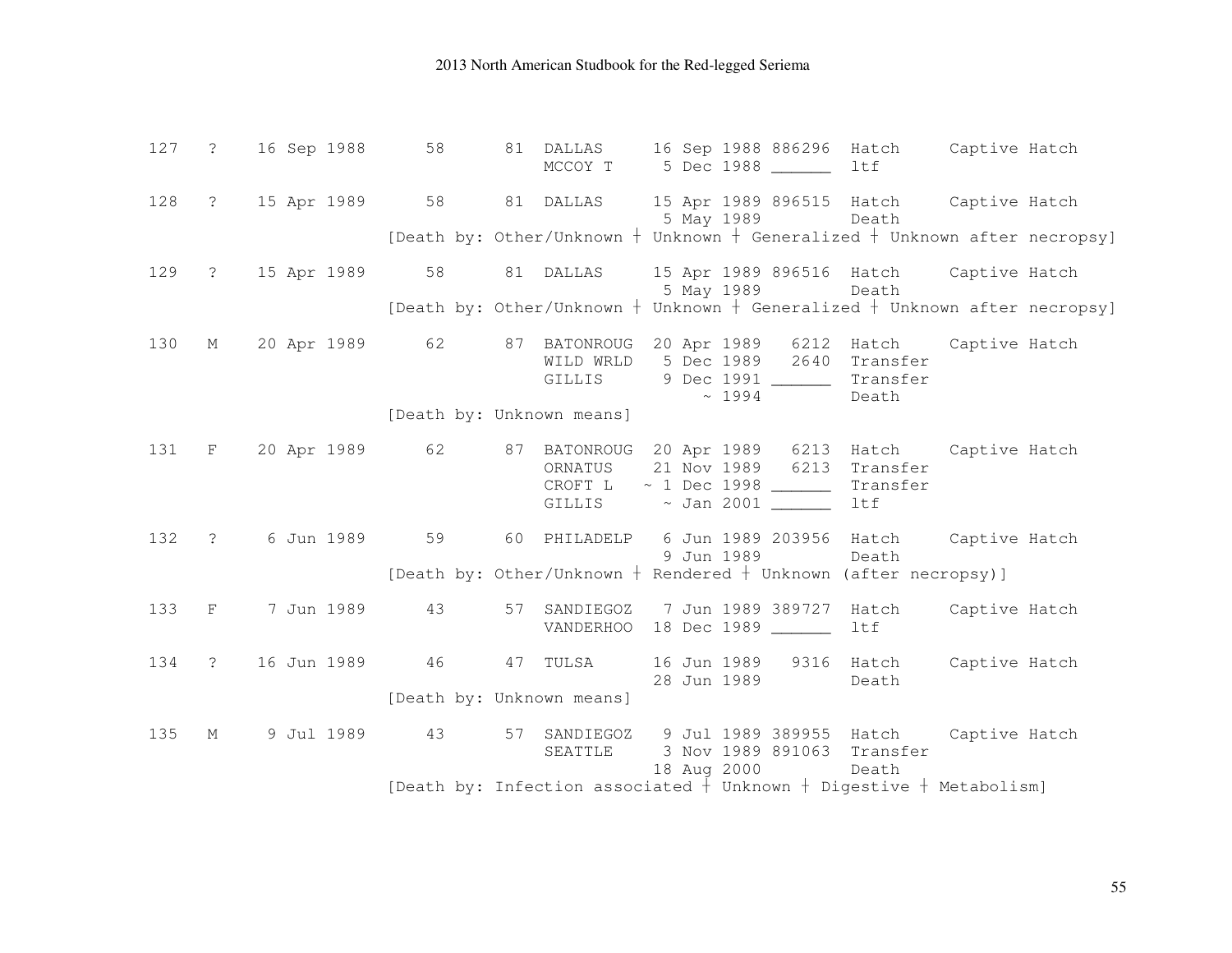```
127   ?    16 Sep 1988      58      81  DALLAS     16 Sep 1988 886296  Hatch     Captive Hatch
                                        MCCOY T     5 Dec 1988 ______  ltf

128   ?    15 Apr 1989      58      81  DALLAS     15 Apr 1989 896515  Hatch     Captive Hatch
                                                    5 May 1989         Death
                     [Death by: Other/Unknown ┼ Unknown ┼ Generalized ┼ Unknown after necropsy]

129   ?    15 Apr 1989      58      81  DALLAS     15 Apr 1989 896516  Hatch     Captive Hatch
                                                    5 May 1989         Death
                     [Death by: Other/Unknown ┼ Unknown ┼ Generalized ┼ Unknown after necropsy]

130   M    20 Apr 1989      62      87  BATONROUG  20 Apr 1989   6212  Hatch     Captive Hatch
                                        WILD WRLD   5 Dec 1989   2640  Transfer
                                        GILLIS      9 Dec 1991 ______  Transfer
                                                       ~ 1994          Death
                     [Death by: Unknown means]

131   F    20 Apr 1989      62      87  BATONROUG  20 Apr 1989   6213  Hatch     Captive Hatch
                                        ORNATUS    21 Nov 1989   6213  Transfer
                                        CROFT L   ~ 1 Dec 1998 ______  Transfer
                                        GILLIS      ~ Jan 2001 ______  ltf

132   ?     6 Jun 1989      59      60  PHILADELP   6 Jun 1989 203956  Hatch     Captive Hatch
                                                    9 Jun 1989         Death
                     [Death by: Other/Unknown ┼ Rendered ┼ Unknown (after necropsy)]

133   F     7 Jun 1989      43      57  SANDIEGOZ   7 Jun 1989 389727  Hatch     Captive Hatch
                                        VANDERHOO  18 Dec 1989 ______  ltf

134   ?    16 Jun 1989      46      47  TULSA      16 Jun 1989   9316  Hatch     Captive Hatch
                                                   28 Jun 1989         Death
                     [Death by: Unknown means]

135   M     9 Jul 1989      43      57  SANDIEGOZ   9 Jul 1989 389955  Hatch     Captive Hatch
                                        SEATTLE     3 Nov 1989 891063  Transfer
                                                   18 Aug 2000         Death
                     [Death by: Infection associated ┼ Unknown ┼ Digestive ┼ Metabolism]
```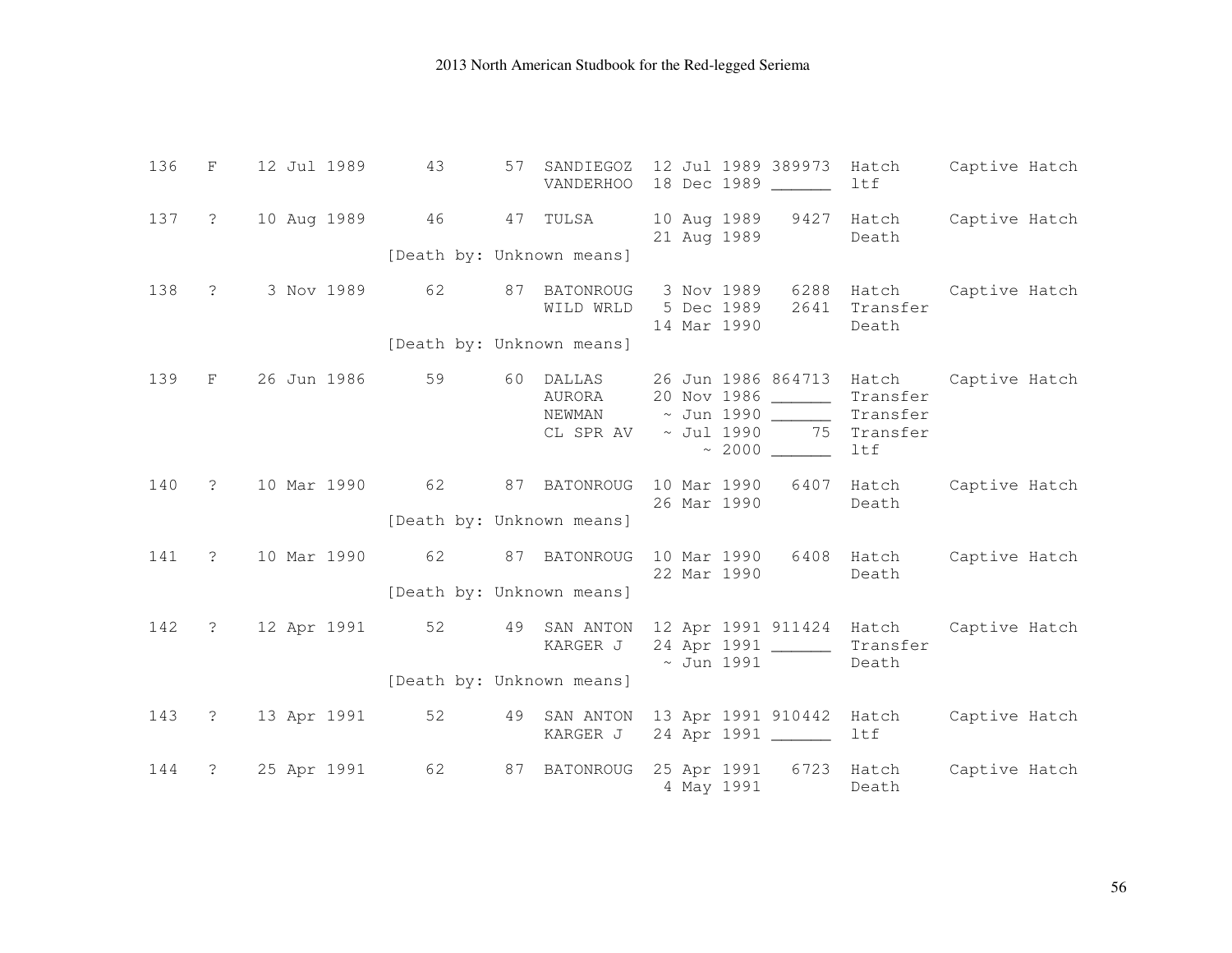| | | | | | | | | | |
|---|---|---|---|---|---|---|---|---|---|
| 136 | F | 12 Jul 1989 | 43 | 57 | SANDIEGOZ | 12 Jul 1989 | 389973 | Hatch | Captive Hatch |
| | | | | | VANDERHOO | 18 Dec 1989 | ______ | ltf | |
| 137 | ? | 10 Aug 1989 | 46 | 47 | TULSA | 10 Aug 1989 | 9427 | Hatch | Captive Hatch |
| | | | | | | 21 Aug 1989 | | Death | |
| | | | [Death by: Unknown means] | | | | | | |
| 138 | ? | 3 Nov 1989 | 62 | 87 | BATONROUG | 3 Nov 1989 | 6288 | Hatch | Captive Hatch |
| | | | | | WILD WRLD | 5 Dec 1989 | 2641 | Transfer | |
| | | | | | | 14 Mar 1990 | | Death | |
| | | | [Death by: Unknown means] | | | | | | |
| 139 | F | 26 Jun 1986 | 59 | 60 | DALLAS | 26 Jun 1986 | 864713 | Hatch | Captive Hatch |
| | | | | | AURORA | 20 Nov 1986 | ______ | Transfer | |
| | | | | | NEWMAN | ~ Jun 1990 | ______ | Transfer | |
| | | | | | CL SPR AV | ~ Jul 1990 | 75 | Transfer | |
| | | | | | | ~ 2000 | ______ | ltf | |
| 140 | ? | 10 Mar 1990 | 62 | 87 | BATONROUG | 10 Mar 1990 | 6407 | Hatch | Captive Hatch |
| | | | | | | 26 Mar 1990 | | Death | |
| | | | [Death by: Unknown means] | | | | | | |
| 141 | ? | 10 Mar 1990 | 62 | 87 | BATONROUG | 10 Mar 1990 | 6408 | Hatch | Captive Hatch |
| | | | | | | 22 Mar 1990 | | Death | |
| | | | [Death by: Unknown means] | | | | | | |
| 142 | ? | 12 Apr 1991 | 52 | 49 | SAN ANTON | 12 Apr 1991 | 911424 | Hatch | Captive Hatch |
| | | | | | KARGER J | 24 Apr 1991 | ______ | Transfer | |
| | | | | | | ~ Jun 1991 | | Death | |
| | | | [Death by: Unknown means] | | | | | | |
| 143 | ? | 13 Apr 1991 | 52 | 49 | SAN ANTON | 13 Apr 1991 | 910442 | Hatch | Captive Hatch |
| | | | | | KARGER J | 24 Apr 1991 | ______ | ltf | |
| 144 | ? | 25 Apr 1991 | 62 | 87 | BATONROUG | 25 Apr 1991 | 6723 | Hatch | Captive Hatch |
| | | | | | | 4 May 1991 | | Death | |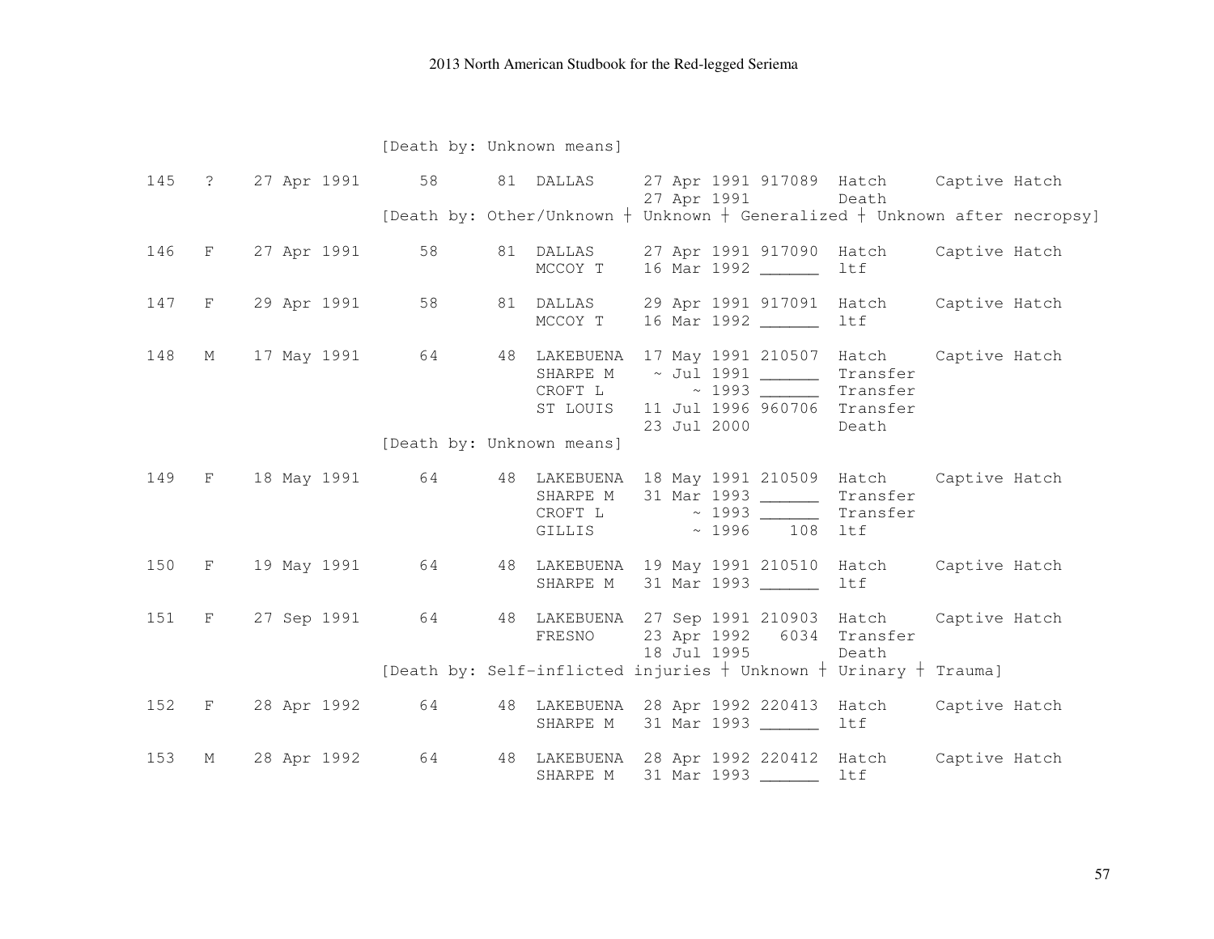```
                    [Death by: Unknown means]

145  ?   27 Apr 1991     58     81  DALLAS     27 Apr 1991 917089  Hatch     Captive Hatch
                                               27 Apr 1991         Death
                    [Death by: Other/Unknown ┼ Unknown ┼ Generalized ┼ Unknown after necropsy]

146  F   27 Apr 1991     58     81  DALLAS     27 Apr 1991 917090  Hatch     Captive Hatch
                                    MCCOY T    16 Mar 1992 ______  ltf

147  F   29 Apr 1991     58     81  DALLAS     29 Apr 1991 917091  Hatch     Captive Hatch
                                    MCCOY T    16 Mar 1992 ______  ltf

148  M   17 May 1991     64     48  LAKEBUENA  17 May 1991 210507  Hatch     Captive Hatch
                                    SHARPE M    ~ Jul 1991 ______  Transfer
                                    CROFT L         ~ 1993 ______  Transfer
                                    ST LOUIS   11 Jul 1996 960706  Transfer
                                               23 Jul 2000         Death
                    [Death by: Unknown means]

149  F   18 May 1991     64     48  LAKEBUENA  18 May 1991 210509  Hatch     Captive Hatch
                                    SHARPE M   31 Mar 1993 ______  Transfer
                                    CROFT L         ~ 1993 ______  Transfer
                                    GILLIS          ~ 1996    108  ltf

150  F   19 May 1991     64     48  LAKEBUENA  19 May 1991 210510  Hatch     Captive Hatch
                                    SHARPE M   31 Mar 1993 ______  ltf

151  F   27 Sep 1991     64     48  LAKEBUENA  27 Sep 1991 210903  Hatch     Captive Hatch
                                    FRESNO     23 Apr 1992   6034  Transfer
                                               18 Jul 1995         Death
                    [Death by: Self-inflicted injuries ┼ Unknown ┼ Urinary ┼ Trauma]

152  F   28 Apr 1992     64     48  LAKEBUENA  28 Apr 1992 220413  Hatch     Captive Hatch
                                    SHARPE M   31 Mar 1993 ______  ltf

153  M   28 Apr 1992     64     48  LAKEBUENA  28 Apr 1992 220412  Hatch     Captive Hatch
                                    SHARPE M   31 Mar 1993 ______  ltf
```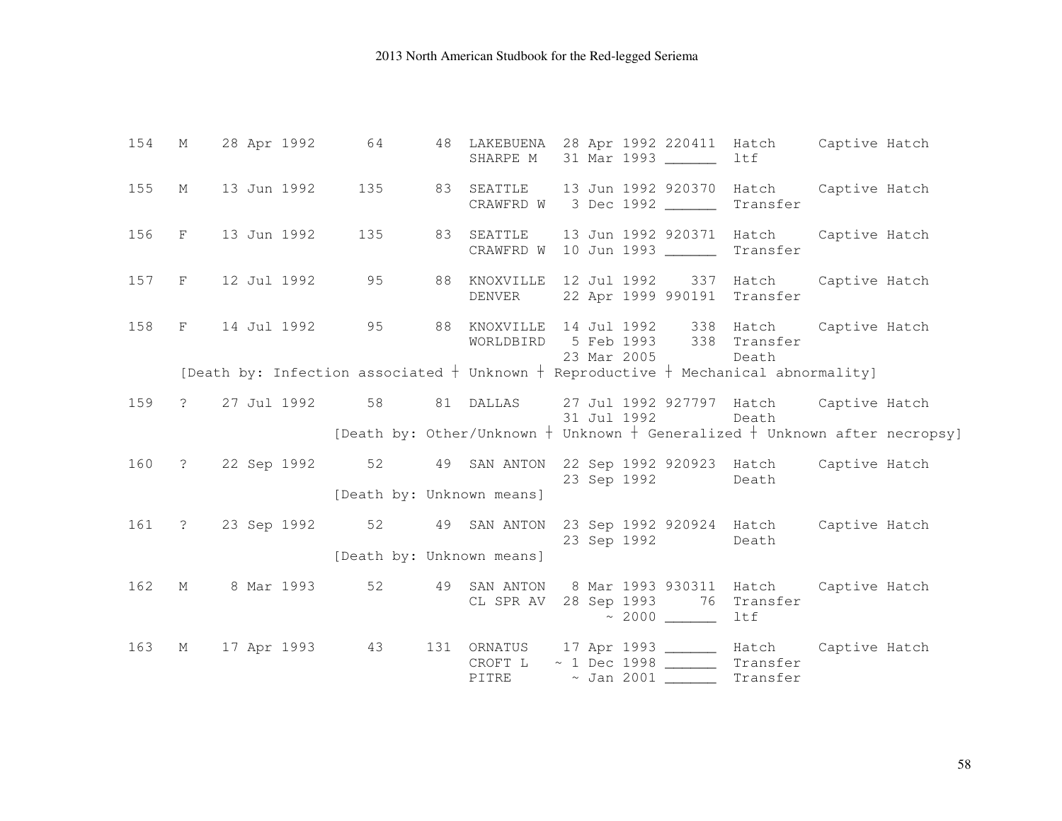| Studbook ID | Sex | Hatch Date | Sire | Dam | Location | Date | Local ID | Event | |
|---|---|---|---|---|---|---|---|---|---|
| 154 | M | 28 Apr 1992 | 64 | 48 | LAKEBUENA | 28 Apr 1992 | 220411 | Hatch | Captive Hatch |
| | | | | | SHARPE M | 31 Mar 1993 | ______ | ltf | |
| 155 | M | 13 Jun 1992 | 135 | 83 | SEATTLE | 13 Jun 1992 | 920370 | Hatch | Captive Hatch |
| | | | | | CRAWFRD W | 3 Dec 1992 | ______ | Transfer | |
| 156 | F | 13 Jun 1992 | 135 | 83 | SEATTLE | 13 Jun 1992 | 920371 | Hatch | Captive Hatch |
| | | | | | CRAWFRD W | 10 Jun 1993 | ______ | Transfer | |
| 157 | F | 12 Jul 1992 | 95 | 88 | KNOXVILLE | 12 Jul 1992 | 337 | Hatch | Captive Hatch |
| | | | | | DENVER | 22 Apr 1999 | 990191 | Transfer | |
| 158 | F | 14 Jul 1992 | 95 | 88 | KNOXVILLE | 14 Jul 1992 | 338 | Hatch | Captive Hatch |
| | | | | | WORLDBIRD | 5 Feb 1993 | 338 | Transfer | |
| | | | | | | 23 Mar 2005 | | Death | |
| | [Death by: Infection associated ┼ Unknown ┼ Reproductive ┼ Mechanical abnormality] | | | | | | | | |
| 159 | ? | 27 Jul 1992 | 58 | 81 | DALLAS | 27 Jul 1992 | 927797 | Hatch | Captive Hatch |
| | | | | | | 31 Jul 1992 | | Death | |
| | | | [Death by: Other/Unknown ┼ Unknown ┼ Generalized ┼ Unknown after necropsy] | | | | | | |
| 160 | ? | 22 Sep 1992 | 52 | 49 | SAN ANTON | 22 Sep 1992 | 920923 | Hatch | Captive Hatch |
| | | | | | | 23 Sep 1992 | | Death | |
| | | | [Death by: Unknown means] | | | | | | |
| 161 | ? | 23 Sep 1992 | 52 | 49 | SAN ANTON | 23 Sep 1992 | 920924 | Hatch | Captive Hatch |
| | | | | | | 23 Sep 1992 | | Death | |
| | | | [Death by: Unknown means] | | | | | | |
| 162 | M | 8 Mar 1993 | 52 | 49 | SAN ANTON | 8 Mar 1993 | 930311 | Hatch | Captive Hatch |
| | | | | | CL SPR AV | 28 Sep 1993 | 76 | Transfer | |
| | | | | | | ~ 2000 | ______ | ltf | |
| 163 | M | 17 Apr 1993 | 43 | 131 | ORNATUS | 17 Apr 1993 | ______ | Hatch | Captive Hatch |
| | | | | | CROFT L | ~ 1 Dec 1998 | ______ | Transfer | |
| | | | | | PITRE | ~ Jan 2001 | ______ | Transfer | |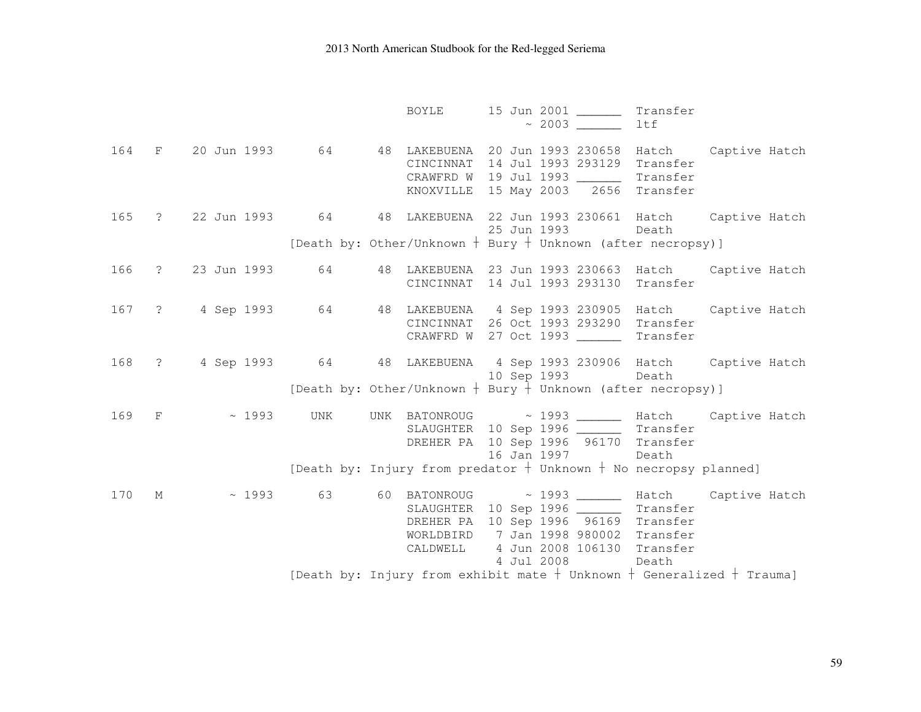```
                                        BOYLE      15 Jun 2001 ______  Transfer
                                                        ~ 2003 ______  ltf

164   F    20 Jun 1993      64      48  LAKEBUENA  20 Jun 1993 230658  Hatch     Captive Hatch
                                        CINCINNAT  14 Jul 1993 293129  Transfer
                                        CRAWFRD W  19 Jul 1993 ______  Transfer
                                        KNOXVILLE  15 May 2003   2656  Transfer

165   ?    22 Jun 1993      64      48  LAKEBUENA  22 Jun 1993 230661  Hatch     Captive Hatch
                                                   25 Jun 1993         Death
                    [Death by: Other/Unknown ┼ Bury ┼ Unknown (after necropsy)]

166   ?    23 Jun 1993      64      48  LAKEBUENA  23 Jun 1993 230663  Hatch     Captive Hatch
                                        CINCINNAT  14 Jul 1993 293130  Transfer

167   ?     4 Sep 1993      64      48  LAKEBUENA   4 Sep 1993 230905  Hatch     Captive Hatch
                                        CINCINNAT  26 Oct 1993 293290  Transfer
                                        CRAWFRD W  27 Oct 1993 ______  Transfer

168   ?     4 Sep 1993      64      48  LAKEBUENA   4 Sep 1993 230906  Hatch     Captive Hatch
                                                   10 Sep 1993         Death
                    [Death by: Other/Unknown ┼ Bury ┼ Unknown (after necropsy)]

169   F         ~ 1993     UNK     UNK  BATONROUG       ~ 1993 ______  Hatch     Captive Hatch
                                        SLAUGHTER  10 Sep 1996 ______  Transfer
                                        DREHER PA  10 Sep 1996  96170  Transfer
                                                   16 Jan 1997         Death
                    [Death by: Injury from predator ┼ Unknown ┼ No necropsy planned]

170   M         ~ 1993      63      60  BATONROUG       ~ 1993 ______  Hatch     Captive Hatch
                                        SLAUGHTER  10 Sep 1996 ______  Transfer
                                        DREHER PA  10 Sep 1996  96169  Transfer
                                        WORLDBIRD   7 Jan 1998 980002  Transfer
                                        CALDWELL    4 Jun 2008 106130  Transfer
                                                    4 Jul 2008         Death
                    [Death by: Injury from exhibit mate ┼ Unknown ┼ Generalized ┼ Trauma]
```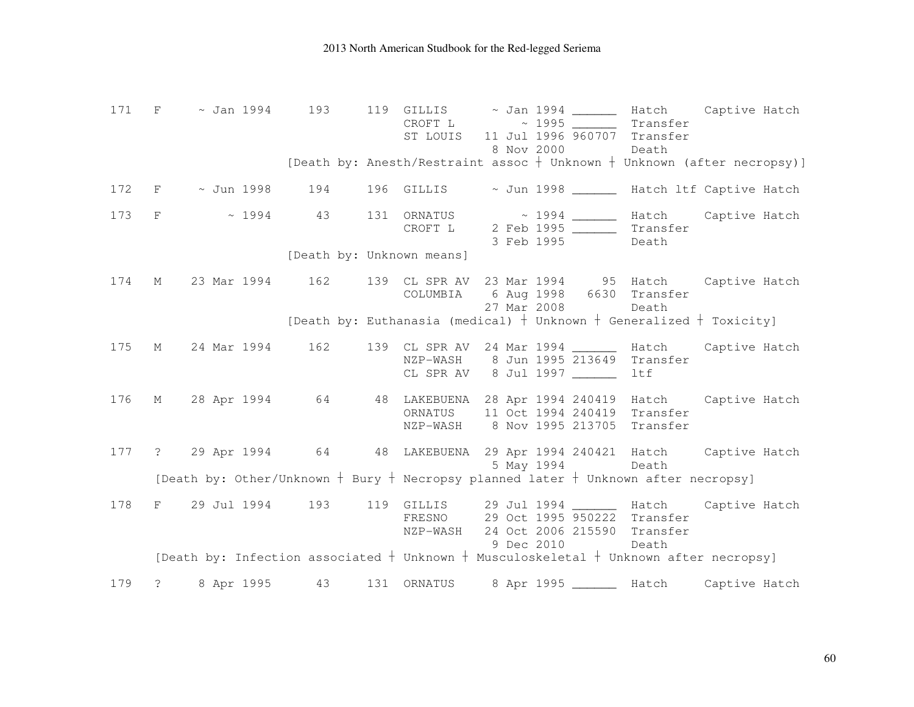```
171   F     ~ Jan 1994     193     119  GILLIS      ~ Jan 1994 ______  Hatch     Captive Hatch
                                        CROFT L        ~ 1995 ______  Transfer
                                        ST LOUIS   11 Jul 1996 960707  Transfer
                                                    8 Nov 2000         Death
                       [Death by: Anesth/Restraint assoc ┼ Unknown ┼ Unknown (after necropsy)]

172   F     ~ Jun 1998     194     196  GILLIS      ~ Jun 1998 ______  Hatch ltf Captive Hatch

173   F         ~ 1994      43     131  ORNATUS        ~ 1994 ______  Hatch     Captive Hatch
                                        CROFT L     2 Feb 1995 ______  Transfer
                                                    3 Feb 1995         Death
                       [Death by: Unknown means]

174   M    23 Mar 1994     162     139  CL SPR AV  23 Mar 1994     95  Hatch     Captive Hatch
                                        COLUMBIA    6 Aug 1998   6630  Transfer
                                                   27 Mar 2008         Death
                       [Death by: Euthanasia (medical) ┼ Unknown ┼ Generalized ┼ Toxicity]

175   M    24 Mar 1994     162     139  CL SPR AV  24 Mar 1994 ______  Hatch     Captive Hatch
                                        NZP-WASH    8 Jun 1995 213649  Transfer
                                        CL SPR AV   8 Jul 1997 ______  ltf

176   M    28 Apr 1994      64      48  LAKEBUENA  28 Apr 1994 240419  Hatch     Captive Hatch
                                        ORNATUS    11 Oct 1994 240419  Transfer
                                        NZP-WASH    8 Nov 1995 213705  Transfer

177   ?    29 Apr 1994      64      48  LAKEBUENA  29 Apr 1994 240421  Hatch     Captive Hatch
                                                    5 May 1994         Death
      [Death by: Other/Unknown ┼ Bury ┼ Necropsy planned later ┼ Unknown after necropsy]

178   F    29 Jul 1994     193     119  GILLIS     29 Jul 1994 ______  Hatch     Captive Hatch
                                        FRESNO     29 Oct 1995 950222  Transfer
                                        NZP-WASH   24 Oct 2006 215590  Transfer
                                                    9 Dec 2010         Death
      [Death by: Infection associated ┼ Unknown ┼ Musculoskeletal ┼ Unknown after necropsy]

179   ?     8 Apr 1995      43     131  ORNATUS     8 Apr 1995 ______  Hatch     Captive Hatch
```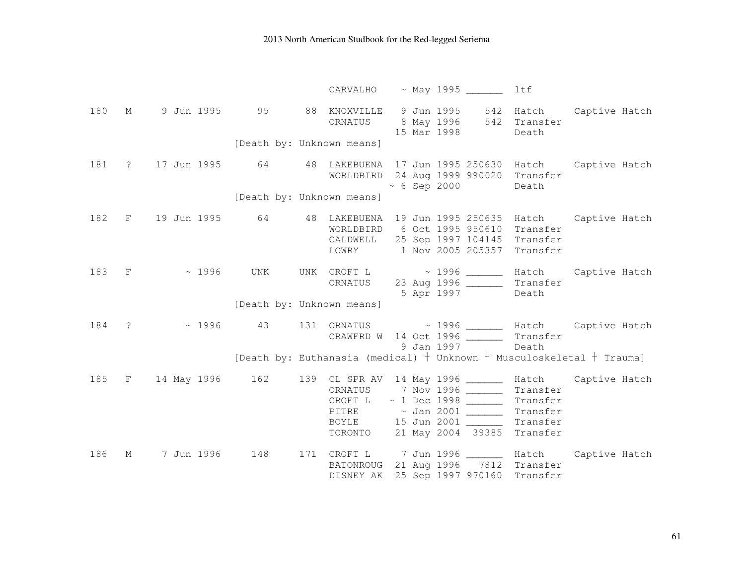```
                              CARVALHO    ~ May 1995 ______  ltf

180   M     9 Jun 1995      95      88  KNOXVILLE   9 Jun 1995     542  Hatch     Captive Hatch
                                        ORNATUS     8 May 1996     542  Transfer
                                                   15 Mar 1998          Death
                        [Death by: Unknown means]

181   ?    17 Jun 1995      64      48  LAKEBUENA  17 Jun 1995 250630  Hatch     Captive Hatch
                                        WORLDBIRD  24 Aug 1999 990020  Transfer
                                                 ~ 6 Sep 2000          Death
                        [Death by: Unknown means]

182   F    19 Jun 1995      64      48  LAKEBUENA  19 Jun 1995 250635  Hatch     Captive Hatch
                                        WORLDBIRD   6 Oct 1995 950610  Transfer
                                        CALDWELL   25 Sep 1997 104145  Transfer
                                        LOWRY       1 Nov 2005 205357  Transfer

183   F         ~ 1996     UNK     UNK  CROFT L        ~ 1996 ______  Hatch     Captive Hatch
                                        ORNATUS    23 Aug 1996 ______  Transfer
                                                    5 Apr 1997          Death
                        [Death by: Unknown means]

184   ?         ~ 1996      43     131  ORNATUS        ~ 1996 ______  Hatch     Captive Hatch
                                        CRAWFRD W  14 Oct 1996 ______  Transfer
                                                    9 Jan 1997          Death
                        [Death by: Euthanasia (medical) † Unknown † Musculoskeletal † Trauma]

185   F    14 May 1996     162     139  CL SPR AV  14 May 1996 ______  Hatch     Captive Hatch
                                        ORNATUS     7 Nov 1996 ______  Transfer
                                        CROFT L   ~ 1 Dec 1998 ______  Transfer
                                        PITRE       ~ Jan 2001 ______  Transfer
                                        BOYLE      15 Jun 2001 ______  Transfer
                                        TORONTO    21 May 2004   39385  Transfer

186   M     7 Jun 1996     148     171  CROFT L     7 Jun 1996 ______  Hatch     Captive Hatch
                                        BATONROUG  21 Aug 1996    7812  Transfer
                                        DISNEY AK  25 Sep 1997 970160  Transfer
```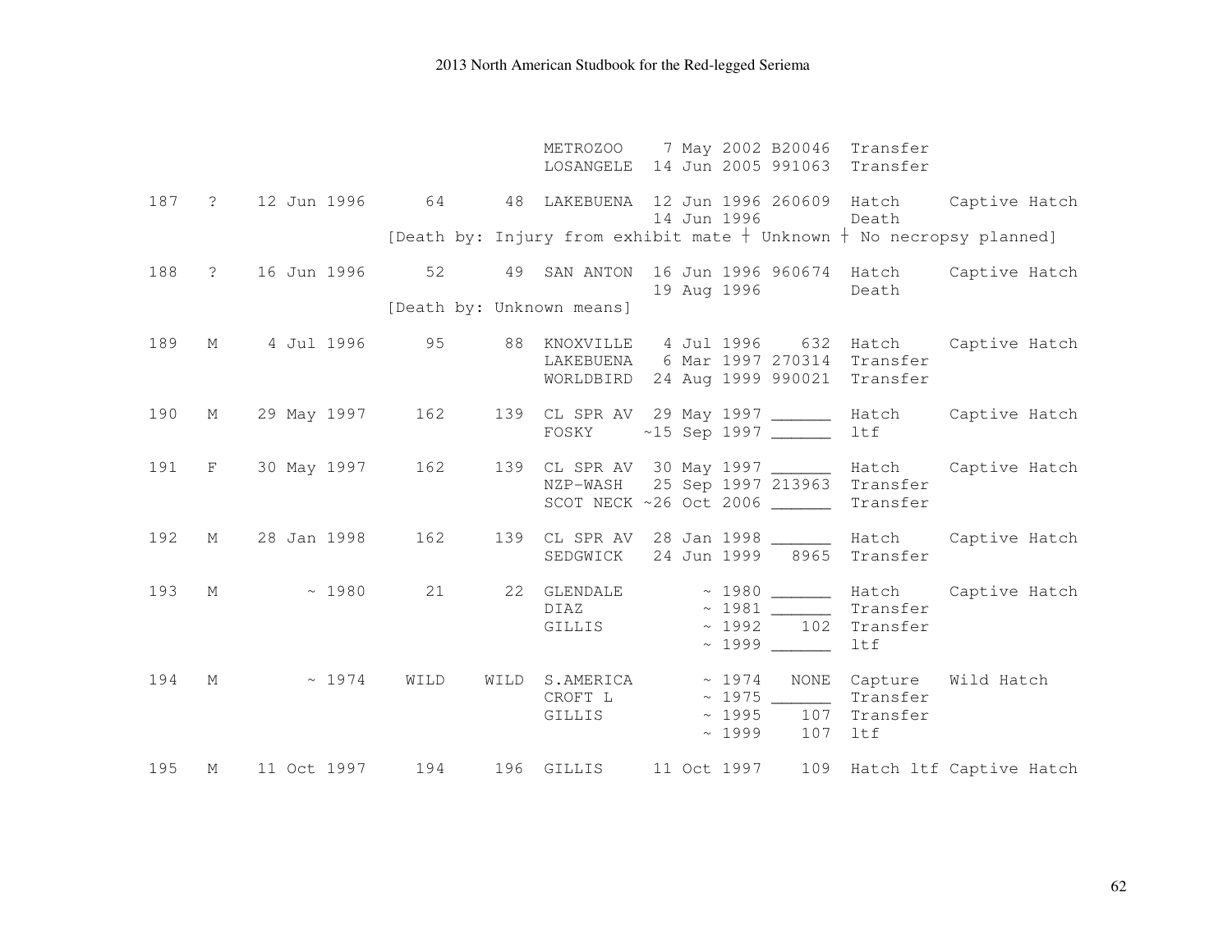```
                              METROZOO    7 May 2002 B20046  Transfer
                              LOSANGELE  14 Jun 2005 991063  Transfer

187  ?   12 Jun 1996     64      48  LAKEBUENA  12 Jun 1996 260609  Hatch     Captive Hatch
                                                14 Jun 1996         Death
                     [Death by: Injury from exhibit mate † Unknown † No necropsy planned]

188  ?   16 Jun 1996     52      49  SAN ANTON  16 Jun 1996 960674  Hatch     Captive Hatch
                                                19 Aug 1996         Death
                     [Death by: Unknown means]

189  M    4 Jul 1996     95      88  KNOXVILLE   4 Jul 1996    632  Hatch     Captive Hatch
                                     LAKEBUENA   6 Mar 1997 270314  Transfer
                                     WORLDBIRD  24 Aug 1999 990021  Transfer

190  M   29 May 1997    162     139  CL SPR AV  29 May 1997 ______  Hatch     Captive Hatch
                                     FOSKY     ~15 Sep 1997 ______  ltf

191  F   30 May 1997    162     139  CL SPR AV  30 May 1997 ______  Hatch     Captive Hatch
                                     NZP-WASH   25 Sep 1997 213963  Transfer
                                     SCOT NECK ~26 Oct 2006 ______  Transfer

192  M   28 Jan 1998    162     139  CL SPR AV  28 Jan 1998 ______  Hatch     Captive Hatch
                                     SEDGWICK   24 Jun 1999   8965  Transfer

193  M        ~ 1980     21      22  GLENDALE        ~ 1980 ______  Hatch     Captive Hatch
                                     DIAZ            ~ 1981 ______  Transfer
                                     GILLIS          ~ 1992    102  Transfer
                                                     ~ 1999 ______  ltf

194  M        ~ 1974   WILD    WILD  S.AMERICA       ~ 1974   NONE  Capture   Wild Hatch
                                     CROFT L         ~ 1975 ______  Transfer
                                     GILLIS          ~ 1995    107  Transfer
                                                     ~ 1999    107  ltf

195  M   11 Oct 1997    194     196  GILLIS     11 Oct 1997    109  Hatch ltf Captive Hatch
```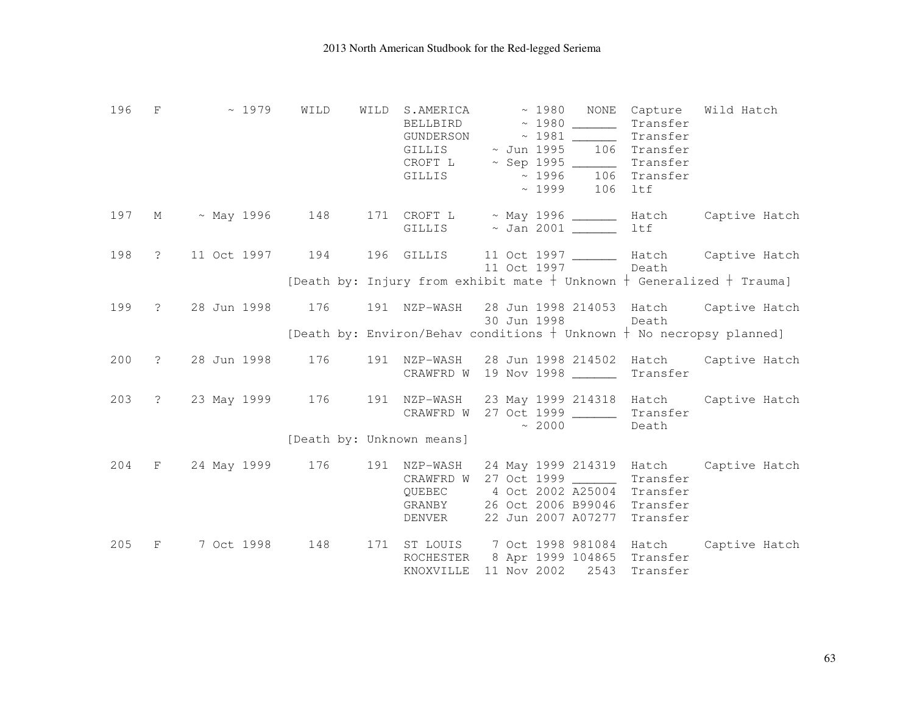```
196   F        ~ 1979    WILD    WILD  S.AMERICA       ~ 1980   NONE  Capture   Wild Hatch
                                       BELLBIRD        ~ 1980 ______  Transfer
                                       GUNDERSON       ~ 1981 ______  Transfer
                                       GILLIS      ~ Jun 1995    106  Transfer
                                       CROFT L     ~ Sep 1995 ______  Transfer
                                       GILLIS          ~ 1996    106  Transfer
                                                       ~ 1999    106  ltf

197   M    ~ May 1996     148     171  CROFT L     ~ May 1996 ______  Hatch     Captive Hatch
                                       GILLIS      ~ Jan 2001 ______  ltf

198   ?   11 Oct 1997     194     196  GILLIS     11 Oct 1997 ______  Hatch     Captive Hatch
                                                  11 Oct 1997         Death
                          [Death by: Injury from exhibit mate † Unknown † Generalized † Trauma]

199   ?   28 Jun 1998     176     191  NZP-WASH   28 Jun 1998 214053  Hatch     Captive Hatch
                                                  30 Jun 1998         Death
                          [Death by: Environ/Behav conditions † Unknown † No necropsy planned]

200   ?   28 Jun 1998     176     191  NZP-WASH   28 Jun 1998 214502  Hatch     Captive Hatch
                                       CRAWFRD W  19 Nov 1998 ______  Transfer

203   ?   23 May 1999     176     191  NZP-WASH   23 May 1999 214318  Hatch     Captive Hatch
                                       CRAWFRD W  27 Oct 1999 ______  Transfer
                                                       ~ 2000         Death
                          [Death by: Unknown means]

204   F   24 May 1999     176     191  NZP-WASH   24 May 1999 214319  Hatch     Captive Hatch
                                       CRAWFRD W  27 Oct 1999 ______  Transfer
                                       QUEBEC      4 Oct 2002 A25004  Transfer
                                       GRANBY     26 Oct 2006 B99046  Transfer
                                       DENVER     22 Jun 2007 A07277  Transfer

205   F    7 Oct 1998     148     171  ST LOUIS    7 Oct 1998 981084  Hatch     Captive Hatch
                                       ROCHESTER   8 Apr 1999 104865  Transfer
                                       KNOXVILLE  11 Nov 2002   2543  Transfer
```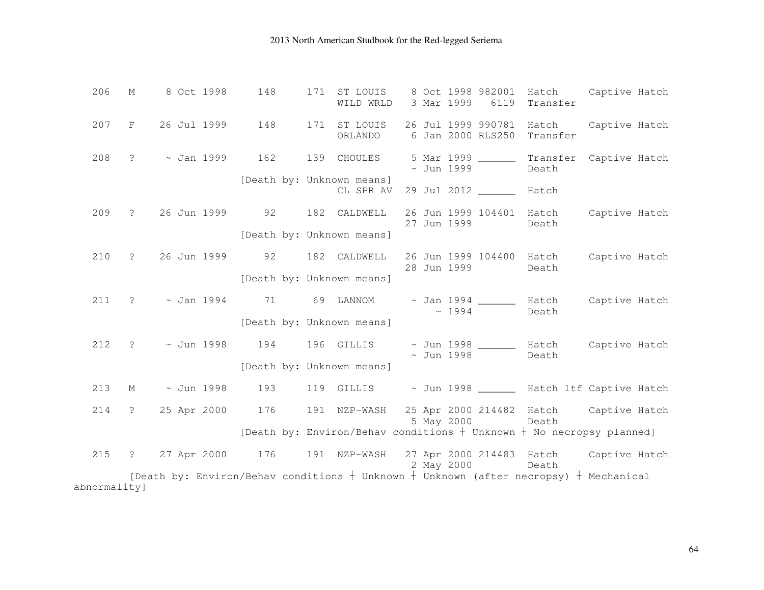```
  206   M     8 Oct 1998     148     171  ST LOUIS    8 Oct 1998 982001  Hatch     Captive Hatch
                                          WILD WRLD   3 Mar 1999   6119  Transfer

  207   F    26 Jul 1999     148     171  ST LOUIS   26 Jul 1999 990781  Hatch     Captive Hatch
                                          ORLANDO     6 Jan 2000 RLS250  Transfer

  208   ?     ~ Jan 1999     162     139  CHOULES     5 Mar 1999 ______  Transfer  Captive Hatch
                                                      ~ Jun 1999         Death
                         [Death by: Unknown means]
                                          CL SPR AV  29 Jul 2012 ______  Hatch

  209   ?    26 Jun 1999      92     182  CALDWELL   26 Jun 1999 104401  Hatch     Captive Hatch
                                                     27 Jun 1999         Death
                         [Death by: Unknown means]

  210   ?    26 Jun 1999      92     182  CALDWELL   26 Jun 1999 104400  Hatch     Captive Hatch
                                                     28 Jun 1999         Death
                         [Death by: Unknown means]

  211   ?     ~ Jan 1994      71      69  LANNOM      ~ Jan 1994 ______  Hatch     Captive Hatch
                                                          ~ 1994         Death
                         [Death by: Unknown means]

  212   ?     ~ Jun 1998     194     196  GILLIS      ~ Jun 1998 ______  Hatch     Captive Hatch
                                                      ~ Jun 1998         Death
                         [Death by: Unknown means]

  213   M     ~ Jun 1998     193     119  GILLIS      ~ Jun 1998 ______  Hatch ltf Captive Hatch

  214   ?    25 Apr 2000     176     191  NZP-WASH   25 Apr 2000 214482  Hatch     Captive Hatch
                                                      5 May 2000         Death
                         [Death by: Environ/Behav conditions † Unknown † No necropsy planned]

  215   ?    27 Apr 2000     176     191  NZP-WASH   27 Apr 2000 214483  Hatch     Captive Hatch
                                                      2 May 2000         Death
        [Death by: Environ/Behav conditions † Unknown † Unknown (after necropsy) † Mechanical
abnormality]
```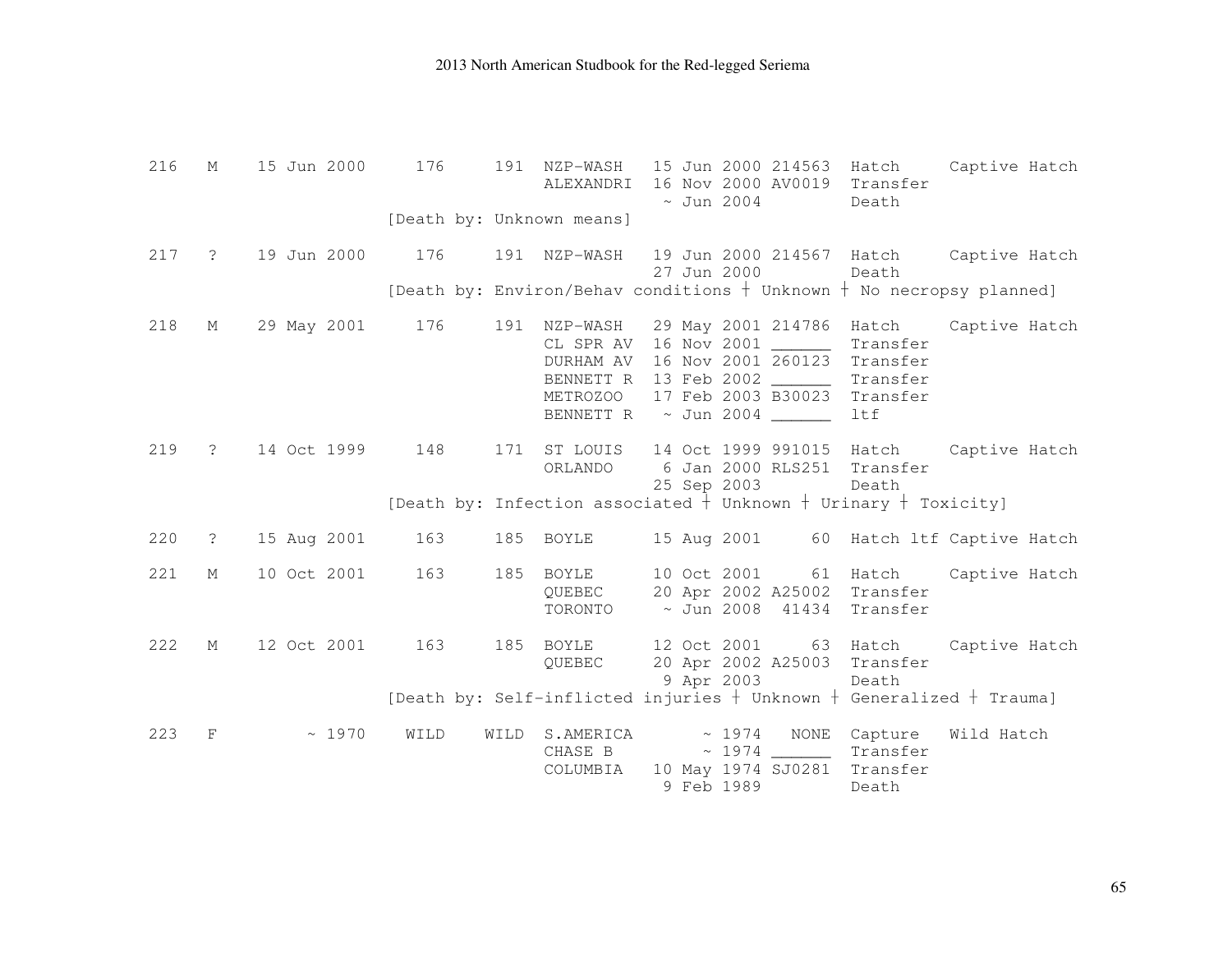```
216   M    15 Jun 2000     176     191  NZP-WASH   15 Jun 2000 214563  Hatch     Captive Hatch
                                        ALEXANDRI  16 Nov 2000 AV0019  Transfer
                                                    ~ Jun 2004         Death
                      [Death by: Unknown means]

217   ?    19 Jun 2000     176     191  NZP-WASH   19 Jun 2000 214567  Hatch     Captive Hatch
                                                   27 Jun 2000         Death
                      [Death by: Environ/Behav conditions ┼ Unknown ┼ No necropsy planned]

218   M    29 May 2001     176     191  NZP-WASH   29 May 2001 214786  Hatch     Captive Hatch
                                        CL SPR AV  16 Nov 2001 ______  Transfer
                                        DURHAM AV  16 Nov 2001 260123  Transfer
                                        BENNETT R  13 Feb 2002 ______  Transfer
                                        METROZOO   17 Feb 2003 B30023  Transfer
                                        BENNETT R   ~ Jun 2004 ______  ltf

219   ?    14 Oct 1999     148     171  ST LOUIS   14 Oct 1999 991015  Hatch     Captive Hatch
                                        ORLANDO     6 Jan 2000 RLS251  Transfer
                                                   25 Sep 2003         Death
                      [Death by: Infection associated ┼ Unknown ┼ Urinary ┼ Toxicity]

220   ?    15 Aug 2001     163     185  BOYLE      15 Aug 2001     60  Hatch ltf Captive Hatch

221   M    10 Oct 2001     163     185  BOYLE      10 Oct 2001     61  Hatch     Captive Hatch
                                        QUEBEC     20 Apr 2002 A25002  Transfer
                                        TORONTO     ~ Jun 2008  41434  Transfer

222   M    12 Oct 2001     163     185  BOYLE      12 Oct 2001     63  Hatch     Captive Hatch
                                        QUEBEC     20 Apr 2002 A25003  Transfer
                                                    9 Apr 2003         Death
                      [Death by: Self-inflicted injuries ┼ Unknown ┼ Generalized ┼ Trauma]

223   F         ~ 1970    WILD    WILD  S.AMERICA       ~ 1974   NONE  Capture   Wild Hatch
                                        CHASE B         ~ 1974 ______  Transfer
                                        COLUMBIA   10 May 1974 SJ0281  Transfer
                                                    9 Feb 1989         Death
```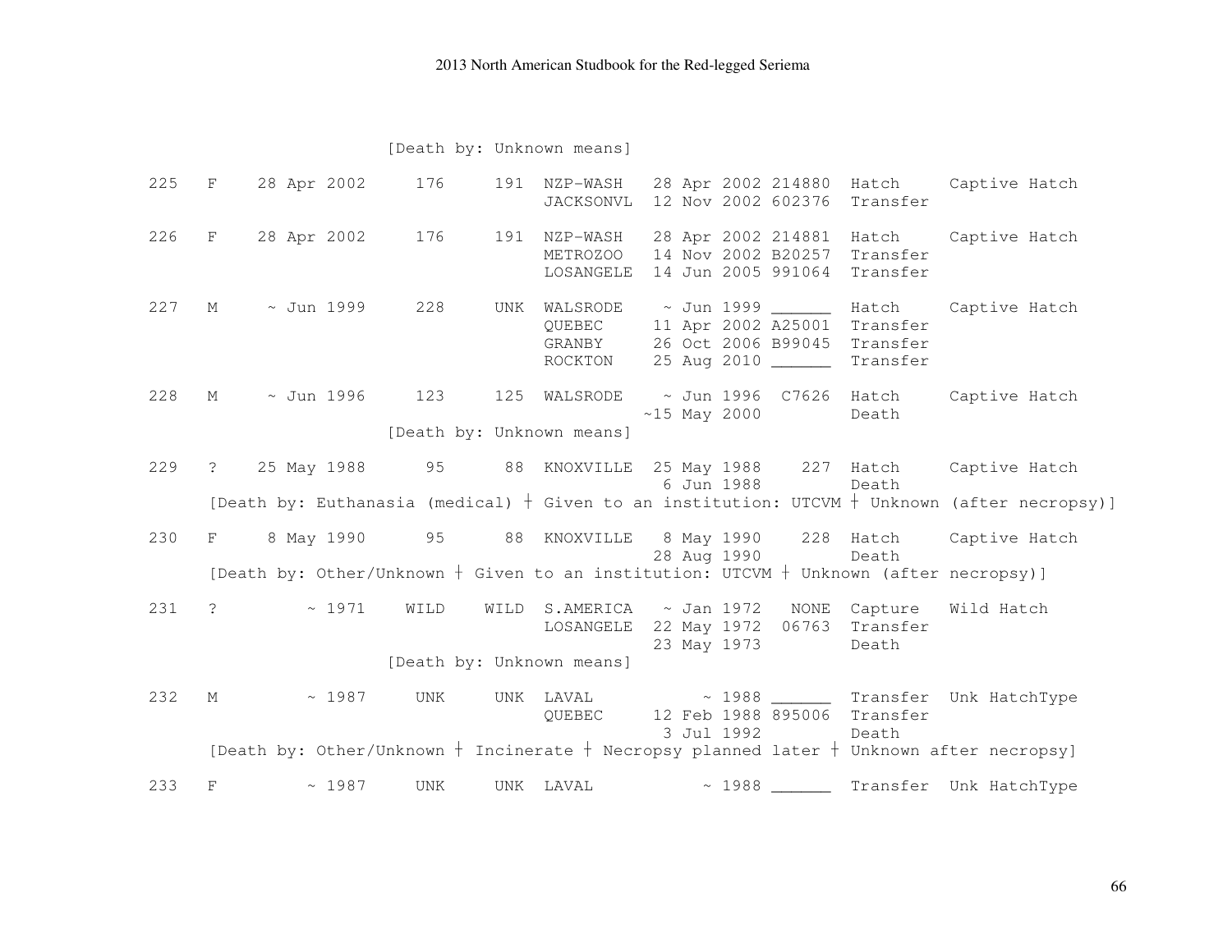```
                    [Death by: Unknown means]

225   F    28 Apr 2002     176     191  NZP-WASH   28 Apr 2002 214880  Hatch     Captive Hatch
                                        JACKSONVL  12 Nov 2002 602376  Transfer

226   F    28 Apr 2002     176     191  NZP-WASH   28 Apr 2002 214881  Hatch     Captive Hatch
                                        METROZOO   14 Nov 2002 B20257  Transfer
                                        LOSANGELE  14 Jun 2005 991064  Transfer

227   M     ~ Jun 1999     228     UNK  WALSRODE    ~ Jun 1999 ______  Hatch     Captive Hatch
                                        QUEBEC     11 Apr 2002 A25001  Transfer
                                        GRANBY     26 Oct 2006 B99045  Transfer
                                        ROCKTON    25 Aug 2010 ______  Transfer

228   M     ~ Jun 1996     123     125  WALSRODE    ~ Jun 1996  C7626  Hatch     Captive Hatch
                                                  ~15 May 2000         Death
                    [Death by: Unknown means]

229   ?    25 May 1988      95      88  KNOXVILLE  25 May 1988    227  Hatch     Captive Hatch
                                                    6 Jun 1988         Death
     [Death by: Euthanasia (medical) ┼ Given to an institution: UTCVM ┼ Unknown (after necropsy)]

230   F     8 May 1990      95      88  KNOXVILLE   8 May 1990    228  Hatch     Captive Hatch
                                                   28 Aug 1990         Death
     [Death by: Other/Unknown ┼ Given to an institution: UTCVM ┼ Unknown (after necropsy)]

231   ?         ~ 1971    WILD    WILD  S.AMERICA   ~ Jan 1972   NONE  Capture   Wild Hatch
                                        LOSANGELE  22 May 1972  06763  Transfer
                                                   23 May 1973         Death
                    [Death by: Unknown means]

232   M         ~ 1987     UNK     UNK  LAVAL           ~ 1988 ______  Transfer  Unk HatchType
                                        QUEBEC     12 Feb 1988 895006  Transfer
                                                    3 Jul 1992         Death
     [Death by: Other/Unknown ┼ Incinerate ┼ Necropsy planned later ┼ Unknown after necropsy]

233   F         ~ 1987     UNK     UNK  LAVAL           ~ 1988 ______  Transfer  Unk HatchType
```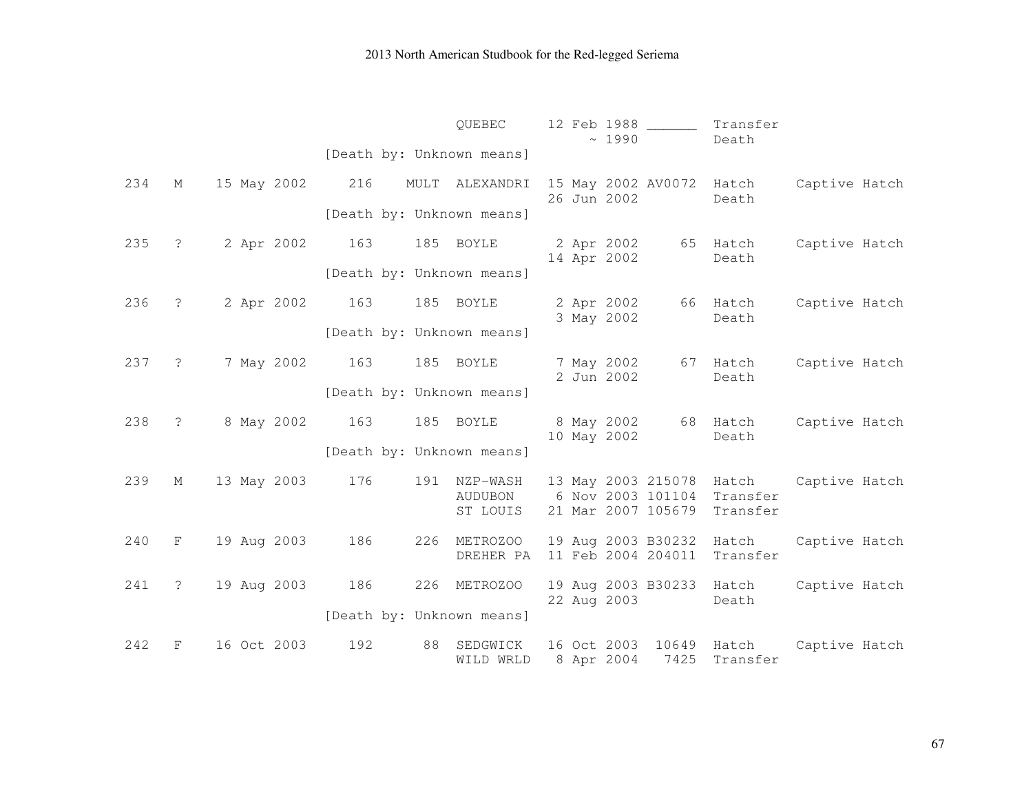| Stud # | Sex | Hatch Date | Sire | Dam | Location | Date | Local ID | Event | |
|---|---|---|---|---|---|---|---|---|---|
| | | | | | QUEBEC | 12 Feb 1988 | ______ | Transfer | |
| | | | | | | ~ 1990 | | Death | |
| | | | [Death by: Unknown means] | | | | | | |
| 234 | M | 15 May 2002 | 216 | MULT | ALEXANDRI | 15 May 2002 | AV0072 | Hatch | Captive Hatch |
| | | | | | | 26 Jun 2002 | | Death | |
| | | | [Death by: Unknown means] | | | | | | |
| 235 | ? | 2 Apr 2002 | 163 | 185 | BOYLE | 2 Apr 2002 | 65 | Hatch | Captive Hatch |
| | | | | | | 14 Apr 2002 | | Death | |
| | | | [Death by: Unknown means] | | | | | | |
| 236 | ? | 2 Apr 2002 | 163 | 185 | BOYLE | 2 Apr 2002 | 66 | Hatch | Captive Hatch |
| | | | | | | 3 May 2002 | | Death | |
| | | | [Death by: Unknown means] | | | | | | |
| 237 | ? | 7 May 2002 | 163 | 185 | BOYLE | 7 May 2002 | 67 | Hatch | Captive Hatch |
| | | | | | | 2 Jun 2002 | | Death | |
| | | | [Death by: Unknown means] | | | | | | |
| 238 | ? | 8 May 2002 | 163 | 185 | BOYLE | 8 May 2002 | 68 | Hatch | Captive Hatch |
| | | | | | | 10 May 2002 | | Death | |
| | | | [Death by: Unknown means] | | | | | | |
| 239 | M | 13 May 2003 | 176 | 191 | NZP-WASH | 13 May 2003 | 215078 | Hatch | Captive Hatch |
| | | | | | AUDUBON | 6 Nov 2003 | 101104 | Transfer | |
| | | | | | ST LOUIS | 21 Mar 2007 | 105679 | Transfer | |
| 240 | F | 19 Aug 2003 | 186 | 226 | METROZOO | 19 Aug 2003 | B30232 | Hatch | Captive Hatch |
| | | | | | DREHER PA | 11 Feb 2004 | 204011 | Transfer | |
| 241 | ? | 19 Aug 2003 | 186 | 226 | METROZOO | 19 Aug 2003 | B30233 | Hatch | Captive Hatch |
| | | | | | | 22 Aug 2003 | | Death | |
| | | | [Death by: Unknown means] | | | | | | |
| 242 | F | 16 Oct 2003 | 192 | 88 | SEDGWICK | 16 Oct 2003 | 10649 | Hatch | Captive Hatch |
| | | | | | WILD WRLD | 8 Apr 2004 | 7425 | Transfer | |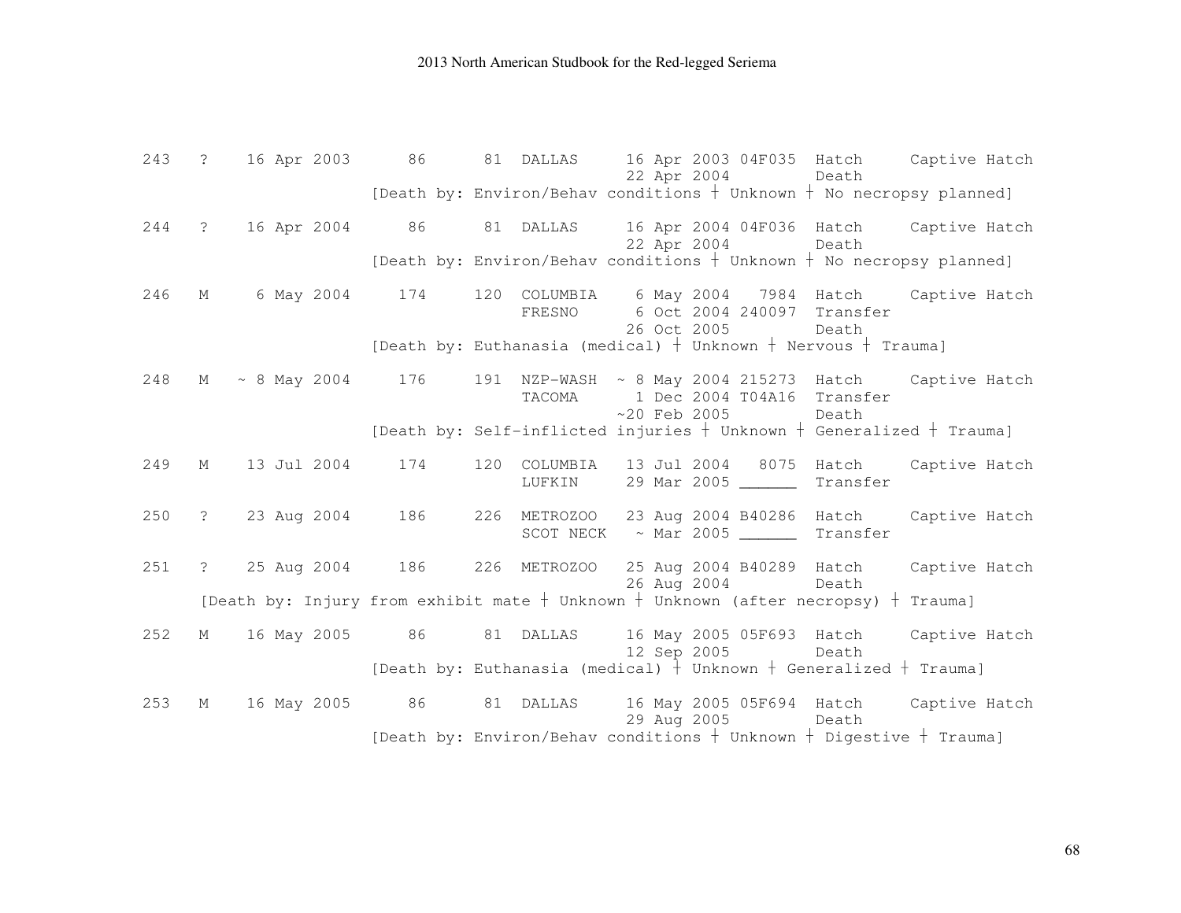```
243  ?    16 Apr 2003     86      81  DALLAS     16 Apr 2003 04F035  Hatch     Captive Hatch
                                                 22 Apr 2004         Death
                    [Death by: Environ/Behav conditions ┼ Unknown ┼ No necropsy planned]

244  ?    16 Apr 2004     86      81  DALLAS     16 Apr 2004 04F036  Hatch     Captive Hatch
                                                 22 Apr 2004         Death
                    [Death by: Environ/Behav conditions ┼ Unknown ┼ No necropsy planned]

246  M     6 May 2004    174     120  COLUMBIA    6 May 2004   7984  Hatch     Captive Hatch
                                      FRESNO      6 Oct 2004 240097  Transfer
                                                 26 Oct 2005         Death
                    [Death by: Euthanasia (medical) ┼ Unknown ┼ Nervous ┼ Trauma]

248  M  ~ 8 May 2004     176     191  NZP-WASH  ~ 8 May 2004 215273  Hatch     Captive Hatch
                                      TACOMA      1 Dec 2004 T04A16  Transfer
                                                ~20 Feb 2005         Death
                    [Death by: Self-inflicted injuries ┼ Unknown ┼ Generalized ┼ Trauma]

249  M    13 Jul 2004    174     120  COLUMBIA   13 Jul 2004   8075  Hatch     Captive Hatch
                                      LUFKIN     29 Mar 2005 ______  Transfer

250  ?    23 Aug 2004    186     226  METROZOO   23 Aug 2004 B40286  Hatch     Captive Hatch
                                      SCOT NECK   ~ Mar 2005 ______  Transfer

251  ?    25 Aug 2004    186     226  METROZOO   25 Aug 2004 B40289  Hatch     Captive Hatch
                                                 26 Aug 2004         Death
     [Death by: Injury from exhibit mate ┼ Unknown ┼ Unknown (after necropsy) ┼ Trauma]

252  M    16 May 2005     86      81  DALLAS     16 May 2005 05F693  Hatch     Captive Hatch
                                                 12 Sep 2005         Death
                    [Death by: Euthanasia (medical) ┼ Unknown ┼ Generalized ┼ Trauma]

253  M    16 May 2005     86      81  DALLAS     16 May 2005 05F694  Hatch     Captive Hatch
                                                 29 Aug 2005         Death
                    [Death by: Environ/Behav conditions ┼ Unknown ┼ Digestive ┼ Trauma]
```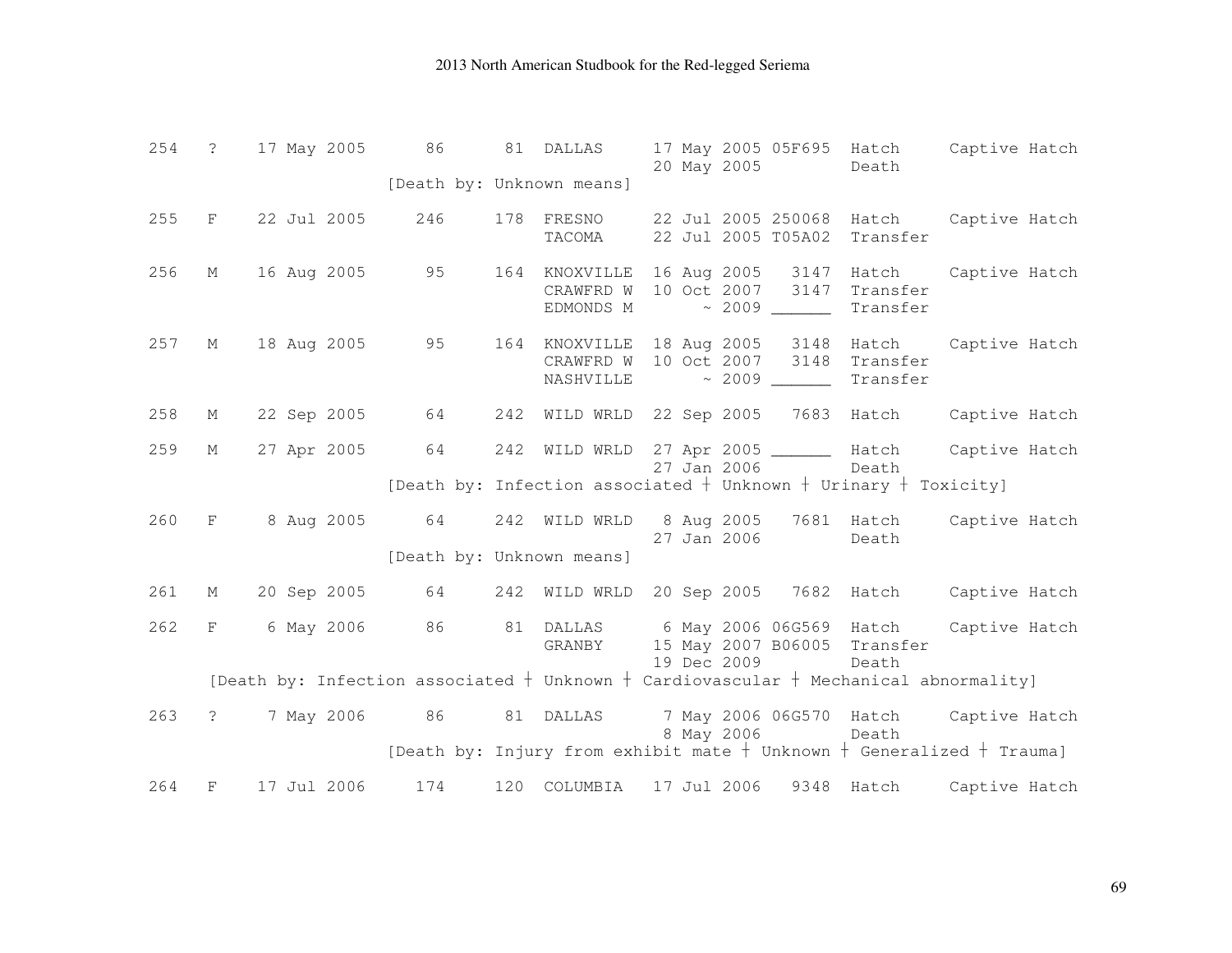```
254   ?    17 May 2005      86      81  DALLAS     17 May 2005 05F695  Hatch     Captive Hatch
                                                   20 May 2005         Death
                    [Death by: Unknown means]

255   F    22 Jul 2005     246     178  FRESNO     22 Jul 2005 250068  Hatch     Captive Hatch
                                        TACOMA     22 Jul 2005 T05A02  Transfer

256   M    16 Aug 2005      95     164  KNOXVILLE  16 Aug 2005   3147  Hatch     Captive Hatch
                                        CRAWFRD W  10 Oct 2007   3147  Transfer
                                        EDMONDS M       ~ 2009 ______  Transfer

257   M    18 Aug 2005      95     164  KNOXVILLE  18 Aug 2005   3148  Hatch     Captive Hatch
                                        CRAWFRD W  10 Oct 2007   3148  Transfer
                                        NASHVILLE       ~ 2009 ______  Transfer

258   M    22 Sep 2005      64     242  WILD WRLD  22 Sep 2005   7683  Hatch     Captive Hatch

259   M    27 Apr 2005      64     242  WILD WRLD  27 Apr 2005 ______  Hatch     Captive Hatch
                                                   27 Jan 2006         Death
                    [Death by: Infection associated ┼ Unknown ┼ Urinary ┼ Toxicity]

260   F     8 Aug 2005      64     242  WILD WRLD   8 Aug 2005   7681  Hatch     Captive Hatch
                                                   27 Jan 2006         Death
                    [Death by: Unknown means]

261   M    20 Sep 2005      64     242  WILD WRLD  20 Sep 2005   7682  Hatch     Captive Hatch

262   F     6 May 2006      86      81  DALLAS      6 May 2006 06G569  Hatch     Captive Hatch
                                        GRANBY     15 May 2007 B06005  Transfer
                                                   19 Dec 2009         Death
      [Death by: Infection associated ┼ Unknown ┼ Cardiovascular ┼ Mechanical abnormality]

263   ?     7 May 2006      86      81  DALLAS      7 May 2006 06G570  Hatch     Captive Hatch
                                                    8 May 2006         Death
                    [Death by: Injury from exhibit mate ┼ Unknown ┼ Generalized ┼ Trauma]

264   F    17 Jul 2006     174     120  COLUMBIA   17 Jul 2006   9348  Hatch     Captive Hatch
```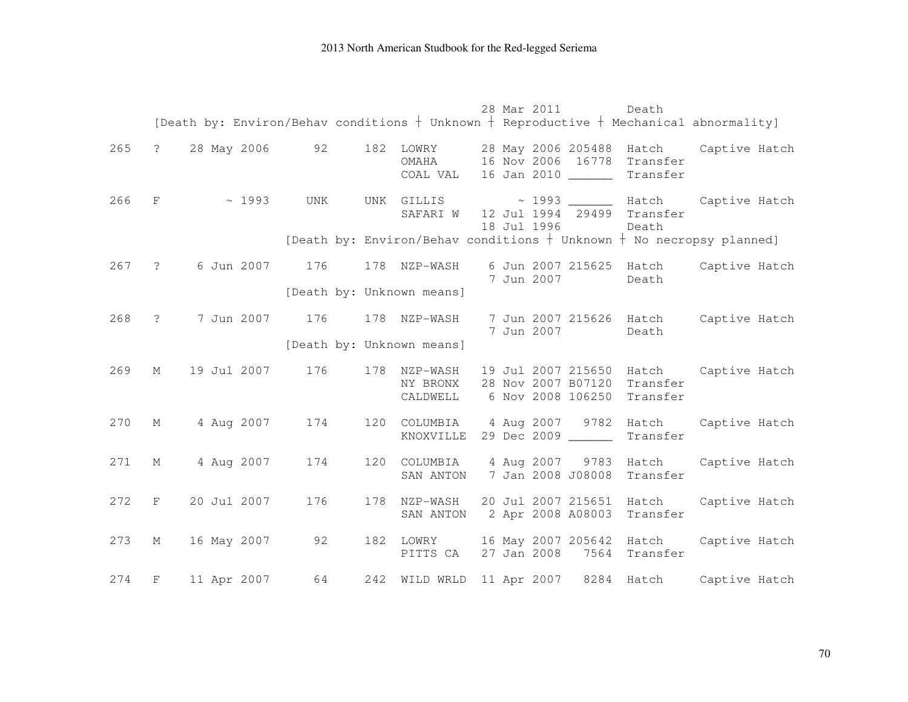```
                                                28 Mar 2011         Death
     [Death by: Environ/Behav conditions ┼ Unknown ┼ Reproductive ┼ Mechanical abnormality]

265   ?    28 May 2006      92     182  LOWRY      28 May 2006 205488  Hatch     Captive Hatch
                                        OMAHA      16 Nov 2006  16778  Transfer
                                        COAL VAL   16 Jan 2010 ______  Transfer

266   F         ~ 1993     UNK     UNK  GILLIS          ~ 1993 ______  Hatch     Captive Hatch
                                        SAFARI W   12 Jul 1994  29499  Transfer
                                                   18 Jul 1996         Death
                    [Death by: Environ/Behav conditions ┼ Unknown ┼ No necropsy planned]

267   ?     6 Jun 2007     176     178  NZP-WASH    6 Jun 2007 215625  Hatch     Captive Hatch
                                                    7 Jun 2007         Death
                    [Death by: Unknown means]

268   ?     7 Jun 2007     176     178  NZP-WASH    7 Jun 2007 215626  Hatch     Captive Hatch
                                                    7 Jun 2007         Death
                    [Death by: Unknown means]

269   M    19 Jul 2007     176     178  NZP-WASH   19 Jul 2007 215650  Hatch     Captive Hatch
                                        NY BRONX   28 Nov 2007 B07120  Transfer
                                        CALDWELL    6 Nov 2008 106250  Transfer

270   M     4 Aug 2007     174     120  COLUMBIA    4 Aug 2007   9782  Hatch     Captive Hatch
                                        KNOXVILLE  29 Dec 2009 ______  Transfer

271   M     4 Aug 2007     174     120  COLUMBIA    4 Aug 2007   9783  Hatch     Captive Hatch
                                        SAN ANTON   7 Jan 2008 J08008  Transfer

272   F    20 Jul 2007     176     178  NZP-WASH   20 Jul 2007 215651  Hatch     Captive Hatch
                                        SAN ANTON   2 Apr 2008 A08003  Transfer

273   M    16 May 2007      92     182  LOWRY      16 May 2007 205642  Hatch     Captive Hatch
                                        PITTS CA   27 Jan 2008   7564  Transfer

274   F    11 Apr 2007      64     242  WILD WRLD  11 Apr 2007   8284  Hatch     Captive Hatch
```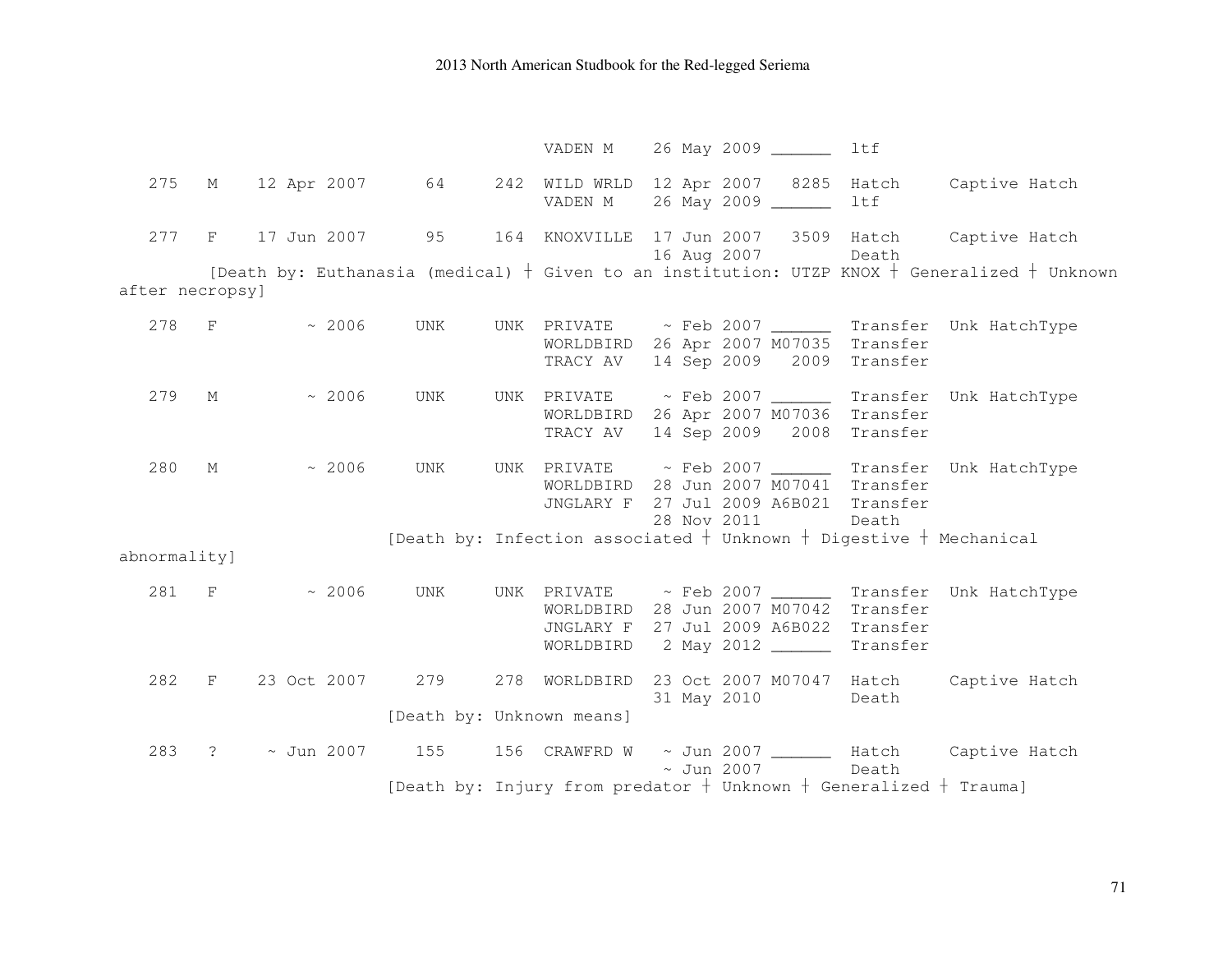```
                                             VADEN M    26 May 2009 ______  ltf

   275   M    12 Apr 2007      64     242  WILD WRLD  12 Apr 2007   8285  Hatch     Captive Hatch
                                             VADEN M    26 May 2009 ______  ltf

   277   F    17 Jun 2007      95     164  KNOXVILLE  17 Jun 2007   3509  Hatch     Captive Hatch
                                                        16 Aug 2007         Death
        [Death by: Euthanasia (medical) ┼ Given to an institution: UTZP KNOX ┼ Generalized ┼ Unknown
after necropsy]

   278   F         ~ 2006     UNK     UNK  PRIVATE     ~ Feb 2007 ______  Transfer  Unk HatchType
                                             WORLDBIRD  26 Apr 2007 M07035  Transfer
                                             TRACY AV   14 Sep 2009   2009  Transfer

   279   M         ~ 2006     UNK     UNK  PRIVATE     ~ Feb 2007 ______  Transfer  Unk HatchType
                                             WORLDBIRD  26 Apr 2007 M07036  Transfer
                                             TRACY AV   14 Sep 2009   2008  Transfer

   280   M         ~ 2006     UNK     UNK  PRIVATE     ~ Feb 2007 ______  Transfer  Unk HatchType
                                             WORLDBIRD  28 Jun 2007 M07041  Transfer
                                             JNGLARY F  27 Jul 2009 A6B021  Transfer
                                                        28 Nov 2011         Death
                         [Death by: Infection associated ┼ Unknown ┼ Digestive ┼ Mechanical
abnormality]

   281   F         ~ 2006     UNK     UNK  PRIVATE     ~ Feb 2007 ______  Transfer  Unk HatchType
                                             WORLDBIRD  28 Jun 2007 M07042  Transfer
                                             JNGLARY F  27 Jul 2009 A6B022  Transfer
                                             WORLDBIRD   2 May 2012 ______  Transfer

   282   F    23 Oct 2007     279     278  WORLDBIRD  23 Oct 2007 M07047  Hatch     Captive Hatch
                                                        31 May 2010         Death
                         [Death by: Unknown means]

   283   ?     ~ Jun 2007     155     156  CRAWFRD W   ~ Jun 2007 ______  Hatch     Captive Hatch
                                                        ~ Jun 2007          Death
                         [Death by: Injury from predator ┼ Unknown ┼ Generalized ┼ Trauma]
```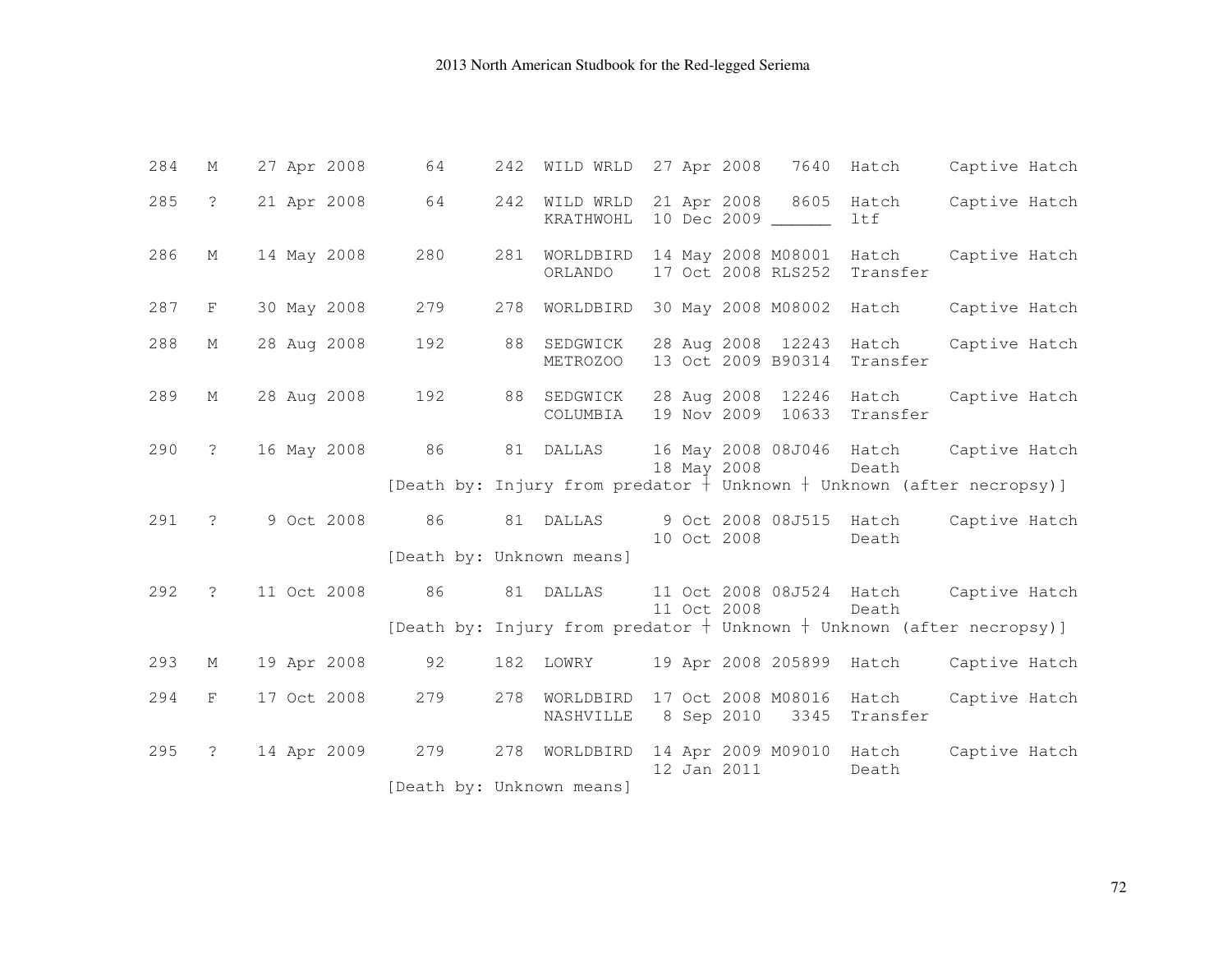```
284   M    27 Apr 2008      64     242  WILD WRLD  27 Apr 2008   7640  Hatch     Captive Hatch

285   ?    21 Apr 2008      64     242  WILD WRLD  21 Apr 2008   8605  Hatch     Captive Hatch
                                        KRATHWOHL  10 Dec 2009 ______  ltf

286   M    14 May 2008     280     281  WORLDBIRD  14 May 2008 M08001  Hatch     Captive Hatch
                                        ORLANDO    17 Oct 2008 RLS252  Transfer

287   F    30 May 2008     279     278  WORLDBIRD  30 May 2008 M08002  Hatch     Captive Hatch

288   M    28 Aug 2008     192      88  SEDGWICK   28 Aug 2008  12243  Hatch     Captive Hatch
                                        METROZOO   13 Oct 2009 B90314  Transfer

289   M    28 Aug 2008     192      88  SEDGWICK   28 Aug 2008  12246  Hatch     Captive Hatch
                                        COLUMBIA   19 Nov 2009  10633  Transfer

290   ?    16 May 2008      86      81  DALLAS     16 May 2008 08J046  Hatch     Captive Hatch
                                                   18 May 2008         Death
                     [Death by: Injury from predator † Unknown † Unknown (after necropsy)]

291   ?     9 Oct 2008      86      81  DALLAS      9 Oct 2008 08J515  Hatch     Captive Hatch
                                                   10 Oct 2008         Death
                     [Death by: Unknown means]

292   ?    11 Oct 2008      86      81  DALLAS     11 Oct 2008 08J524  Hatch     Captive Hatch
                                                   11 Oct 2008         Death
                     [Death by: Injury from predator † Unknown † Unknown (after necropsy)]

293   M    19 Apr 2008      92     182  LOWRY      19 Apr 2008 205899  Hatch     Captive Hatch

294   F    17 Oct 2008     279     278  WORLDBIRD  17 Oct 2008 M08016  Hatch     Captive Hatch
                                        NASHVILLE   8 Sep 2010   3345  Transfer

295   ?    14 Apr 2009     279     278  WORLDBIRD  14 Apr 2009 M09010  Hatch     Captive Hatch
                                                   12 Jan 2011         Death
                     [Death by: Unknown means]
```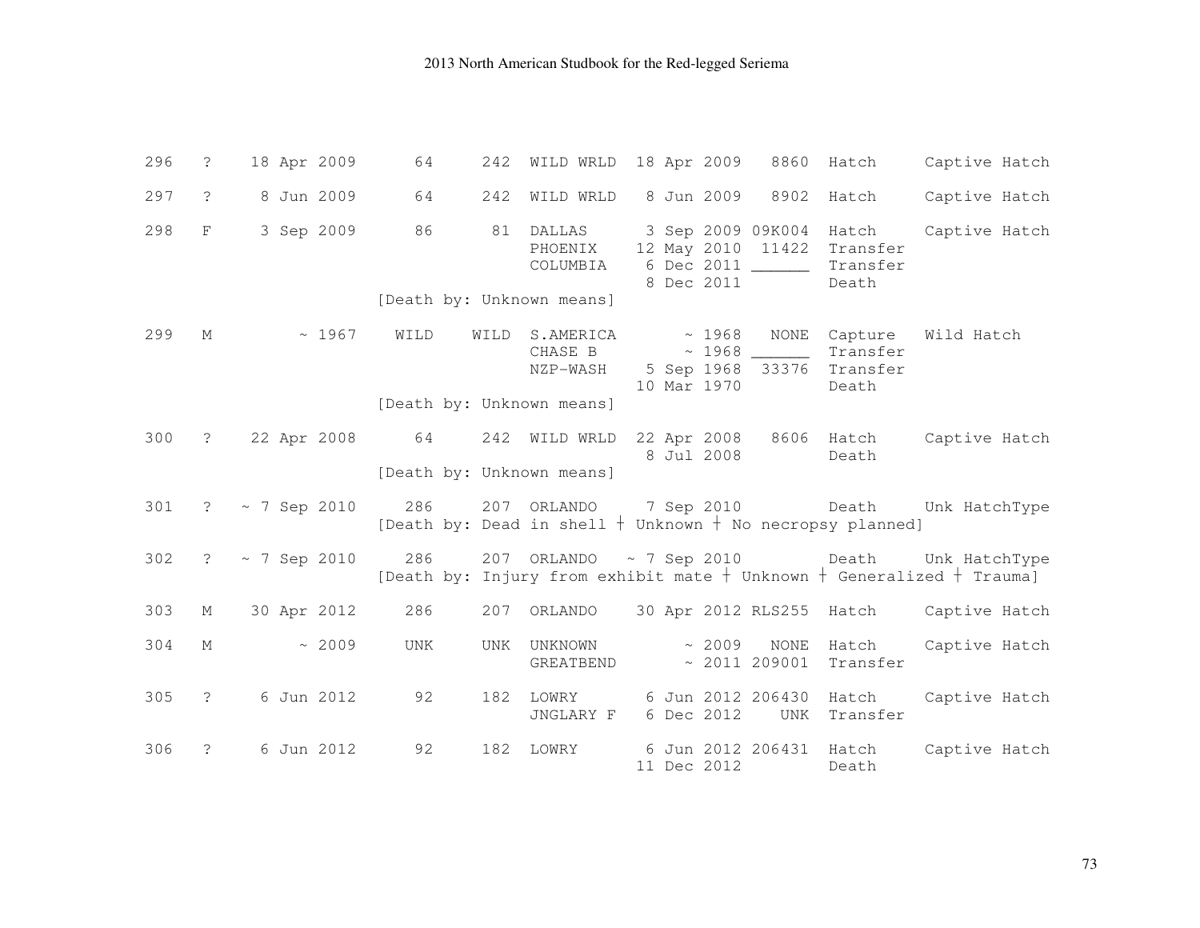```
296   ?    18 Apr 2009      64      242  WILD WRLD  18 Apr 2009   8860  Hatch     Captive Hatch

297   ?     8 Jun 2009      64      242  WILD WRLD   8 Jun 2009   8902  Hatch     Captive Hatch

298   F     3 Sep 2009      86       81  DALLAS      3 Sep 2009 09K004  Hatch     Captive Hatch
                                         PHOENIX    12 May 2010  11422  Transfer
                                         COLUMBIA    6 Dec 2011 ______  Transfer
                                                     8 Dec 2011         Death
                        [Death by: Unknown means]

299   M         ~ 1967    WILD     WILD  S.AMERICA       ~ 1968   NONE  Capture   Wild Hatch
                                         CHASE B         ~ 1968 ______  Transfer
                                         NZP-WASH    5 Sep 1968  33376  Transfer
                                                    10 Mar 1970         Death
                        [Death by: Unknown means]

300   ?    22 Apr 2008      64      242  WILD WRLD  22 Apr 2008   8606  Hatch     Captive Hatch
                                                     8 Jul 2008         Death
                        [Death by: Unknown means]

301   ?   ~ 7 Sep 2010     286      207  ORLANDO     7 Sep 2010         Death     Unk HatchType
                        [Death by: Dead in shell † Unknown † No necropsy planned]

302   ?   ~ 7 Sep 2010     286      207  ORLANDO   ~ 7 Sep 2010         Death     Unk HatchType
                        [Death by: Injury from exhibit mate † Unknown † Generalized † Trauma]

303   M    30 Apr 2012     286      207  ORLANDO    30 Apr 2012 RLS255  Hatch     Captive Hatch

304   M         ~ 2009     UNK      UNK  UNKNOWN         ~ 2009   NONE  Hatch     Captive Hatch
                                         GREATBEND       ~ 2011 209001  Transfer

305   ?     6 Jun 2012      92      182  LOWRY       6 Jun 2012 206430  Hatch     Captive Hatch
                                         JNGLARY F   6 Dec 2012    UNK  Transfer

306   ?     6 Jun 2012      92      182  LOWRY       6 Jun 2012 206431  Hatch     Captive Hatch
                                                    11 Dec 2012         Death
```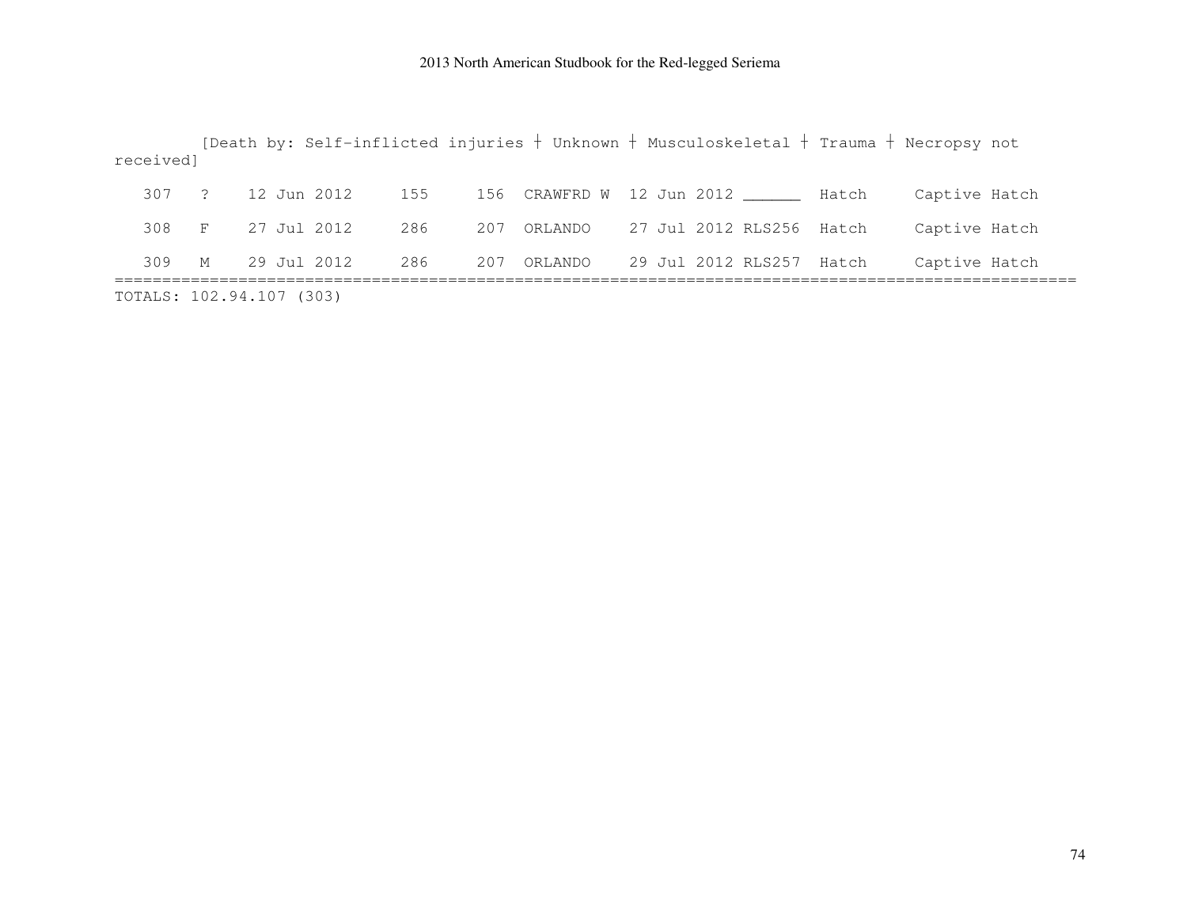[Death by: Self-inflicted injuries ┼ Unknown ┼ Musculoskeletal ┼ Trauma ┼ Necropsy not received]

```
   307   ?    12 Jun 2012     155      156  CRAWFRD W  12 Jun 2012 ______  Hatch     Captive Hatch

   308   F    27 Jul 2012     286      207  ORLANDO    27 Jul 2012 RLS256  Hatch     Captive Hatch

   309   M    29 Jul 2012     286      207  ORLANDO    29 Jul 2012 RLS257  Hatch     Captive Hatch
==========================================================================================================
TOTALS: 102.94.107 (303)
```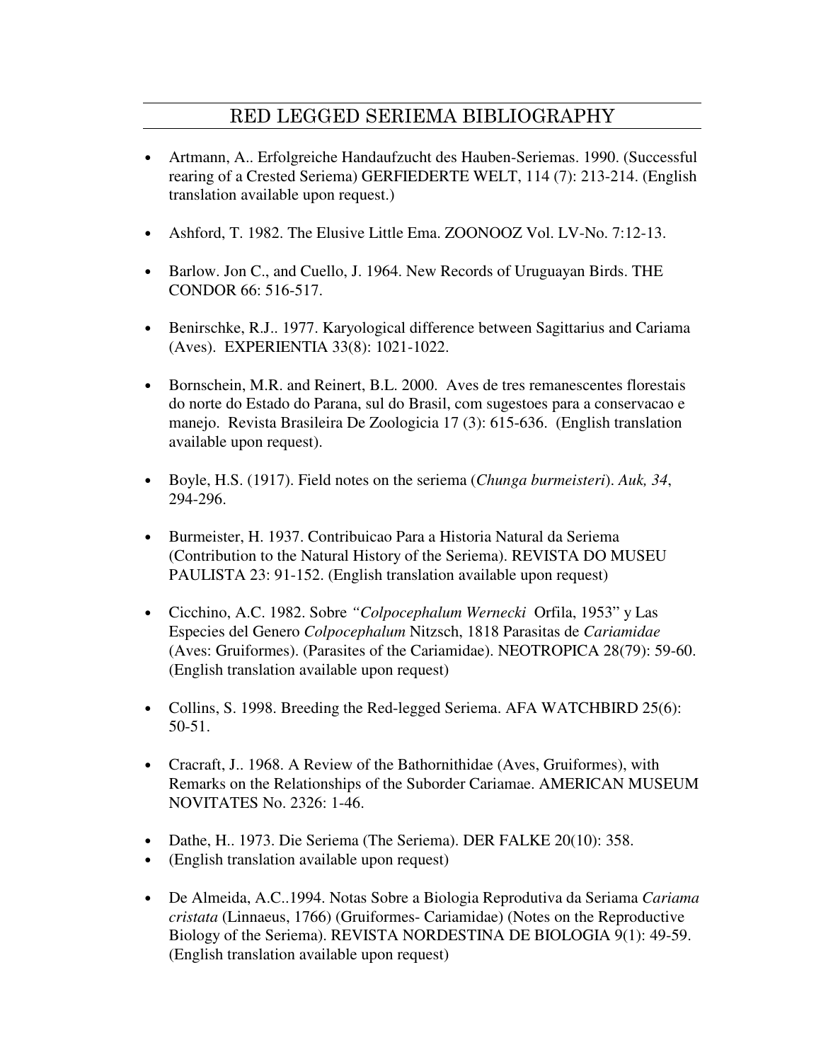# RED LEGGED SERIEMA BIBLIOGRAPHY

- Artmann, A.. Erfolgreiche Handaufzucht des Hauben-Seriemas. 1990. (Successful rearing of a Crested Seriema) GERFIEDERTE WELT, 114 (7): 213-214. (English translation available upon request.)

- Ashford, T. 1982. The Elusive Little Ema. ZOONOOZ Vol. LV-No. 7:12-13.

- Barlow. Jon C., and Cuello, J. 1964. New Records of Uruguayan Birds. THE CONDOR 66: 516-517.

- Benirschke, R.J.. 1977. Karyological difference between Sagittarius and Cariama (Aves). EXPERIENTIA 33(8): 1021-1022.

- Bornschein, M.R. and Reinert, B.L. 2000. Aves de tres remanescentes florestais do norte do Estado do Parana, sul do Brasil, com sugestoes para a conservacao e manejo. Revista Brasileira De Zoologicia 17 (3): 615-636. (English translation available upon request).

- Boyle, H.S. (1917). Field notes on the seriema (*Chunga burmeisteri*). *Auk, 34*, 294-296.

- Burmeister, H. 1937. Contribuicao Para a Historia Natural da Seriema (Contribution to the Natural History of the Seriema). REVISTA DO MUSEU PAULISTA 23: 91-152. (English translation available upon request)

- Cicchino, A.C. 1982. Sobre *"Colpocephalum Wernecki* Orfila, 1953" y Las Especies del Genero *Colpocephalum* Nitzsch, 1818 Parasitas de *Cariamidae* (Aves: Gruiformes). (Parasites of the Cariamidae). NEOTROPICA 28(79): 59-60. (English translation available upon request)

- Collins, S. 1998. Breeding the Red-legged Seriema. AFA WATCHBIRD 25(6): 50-51.

- Cracraft, J.. 1968. A Review of the Bathornithidae (Aves, Gruiformes), with Remarks on the Relationships of the Suborder Cariamae. AMERICAN MUSEUM NOVITATES No. 2326: 1-46.

- Dathe, H.. 1973. Die Seriema (The Seriema). DER FALKE 20(10): 358.
- (English translation available upon request)

- De Almeida, A.C..1994. Notas Sobre a Biologia Reprodutiva da Seriama *Cariama cristata* (Linnaeus, 1766) (Gruiformes- Cariamidae) (Notes on the Reproductive Biology of the Seriema). REVISTA NORDESTINA DE BIOLOGIA 9(1): 49-59. (English translation available upon request)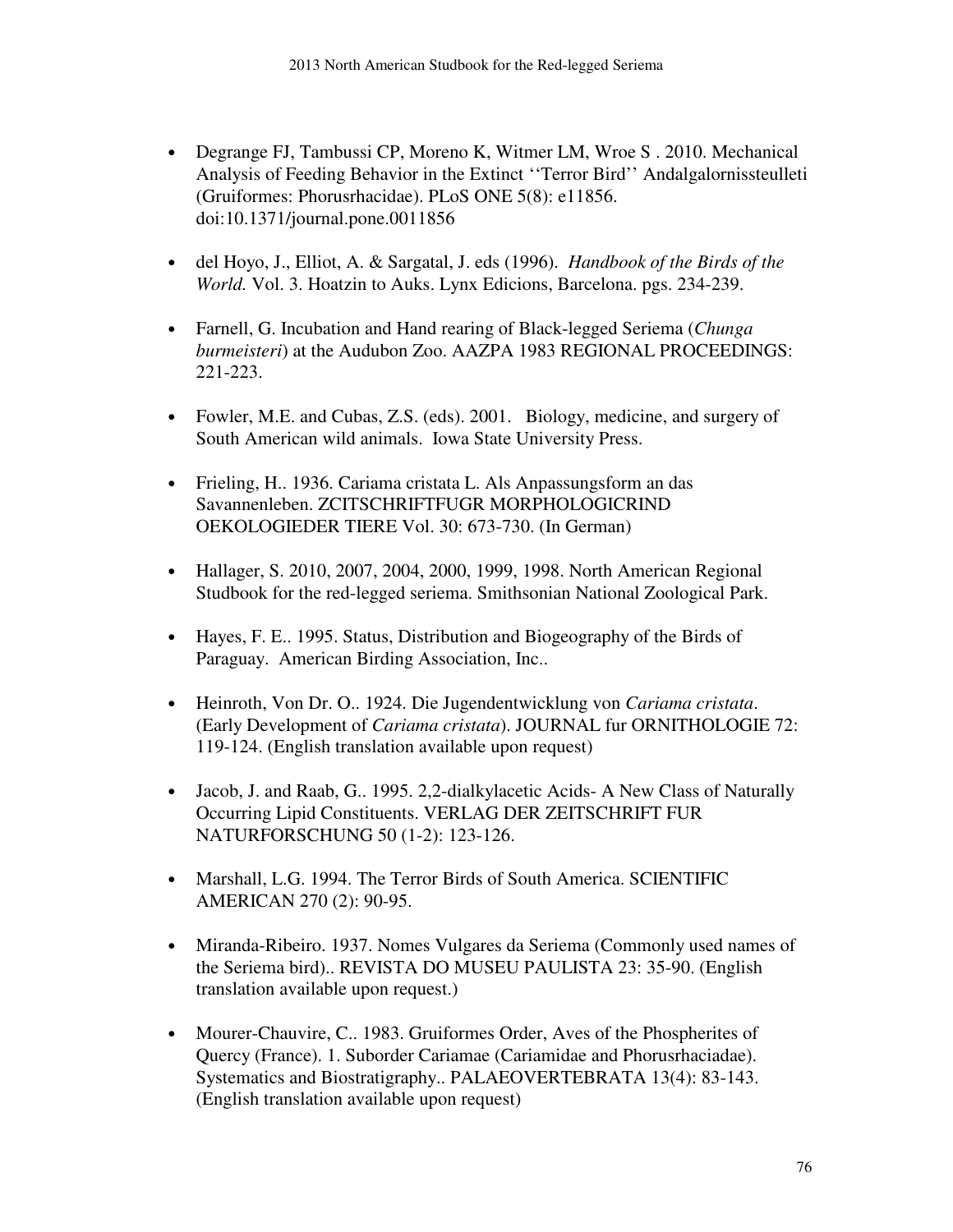- Degrange FJ, Tambussi CP, Moreno K, Witmer LM, Wroe S . 2010. Mechanical Analysis of Feeding Behavior in the Extinct ''Terror Bird'' Andalgalornissteulleti (Gruiformes: Phorusrhacidae). PLoS ONE 5(8): e11856. doi:10.1371/journal.pone.0011856

- del Hoyo, J., Elliot, A. & Sargatal, J. eds (1996). *Handbook of the Birds of the World.* Vol. 3. Hoatzin to Auks. Lynx Edicions, Barcelona. pgs. 234-239.

- Farnell, G. Incubation and Hand rearing of Black-legged Seriema (*Chunga burmeisteri*) at the Audubon Zoo. AAZPA 1983 REGIONAL PROCEEDINGS: 221-223.

- Fowler, M.E. and Cubas, Z.S. (eds). 2001. Biology, medicine, and surgery of South American wild animals. Iowa State University Press.

- Frieling, H.. 1936. Cariama cristata L. Als Anpassungsform an das Savannenleben. ZCITSCHRIFTFUGR MORPHOLOGICRIND OEKOLOGIEDER TIERE Vol. 30: 673-730. (In German)

- Hallager, S. 2010, 2007, 2004, 2000, 1999, 1998. North American Regional Studbook for the red-legged seriema. Smithsonian National Zoological Park.

- Hayes, F. E.. 1995. Status, Distribution and Biogeography of the Birds of Paraguay. American Birding Association, Inc..

- Heinroth, Von Dr. O.. 1924. Die Jugendentwicklung von *Cariama cristata*. (Early Development of *Cariama cristata*). JOURNAL fur ORNITHOLOGIE 72: 119-124. (English translation available upon request)

- Jacob, J. and Raab, G.. 1995. 2,2-dialkylacetic Acids- A New Class of Naturally Occurring Lipid Constituents. VERLAG DER ZEITSCHRIFT FUR NATURFORSCHUNG 50 (1-2): 123-126.

- Marshall, L.G. 1994. The Terror Birds of South America. SCIENTIFIC AMERICAN 270 (2): 90-95.

- Miranda-Ribeiro. 1937. Nomes Vulgares da Seriema (Commonly used names of the Seriema bird).. REVISTA DO MUSEU PAULISTA 23: 35-90. (English translation available upon request.)

- Mourer-Chauvire, C.. 1983. Gruiformes Order, Aves of the Phospherites of Quercy (France). 1. Suborder Cariamae (Cariamidae and Phorusrhaciadae). Systematics and Biostratigraphy.. PALAEOVERTEBRATA 13(4): 83-143. (English translation available upon request)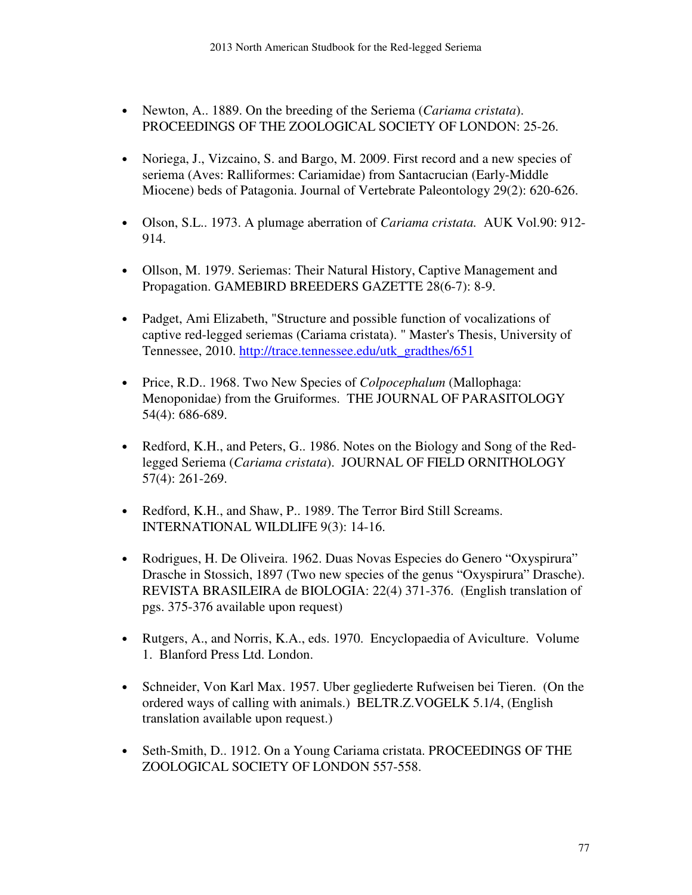- Newton, A.. 1889. On the breeding of the Seriema (*Cariama cristata*). PROCEEDINGS OF THE ZOOLOGICAL SOCIETY OF LONDON: 25-26.

- Noriega, J., Vizcaino, S. and Bargo, M. 2009. First record and a new species of seriema (Aves: Ralliformes: Cariamidae) from Santacrucian (Early-Middle Miocene) beds of Patagonia. Journal of Vertebrate Paleontology 29(2): 620-626.

- Olson, S.L.. 1973. A plumage aberration of *Cariama cristata.* AUK Vol.90: 912-914.

- Ollson, M. 1979. Seriemas: Their Natural History, Captive Management and Propagation. GAMEBIRD BREEDERS GAZETTE 28(6-7): 8-9.

- Padget, Ami Elizabeth, "Structure and possible function of vocalizations of captive red-legged seriemas (Cariama cristata). " Master's Thesis, University of Tennessee, 2010. [http://trace.tennessee.edu/utk_gradthes/651](http://trace.tennessee.edu/utk_gradthes/651)

- Price, R.D.. 1968. Two New Species of *Colpocephalum* (Mallophaga: Menoponidae) from the Gruiformes. THE JOURNAL OF PARASITOLOGY 54(4): 686-689.

- Redford, K.H., and Peters, G.. 1986. Notes on the Biology and Song of the Red-legged Seriema (*Cariama cristata*). JOURNAL OF FIELD ORNITHOLOGY 57(4): 261-269.

- Redford, K.H., and Shaw, P.. 1989. The Terror Bird Still Screams. INTERNATIONAL WILDLIFE 9(3): 14-16.

- Rodrigues, H. De Oliveira. 1962. Duas Novas Especies do Genero "Oxyspirura" Drasche in Stossich, 1897 (Two new species of the genus "Oxyspirura" Drasche). REVISTA BRASILEIRA de BIOLOGIA: 22(4) 371-376. (English translation of pgs. 375-376 available upon request)

- Rutgers, A., and Norris, K.A., eds. 1970. Encyclopaedia of Aviculture. Volume 1. Blanford Press Ltd. London.

- Schneider, Von Karl Max. 1957. Uber gegliederte Rufweisen bei Tieren. (On the ordered ways of calling with animals.) BELTR.Z.VOGELK 5.1/4, (English translation available upon request.)

- Seth-Smith, D.. 1912. On a Young Cariama cristata. PROCEEDINGS OF THE ZOOLOGICAL SOCIETY OF LONDON 557-558.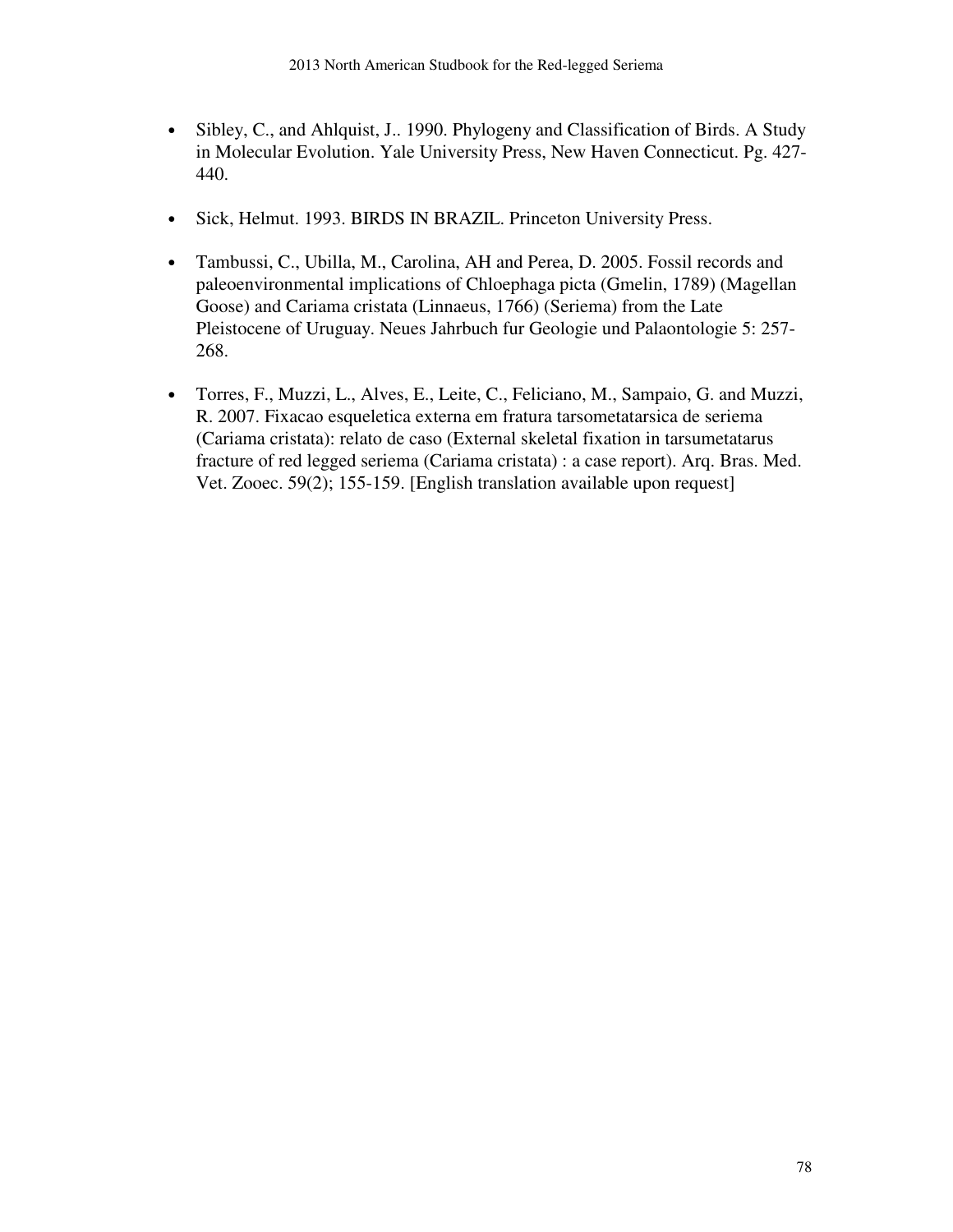- Sibley, C., and Ahlquist, J.. 1990. Phylogeny and Classification of Birds. A Study in Molecular Evolution. Yale University Press, New Haven Connecticut. Pg. 427-440.

- Sick, Helmut. 1993. BIRDS IN BRAZIL. Princeton University Press.

- Tambussi, C., Ubilla, M., Carolina, AH and Perea, D. 2005. Fossil records and paleoenvironmental implications of Chloephaga picta (Gmelin, 1789) (Magellan Goose) and Cariama cristata (Linnaeus, 1766) (Seriema) from the Late Pleistocene of Uruguay. Neues Jahrbuch fur Geologie und Palaontologie 5: 257-268.

- Torres, F., Muzzi, L., Alves, E., Leite, C., Feliciano, M., Sampaio, G. and Muzzi, R. 2007. Fixacao esqueletica externa em fratura tarsometatarsica de seriema (Cariama cristata): relato de caso (External skeletal fixation in tarsumetatarus fracture of red legged seriema (Cariama cristata) : a case report). Arq. Bras. Med. Vet. Zooec. 59(2); 155-159. [English translation available upon request]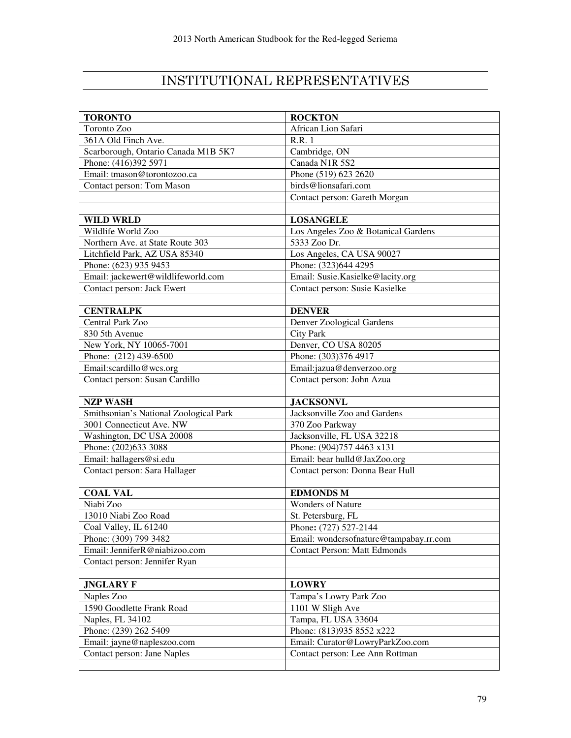# INSTITUTIONAL REPRESENTATIVES

| **TORONTO** | **ROCKTON** |
|---|---|
| Toronto Zoo | African Lion Safari |
| 361A Old Finch Ave. | R.R. 1 |
| Scarborough, Ontario Canada M1B 5K7 | Cambridge, ON |
| Phone: (416)392 5971 | Canada N1R 5S2 |
| Email: tmason@torontozoo.ca | Phone (519) 623 2620 |
| Contact person: Tom Mason | birds@lionsafari.com |
| | Contact person: Gareth Morgan |
| | |
| **WILD WRLD** | **LOSANGELE** |
| Wildlife World Zoo | Los Angeles Zoo & Botanical Gardens |
| Northern Ave. at State Route 303 | 5333 Zoo Dr. |
| Litchfield Park, AZ USA 85340 | Los Angeles, CA USA 90027 |
| Phone: (623) 935 9453 | Phone: (323)644 4295 |
| Email: jackewert@wildlifeworld.com | Email: Susie.Kasielke@lacity.org |
| Contact person: Jack Ewert | Contact person: Susie Kasielke |
| | |
| **CENTRALPK** | **DENVER** |
| Central Park Zoo | Denver Zoological Gardens |
| 830 5th Avenue | City Park |
| New York, NY 10065-7001 | Denver, CO USA 80205 |
| Phone: (212) 439-6500 | Phone: (303)376 4917 |
| Email:scardillo@wcs.org | Email:jazua@denverzoo.org |
| Contact person: Susan Cardillo | Contact person: John Azua |
| | |
| **NZP WASH** | **JACKSONVL** |
| Smithsonian's National Zoological Park | Jacksonville Zoo and Gardens |
| 3001 Connecticut Ave. NW | 370 Zoo Parkway |
| Washington, DC USA 20008 | Jacksonville, FL USA 32218 |
| Phone: (202)633 3088 | Phone: (904)757 4463 x131 |
| Email: hallagers@si.edu | Email: bear hulld@JaxZoo.org |
| Contact person: Sara Hallager | Contact person: Donna Bear Hull |
| | |
| **COAL VAL** | **EDMONDS M** |
| Niabi Zoo | Wonders of Nature |
| 13010 Niabi Zoo Road | St. Petersburg, FL |
| Coal Valley, IL 61240 | Phone: (727) 527-2144 |
| Phone: (309) 799 3482 | Email: wondersofnature@tampabay.rr.com |
| Email: JenniferR@niabizoo.com | Contact Person: Matt Edmonds |
| Contact person: Jennifer Ryan | |
| | |
| **JNGLARY F** | **LOWRY** |
| Naples Zoo | Tampa's Lowry Park Zoo |
| 1590 Goodlette Frank Road | 1101 W Sligh Ave |
| Naples, FL 34102 | Tampa, FL USA 33604 |
| Phone: (239) 262 5409 | Phone: (813)935 8552 x222 |
| Email: jayne@napleszoo.com | Email: Curator@LowryParkZoo.com |
| Contact person: Jane Naples | Contact person: Lee Ann Rottman |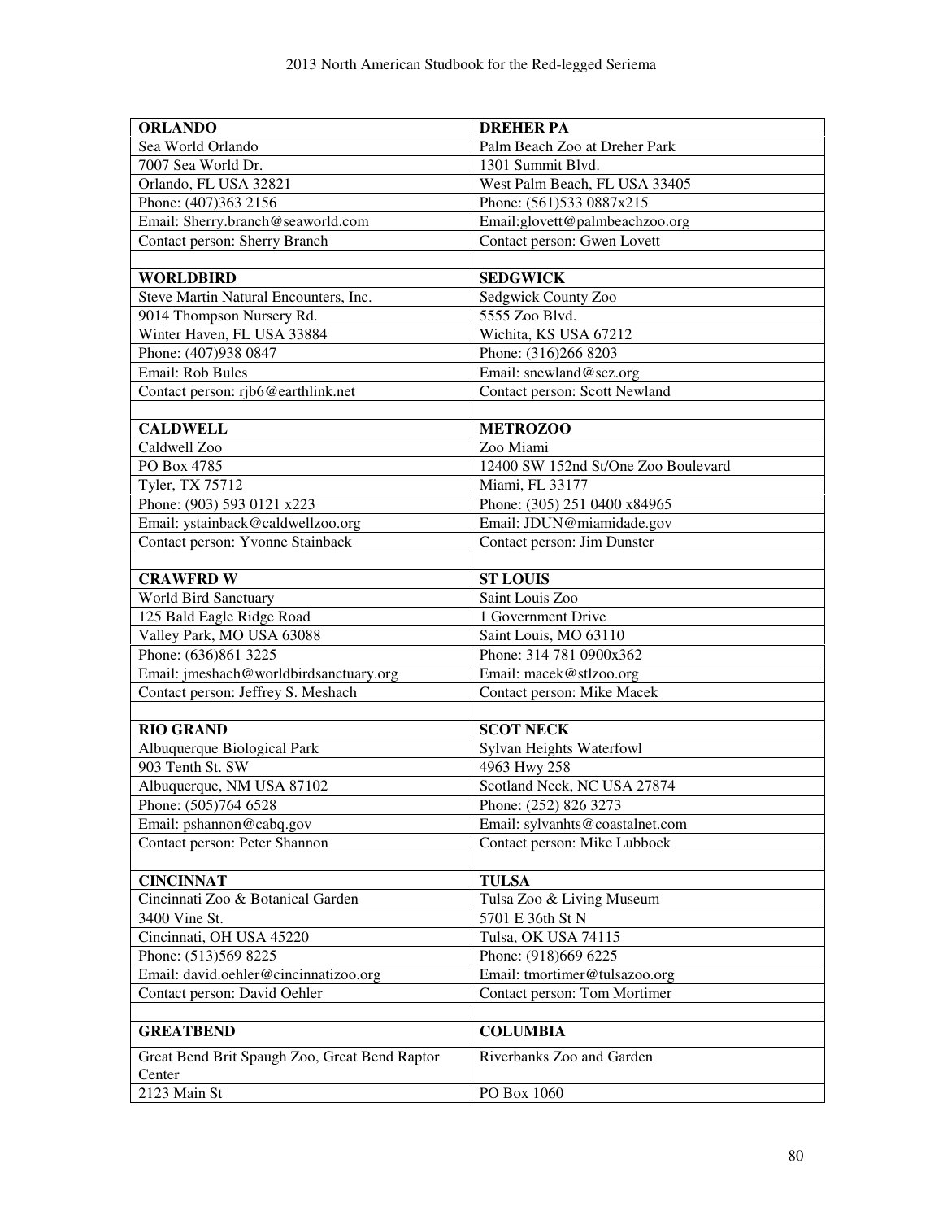| **ORLANDO** | **DREHER PA** |
|---|---|
| Sea World Orlando | Palm Beach Zoo at Dreher Park |
| 7007 Sea World Dr. | 1301 Summit Blvd. |
| Orlando, FL USA 32821 | West Palm Beach, FL USA 33405 |
| Phone: (407)363 2156 | Phone: (561)533 0887x215 |
| Email: Sherry.branch@seaworld.com | Email:glovett@palmbeachzoo.org |
| Contact person: Sherry Branch | Contact person: Gwen Lovett |
| | |
| **WORLDBIRD** | **SEDGWICK** |
| Steve Martin Natural Encounters, Inc. | Sedgwick County Zoo |
| 9014 Thompson Nursery Rd. | 5555 Zoo Blvd. |
| Winter Haven, FL USA 33884 | Wichita, KS USA 67212 |
| Phone: (407)938 0847 | Phone: (316)266 8203 |
| Email: Rob Bules | Email: snewland@scz.org |
| Contact person: rjb6@earthlink.net | Contact person: Scott Newland |
| | |
| **CALDWELL** | **METROZOO** |
| Caldwell Zoo | Zoo Miami |
| PO Box 4785 | 12400 SW 152nd St/One Zoo Boulevard |
| Tyler, TX 75712 | Miami, FL 33177 |
| Phone: (903) 593 0121 x223 | Phone: (305) 251 0400 x84965 |
| Email: ystainback@caldwellzoo.org | Email: JDUN@miamidade.gov |
| Contact person: Yvonne Stainback | Contact person: Jim Dunster |
| | |
| **CRAWFRD W** | **ST LOUIS** |
| World Bird Sanctuary | Saint Louis Zoo |
| 125 Bald Eagle Ridge Road | 1 Government Drive |
| Valley Park, MO USA 63088 | Saint Louis, MO 63110 |
| Phone: (636)861 3225 | Phone: 314 781 0900x362 |
| Email: jmeshach@worldbirdsanctuary.org | Email: macek@stlzoo.org |
| Contact person: Jeffrey S. Meshach | Contact person: Mike Macek |
| | |
| **RIO GRAND** | **SCOT NECK** |
| Albuquerque Biological Park | Sylvan Heights Waterfowl |
| 903 Tenth St. SW | 4963 Hwy 258 |
| Albuquerque, NM USA 87102 | Scotland Neck, NC USA 27874 |
| Phone: (505)764 6528 | Phone: (252) 826 3273 |
| Email: pshannon@cabq.gov | Email: sylvanhts@coastalnet.com |
| Contact person: Peter Shannon | Contact person: Mike Lubbock |
| | |
| **CINCINNAT** | **TULSA** |
| Cincinnati Zoo & Botanical Garden | Tulsa Zoo & Living Museum |
| 3400 Vine St. | 5701 E 36th St N |
| Cincinnati, OH USA 45220 | Tulsa, OK USA 74115 |
| Phone: (513)569 8225 | Phone: (918)669 6225 |
| Email: david.oehler@cincinnatizoo.org | Email: tmortimer@tulsazoo.org |
| Contact person: David Oehler | Contact person: Tom Mortimer |
| | |
| **GREATBEND** | **COLUMBIA** |
| Great Bend Brit Spaugh Zoo, Great Bend Raptor Center | Riverbanks Zoo and Garden |
| 2123 Main St | PO Box 1060 |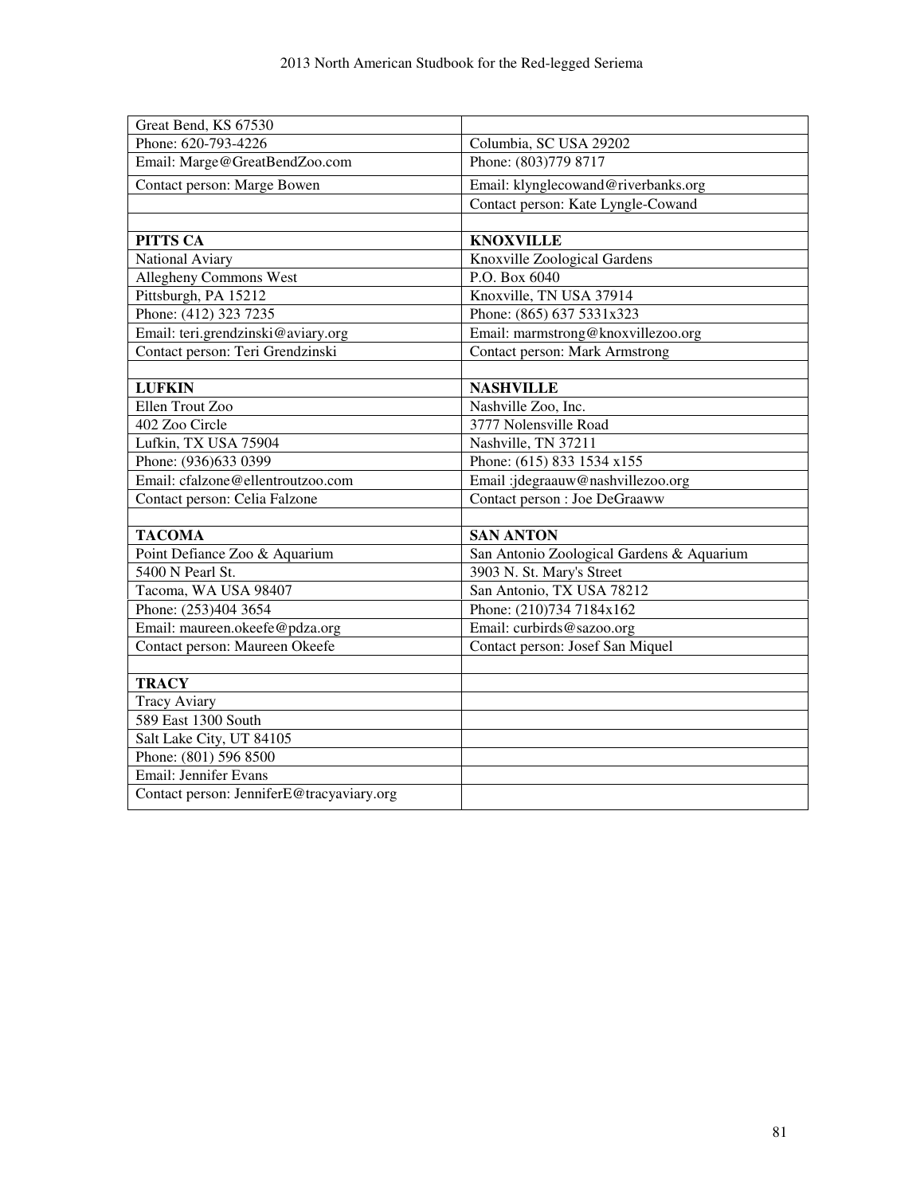| Great Bend, KS 67530 | |
|---|---|
| Phone: 620-793-4226 | Columbia, SC USA 29202 |
| Email: Marge@GreatBendZoo.com | Phone: (803)779 8717 |
| Contact person: Marge Bowen | Email: klynglecowand@riverbanks.org |
| | Contact person: Kate Lyngle-Cowand |
| | |
| **PITTS CA** | **KNOXVILLE** |
| National Aviary | Knoxville Zoological Gardens |
| Allegheny Commons West | P.O. Box 6040 |
| Pittsburgh, PA 15212 | Knoxville, TN USA 37914 |
| Phone: (412) 323 7235 | Phone: (865) 637 5331x323 |
| Email: teri.grendzinski@aviary.org | Email: marmstrong@knoxvillezoo.org |
| Contact person: Teri Grendzinski | Contact person: Mark Armstrong |
| | |
| **LUFKIN** | **NASHVILLE** |
| Ellen Trout Zoo | Nashville Zoo, Inc. |
| 402 Zoo Circle | 3777 Nolensville Road |
| Lufkin, TX USA 75904 | Nashville, TN 37211 |
| Phone: (936)633 0399 | Phone: (615) 833 1534 x155 |
| Email: cfalzone@ellentroutzoo.com | Email :jdegraauw@nashvillezoo.org |
| Contact person: Celia Falzone | Contact person : Joe DeGraaww |
| | |
| **TACOMA** | **SAN ANTON** |
| Point Defiance Zoo & Aquarium | San Antonio Zoological Gardens & Aquarium |
| 5400 N Pearl St. | 3903 N. St. Mary's Street |
| Tacoma, WA USA 98407 | San Antonio, TX USA 78212 |
| Phone: (253)404 3654 | Phone: (210)734 7184x162 |
| Email: maureen.okeefe@pdza.org | Email: curbirds@sazoo.org |
| Contact person: Maureen Okeefe | Contact person: Josef San Miquel |
| | |
| **TRACY** | |
| Tracy Aviary | |
| 589 East 1300 South | |
| Salt Lake City, UT 84105 | |
| Phone: (801) 596 8500 | |
| Email: Jennifer Evans | |
| Contact person: JenniferE@tracyaviary.org | |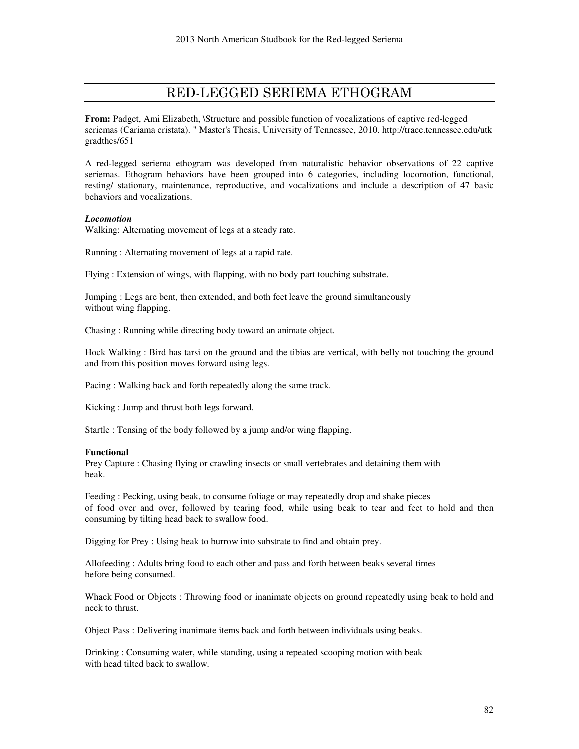# RED-LEGGED SERIEMA ETHOGRAM

**From:** Padget, Ami Elizabeth, \Structure and possible function of vocalizations of captive red-legged seriemas (Cariama cristata). " Master's Thesis, University of Tennessee, 2010. http://trace.tennessee.edu/utk gradthes/651

A red-legged seriema ethogram was developed from naturalistic behavior observations of 22 captive seriemas. Ethogram behaviors have been grouped into 6 categories, including locomotion, functional, resting/ stationary, maintenance, reproductive, and vocalizations and include a description of 47 basic behaviors and vocalizations.

***Locomotion***

Walking: Alternating movement of legs at a steady rate.

Running : Alternating movement of legs at a rapid rate.

Flying : Extension of wings, with flapping, with no body part touching substrate.

Jumping : Legs are bent, then extended, and both feet leave the ground simultaneously without wing flapping.

Chasing : Running while directing body toward an animate object.

Hock Walking : Bird has tarsi on the ground and the tibias are vertical, with belly not touching the ground and from this position moves forward using legs.

Pacing : Walking back and forth repeatedly along the same track.

Kicking : Jump and thrust both legs forward.

Startle : Tensing of the body followed by a jump and/or wing flapping.

**Functional**

Prey Capture : Chasing flying or crawling insects or small vertebrates and detaining them with beak.

Feeding : Pecking, using beak, to consume foliage or may repeatedly drop and shake pieces of food over and over, followed by tearing food, while using beak to tear and feet to hold and then consuming by tilting head back to swallow food.

Digging for Prey : Using beak to burrow into substrate to find and obtain prey.

Allofeeding : Adults bring food to each other and pass and forth between beaks several times before being consumed.

Whack Food or Objects : Throwing food or inanimate objects on ground repeatedly using beak to hold and neck to thrust.

Object Pass : Delivering inanimate items back and forth between individuals using beaks.

Drinking : Consuming water, while standing, using a repeated scooping motion with beak with head tilted back to swallow.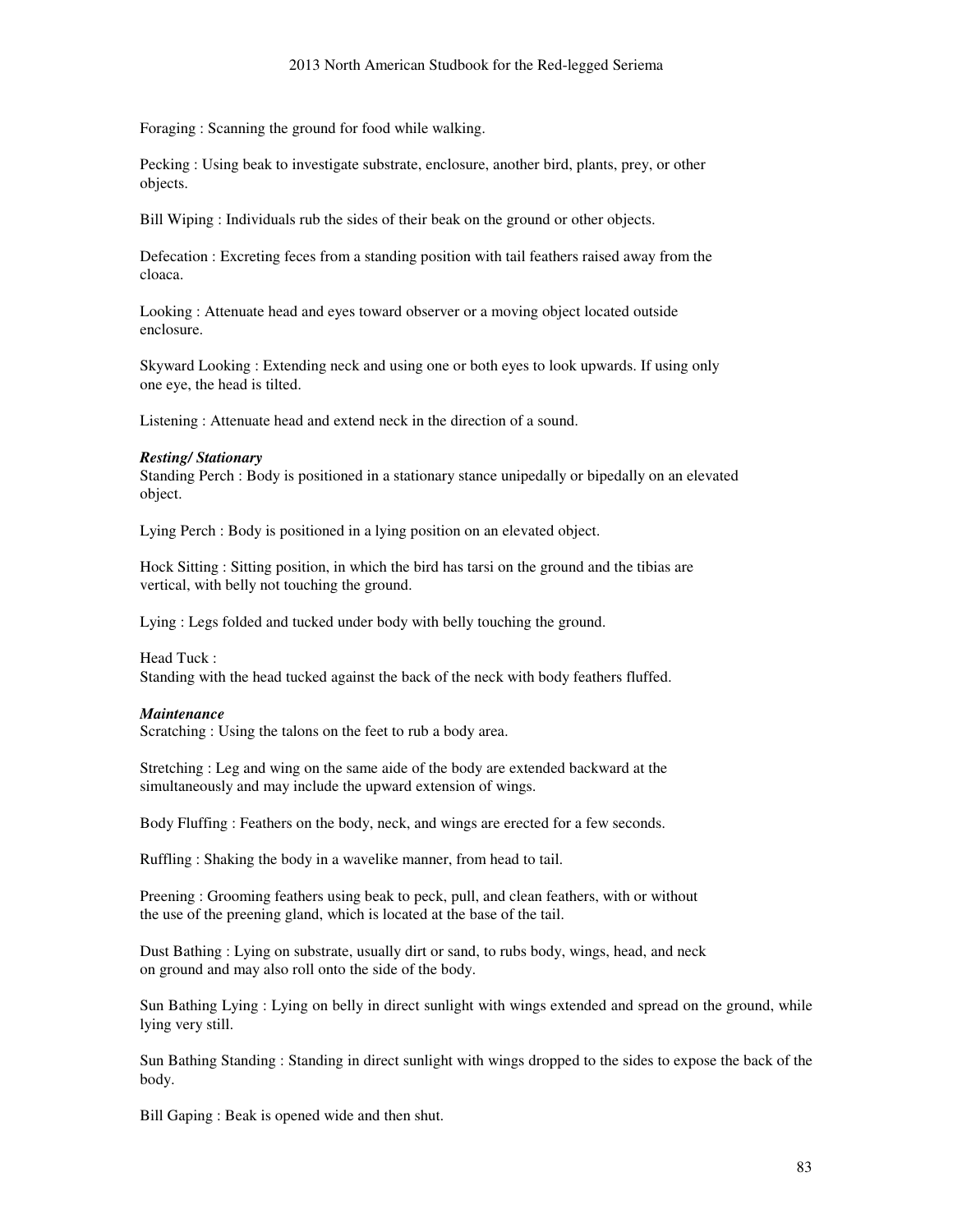Foraging : Scanning the ground for food while walking.

Pecking : Using beak to investigate substrate, enclosure, another bird, plants, prey, or other objects.

Bill Wiping : Individuals rub the sides of their beak on the ground or other objects.

Defecation : Excreting feces from a standing position with tail feathers raised away from the cloaca.

Looking : Attenuate head and eyes toward observer or a moving object located outside enclosure.

Skyward Looking : Extending neck and using one or both eyes to look upwards. If using only one eye, the head is tilted.

Listening : Attenuate head and extend neck in the direction of a sound.

***Resting/ Stationary***

Standing Perch : Body is positioned in a stationary stance unipedally or bipedally on an elevated object.

Lying Perch : Body is positioned in a lying position on an elevated object.

Hock Sitting : Sitting position, in which the bird has tarsi on the ground and the tibias are vertical, with belly not touching the ground.

Lying : Legs folded and tucked under body with belly touching the ground.

Head Tuck :
Standing with the head tucked against the back of the neck with body feathers fluffed.

***Maintenance***

Scratching : Using the talons on the feet to rub a body area.

Stretching : Leg and wing on the same aide of the body are extended backward at the simultaneously and may include the upward extension of wings.

Body Fluffing : Feathers on the body, neck, and wings are erected for a few seconds.

Ruffling : Shaking the body in a wavelike manner, from head to tail.

Preening : Grooming feathers using beak to peck, pull, and clean feathers, with or without the use of the preening gland, which is located at the base of the tail.

Dust Bathing : Lying on substrate, usually dirt or sand, to rubs body, wings, head, and neck on ground and may also roll onto the side of the body.

Sun Bathing Lying : Lying on belly in direct sunlight with wings extended and spread on the ground, while lying very still.

Sun Bathing Standing : Standing in direct sunlight with wings dropped to the sides to expose the back of the body.

Bill Gaping : Beak is opened wide and then shut.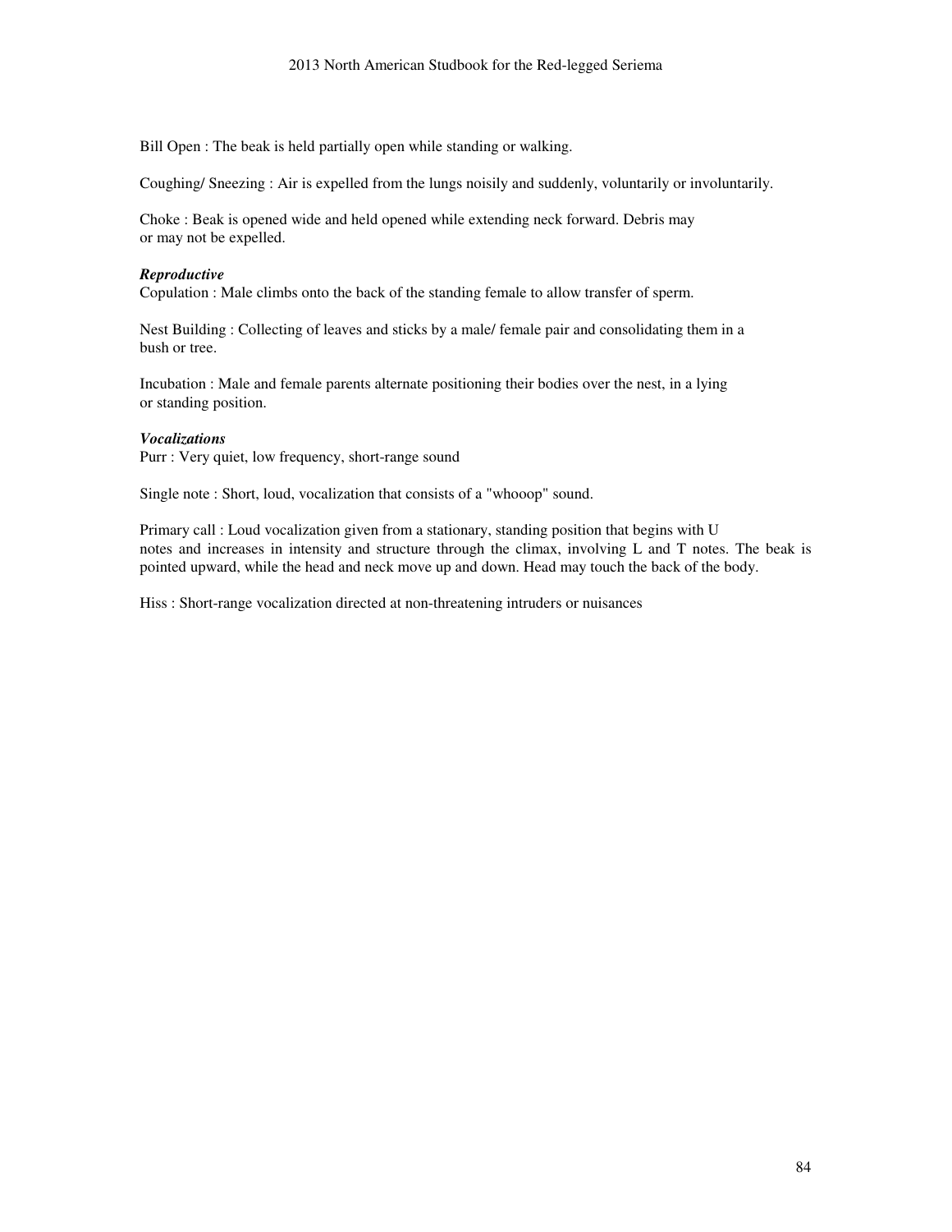Bill Open : The beak is held partially open while standing or walking.

Coughing/ Sneezing : Air is expelled from the lungs noisily and suddenly, voluntarily or involuntarily.

Choke : Beak is opened wide and held opened while extending neck forward. Debris may or may not be expelled.

***Reproductive***

Copulation : Male climbs onto the back of the standing female to allow transfer of sperm.

Nest Building : Collecting of leaves and sticks by a male/ female pair and consolidating them in a bush or tree.

Incubation : Male and female parents alternate positioning their bodies over the nest, in a lying or standing position.

***Vocalizations***

Purr : Very quiet, low frequency, short-range sound

Single note : Short, loud, vocalization that consists of a "whooop" sound.

Primary call : Loud vocalization given from a stationary, standing position that begins with U notes and increases in intensity and structure through the climax, involving L and T notes. The beak is pointed upward, while the head and neck move up and down. Head may touch the back of the body.

Hiss : Short-range vocalization directed at non-threatening intruders or nuisances